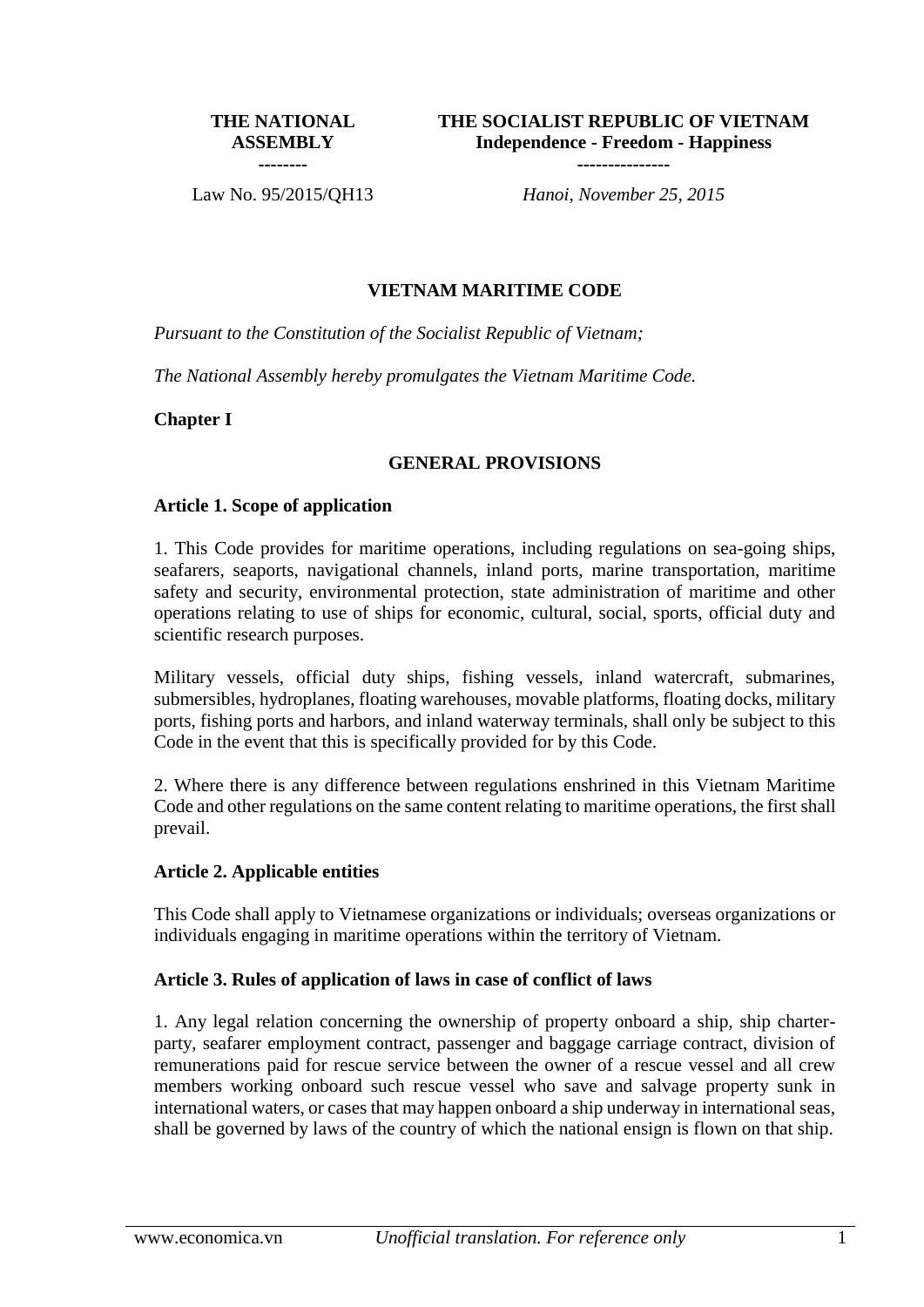| THE NATIONAL ASSEMBLY | THE SOCIALIST REPUBLIC OF VIETNAM |
|---|---|
| -------- | Independence - Freedom - Happiness |
| | --------------- |
| Law No. 95/2015/QH13 | *Hanoi, November 25, 2015* |

# VIETNAM MARITIME CODE

*Pursuant to the Constitution of the Socialist Republic of Vietnam;*

*The National Assembly hereby promulgates the Vietnam Maritime Code.*

## Chapter I

## GENERAL PROVISIONS

### Article 1. Scope of application

1. This Code provides for maritime operations, including regulations on sea-going ships, seafarers, seaports, navigational channels, inland ports, marine transportation, maritime safety and security, environmental protection, state administration of maritime and other operations relating to use of ships for economic, cultural, social, sports, official duty and scientific research purposes.

Military vessels, official duty ships, fishing vessels, inland watercraft, submarines, submersibles, hydroplanes, floating warehouses, movable platforms, floating docks, military ports, fishing ports and harbors, and inland waterway terminals, shall only be subject to this Code in the event that this is specifically provided for by this Code.

2. Where there is any difference between regulations enshrined in this Vietnam Maritime Code and other regulations on the same content relating to maritime operations, the first shall prevail.

### Article 2. Applicable entities

This Code shall apply to Vietnamese organizations or individuals; overseas organizations or individuals engaging in maritime operations within the territory of Vietnam.

### Article 3. Rules of application of laws in case of conflict of laws

1. Any legal relation concerning the ownership of property onboard a ship, ship charter-party, seafarer employment contract, passenger and baggage carriage contract, division of remunerations paid for rescue service between the owner of a rescue vessel and all crew members working onboard such rescue vessel who save and salvage property sunk in international waters, or cases that may happen onboard a ship underway in international seas, shall be governed by laws of the country of which the national ensign is flown on that ship.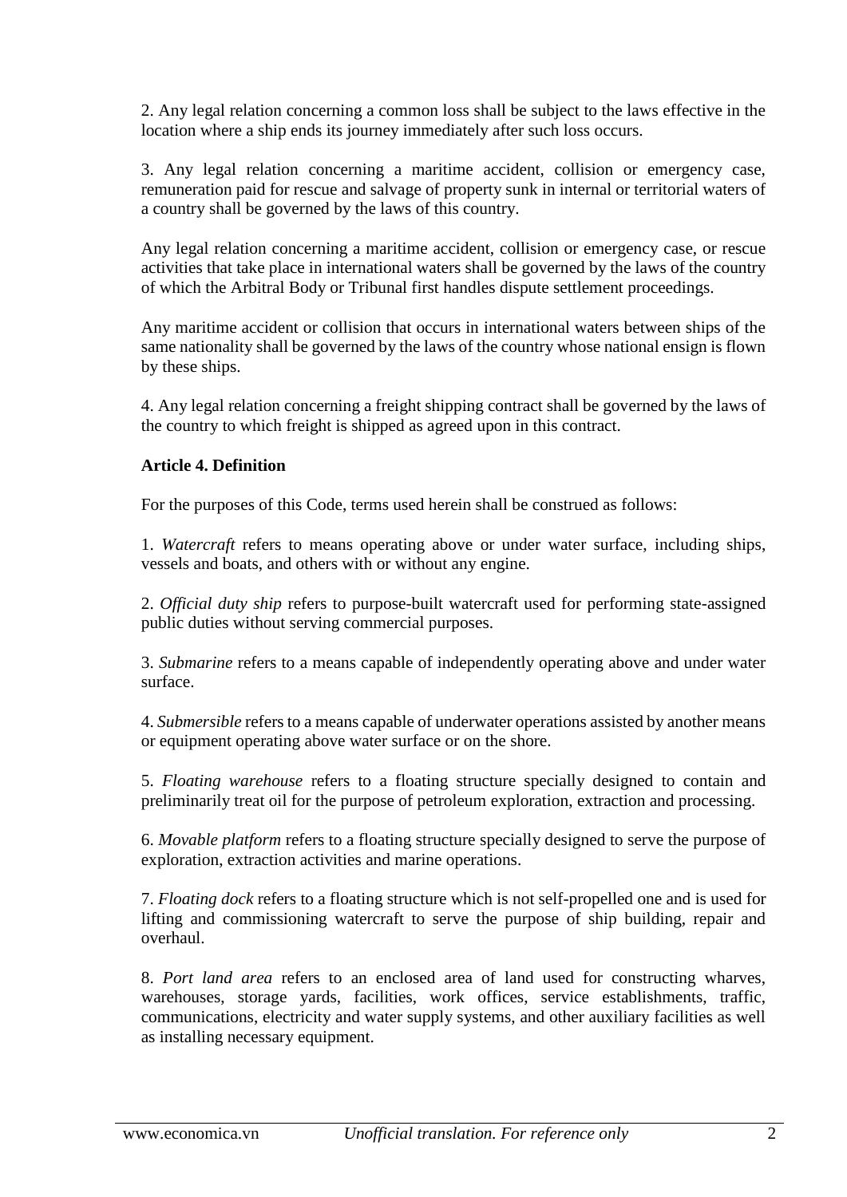2. Any legal relation concerning a common loss shall be subject to the laws effective in the location where a ship ends its journey immediately after such loss occurs.

3. Any legal relation concerning a maritime accident, collision or emergency case, remuneration paid for rescue and salvage of property sunk in internal or territorial waters of a country shall be governed by the laws of this country.

Any legal relation concerning a maritime accident, collision or emergency case, or rescue activities that take place in international waters shall be governed by the laws of the country of which the Arbitral Body or Tribunal first handles dispute settlement proceedings.

Any maritime accident or collision that occurs in international waters between ships of the same nationality shall be governed by the laws of the country whose national ensign is flown by these ships.

4. Any legal relation concerning a freight shipping contract shall be governed by the laws of the country to which freight is shipped as agreed upon in this contract.

**Article 4. Definition**

For the purposes of this Code, terms used herein shall be construed as follows:

1. *Watercraft* refers to means operating above or under water surface, including ships, vessels and boats, and others with or without any engine.

2. *Official duty ship* refers to purpose-built watercraft used for performing state-assigned public duties without serving commercial purposes.

3. *Submarine* refers to a means capable of independently operating above and under water surface.

4. *Submersible* refers to a means capable of underwater operations assisted by another means or equipment operating above water surface or on the shore.

5. *Floating warehouse* refers to a floating structure specially designed to contain and preliminarily treat oil for the purpose of petroleum exploration, extraction and processing.

6. *Movable platform* refers to a floating structure specially designed to serve the purpose of exploration, extraction activities and marine operations.

7. *Floating dock* refers to a floating structure which is not self-propelled one and is used for lifting and commissioning watercraft to serve the purpose of ship building, repair and overhaul.

8. *Port land area* refers to an enclosed area of land used for constructing wharves, warehouses, storage yards, facilities, work offices, service establishments, traffic, communications, electricity and water supply systems, and other auxiliary facilities as well as installing necessary equipment.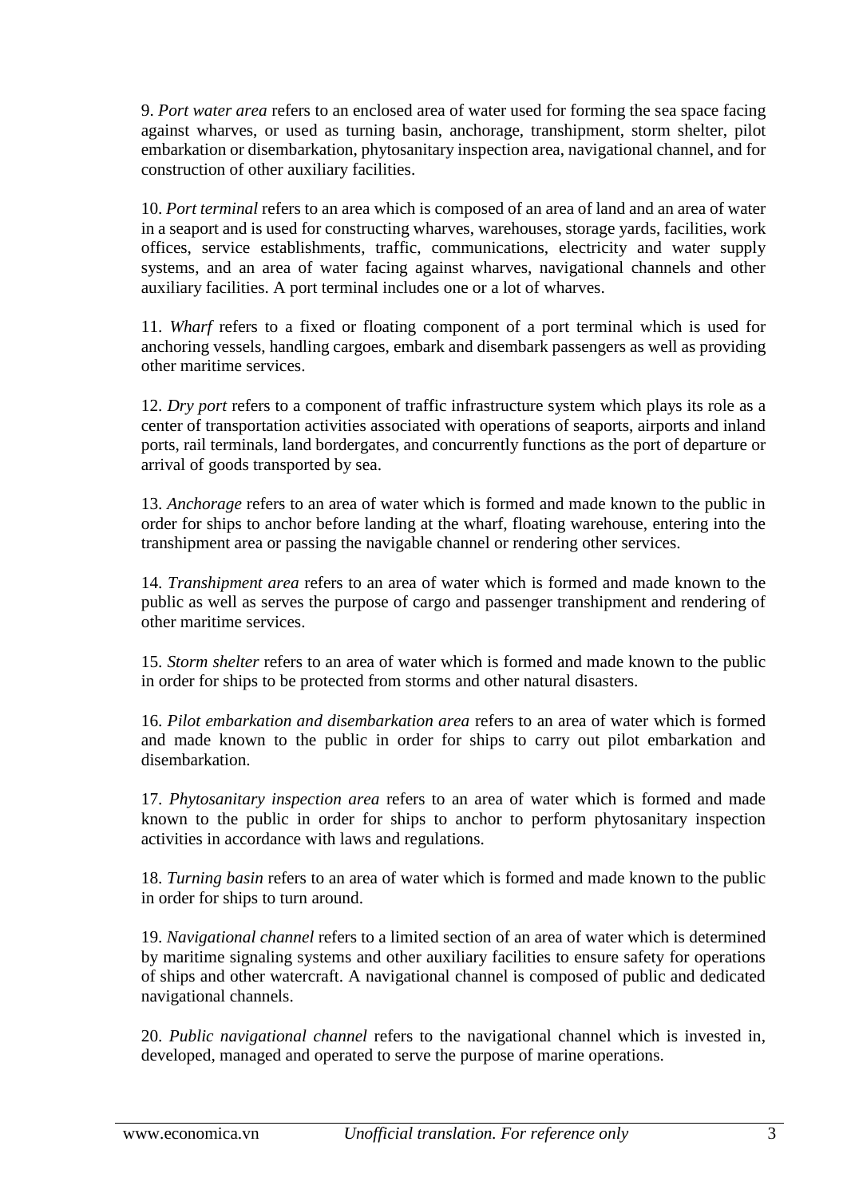9. *Port water area* refers to an enclosed area of water used for forming the sea space facing against wharves, or used as turning basin, anchorage, transhipment, storm shelter, pilot embarkation or disembarkation, phytosanitary inspection area, navigational channel, and for construction of other auxiliary facilities.

10. *Port terminal* refers to an area which is composed of an area of land and an area of water in a seaport and is used for constructing wharves, warehouses, storage yards, facilities, work offices, service establishments, traffic, communications, electricity and water supply systems, and an area of water facing against wharves, navigational channels and other auxiliary facilities. A port terminal includes one or a lot of wharves.

11. *Wharf* refers to a fixed or floating component of a port terminal which is used for anchoring vessels, handling cargoes, embark and disembark passengers as well as providing other maritime services.

12. *Dry port* refers to a component of traffic infrastructure system which plays its role as a center of transportation activities associated with operations of seaports, airports and inland ports, rail terminals, land bordergates, and concurrently functions as the port of departure or arrival of goods transported by sea.

13. *Anchorage* refers to an area of water which is formed and made known to the public in order for ships to anchor before landing at the wharf, floating warehouse, entering into the transhipment area or passing the navigable channel or rendering other services.

14. *Transhipment area* refers to an area of water which is formed and made known to the public as well as serves the purpose of cargo and passenger transhipment and rendering of other maritime services.

15. *Storm shelter* refers to an area of water which is formed and made known to the public in order for ships to be protected from storms and other natural disasters.

16. *Pilot embarkation and disembarkation area* refers to an area of water which is formed and made known to the public in order for ships to carry out pilot embarkation and disembarkation.

17. *Phytosanitary inspection area* refers to an area of water which is formed and made known to the public in order for ships to anchor to perform phytosanitary inspection activities in accordance with laws and regulations.

18. *Turning basin* refers to an area of water which is formed and made known to the public in order for ships to turn around.

19. *Navigational channel* refers to a limited section of an area of water which is determined by maritime signaling systems and other auxiliary facilities to ensure safety for operations of ships and other watercraft. A navigational channel is composed of public and dedicated navigational channels.

20. *Public navigational channel* refers to the navigational channel which is invested in, developed, managed and operated to serve the purpose of marine operations.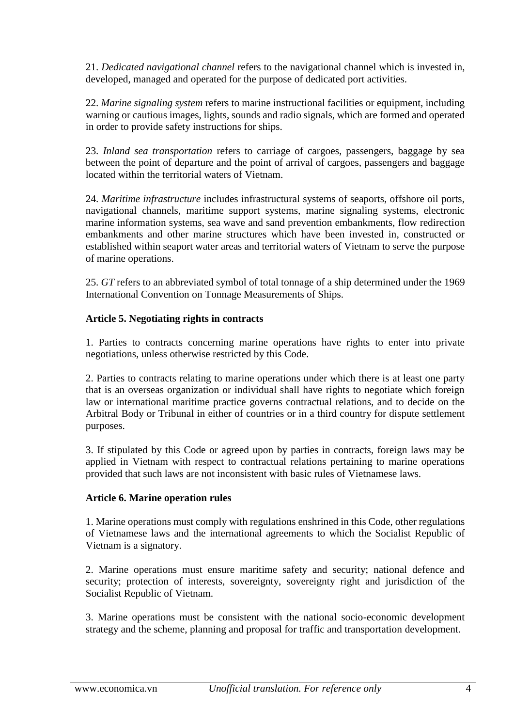21. *Dedicated navigational channel* refers to the navigational channel which is invested in, developed, managed and operated for the purpose of dedicated port activities.

22. *Marine signaling system* refers to marine instructional facilities or equipment, including warning or cautious images, lights, sounds and radio signals, which are formed and operated in order to provide safety instructions for ships.

23. *Inland sea transportation* refers to carriage of cargoes, passengers, baggage by sea between the point of departure and the point of arrival of cargoes, passengers and baggage located within the territorial waters of Vietnam.

24. *Maritime infrastructure* includes infrastructural systems of seaports, offshore oil ports, navigational channels, maritime support systems, marine signaling systems, electronic marine information systems, sea wave and sand prevention embankments, flow redirection embankments and other marine structures which have been invested in, constructed or established within seaport water areas and territorial waters of Vietnam to serve the purpose of marine operations.

25. *GT* refers to an abbreviated symbol of total tonnage of a ship determined under the 1969 International Convention on Tonnage Measurements of Ships.

**Article 5. Negotiating rights in contracts**

1. Parties to contracts concerning marine operations have rights to enter into private negotiations, unless otherwise restricted by this Code.

2. Parties to contracts relating to marine operations under which there is at least one party that is an overseas organization or individual shall have rights to negotiate which foreign law or international maritime practice governs contractual relations, and to decide on the Arbitral Body or Tribunal in either of countries or in a third country for dispute settlement purposes.

3. If stipulated by this Code or agreed upon by parties in contracts, foreign laws may be applied in Vietnam with respect to contractual relations pertaining to marine operations provided that such laws are not inconsistent with basic rules of Vietnamese laws.

**Article 6. Marine operation rules**

1. Marine operations must comply with regulations enshrined in this Code, other regulations of Vietnamese laws and the international agreements to which the Socialist Republic of Vietnam is a signatory.

2. Marine operations must ensure maritime safety and security; national defence and security; protection of interests, sovereignty, sovereignty right and jurisdiction of the Socialist Republic of Vietnam.

3. Marine operations must be consistent with the national socio-economic development strategy and the scheme, planning and proposal for traffic and transportation development.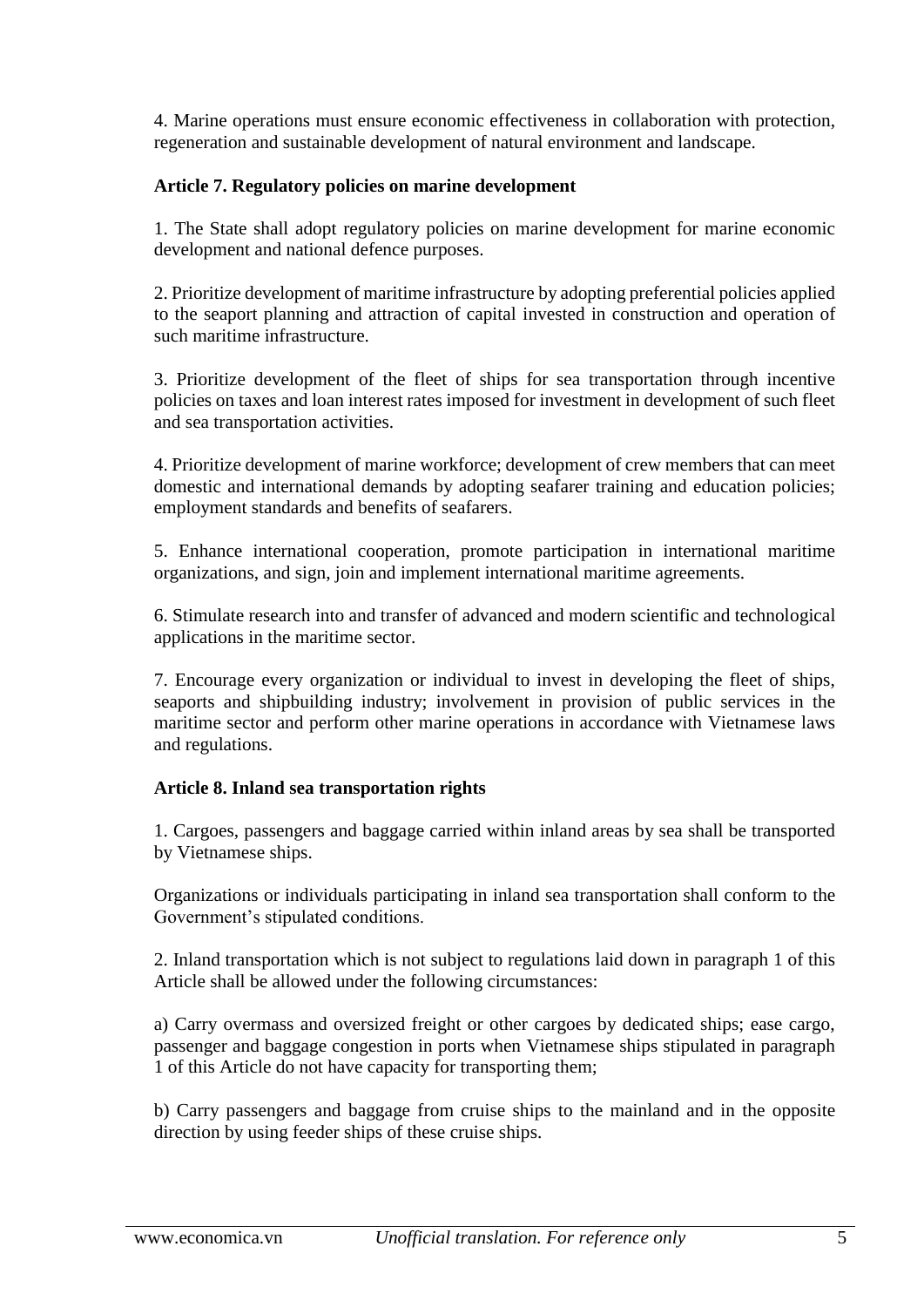4. Marine operations must ensure economic effectiveness in collaboration with protection, regeneration and sustainable development of natural environment and landscape.

### Article 7. Regulatory policies on marine development

1. The State shall adopt regulatory policies on marine development for marine economic development and national defence purposes.

2. Prioritize development of maritime infrastructure by adopting preferential policies applied to the seaport planning and attraction of capital invested in construction and operation of such maritime infrastructure.

3. Prioritize development of the fleet of ships for sea transportation through incentive policies on taxes and loan interest rates imposed for investment in development of such fleet and sea transportation activities.

4. Prioritize development of marine workforce; development of crew members that can meet domestic and international demands by adopting seafarer training and education policies; employment standards and benefits of seafarers.

5. Enhance international cooperation, promote participation in international maritime organizations, and sign, join and implement international maritime agreements.

6. Stimulate research into and transfer of advanced and modern scientific and technological applications in the maritime sector.

7. Encourage every organization or individual to invest in developing the fleet of ships, seaports and shipbuilding industry; involvement in provision of public services in the maritime sector and perform other marine operations in accordance with Vietnamese laws and regulations.

### Article 8. Inland sea transportation rights

1. Cargoes, passengers and baggage carried within inland areas by sea shall be transported by Vietnamese ships.

Organizations or individuals participating in inland sea transportation shall conform to the Government's stipulated conditions.

2. Inland transportation which is not subject to regulations laid down in paragraph 1 of this Article shall be allowed under the following circumstances:

a) Carry overmass and oversized freight or other cargoes by dedicated ships; ease cargo, passenger and baggage congestion in ports when Vietnamese ships stipulated in paragraph 1 of this Article do not have capacity for transporting them;

b) Carry passengers and baggage from cruise ships to the mainland and in the opposite direction by using feeder ships of these cruise ships.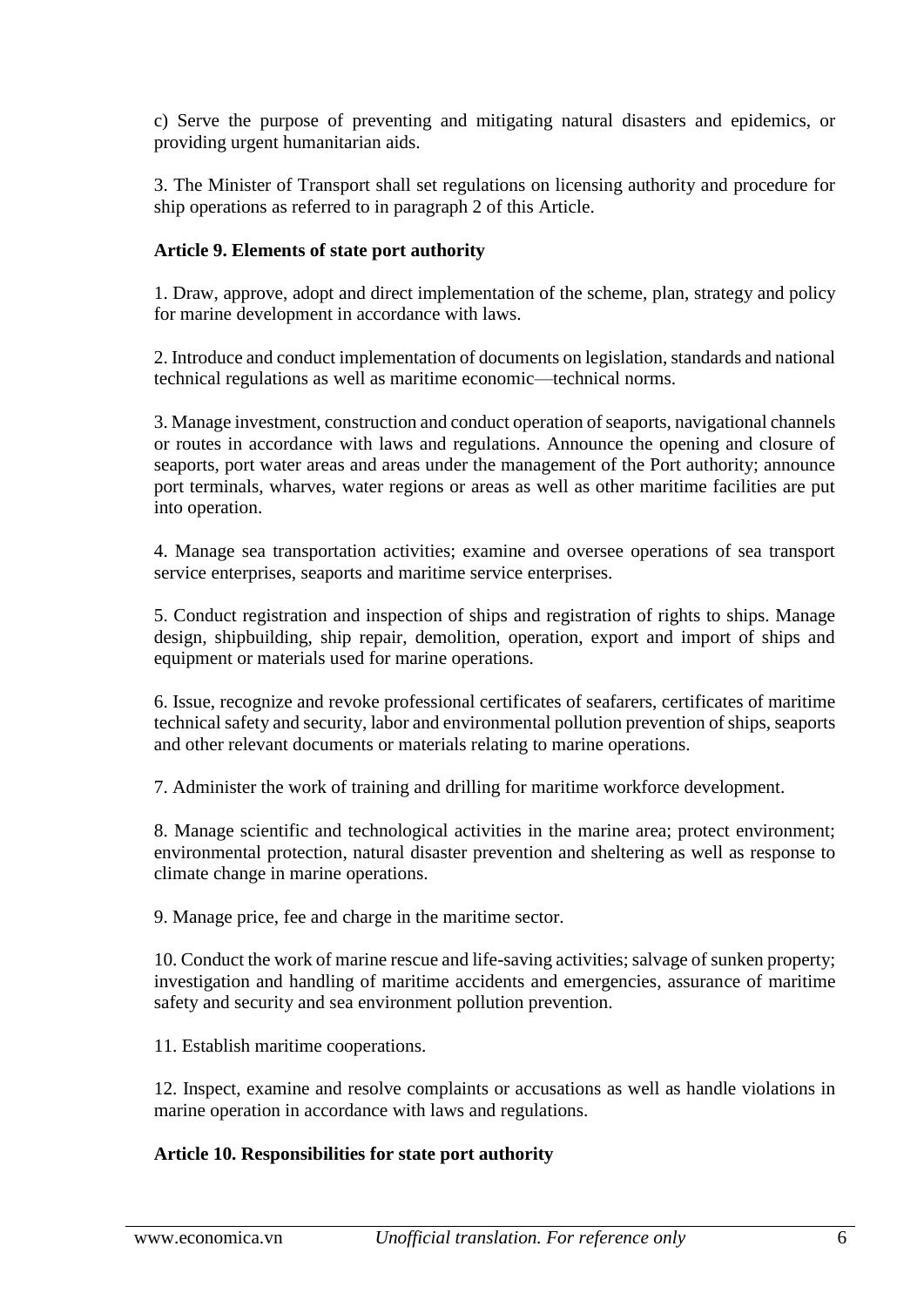c) Serve the purpose of preventing and mitigating natural disasters and epidemics, or providing urgent humanitarian aids.

3. The Minister of Transport shall set regulations on licensing authority and procedure for ship operations as referred to in paragraph 2 of this Article.

**Article 9. Elements of state port authority**

1. Draw, approve, adopt and direct implementation of the scheme, plan, strategy and policy for marine development in accordance with laws.

2. Introduce and conduct implementation of documents on legislation, standards and national technical regulations as well as maritime economic—technical norms.

3. Manage investment, construction and conduct operation of seaports, navigational channels or routes in accordance with laws and regulations. Announce the opening and closure of seaports, port water areas and areas under the management of the Port authority; announce port terminals, wharves, water regions or areas as well as other maritime facilities are put into operation.

4. Manage sea transportation activities; examine and oversee operations of sea transport service enterprises, seaports and maritime service enterprises.

5. Conduct registration and inspection of ships and registration of rights to ships. Manage design, shipbuilding, ship repair, demolition, operation, export and import of ships and equipment or materials used for marine operations.

6. Issue, recognize and revoke professional certificates of seafarers, certificates of maritime technical safety and security, labor and environmental pollution prevention of ships, seaports and other relevant documents or materials relating to marine operations.

7. Administer the work of training and drilling for maritime workforce development.

8. Manage scientific and technological activities in the marine area; protect environment; environmental protection, natural disaster prevention and sheltering as well as response to climate change in marine operations.

9. Manage price, fee and charge in the maritime sector.

10. Conduct the work of marine rescue and life-saving activities; salvage of sunken property; investigation and handling of maritime accidents and emergencies, assurance of maritime safety and security and sea environment pollution prevention.

11. Establish maritime cooperations.

12. Inspect, examine and resolve complaints or accusations as well as handle violations in marine operation in accordance with laws and regulations.

**Article 10. Responsibilities for state port authority**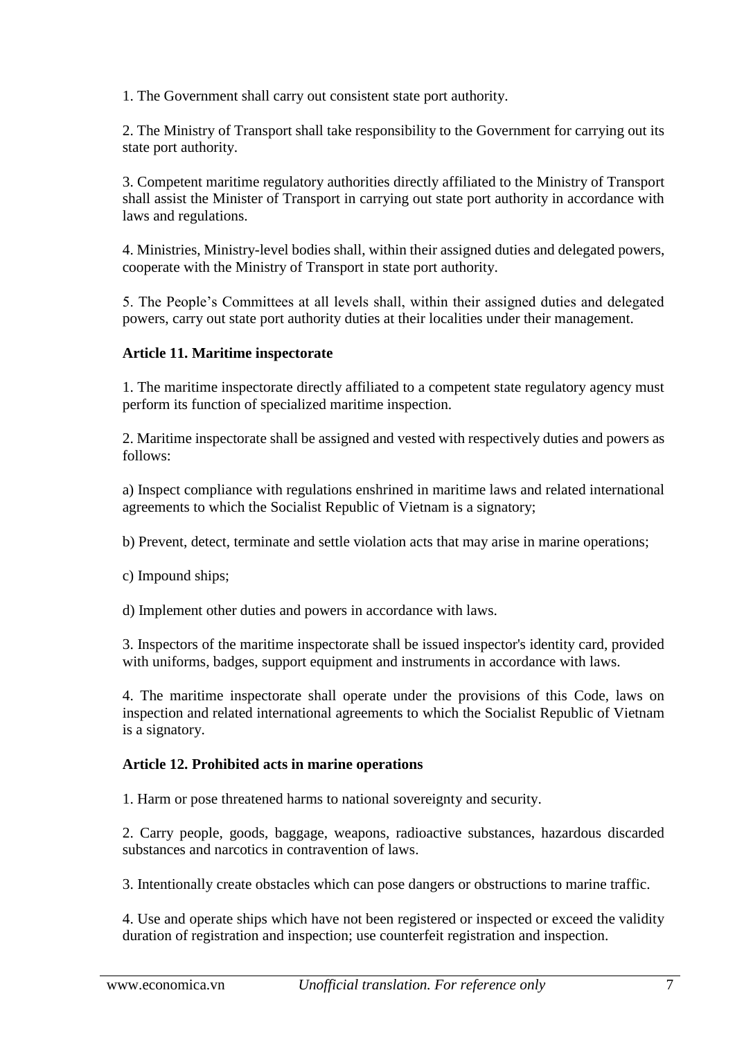1. The Government shall carry out consistent state port authority.

2. The Ministry of Transport shall take responsibility to the Government for carrying out its state port authority.

3. Competent maritime regulatory authorities directly affiliated to the Ministry of Transport shall assist the Minister of Transport in carrying out state port authority in accordance with laws and regulations.

4. Ministries, Ministry-level bodies shall, within their assigned duties and delegated powers, cooperate with the Ministry of Transport in state port authority.

5. The People's Committees at all levels shall, within their assigned duties and delegated powers, carry out state port authority duties at their localities under their management.

**Article 11. Maritime inspectorate**

1. The maritime inspectorate directly affiliated to a competent state regulatory agency must perform its function of specialized maritime inspection.

2. Maritime inspectorate shall be assigned and vested with respectively duties and powers as follows:

a) Inspect compliance with regulations enshrined in maritime laws and related international agreements to which the Socialist Republic of Vietnam is a signatory;

b) Prevent, detect, terminate and settle violation acts that may arise in marine operations;

c) Impound ships;

d) Implement other duties and powers in accordance with laws.

3. Inspectors of the maritime inspectorate shall be issued inspector's identity card, provided with uniforms, badges, support equipment and instruments in accordance with laws.

4. The maritime inspectorate shall operate under the provisions of this Code, laws on inspection and related international agreements to which the Socialist Republic of Vietnam is a signatory.

**Article 12. Prohibited acts in marine operations**

1. Harm or pose threatened harms to national sovereignty and security.

2. Carry people, goods, baggage, weapons, radioactive substances, hazardous discarded substances and narcotics in contravention of laws.

3. Intentionally create obstacles which can pose dangers or obstructions to marine traffic.

4. Use and operate ships which have not been registered or inspected or exceed the validity duration of registration and inspection; use counterfeit registration and inspection.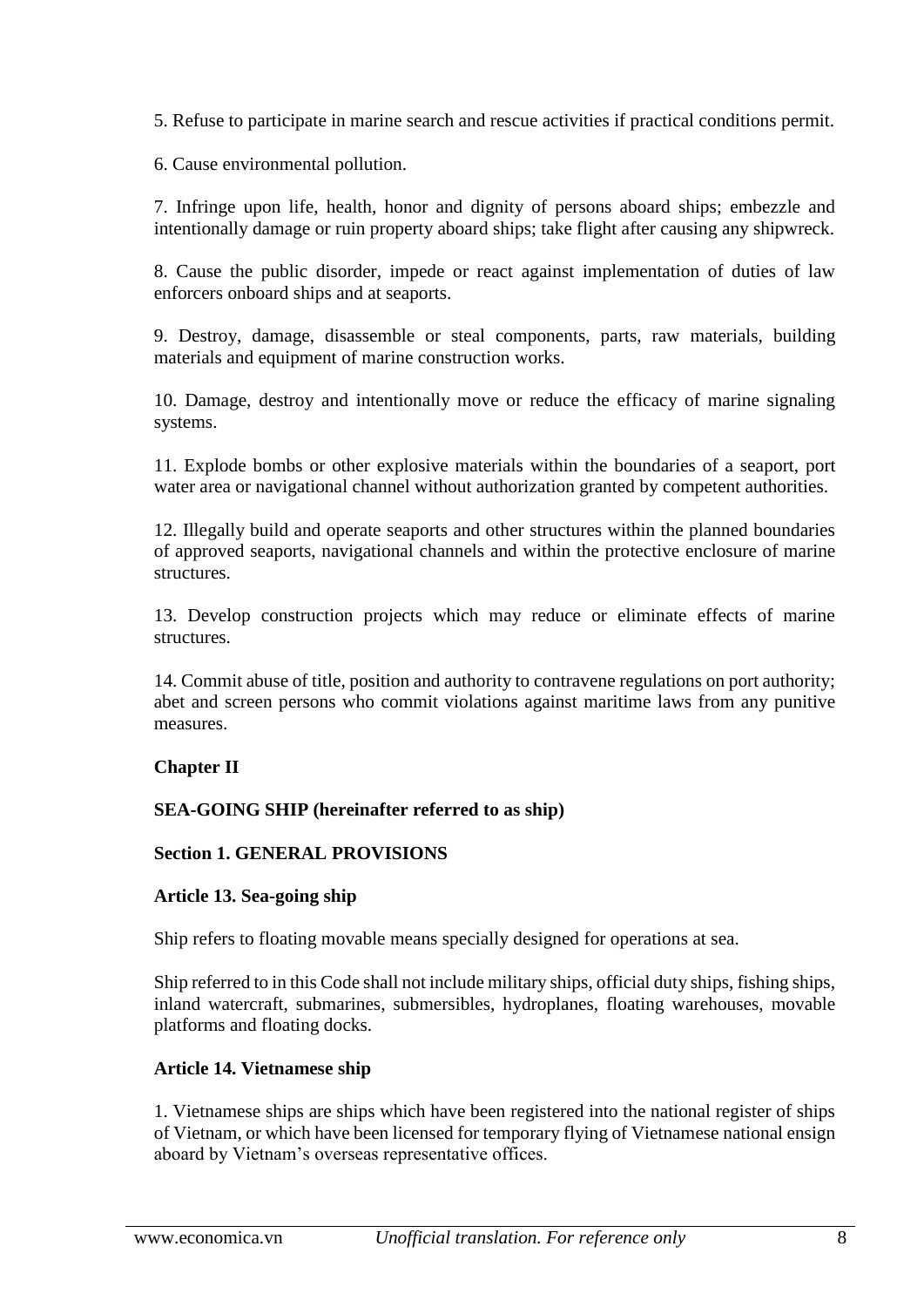5. Refuse to participate in marine search and rescue activities if practical conditions permit.

6. Cause environmental pollution.

7. Infringe upon life, health, honor and dignity of persons aboard ships; embezzle and intentionally damage or ruin property aboard ships; take flight after causing any shipwreck.

8. Cause the public disorder, impede or react against implementation of duties of law enforcers onboard ships and at seaports.

9. Destroy, damage, disassemble or steal components, parts, raw materials, building materials and equipment of marine construction works.

10. Damage, destroy and intentionally move or reduce the efficacy of marine signaling systems.

11. Explode bombs or other explosive materials within the boundaries of a seaport, port water area or navigational channel without authorization granted by competent authorities.

12. Illegally build and operate seaports and other structures within the planned boundaries of approved seaports, navigational channels and within the protective enclosure of marine structures.

13. Develop construction projects which may reduce or eliminate effects of marine structures.

14. Commit abuse of title, position and authority to contravene regulations on port authority; abet and screen persons who commit violations against maritime laws from any punitive measures.

## Chapter II

## SEA-GOING SHIP (hereinafter referred to as ship)

### Section 1. GENERAL PROVISIONS

#### Article 13. Sea-going ship

Ship refers to floating movable means specially designed for operations at sea.

Ship referred to in this Code shall not include military ships, official duty ships, fishing ships, inland watercraft, submarines, submersibles, hydroplanes, floating warehouses, movable platforms and floating docks.

#### Article 14. Vietnamese ship

1. Vietnamese ships are ships which have been registered into the national register of ships of Vietnam, or which have been licensed for temporary flying of Vietnamese national ensign aboard by Vietnam's overseas representative offices.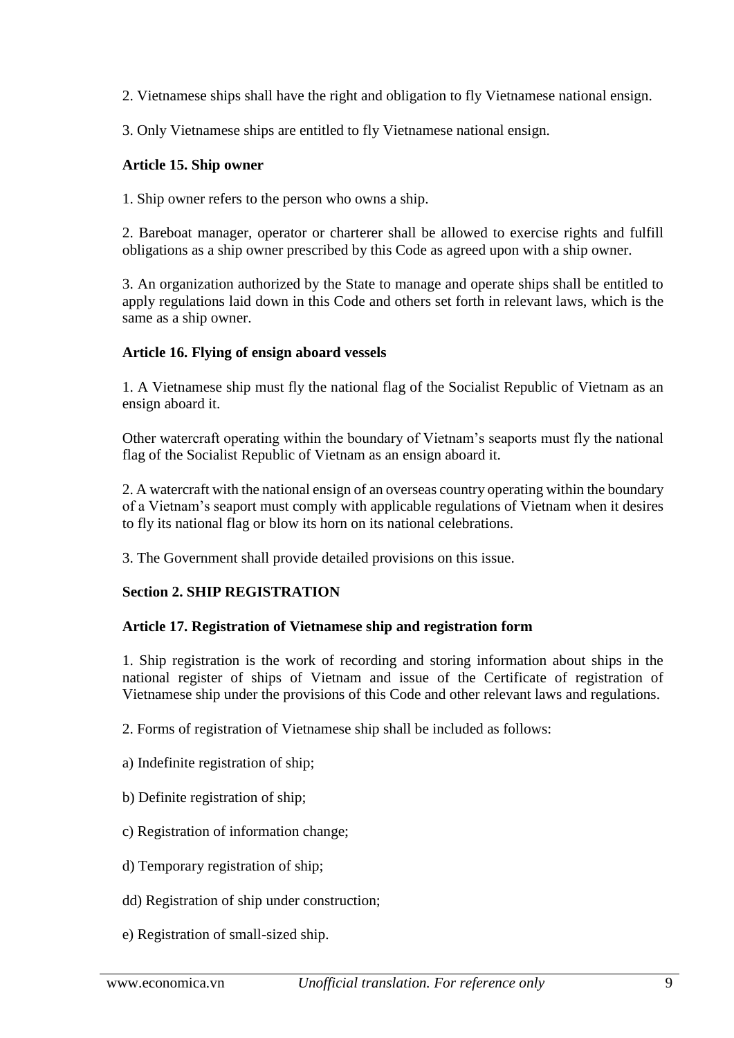2. Vietnamese ships shall have the right and obligation to fly Vietnamese national ensign.

3. Only Vietnamese ships are entitled to fly Vietnamese national ensign.

### Article 15. Ship owner

1. Ship owner refers to the person who owns a ship.

2. Bareboat manager, operator or charterer shall be allowed to exercise rights and fulfill obligations as a ship owner prescribed by this Code as agreed upon with a ship owner.

3. An organization authorized by the State to manage and operate ships shall be entitled to apply regulations laid down in this Code and others set forth in relevant laws, which is the same as a ship owner.

### Article 16. Flying of ensign aboard vessels

1. A Vietnamese ship must fly the national flag of the Socialist Republic of Vietnam as an ensign aboard it.

Other watercraft operating within the boundary of Vietnam's seaports must fly the national flag of the Socialist Republic of Vietnam as an ensign aboard it.

2. A watercraft with the national ensign of an overseas country operating within the boundary of a Vietnam's seaport must comply with applicable regulations of Vietnam when it desires to fly its national flag or blow its horn on its national celebrations.

3. The Government shall provide detailed provisions on this issue.

## Section 2. SHIP REGISTRATION

### Article 17. Registration of Vietnamese ship and registration form

1. Ship registration is the work of recording and storing information about ships in the national register of ships of Vietnam and issue of the Certificate of registration of Vietnamese ship under the provisions of this Code and other relevant laws and regulations.

2. Forms of registration of Vietnamese ship shall be included as follows:

a) Indefinite registration of ship;

b) Definite registration of ship;

c) Registration of information change;

d) Temporary registration of ship;

dd) Registration of ship under construction;

e) Registration of small-sized ship.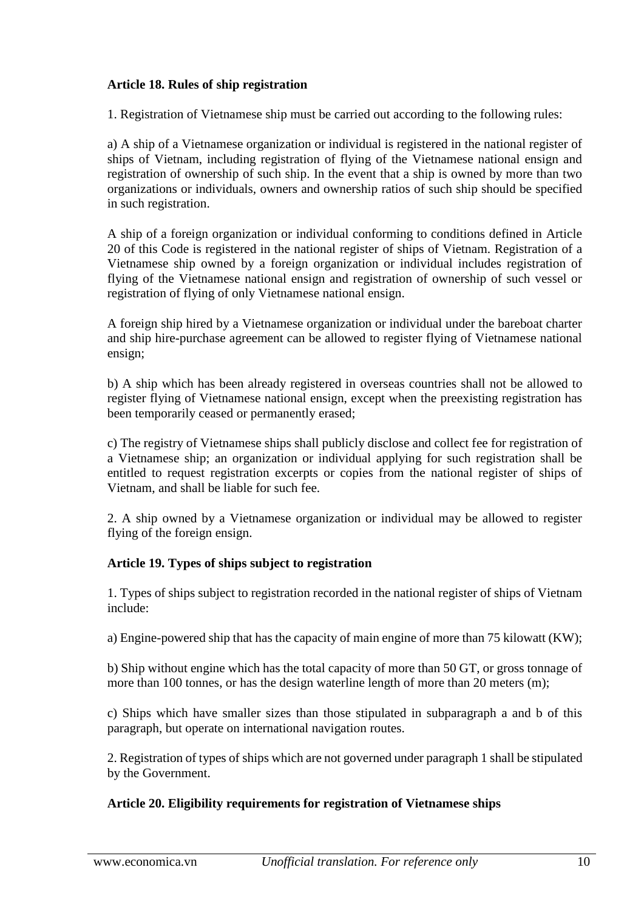### Article 18. Rules of ship registration

1. Registration of Vietnamese ship must be carried out according to the following rules:

a) A ship of a Vietnamese organization or individual is registered in the national register of ships of Vietnam, including registration of flying of the Vietnamese national ensign and registration of ownership of such ship. In the event that a ship is owned by more than two organizations or individuals, owners and ownership ratios of such ship should be specified in such registration.

A ship of a foreign organization or individual conforming to conditions defined in Article 20 of this Code is registered in the national register of ships of Vietnam. Registration of a Vietnamese ship owned by a foreign organization or individual includes registration of flying of the Vietnamese national ensign and registration of ownership of such vessel or registration of flying of only Vietnamese national ensign.

A foreign ship hired by a Vietnamese organization or individual under the bareboat charter and ship hire-purchase agreement can be allowed to register flying of Vietnamese national ensign;

b) A ship which has been already registered in overseas countries shall not be allowed to register flying of Vietnamese national ensign, except when the preexisting registration has been temporarily ceased or permanently erased;

c) The registry of Vietnamese ships shall publicly disclose and collect fee for registration of a Vietnamese ship; an organization or individual applying for such registration shall be entitled to request registration excerpts or copies from the national register of ships of Vietnam, and shall be liable for such fee.

2. A ship owned by a Vietnamese organization or individual may be allowed to register flying of the foreign ensign.

### Article 19. Types of ships subject to registration

1. Types of ships subject to registration recorded in the national register of ships of Vietnam include:

a) Engine-powered ship that has the capacity of main engine of more than 75 kilowatt (KW);

b) Ship without engine which has the total capacity of more than 50 GT, or gross tonnage of more than 100 tonnes, or has the design waterline length of more than 20 meters (m);

c) Ships which have smaller sizes than those stipulated in subparagraph a and b of this paragraph, but operate on international navigation routes.

2. Registration of types of ships which are not governed under paragraph 1 shall be stipulated by the Government.

### Article 20. Eligibility requirements for registration of Vietnamese ships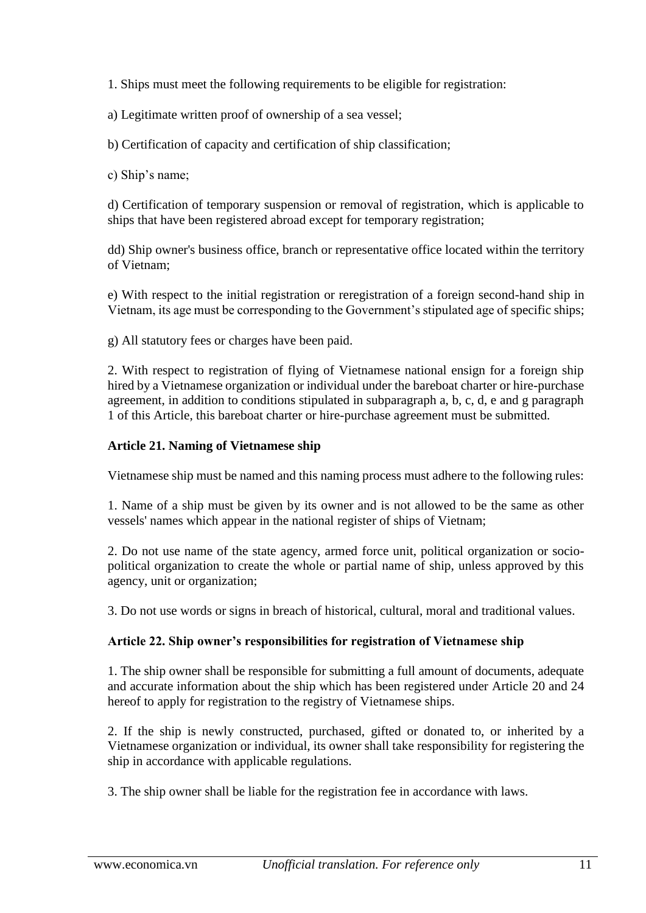1. Ships must meet the following requirements to be eligible for registration:

a) Legitimate written proof of ownership of a sea vessel;

b) Certification of capacity and certification of ship classification;

c) Ship's name;

d) Certification of temporary suspension or removal of registration, which is applicable to ships that have been registered abroad except for temporary registration;

dd) Ship owner's business office, branch or representative office located within the territory of Vietnam;

e) With respect to the initial registration or reregistration of a foreign second-hand ship in Vietnam, its age must be corresponding to the Government's stipulated age of specific ships;

g) All statutory fees or charges have been paid.

2. With respect to registration of flying of Vietnamese national ensign for a foreign ship hired by a Vietnamese organization or individual under the bareboat charter or hire-purchase agreement, in addition to conditions stipulated in subparagraph a, b, c, d, e and g paragraph 1 of this Article, this bareboat charter or hire-purchase agreement must be submitted.

### Article 21. Naming of Vietnamese ship

Vietnamese ship must be named and this naming process must adhere to the following rules:

1. Name of a ship must be given by its owner and is not allowed to be the same as other vessels' names which appear in the national register of ships of Vietnam;

2. Do not use name of the state agency, armed force unit, political organization or socio-political organization to create the whole or partial name of ship, unless approved by this agency, unit or organization;

3. Do not use words or signs in breach of historical, cultural, moral and traditional values.

### Article 22. Ship owner's responsibilities for registration of Vietnamese ship

1. The ship owner shall be responsible for submitting a full amount of documents, adequate and accurate information about the ship which has been registered under Article 20 and 24 hereof to apply for registration to the registry of Vietnamese ships.

2. If the ship is newly constructed, purchased, gifted or donated to, or inherited by a Vietnamese organization or individual, its owner shall take responsibility for registering the ship in accordance with applicable regulations.

3. The ship owner shall be liable for the registration fee in accordance with laws.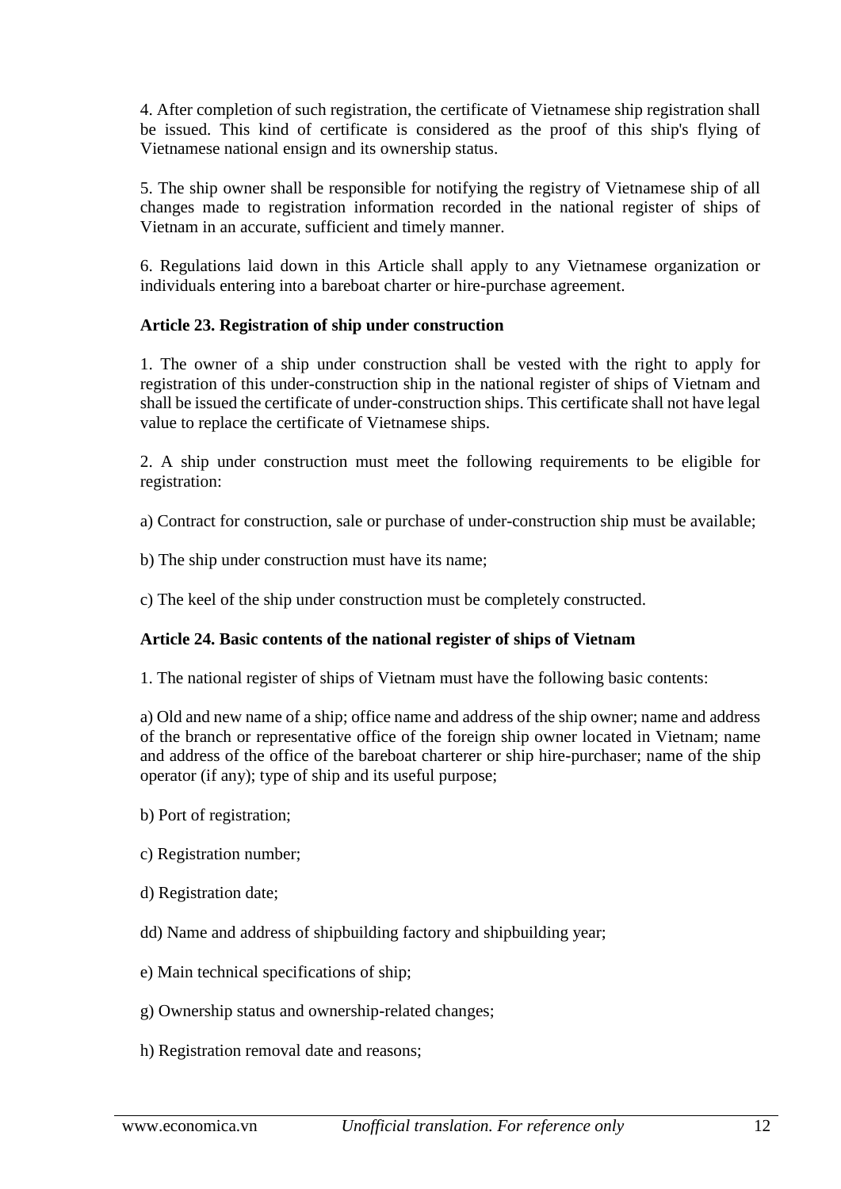4. After completion of such registration, the certificate of Vietnamese ship registration shall be issued. This kind of certificate is considered as the proof of this ship's flying of Vietnamese national ensign and its ownership status.

5. The ship owner shall be responsible for notifying the registry of Vietnamese ship of all changes made to registration information recorded in the national register of ships of Vietnam in an accurate, sufficient and timely manner.

6. Regulations laid down in this Article shall apply to any Vietnamese organization or individuals entering into a bareboat charter or hire-purchase agreement.

**Article 23. Registration of ship under construction**

1. The owner of a ship under construction shall be vested with the right to apply for registration of this under-construction ship in the national register of ships of Vietnam and shall be issued the certificate of under-construction ships. This certificate shall not have legal value to replace the certificate of Vietnamese ships.

2. A ship under construction must meet the following requirements to be eligible for registration:

a) Contract for construction, sale or purchase of under-construction ship must be available;

b) The ship under construction must have its name;

c) The keel of the ship under construction must be completely constructed.

**Article 24. Basic contents of the national register of ships of Vietnam**

1. The national register of ships of Vietnam must have the following basic contents:

a) Old and new name of a ship; office name and address of the ship owner; name and address of the branch or representative office of the foreign ship owner located in Vietnam; name and address of the office of the bareboat charterer or ship hire-purchaser; name of the ship operator (if any); type of ship and its useful purpose;

b) Port of registration;

c) Registration number;

d) Registration date;

dd) Name and address of shipbuilding factory and shipbuilding year;

e) Main technical specifications of ship;

g) Ownership status and ownership-related changes;

h) Registration removal date and reasons;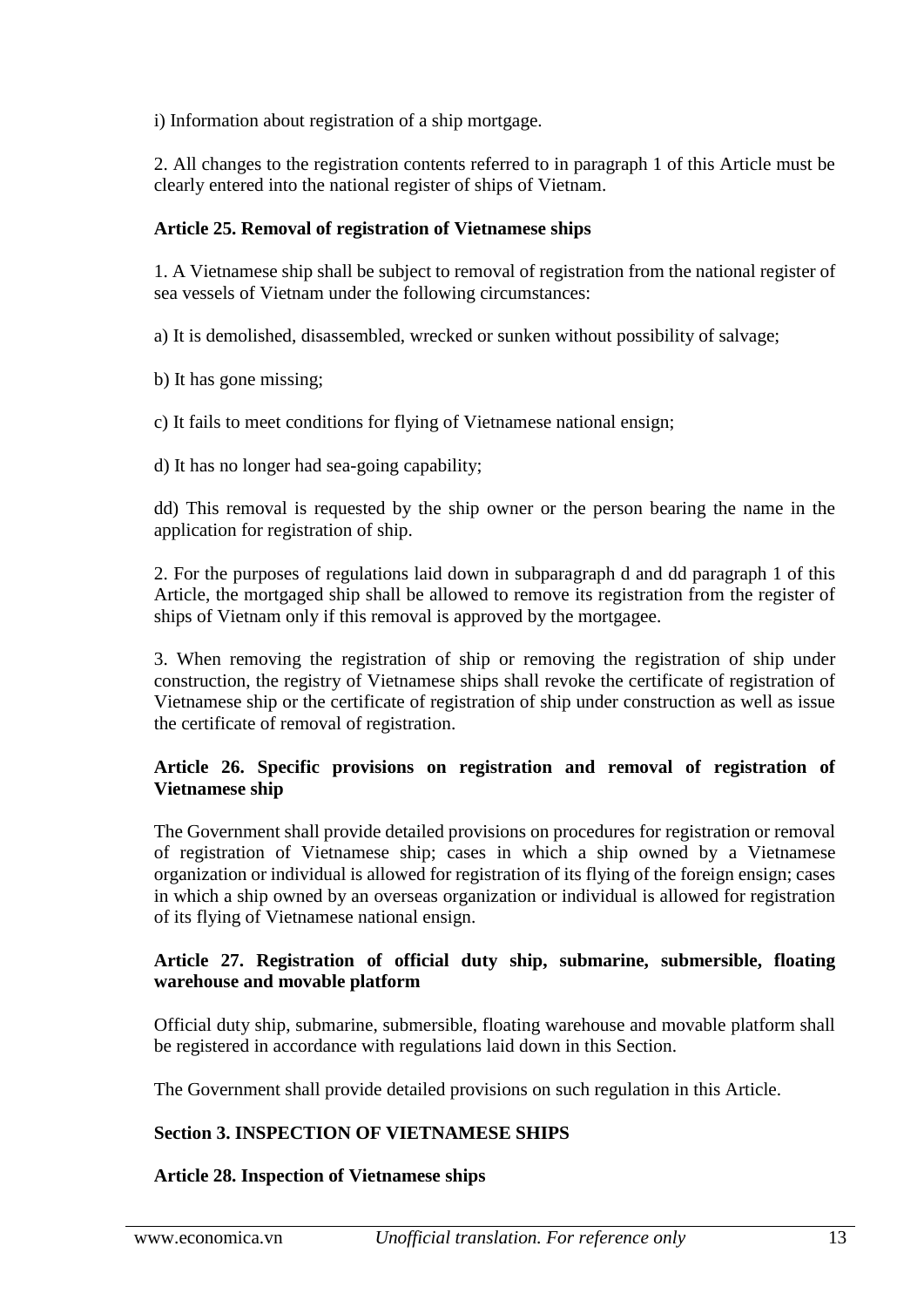i) Information about registration of a ship mortgage.

2. All changes to the registration contents referred to in paragraph 1 of this Article must be clearly entered into the national register of ships of Vietnam.

**Article 25. Removal of registration of Vietnamese ships**

1. A Vietnamese ship shall be subject to removal of registration from the national register of sea vessels of Vietnam under the following circumstances:

a) It is demolished, disassembled, wrecked or sunken without possibility of salvage;

b) It has gone missing;

c) It fails to meet conditions for flying of Vietnamese national ensign;

d) It has no longer had sea-going capability;

dd) This removal is requested by the ship owner or the person bearing the name in the application for registration of ship.

2. For the purposes of regulations laid down in subparagraph d and dd paragraph 1 of this Article, the mortgaged ship shall be allowed to remove its registration from the register of ships of Vietnam only if this removal is approved by the mortgagee.

3. When removing the registration of ship or removing the registration of ship under construction, the registry of Vietnamese ships shall revoke the certificate of registration of Vietnamese ship or the certificate of registration of ship under construction as well as issue the certificate of removal of registration.

**Article 26. Specific provisions on registration and removal of registration of Vietnamese ship**

The Government shall provide detailed provisions on procedures for registration or removal of registration of Vietnamese ship; cases in which a ship owned by a Vietnamese organization or individual is allowed for registration of its flying of the foreign ensign; cases in which a ship owned by an overseas organization or individual is allowed for registration of its flying of Vietnamese national ensign.

**Article 27. Registration of official duty ship, submarine, submersible, floating warehouse and movable platform**

Official duty ship, submarine, submersible, floating warehouse and movable platform shall be registered in accordance with regulations laid down in this Section.

The Government shall provide detailed provisions on such regulation in this Article.

**Section 3. INSPECTION OF VIETNAMESE SHIPS**

**Article 28. Inspection of Vietnamese ships**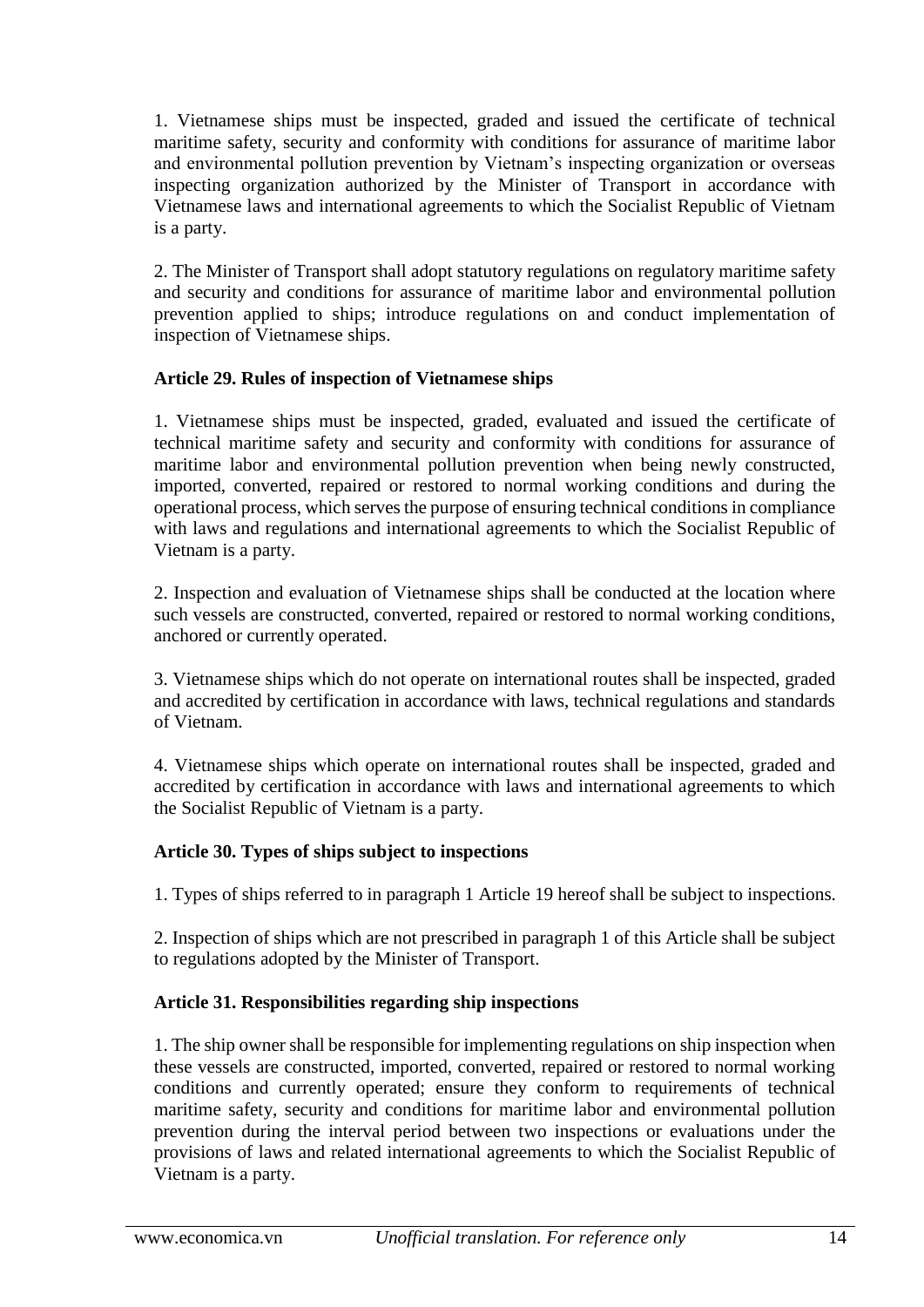1. Vietnamese ships must be inspected, graded and issued the certificate of technical maritime safety, security and conformity with conditions for assurance of maritime labor and environmental pollution prevention by Vietnam's inspecting organization or overseas inspecting organization authorized by the Minister of Transport in accordance with Vietnamese laws and international agreements to which the Socialist Republic of Vietnam is a party.

2. The Minister of Transport shall adopt statutory regulations on regulatory maritime safety and security and conditions for assurance of maritime labor and environmental pollution prevention applied to ships; introduce regulations on and conduct implementation of inspection of Vietnamese ships.

**Article 29. Rules of inspection of Vietnamese ships**

1. Vietnamese ships must be inspected, graded, evaluated and issued the certificate of technical maritime safety and security and conformity with conditions for assurance of maritime labor and environmental pollution prevention when being newly constructed, imported, converted, repaired or restored to normal working conditions and during the operational process, which serves the purpose of ensuring technical conditions in compliance with laws and regulations and international agreements to which the Socialist Republic of Vietnam is a party.

2. Inspection and evaluation of Vietnamese ships shall be conducted at the location where such vessels are constructed, converted, repaired or restored to normal working conditions, anchored or currently operated.

3. Vietnamese ships which do not operate on international routes shall be inspected, graded and accredited by certification in accordance with laws, technical regulations and standards of Vietnam.

4. Vietnamese ships which operate on international routes shall be inspected, graded and accredited by certification in accordance with laws and international agreements to which the Socialist Republic of Vietnam is a party.

**Article 30. Types of ships subject to inspections**

1. Types of ships referred to in paragraph 1 Article 19 hereof shall be subject to inspections.

2. Inspection of ships which are not prescribed in paragraph 1 of this Article shall be subject to regulations adopted by the Minister of Transport.

**Article 31. Responsibilities regarding ship inspections**

1. The ship owner shall be responsible for implementing regulations on ship inspection when these vessels are constructed, imported, converted, repaired or restored to normal working conditions and currently operated; ensure they conform to requirements of technical maritime safety, security and conditions for maritime labor and environmental pollution prevention during the interval period between two inspections or evaluations under the provisions of laws and related international agreements to which the Socialist Republic of Vietnam is a party.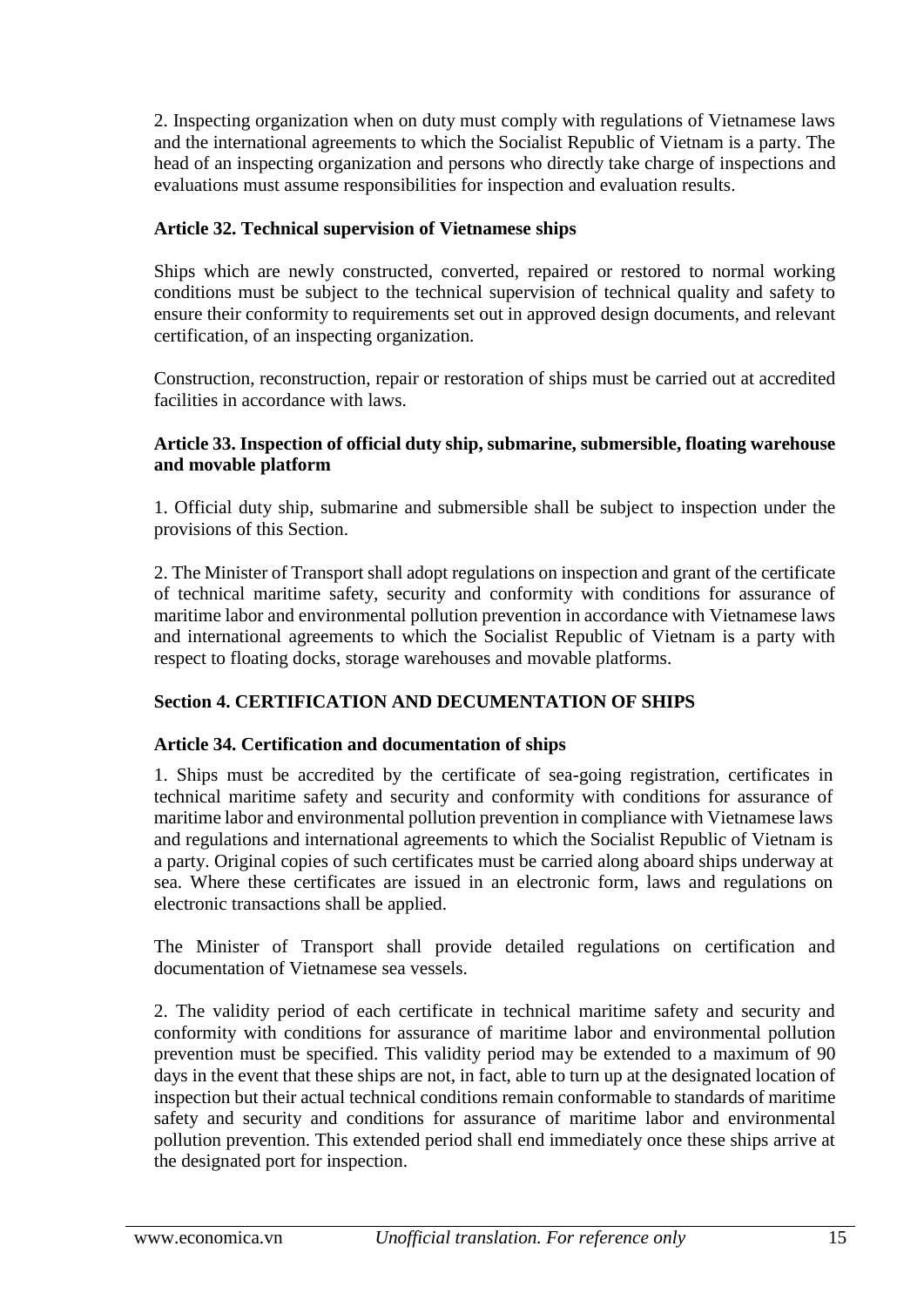2. Inspecting organization when on duty must comply with regulations of Vietnamese laws and the international agreements to which the Socialist Republic of Vietnam is a party. The head of an inspecting organization and persons who directly take charge of inspections and evaluations must assume responsibilities for inspection and evaluation results.

**Article 32. Technical supervision of Vietnamese ships**

Ships which are newly constructed, converted, repaired or restored to normal working conditions must be subject to the technical supervision of technical quality and safety to ensure their conformity to requirements set out in approved design documents, and relevant certification, of an inspecting organization.

Construction, reconstruction, repair or restoration of ships must be carried out at accredited facilities in accordance with laws.

**Article 33. Inspection of official duty ship, submarine, submersible, floating warehouse and movable platform**

1. Official duty ship, submarine and submersible shall be subject to inspection under the provisions of this Section.

2. The Minister of Transport shall adopt regulations on inspection and grant of the certificate of technical maritime safety, security and conformity with conditions for assurance of maritime labor and environmental pollution prevention in accordance with Vietnamese laws and international agreements to which the Socialist Republic of Vietnam is a party with respect to floating docks, storage warehouses and movable platforms.

## Section 4. CERTIFICATION AND DECUMENTATION OF SHIPS

**Article 34. Certification and documentation of ships**

1. Ships must be accredited by the certificate of sea-going registration, certificates in technical maritime safety and security and conformity with conditions for assurance of maritime labor and environmental pollution prevention in compliance with Vietnamese laws and regulations and international agreements to which the Socialist Republic of Vietnam is a party. Original copies of such certificates must be carried along aboard ships underway at sea. Where these certificates are issued in an electronic form, laws and regulations on electronic transactions shall be applied.

The Minister of Transport shall provide detailed regulations on certification and documentation of Vietnamese sea vessels.

2. The validity period of each certificate in technical maritime safety and security and conformity with conditions for assurance of maritime labor and environmental pollution prevention must be specified. This validity period may be extended to a maximum of 90 days in the event that these ships are not, in fact, able to turn up at the designated location of inspection but their actual technical conditions remain conformable to standards of maritime safety and security and conditions for assurance of maritime labor and environmental pollution prevention. This extended period shall end immediately once these ships arrive at the designated port for inspection.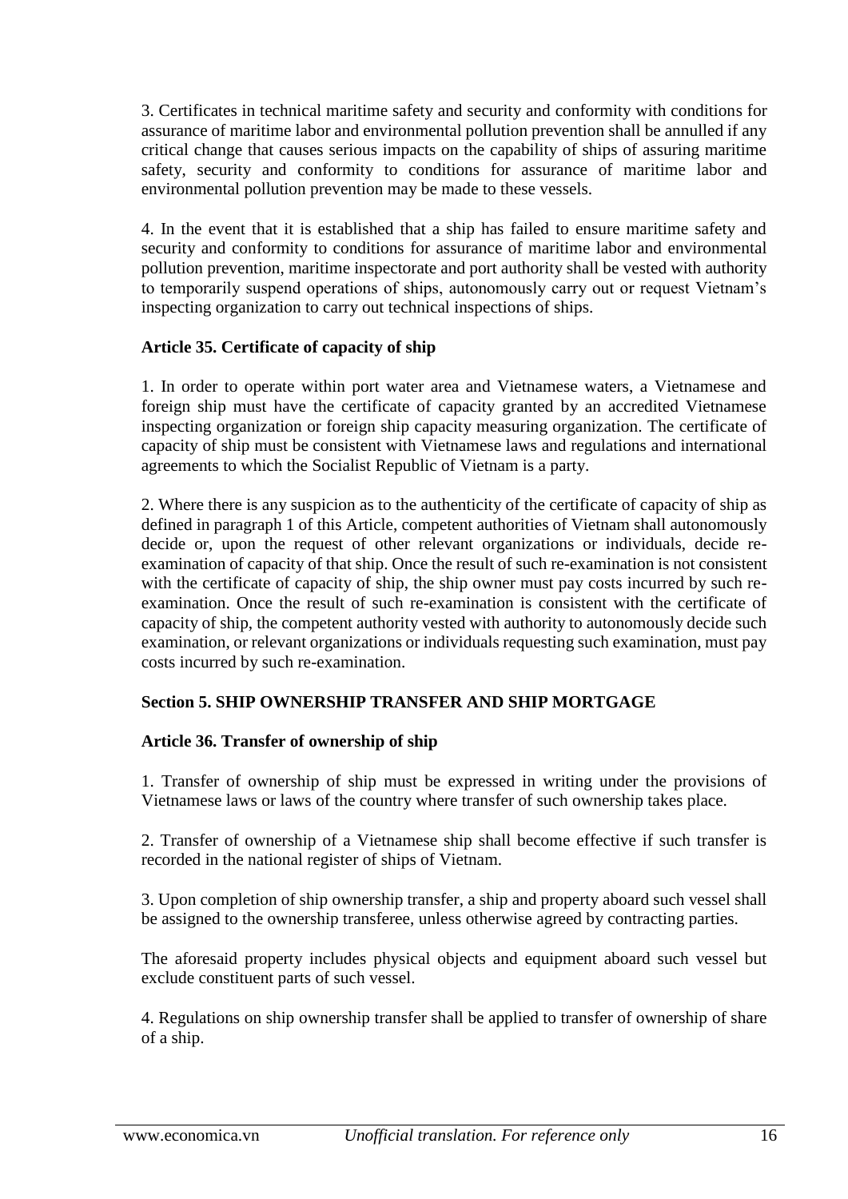3. Certificates in technical maritime safety and security and conformity with conditions for assurance of maritime labor and environmental pollution prevention shall be annulled if any critical change that causes serious impacts on the capability of ships of assuring maritime safety, security and conformity to conditions for assurance of maritime labor and environmental pollution prevention may be made to these vessels.

4. In the event that it is established that a ship has failed to ensure maritime safety and security and conformity to conditions for assurance of maritime labor and environmental pollution prevention, maritime inspectorate and port authority shall be vested with authority to temporarily suspend operations of ships, autonomously carry out or request Vietnam's inspecting organization to carry out technical inspections of ships.

**Article 35. Certificate of capacity of ship**

1. In order to operate within port water area and Vietnamese waters, a Vietnamese and foreign ship must have the certificate of capacity granted by an accredited Vietnamese inspecting organization or foreign ship capacity measuring organization. The certificate of capacity of ship must be consistent with Vietnamese laws and regulations and international agreements to which the Socialist Republic of Vietnam is a party.

2. Where there is any suspicion as to the authenticity of the certificate of capacity of ship as defined in paragraph 1 of this Article, competent authorities of Vietnam shall autonomously decide or, upon the request of other relevant organizations or individuals, decide re-examination of capacity of that ship. Once the result of such re-examination is not consistent with the certificate of capacity of ship, the ship owner must pay costs incurred by such re-examination. Once the result of such re-examination is consistent with the certificate of capacity of ship, the competent authority vested with authority to autonomously decide such examination, or relevant organizations or individuals requesting such examination, must pay costs incurred by such re-examination.

## Section 5. SHIP OWNERSHIP TRANSFER AND SHIP MORTGAGE

**Article 36. Transfer of ownership of ship**

1. Transfer of ownership of ship must be expressed in writing under the provisions of Vietnamese laws or laws of the country where transfer of such ownership takes place.

2. Transfer of ownership of a Vietnamese ship shall become effective if such transfer is recorded in the national register of ships of Vietnam.

3. Upon completion of ship ownership transfer, a ship and property aboard such vessel shall be assigned to the ownership transferee, unless otherwise agreed by contracting parties.

The aforesaid property includes physical objects and equipment aboard such vessel but exclude constituent parts of such vessel.

4. Regulations on ship ownership transfer shall be applied to transfer of ownership of share of a ship.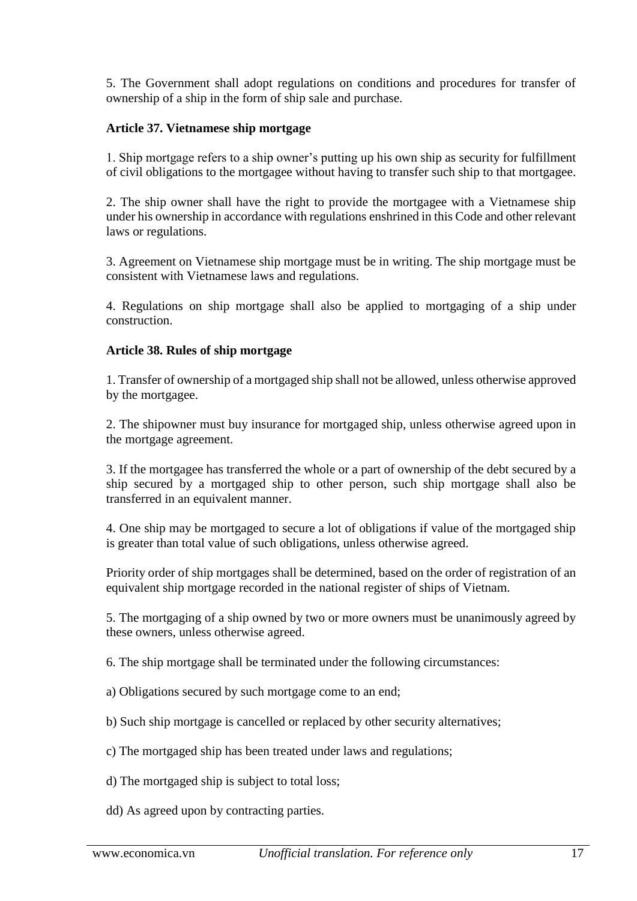5. The Government shall adopt regulations on conditions and procedures for transfer of ownership of a ship in the form of ship sale and purchase.

### Article 37. Vietnamese ship mortgage

1. Ship mortgage refers to a ship owner's putting up his own ship as security for fulfillment of civil obligations to the mortgagee without having to transfer such ship to that mortgagee.

2. The ship owner shall have the right to provide the mortgagee with a Vietnamese ship under his ownership in accordance with regulations enshrined in this Code and other relevant laws or regulations.

3. Agreement on Vietnamese ship mortgage must be in writing. The ship mortgage must be consistent with Vietnamese laws and regulations.

4. Regulations on ship mortgage shall also be applied to mortgaging of a ship under construction.

### Article 38. Rules of ship mortgage

1. Transfer of ownership of a mortgaged ship shall not be allowed, unless otherwise approved by the mortgagee.

2. The shipowner must buy insurance for mortgaged ship, unless otherwise agreed upon in the mortgage agreement.

3. If the mortgagee has transferred the whole or a part of ownership of the debt secured by a ship secured by a mortgaged ship to other person, such ship mortgage shall also be transferred in an equivalent manner.

4. One ship may be mortgaged to secure a lot of obligations if value of the mortgaged ship is greater than total value of such obligations, unless otherwise agreed.

Priority order of ship mortgages shall be determined, based on the order of registration of an equivalent ship mortgage recorded in the national register of ships of Vietnam.

5. The mortgaging of a ship owned by two or more owners must be unanimously agreed by these owners, unless otherwise agreed.

6. The ship mortgage shall be terminated under the following circumstances:

a) Obligations secured by such mortgage come to an end;

b) Such ship mortgage is cancelled or replaced by other security alternatives;

c) The mortgaged ship has been treated under laws and regulations;

d) The mortgaged ship is subject to total loss;

dd) As agreed upon by contracting parties.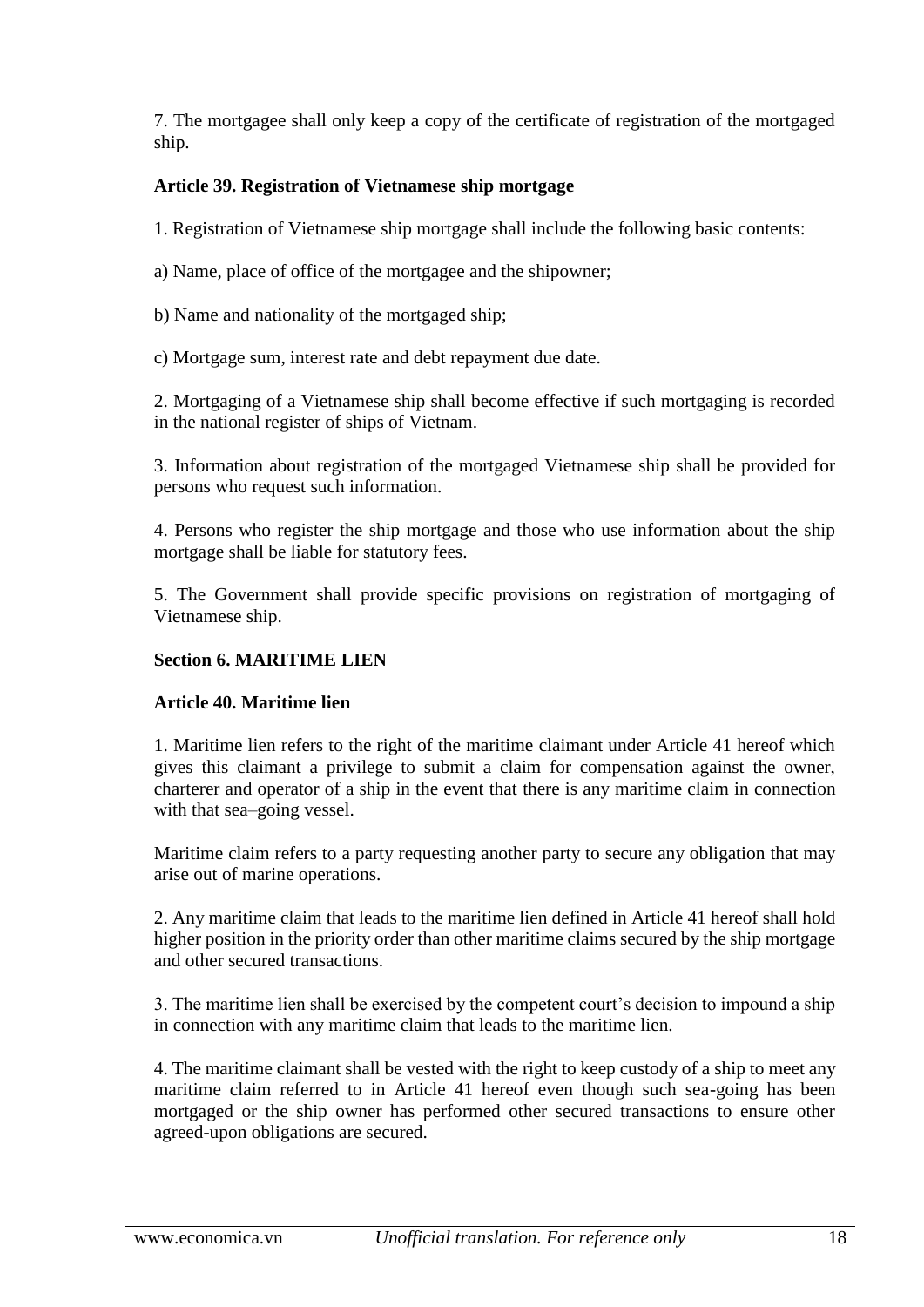7. The mortgagee shall only keep a copy of the certificate of registration of the mortgaged ship.

**Article 39. Registration of Vietnamese ship mortgage**

1. Registration of Vietnamese ship mortgage shall include the following basic contents:

a) Name, place of office of the mortgagee and the shipowner;

b) Name and nationality of the mortgaged ship;

c) Mortgage sum, interest rate and debt repayment due date.

2. Mortgaging of a Vietnamese ship shall become effective if such mortgaging is recorded in the national register of ships of Vietnam.

3. Information about registration of the mortgaged Vietnamese ship shall be provided for persons who request such information.

4. Persons who register the ship mortgage and those who use information about the ship mortgage shall be liable for statutory fees.

5. The Government shall provide specific provisions on registration of mortgaging of Vietnamese ship.

**Section 6. MARITIME LIEN**

**Article 40. Maritime lien**

1. Maritime lien refers to the right of the maritime claimant under Article 41 hereof which gives this claimant a privilege to submit a claim for compensation against the owner, charterer and operator of a ship in the event that there is any maritime claim in connection with that sea–going vessel.

Maritime claim refers to a party requesting another party to secure any obligation that may arise out of marine operations.

2. Any maritime claim that leads to the maritime lien defined in Article 41 hereof shall hold higher position in the priority order than other maritime claims secured by the ship mortgage and other secured transactions.

3. The maritime lien shall be exercised by the competent court's decision to impound a ship in connection with any maritime claim that leads to the maritime lien.

4. The maritime claimant shall be vested with the right to keep custody of a ship to meet any maritime claim referred to in Article 41 hereof even though such sea-going has been mortgaged or the ship owner has performed other secured transactions to ensure other agreed-upon obligations are secured.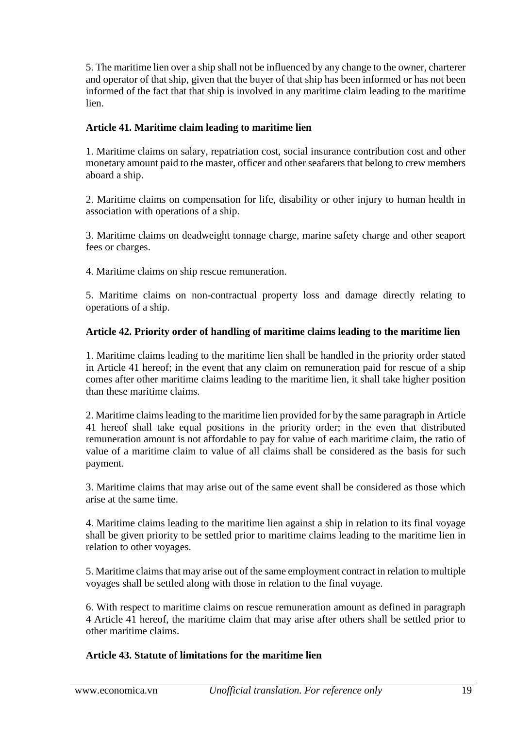5. The maritime lien over a ship shall not be influenced by any change to the owner, charterer and operator of that ship, given that the buyer of that ship has been informed or has not been informed of the fact that that ship is involved in any maritime claim leading to the maritime lien.

### Article 41. Maritime claim leading to maritime lien

1. Maritime claims on salary, repatriation cost, social insurance contribution cost and other monetary amount paid to the master, officer and other seafarers that belong to crew members aboard a ship.

2. Maritime claims on compensation for life, disability or other injury to human health in association with operations of a ship.

3. Maritime claims on deadweight tonnage charge, marine safety charge and other seaport fees or charges.

4. Maritime claims on ship rescue remuneration.

5. Maritime claims on non-contractual property loss and damage directly relating to operations of a ship.

### Article 42. Priority order of handling of maritime claims leading to the maritime lien

1. Maritime claims leading to the maritime lien shall be handled in the priority order stated in Article 41 hereof; in the event that any claim on remuneration paid for rescue of a ship comes after other maritime claims leading to the maritime lien, it shall take higher position than these maritime claims.

2. Maritime claims leading to the maritime lien provided for by the same paragraph in Article 41 hereof shall take equal positions in the priority order; in the even that distributed remuneration amount is not affordable to pay for value of each maritime claim, the ratio of value of a maritime claim to value of all claims shall be considered as the basis for such payment.

3. Maritime claims that may arise out of the same event shall be considered as those which arise at the same time.

4. Maritime claims leading to the maritime lien against a ship in relation to its final voyage shall be given priority to be settled prior to maritime claims leading to the maritime lien in relation to other voyages.

5. Maritime claims that may arise out of the same employment contract in relation to multiple voyages shall be settled along with those in relation to the final voyage.

6. With respect to maritime claims on rescue remuneration amount as defined in paragraph 4 Article 41 hereof, the maritime claim that may arise after others shall be settled prior to other maritime claims.

### Article 43. Statute of limitations for the maritime lien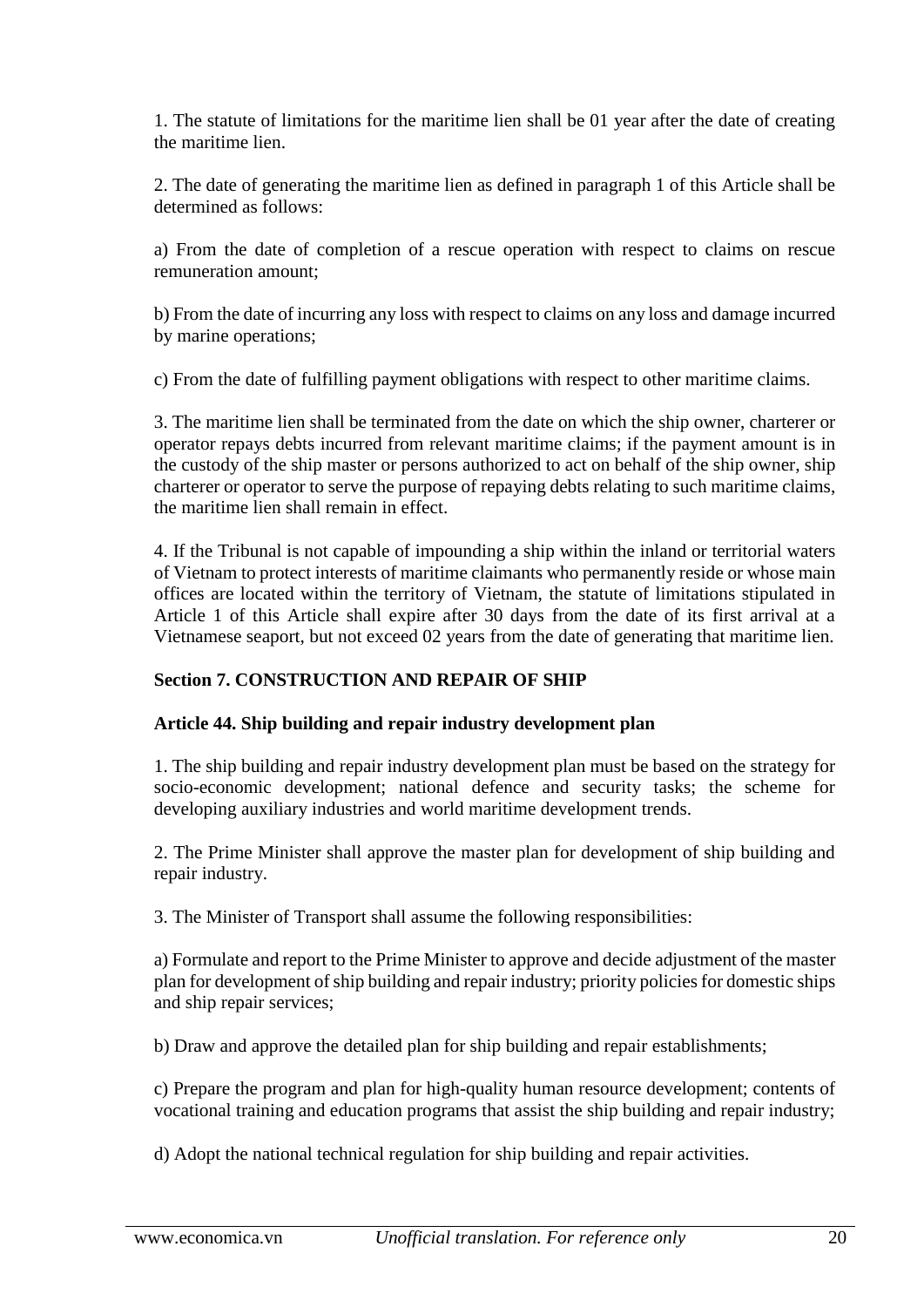1. The statute of limitations for the maritime lien shall be 01 year after the date of creating the maritime lien.

2. The date of generating the maritime lien as defined in paragraph 1 of this Article shall be determined as follows:

a) From the date of completion of a rescue operation with respect to claims on rescue remuneration amount;

b) From the date of incurring any loss with respect to claims on any loss and damage incurred by marine operations;

c) From the date of fulfilling payment obligations with respect to other maritime claims.

3. The maritime lien shall be terminated from the date on which the ship owner, charterer or operator repays debts incurred from relevant maritime claims; if the payment amount is in the custody of the ship master or persons authorized to act on behalf of the ship owner, ship charterer or operator to serve the purpose of repaying debts relating to such maritime claims, the maritime lien shall remain in effect.

4. If the Tribunal is not capable of impounding a ship within the inland or territorial waters of Vietnam to protect interests of maritime claimants who permanently reside or whose main offices are located within the territory of Vietnam, the statute of limitations stipulated in Article 1 of this Article shall expire after 30 days from the date of its first arrival at a Vietnamese seaport, but not exceed 02 years from the date of generating that maritime lien.

### Section 7. CONSTRUCTION AND REPAIR OF SHIP

#### Article 44. Ship building and repair industry development plan

1. The ship building and repair industry development plan must be based on the strategy for socio-economic development; national defence and security tasks; the scheme for developing auxiliary industries and world maritime development trends.

2. The Prime Minister shall approve the master plan for development of ship building and repair industry.

3. The Minister of Transport shall assume the following responsibilities:

a) Formulate and report to the Prime Minister to approve and decide adjustment of the master plan for development of ship building and repair industry; priority policies for domestic ships and ship repair services;

b) Draw and approve the detailed plan for ship building and repair establishments;

c) Prepare the program and plan for high-quality human resource development; contents of vocational training and education programs that assist the ship building and repair industry;

d) Adopt the national technical regulation for ship building and repair activities.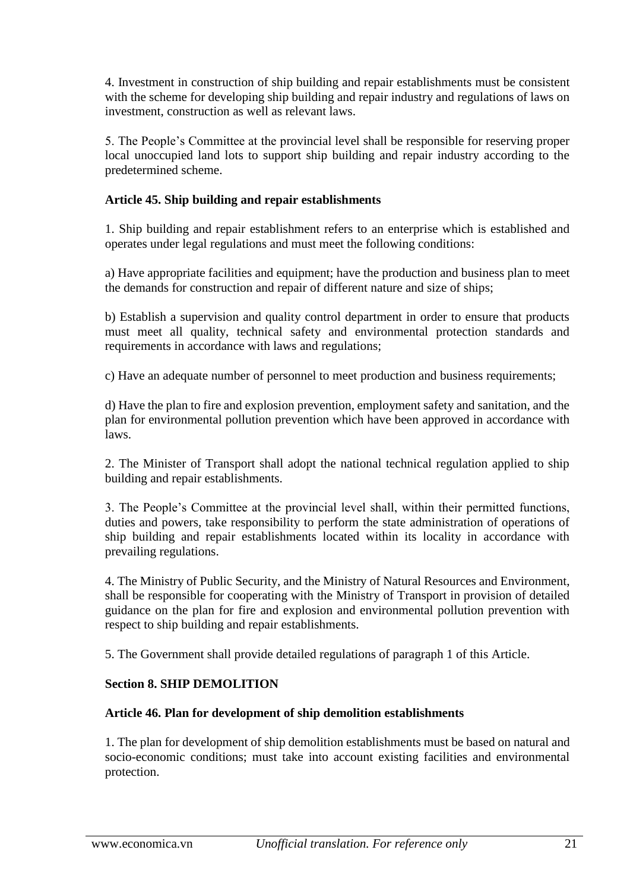4. Investment in construction of ship building and repair establishments must be consistent with the scheme for developing ship building and repair industry and regulations of laws on investment, construction as well as relevant laws.

5. The People's Committee at the provincial level shall be responsible for reserving proper local unoccupied land lots to support ship building and repair industry according to the predetermined scheme.

### Article 45. Ship building and repair establishments

1. Ship building and repair establishment refers to an enterprise which is established and operates under legal regulations and must meet the following conditions:

a) Have appropriate facilities and equipment; have the production and business plan to meet the demands for construction and repair of different nature and size of ships;

b) Establish a supervision and quality control department in order to ensure that products must meet all quality, technical safety and environmental protection standards and requirements in accordance with laws and regulations;

c) Have an adequate number of personnel to meet production and business requirements;

d) Have the plan to fire and explosion prevention, employment safety and sanitation, and the plan for environmental pollution prevention which have been approved in accordance with laws.

2. The Minister of Transport shall adopt the national technical regulation applied to ship building and repair establishments.

3. The People's Committee at the provincial level shall, within their permitted functions, duties and powers, take responsibility to perform the state administration of operations of ship building and repair establishments located within its locality in accordance with prevailing regulations.

4. The Ministry of Public Security, and the Ministry of Natural Resources and Environment, shall be responsible for cooperating with the Ministry of Transport in provision of detailed guidance on the plan for fire and explosion and environmental pollution prevention with respect to ship building and repair establishments.

5. The Government shall provide detailed regulations of paragraph 1 of this Article.

## Section 8. SHIP DEMOLITION

### Article 46. Plan for development of ship demolition establishments

1. The plan for development of ship demolition establishments must be based on natural and socio-economic conditions; must take into account existing facilities and environmental protection.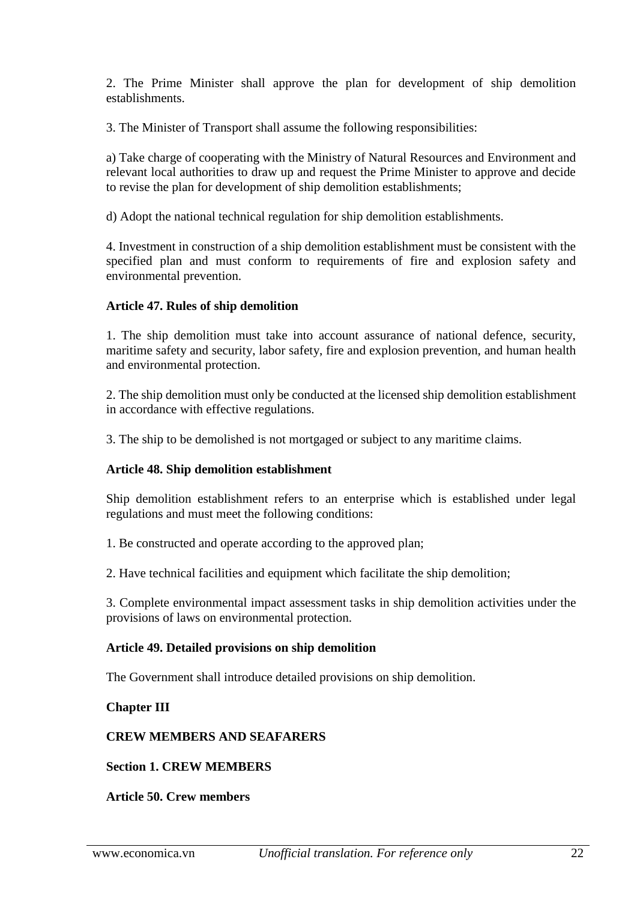2. The Prime Minister shall approve the plan for development of ship demolition establishments.

3. The Minister of Transport shall assume the following responsibilities:

a) Take charge of cooperating with the Ministry of Natural Resources and Environment and relevant local authorities to draw up and request the Prime Minister to approve and decide to revise the plan for development of ship demolition establishments;

d) Adopt the national technical regulation for ship demolition establishments.

4. Investment in construction of a ship demolition establishment must be consistent with the specified plan and must conform to requirements of fire and explosion safety and environmental prevention.

**Article 47. Rules of ship demolition**

1. The ship demolition must take into account assurance of national defence, security, maritime safety and security, labor safety, fire and explosion prevention, and human health and environmental protection.

2. The ship demolition must only be conducted at the licensed ship demolition establishment in accordance with effective regulations.

3. The ship to be demolished is not mortgaged or subject to any maritime claims.

**Article 48. Ship demolition establishment**

Ship demolition establishment refers to an enterprise which is established under legal regulations and must meet the following conditions:

1. Be constructed and operate according to the approved plan;

2. Have technical facilities and equipment which facilitate the ship demolition;

3. Complete environmental impact assessment tasks in ship demolition activities under the provisions of laws on environmental protection.

**Article 49. Detailed provisions on ship demolition**

The Government shall introduce detailed provisions on ship demolition.

## Chapter III

## CREW MEMBERS AND SEAFARERS

### Section 1. CREW MEMBERS

**Article 50. Crew members**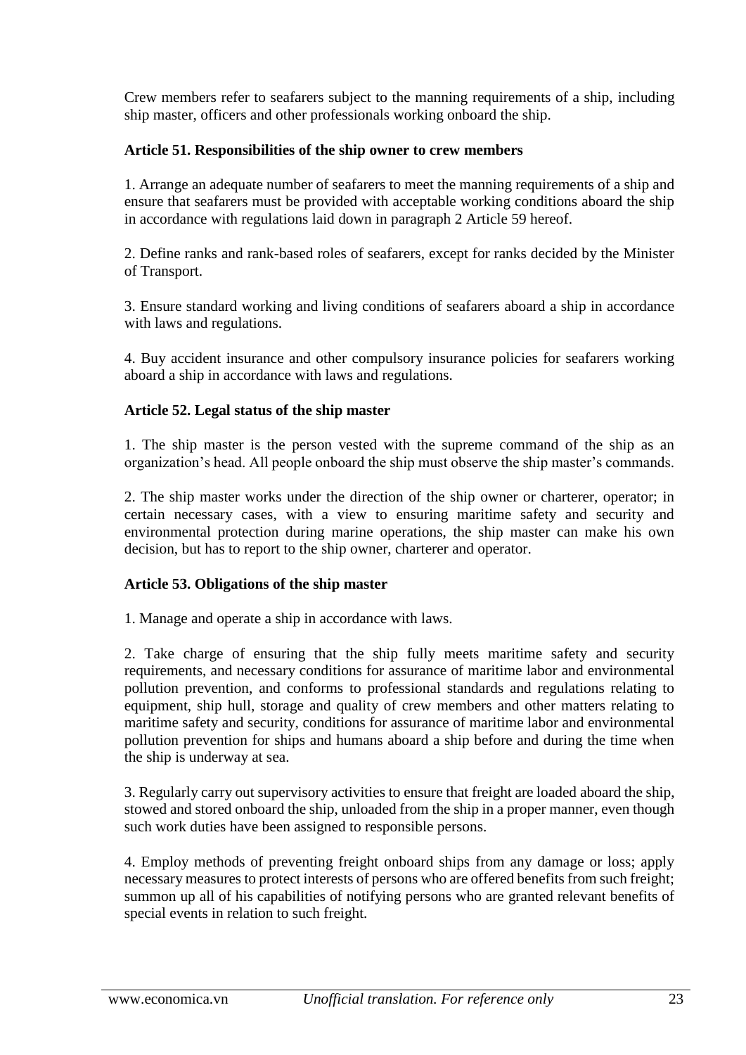Crew members refer to seafarers subject to the manning requirements of a ship, including ship master, officers and other professionals working onboard the ship.

### Article 51. Responsibilities of the ship owner to crew members

1. Arrange an adequate number of seafarers to meet the manning requirements of a ship and ensure that seafarers must be provided with acceptable working conditions aboard the ship in accordance with regulations laid down in paragraph 2 Article 59 hereof.

2. Define ranks and rank-based roles of seafarers, except for ranks decided by the Minister of Transport.

3. Ensure standard working and living conditions of seafarers aboard a ship in accordance with laws and regulations.

4. Buy accident insurance and other compulsory insurance policies for seafarers working aboard a ship in accordance with laws and regulations.

### Article 52. Legal status of the ship master

1. The ship master is the person vested with the supreme command of the ship as an organization's head. All people onboard the ship must observe the ship master's commands.

2. The ship master works under the direction of the ship owner or charterer, operator; in certain necessary cases, with a view to ensuring maritime safety and security and environmental protection during marine operations, the ship master can make his own decision, but has to report to the ship owner, charterer and operator.

### Article 53. Obligations of the ship master

1. Manage and operate a ship in accordance with laws.

2. Take charge of ensuring that the ship fully meets maritime safety and security requirements, and necessary conditions for assurance of maritime labor and environmental pollution prevention, and conforms to professional standards and regulations relating to equipment, ship hull, storage and quality of crew members and other matters relating to maritime safety and security, conditions for assurance of maritime labor and environmental pollution prevention for ships and humans aboard a ship before and during the time when the ship is underway at sea.

3. Regularly carry out supervisory activities to ensure that freight are loaded aboard the ship, stowed and stored onboard the ship, unloaded from the ship in a proper manner, even though such work duties have been assigned to responsible persons.

4. Employ methods of preventing freight onboard ships from any damage or loss; apply necessary measures to protect interests of persons who are offered benefits from such freight; summon up all of his capabilities of notifying persons who are granted relevant benefits of special events in relation to such freight.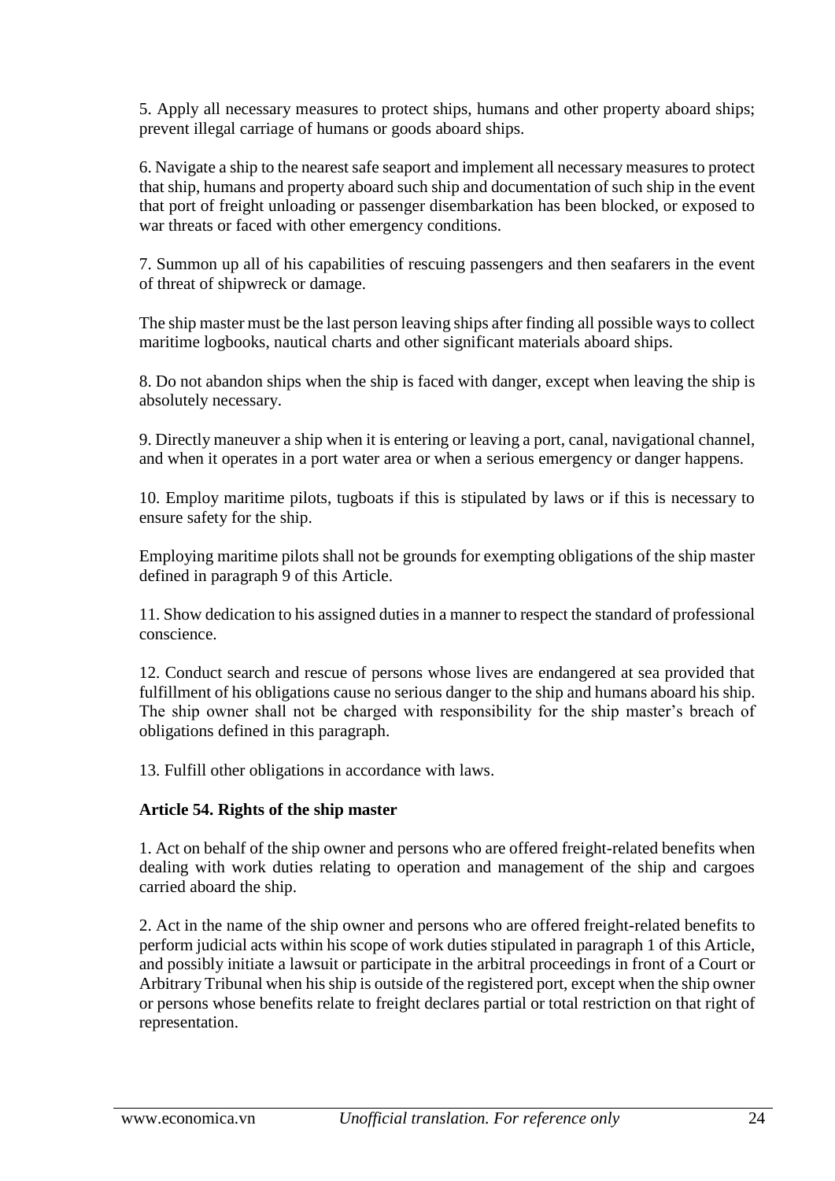5. Apply all necessary measures to protect ships, humans and other property aboard ships; prevent illegal carriage of humans or goods aboard ships.

6. Navigate a ship to the nearest safe seaport and implement all necessary measures to protect that ship, humans and property aboard such ship and documentation of such ship in the event that port of freight unloading or passenger disembarkation has been blocked, or exposed to war threats or faced with other emergency conditions.

7. Summon up all of his capabilities of rescuing passengers and then seafarers in the event of threat of shipwreck or damage.

The ship master must be the last person leaving ships after finding all possible ways to collect maritime logbooks, nautical charts and other significant materials aboard ships.

8. Do not abandon ships when the ship is faced with danger, except when leaving the ship is absolutely necessary.

9. Directly maneuver a ship when it is entering or leaving a port, canal, navigational channel, and when it operates in a port water area or when a serious emergency or danger happens.

10. Employ maritime pilots, tugboats if this is stipulated by laws or if this is necessary to ensure safety for the ship.

Employing maritime pilots shall not be grounds for exempting obligations of the ship master defined in paragraph 9 of this Article.

11. Show dedication to his assigned duties in a manner to respect the standard of professional conscience.

12. Conduct search and rescue of persons whose lives are endangered at sea provided that fulfillment of his obligations cause no serious danger to the ship and humans aboard his ship. The ship owner shall not be charged with responsibility for the ship master's breach of obligations defined in this paragraph.

13. Fulfill other obligations in accordance with laws.

**Article 54. Rights of the ship master**

1. Act on behalf of the ship owner and persons who are offered freight-related benefits when dealing with work duties relating to operation and management of the ship and cargoes carried aboard the ship.

2. Act in the name of the ship owner and persons who are offered freight-related benefits to perform judicial acts within his scope of work duties stipulated in paragraph 1 of this Article, and possibly initiate a lawsuit or participate in the arbitral proceedings in front of a Court or Arbitrary Tribunal when his ship is outside of the registered port, except when the ship owner or persons whose benefits relate to freight declares partial or total restriction on that right of representation.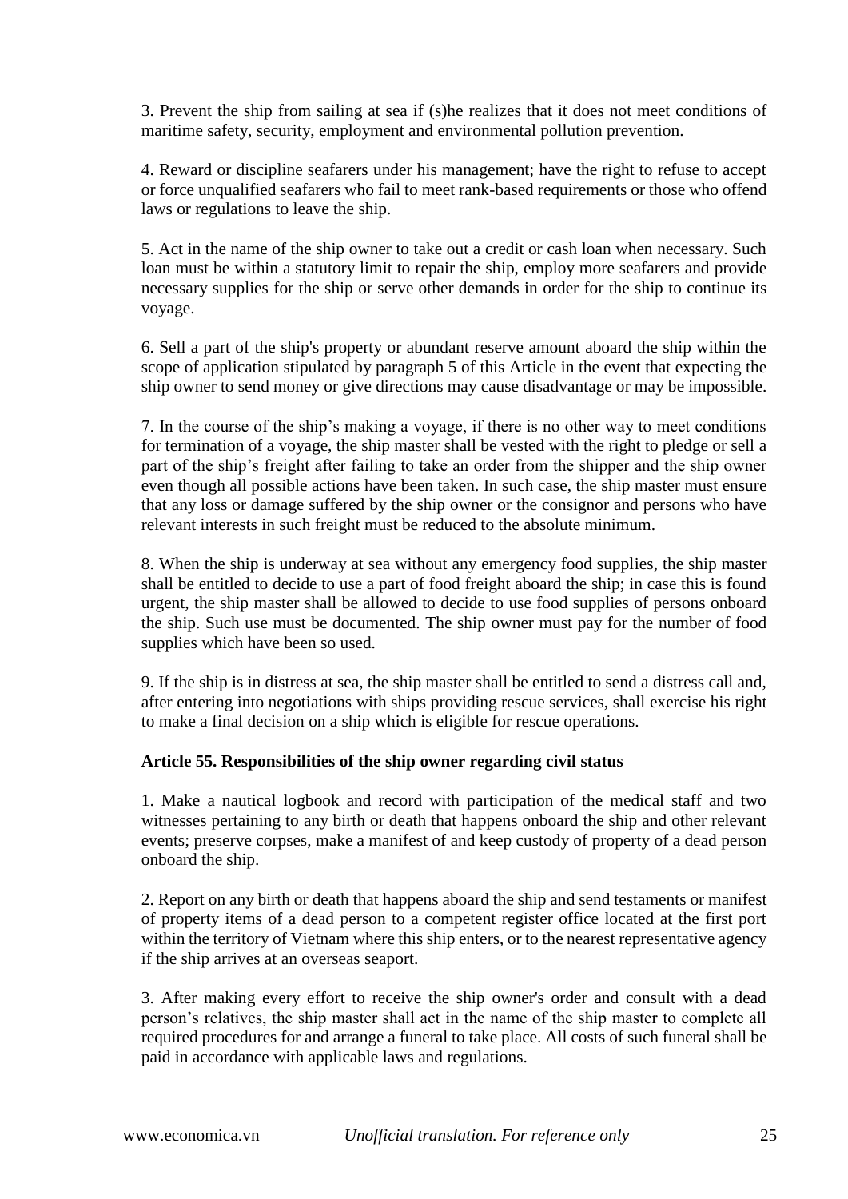3. Prevent the ship from sailing at sea if (s)he realizes that it does not meet conditions of maritime safety, security, employment and environmental pollution prevention.

4. Reward or discipline seafarers under his management; have the right to refuse to accept or force unqualified seafarers who fail to meet rank-based requirements or those who offend laws or regulations to leave the ship.

5. Act in the name of the ship owner to take out a credit or cash loan when necessary. Such loan must be within a statutory limit to repair the ship, employ more seafarers and provide necessary supplies for the ship or serve other demands in order for the ship to continue its voyage.

6. Sell a part of the ship's property or abundant reserve amount aboard the ship within the scope of application stipulated by paragraph 5 of this Article in the event that expecting the ship owner to send money or give directions may cause disadvantage or may be impossible.

7. In the course of the ship's making a voyage, if there is no other way to meet conditions for termination of a voyage, the ship master shall be vested with the right to pledge or sell a part of the ship's freight after failing to take an order from the shipper and the ship owner even though all possible actions have been taken. In such case, the ship master must ensure that any loss or damage suffered by the ship owner or the consignor and persons who have relevant interests in such freight must be reduced to the absolute minimum.

8. When the ship is underway at sea without any emergency food supplies, the ship master shall be entitled to decide to use a part of food freight aboard the ship; in case this is found urgent, the ship master shall be allowed to decide to use food supplies of persons onboard the ship. Such use must be documented. The ship owner must pay for the number of food supplies which have been so used.

9. If the ship is in distress at sea, the ship master shall be entitled to send a distress call and, after entering into negotiations with ships providing rescue services, shall exercise his right to make a final decision on a ship which is eligible for rescue operations.

**Article 55. Responsibilities of the ship owner regarding civil status**

1. Make a nautical logbook and record with participation of the medical staff and two witnesses pertaining to any birth or death that happens onboard the ship and other relevant events; preserve corpses, make a manifest of and keep custody of property of a dead person onboard the ship.

2. Report on any birth or death that happens aboard the ship and send testaments or manifest of property items of a dead person to a competent register office located at the first port within the territory of Vietnam where this ship enters, or to the nearest representative agency if the ship arrives at an overseas seaport.

3. After making every effort to receive the ship owner's order and consult with a dead person's relatives, the ship master shall act in the name of the ship master to complete all required procedures for and arrange a funeral to take place. All costs of such funeral shall be paid in accordance with applicable laws and regulations.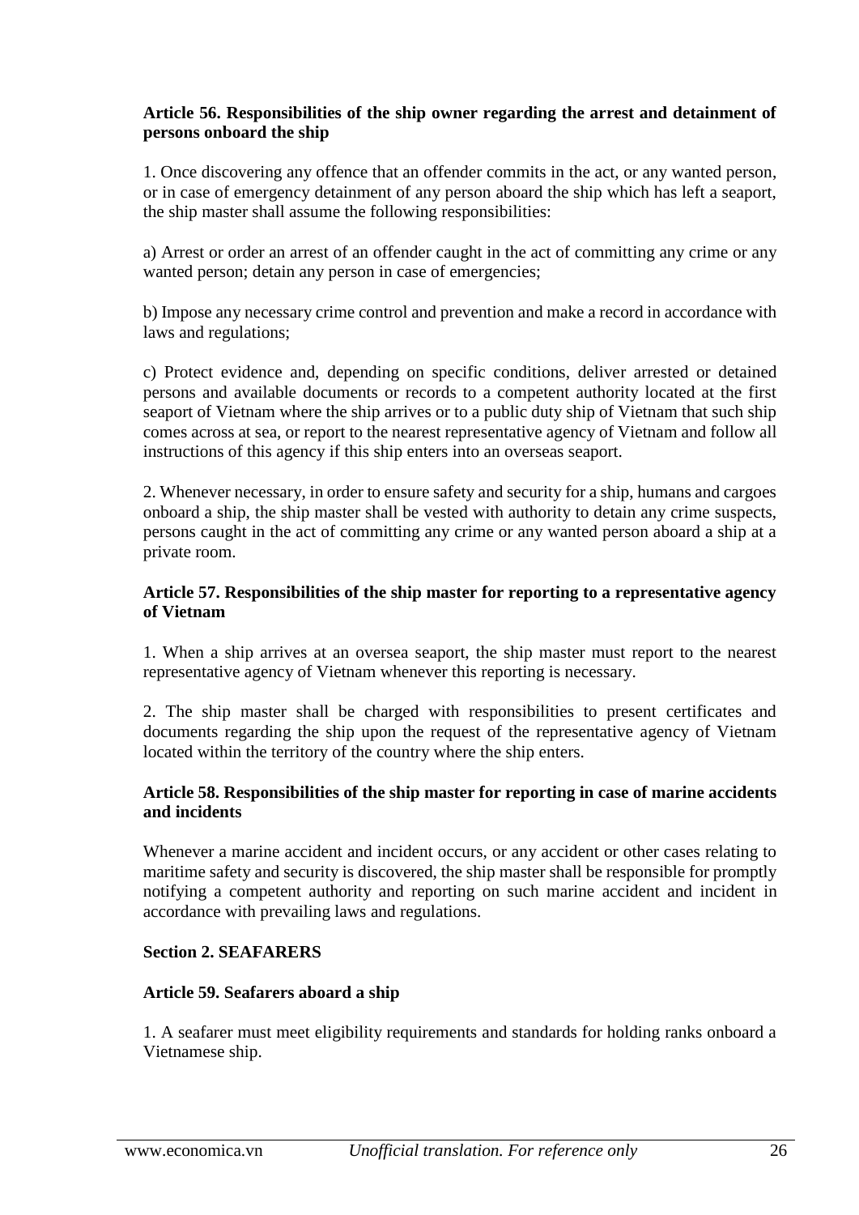**Article 56. Responsibilities of the ship owner regarding the arrest and detainment of persons onboard the ship**

1. Once discovering any offence that an offender commits in the act, or any wanted person, or in case of emergency detainment of any person aboard the ship which has left a seaport, the ship master shall assume the following responsibilities:

a) Arrest or order an arrest of an offender caught in the act of committing any crime or any wanted person; detain any person in case of emergencies;

b) Impose any necessary crime control and prevention and make a record in accordance with laws and regulations;

c) Protect evidence and, depending on specific conditions, deliver arrested or detained persons and available documents or records to a competent authority located at the first seaport of Vietnam where the ship arrives or to a public duty ship of Vietnam that such ship comes across at sea, or report to the nearest representative agency of Vietnam and follow all instructions of this agency if this ship enters into an overseas seaport.

2. Whenever necessary, in order to ensure safety and security for a ship, humans and cargoes onboard a ship, the ship master shall be vested with authority to detain any crime suspects, persons caught in the act of committing any crime or any wanted person aboard a ship at a private room.

**Article 57. Responsibilities of the ship master for reporting to a representative agency of Vietnam**

1. When a ship arrives at an oversea seaport, the ship master must report to the nearest representative agency of Vietnam whenever this reporting is necessary.

2. The ship master shall be charged with responsibilities to present certificates and documents regarding the ship upon the request of the representative agency of Vietnam located within the territory of the country where the ship enters.

**Article 58. Responsibilities of the ship master for reporting in case of marine accidents and incidents**

Whenever a marine accident and incident occurs, or any accident or other cases relating to maritime safety and security is discovered, the ship master shall be responsible for promptly notifying a competent authority and reporting on such marine accident and incident in accordance with prevailing laws and regulations.

**Section 2. SEAFARERS**

**Article 59. Seafarers aboard a ship**

1. A seafarer must meet eligibility requirements and standards for holding ranks onboard a Vietnamese ship.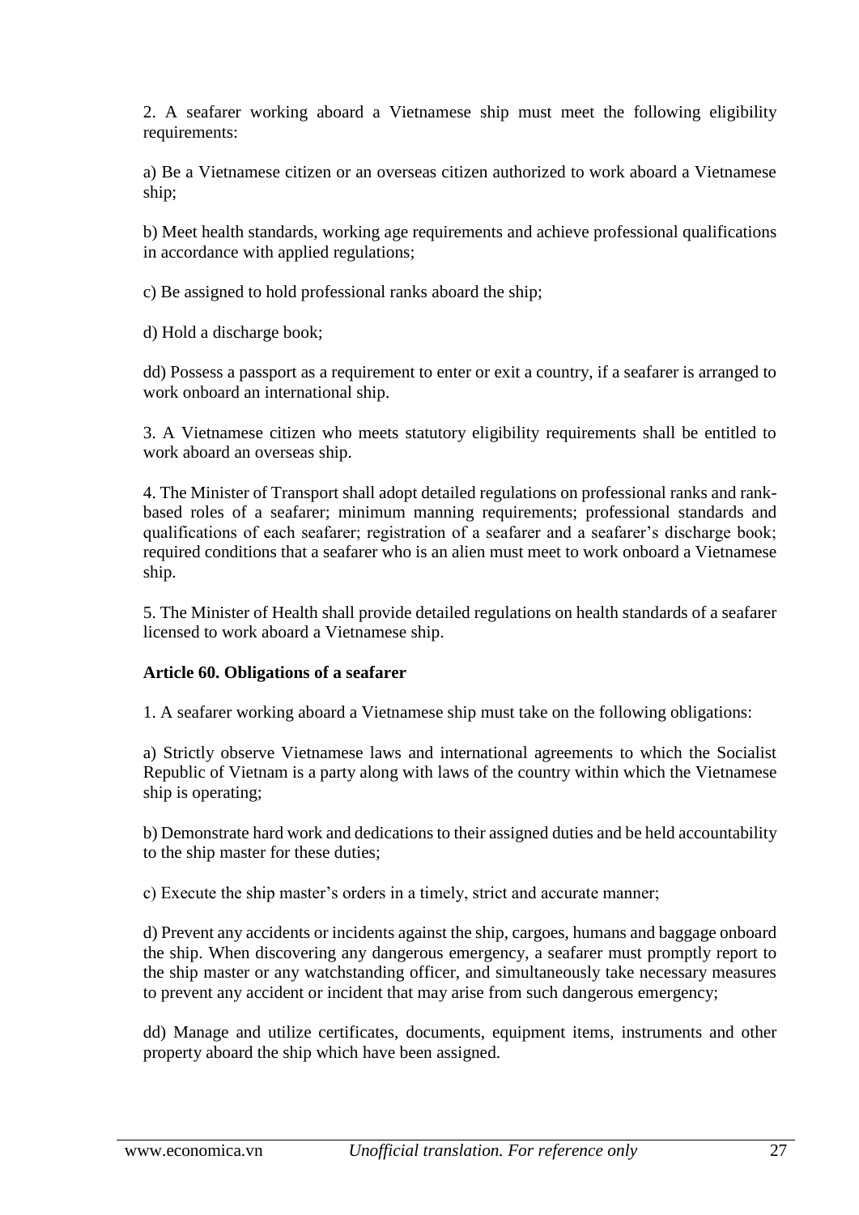2. A seafarer working aboard a Vietnamese ship must meet the following eligibility requirements:

a) Be a Vietnamese citizen or an overseas citizen authorized to work aboard a Vietnamese ship;

b) Meet health standards, working age requirements and achieve professional qualifications in accordance with applied regulations;

c) Be assigned to hold professional ranks aboard the ship;

d) Hold a discharge book;

dd) Possess a passport as a requirement to enter or exit a country, if a seafarer is arranged to work onboard an international ship.

3. A Vietnamese citizen who meets statutory eligibility requirements shall be entitled to work aboard an overseas ship.

4. The Minister of Transport shall adopt detailed regulations on professional ranks and rank-based roles of a seafarer; minimum manning requirements; professional standards and qualifications of each seafarer; registration of a seafarer and a seafarer's discharge book; required conditions that a seafarer who is an alien must meet to work onboard a Vietnamese ship.

5. The Minister of Health shall provide detailed regulations on health standards of a seafarer licensed to work aboard a Vietnamese ship.

**Article 60. Obligations of a seafarer**

1. A seafarer working aboard a Vietnamese ship must take on the following obligations:

a) Strictly observe Vietnamese laws and international agreements to which the Socialist Republic of Vietnam is a party along with laws of the country within which the Vietnamese ship is operating;

b) Demonstrate hard work and dedications to their assigned duties and be held accountability to the ship master for these duties;

c) Execute the ship master's orders in a timely, strict and accurate manner;

d) Prevent any accidents or incidents against the ship, cargoes, humans and baggage onboard the ship. When discovering any dangerous emergency, a seafarer must promptly report to the ship master or any watchstanding officer, and simultaneously take necessary measures to prevent any accident or incident that may arise from such dangerous emergency;

dd) Manage and utilize certificates, documents, equipment items, instruments and other property aboard the ship which have been assigned.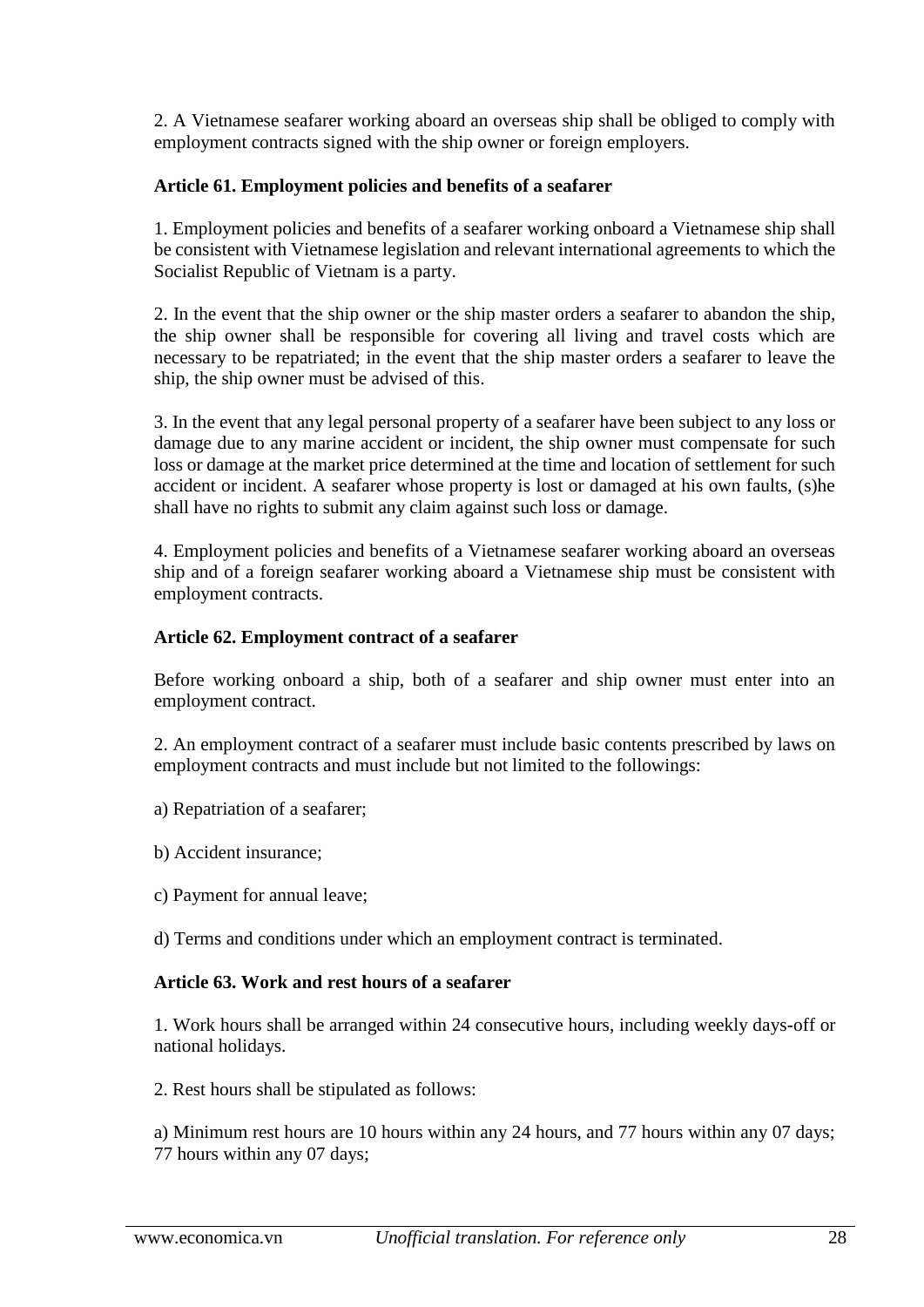2. A Vietnamese seafarer working aboard an overseas ship shall be obliged to comply with employment contracts signed with the ship owner or foreign employers.

**Article 61. Employment policies and benefits of a seafarer**

1. Employment policies and benefits of a seafarer working onboard a Vietnamese ship shall be consistent with Vietnamese legislation and relevant international agreements to which the Socialist Republic of Vietnam is a party.

2. In the event that the ship owner or the ship master orders a seafarer to abandon the ship, the ship owner shall be responsible for covering all living and travel costs which are necessary to be repatriated; in the event that the ship master orders a seafarer to leave the ship, the ship owner must be advised of this.

3. In the event that any legal personal property of a seafarer have been subject to any loss or damage due to any marine accident or incident, the ship owner must compensate for such loss or damage at the market price determined at the time and location of settlement for such accident or incident. A seafarer whose property is lost or damaged at his own faults, (s)he shall have no rights to submit any claim against such loss or damage.

4. Employment policies and benefits of a Vietnamese seafarer working aboard an overseas ship and of a foreign seafarer working aboard a Vietnamese ship must be consistent with employment contracts.

**Article 62. Employment contract of a seafarer**

Before working onboard a ship, both of a seafarer and ship owner must enter into an employment contract.

2. An employment contract of a seafarer must include basic contents prescribed by laws on employment contracts and must include but not limited to the followings:

a) Repatriation of a seafarer;

b) Accident insurance;

c) Payment for annual leave;

d) Terms and conditions under which an employment contract is terminated.

**Article 63. Work and rest hours of a seafarer**

1. Work hours shall be arranged within 24 consecutive hours, including weekly days-off or national holidays.

2. Rest hours shall be stipulated as follows:

a) Minimum rest hours are 10 hours within any 24 hours, and 77 hours within any 07 days; 77 hours within any 07 days;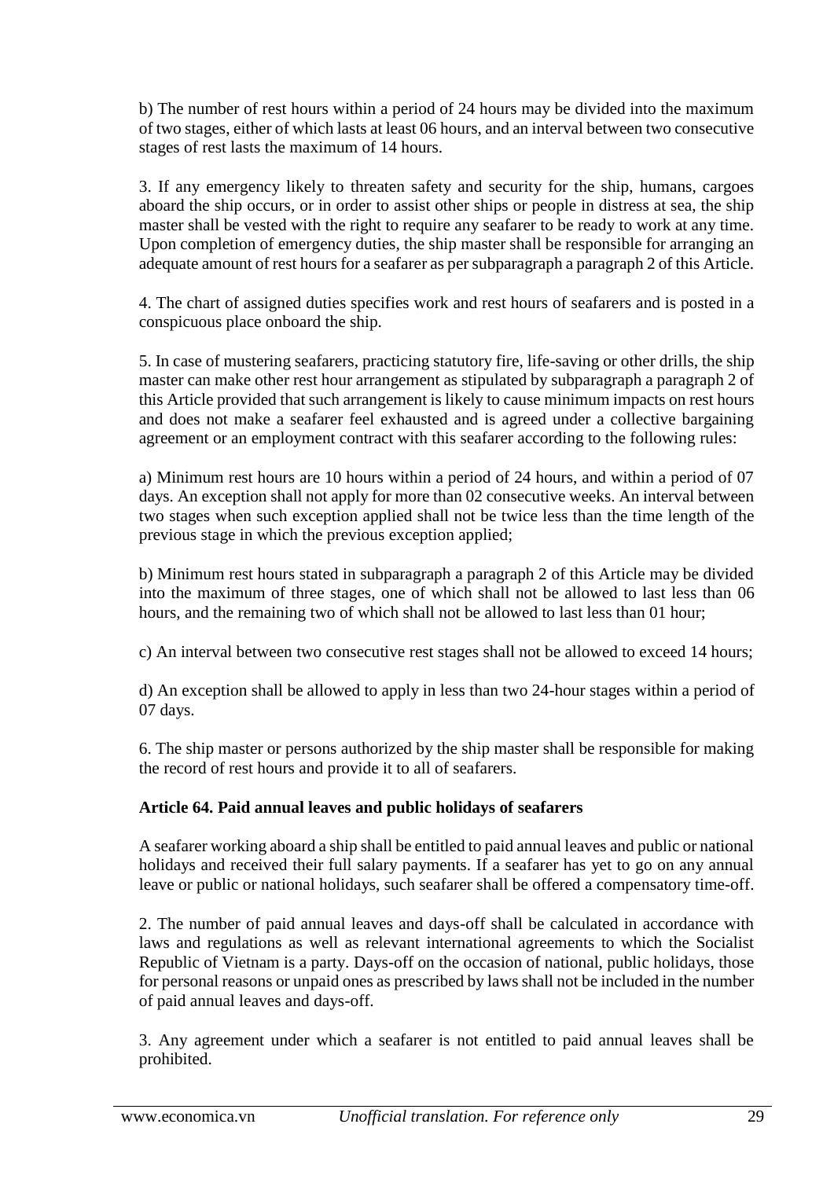b) The number of rest hours within a period of 24 hours may be divided into the maximum of two stages, either of which lasts at least 06 hours, and an interval between two consecutive stages of rest lasts the maximum of 14 hours.

3. If any emergency likely to threaten safety and security for the ship, humans, cargoes aboard the ship occurs, or in order to assist other ships or people in distress at sea, the ship master shall be vested with the right to require any seafarer to be ready to work at any time. Upon completion of emergency duties, the ship master shall be responsible for arranging an adequate amount of rest hours for a seafarer as per subparagraph a paragraph 2 of this Article.

4. The chart of assigned duties specifies work and rest hours of seafarers and is posted in a conspicuous place onboard the ship.

5. In case of mustering seafarers, practicing statutory fire, life-saving or other drills, the ship master can make other rest hour arrangement as stipulated by subparagraph a paragraph 2 of this Article provided that such arrangement is likely to cause minimum impacts on rest hours and does not make a seafarer feel exhausted and is agreed under a collective bargaining agreement or an employment contract with this seafarer according to the following rules:

a) Minimum rest hours are 10 hours within a period of 24 hours, and within a period of 07 days. An exception shall not apply for more than 02 consecutive weeks. An interval between two stages when such exception applied shall not be twice less than the time length of the previous stage in which the previous exception applied;

b) Minimum rest hours stated in subparagraph a paragraph 2 of this Article may be divided into the maximum of three stages, one of which shall not be allowed to last less than 06 hours, and the remaining two of which shall not be allowed to last less than 01 hour;

c) An interval between two consecutive rest stages shall not be allowed to exceed 14 hours;

d) An exception shall be allowed to apply in less than two 24-hour stages within a period of 07 days.

6. The ship master or persons authorized by the ship master shall be responsible for making the record of rest hours and provide it to all of seafarers.

**Article 64. Paid annual leaves and public holidays of seafarers**

A seafarer working aboard a ship shall be entitled to paid annual leaves and public or national holidays and received their full salary payments. If a seafarer has yet to go on any annual leave or public or national holidays, such seafarer shall be offered a compensatory time-off.

2. The number of paid annual leaves and days-off shall be calculated in accordance with laws and regulations as well as relevant international agreements to which the Socialist Republic of Vietnam is a party. Days-off on the occasion of national, public holidays, those for personal reasons or unpaid ones as prescribed by laws shall not be included in the number of paid annual leaves and days-off.

3. Any agreement under which a seafarer is not entitled to paid annual leaves shall be prohibited.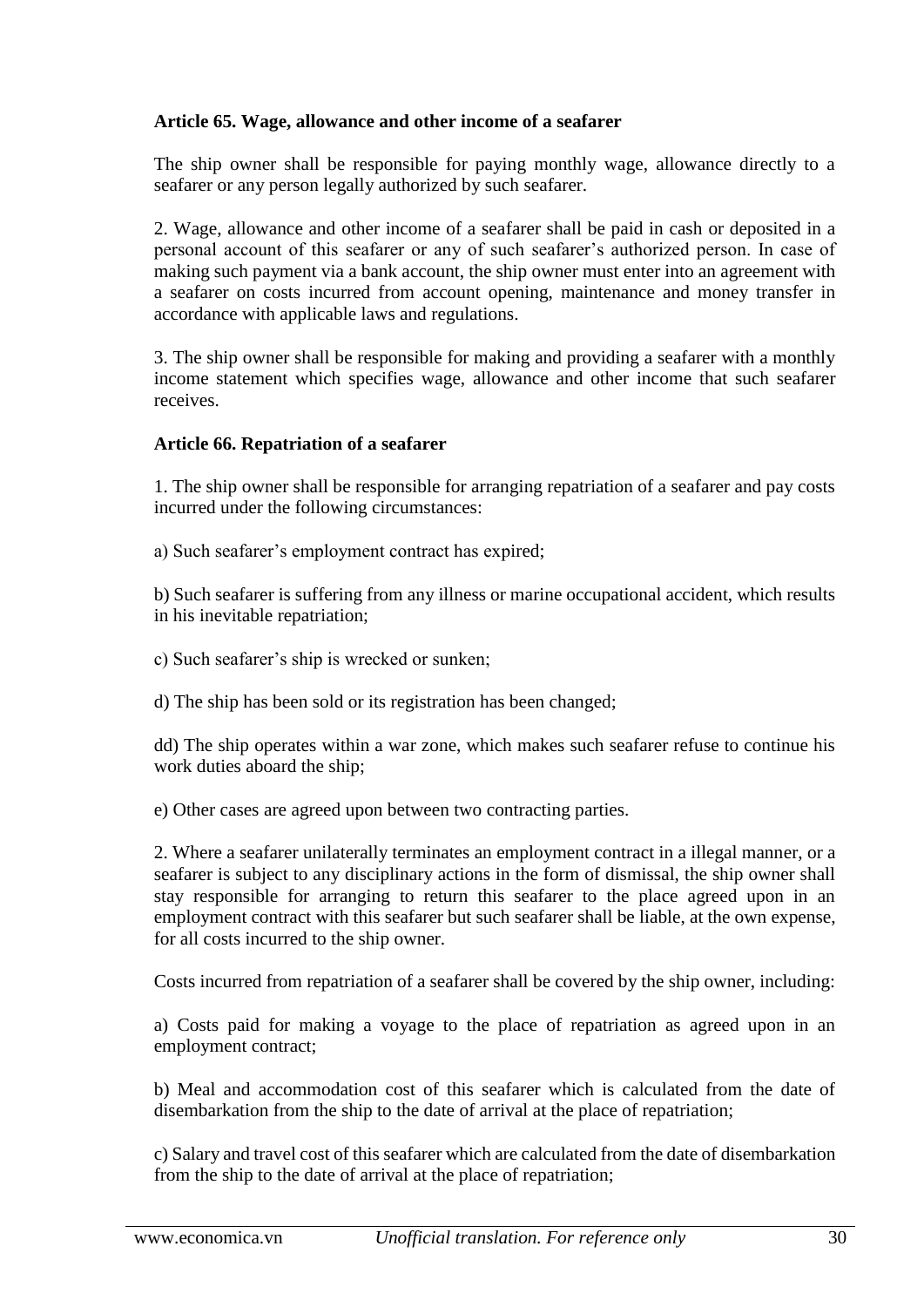**Article 65. Wage, allowance and other income of a seafarer**

The ship owner shall be responsible for paying monthly wage, allowance directly to a seafarer or any person legally authorized by such seafarer.

2. Wage, allowance and other income of a seafarer shall be paid in cash or deposited in a personal account of this seafarer or any of such seafarer's authorized person. In case of making such payment via a bank account, the ship owner must enter into an agreement with a seafarer on costs incurred from account opening, maintenance and money transfer in accordance with applicable laws and regulations.

3. The ship owner shall be responsible for making and providing a seafarer with a monthly income statement which specifies wage, allowance and other income that such seafarer receives.

**Article 66. Repatriation of a seafarer**

1. The ship owner shall be responsible for arranging repatriation of a seafarer and pay costs incurred under the following circumstances:

a) Such seafarer's employment contract has expired;

b) Such seafarer is suffering from any illness or marine occupational accident, which results in his inevitable repatriation;

c) Such seafarer's ship is wrecked or sunken;

d) The ship has been sold or its registration has been changed;

dd) The ship operates within a war zone, which makes such seafarer refuse to continue his work duties aboard the ship;

e) Other cases are agreed upon between two contracting parties.

2. Where a seafarer unilaterally terminates an employment contract in a illegal manner, or a seafarer is subject to any disciplinary actions in the form of dismissal, the ship owner shall stay responsible for arranging to return this seafarer to the place agreed upon in an employment contract with this seafarer but such seafarer shall be liable, at the own expense, for all costs incurred to the ship owner.

Costs incurred from repatriation of a seafarer shall be covered by the ship owner, including:

a) Costs paid for making a voyage to the place of repatriation as agreed upon in an employment contract;

b) Meal and accommodation cost of this seafarer which is calculated from the date of disembarkation from the ship to the date of arrival at the place of repatriation;

c) Salary and travel cost of this seafarer which are calculated from the date of disembarkation from the ship to the date of arrival at the place of repatriation;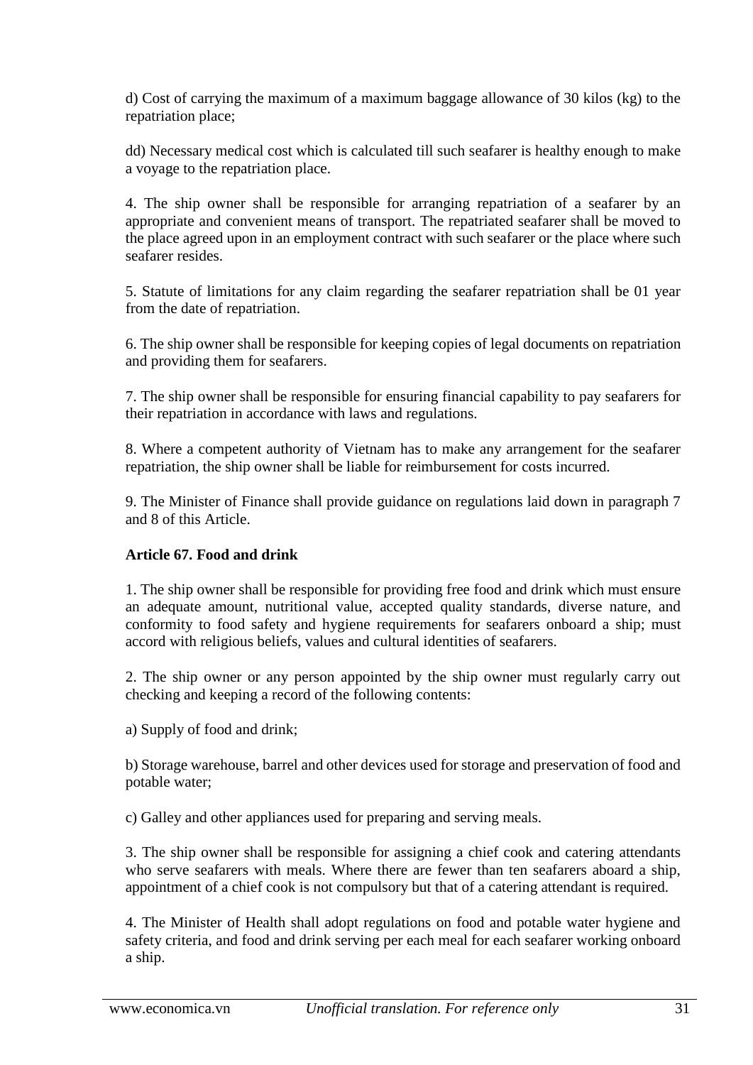d) Cost of carrying the maximum of a maximum baggage allowance of 30 kilos (kg) to the repatriation place;

dd) Necessary medical cost which is calculated till such seafarer is healthy enough to make a voyage to the repatriation place.

4. The ship owner shall be responsible for arranging repatriation of a seafarer by an appropriate and convenient means of transport. The repatriated seafarer shall be moved to the place agreed upon in an employment contract with such seafarer or the place where such seafarer resides.

5. Statute of limitations for any claim regarding the seafarer repatriation shall be 01 year from the date of repatriation.

6. The ship owner shall be responsible for keeping copies of legal documents on repatriation and providing them for seafarers.

7. The ship owner shall be responsible for ensuring financial capability to pay seafarers for their repatriation in accordance with laws and regulations.

8. Where a competent authority of Vietnam has to make any arrangement for the seafarer repatriation, the ship owner shall be liable for reimbursement for costs incurred.

9. The Minister of Finance shall provide guidance on regulations laid down in paragraph 7 and 8 of this Article.

**Article 67. Food and drink**

1. The ship owner shall be responsible for providing free food and drink which must ensure an adequate amount, nutritional value, accepted quality standards, diverse nature, and conformity to food safety and hygiene requirements for seafarers onboard a ship; must accord with religious beliefs, values and cultural identities of seafarers.

2. The ship owner or any person appointed by the ship owner must regularly carry out checking and keeping a record of the following contents:

a) Supply of food and drink;

b) Storage warehouse, barrel and other devices used for storage and preservation of food and potable water;

c) Galley and other appliances used for preparing and serving meals.

3. The ship owner shall be responsible for assigning a chief cook and catering attendants who serve seafarers with meals. Where there are fewer than ten seafarers aboard a ship, appointment of a chief cook is not compulsory but that of a catering attendant is required.

4. The Minister of Health shall adopt regulations on food and potable water hygiene and safety criteria, and food and drink serving per each meal for each seafarer working onboard a ship.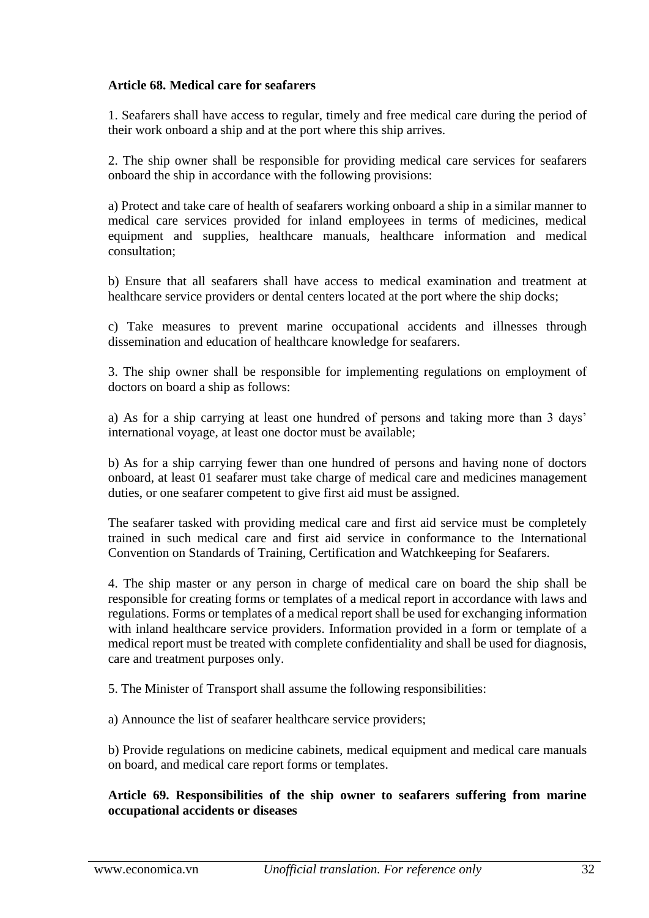**Article 68. Medical care for seafarers**

1. Seafarers shall have access to regular, timely and free medical care during the period of their work onboard a ship and at the port where this ship arrives.

2. The ship owner shall be responsible for providing medical care services for seafarers onboard the ship in accordance with the following provisions:

a) Protect and take care of health of seafarers working onboard a ship in a similar manner to medical care services provided for inland employees in terms of medicines, medical equipment and supplies, healthcare manuals, healthcare information and medical consultation;

b) Ensure that all seafarers shall have access to medical examination and treatment at healthcare service providers or dental centers located at the port where the ship docks;

c) Take measures to prevent marine occupational accidents and illnesses through dissemination and education of healthcare knowledge for seafarers.

3. The ship owner shall be responsible for implementing regulations on employment of doctors on board a ship as follows:

a) As for a ship carrying at least one hundred of persons and taking more than 3 days' international voyage, at least one doctor must be available;

b) As for a ship carrying fewer than one hundred of persons and having none of doctors onboard, at least 01 seafarer must take charge of medical care and medicines management duties, or one seafarer competent to give first aid must be assigned.

The seafarer tasked with providing medical care and first aid service must be completely trained in such medical care and first aid service in conformance to the International Convention on Standards of Training, Certification and Watchkeeping for Seafarers.

4. The ship master or any person in charge of medical care on board the ship shall be responsible for creating forms or templates of a medical report in accordance with laws and regulations. Forms or templates of a medical report shall be used for exchanging information with inland healthcare service providers. Information provided in a form or template of a medical report must be treated with complete confidentiality and shall be used for diagnosis, care and treatment purposes only.

5. The Minister of Transport shall assume the following responsibilities:

a) Announce the list of seafarer healthcare service providers;

b) Provide regulations on medicine cabinets, medical equipment and medical care manuals on board, and medical care report forms or templates.

**Article 69. Responsibilities of the ship owner to seafarers suffering from marine occupational accidents or diseases**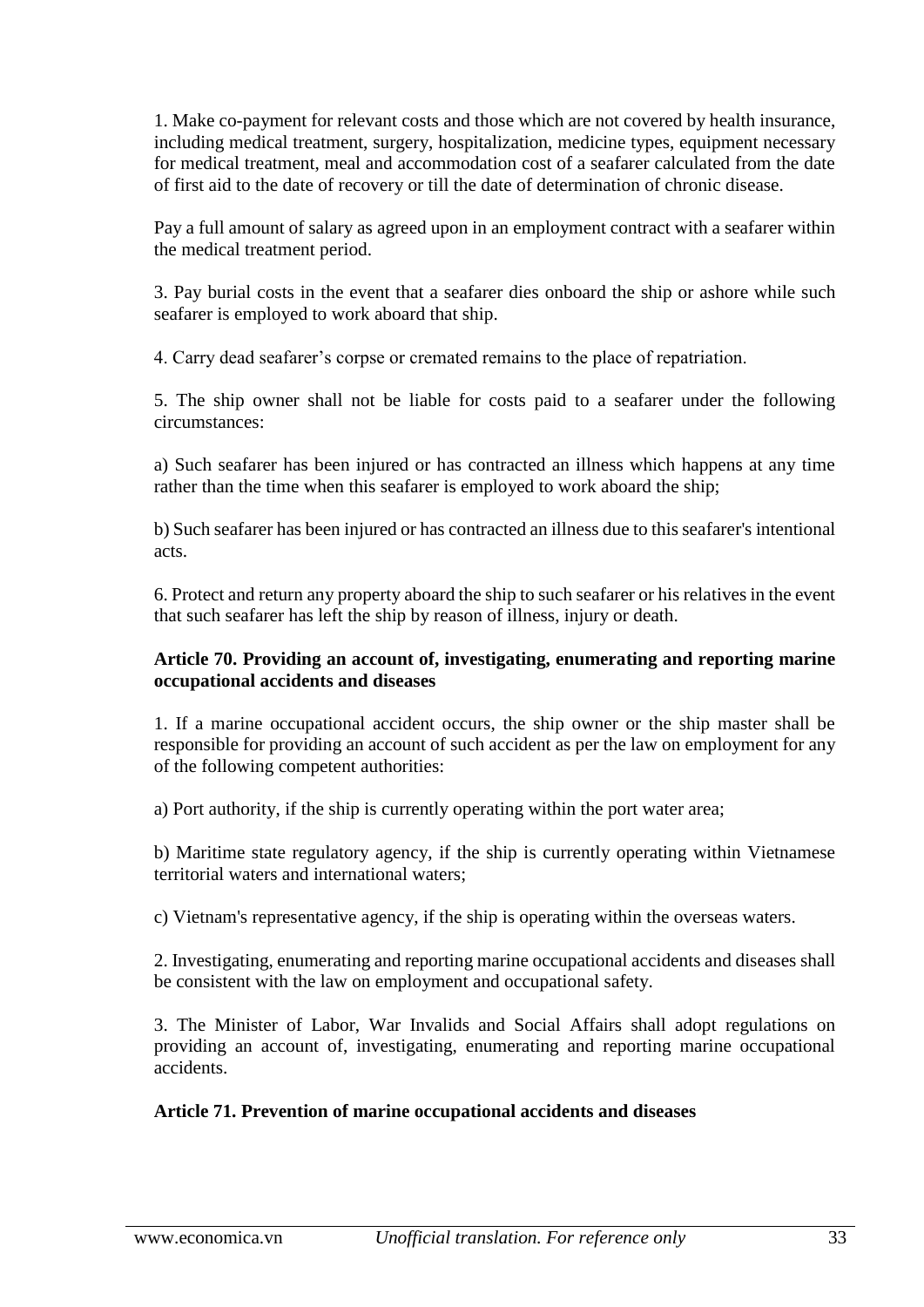1. Make co-payment for relevant costs and those which are not covered by health insurance, including medical treatment, surgery, hospitalization, medicine types, equipment necessary for medical treatment, meal and accommodation cost of a seafarer calculated from the date of first aid to the date of recovery or till the date of determination of chronic disease.

Pay a full amount of salary as agreed upon in an employment contract with a seafarer within the medical treatment period.

3. Pay burial costs in the event that a seafarer dies onboard the ship or ashore while such seafarer is employed to work aboard that ship.

4. Carry dead seafarer's corpse or cremated remains to the place of repatriation.

5. The ship owner shall not be liable for costs paid to a seafarer under the following circumstances:

a) Such seafarer has been injured or has contracted an illness which happens at any time rather than the time when this seafarer is employed to work aboard the ship;

b) Such seafarer has been injured or has contracted an illness due to this seafarer's intentional acts.

6. Protect and return any property aboard the ship to such seafarer or his relatives in the event that such seafarer has left the ship by reason of illness, injury or death.

**Article 70. Providing an account of, investigating, enumerating and reporting marine occupational accidents and diseases**

1. If a marine occupational accident occurs, the ship owner or the ship master shall be responsible for providing an account of such accident as per the law on employment for any of the following competent authorities:

a) Port authority, if the ship is currently operating within the port water area;

b) Maritime state regulatory agency, if the ship is currently operating within Vietnamese territorial waters and international waters;

c) Vietnam's representative agency, if the ship is operating within the overseas waters.

2. Investigating, enumerating and reporting marine occupational accidents and diseases shall be consistent with the law on employment and occupational safety.

3. The Minister of Labor, War Invalids and Social Affairs shall adopt regulations on providing an account of, investigating, enumerating and reporting marine occupational accidents.

**Article 71. Prevention of marine occupational accidents and diseases**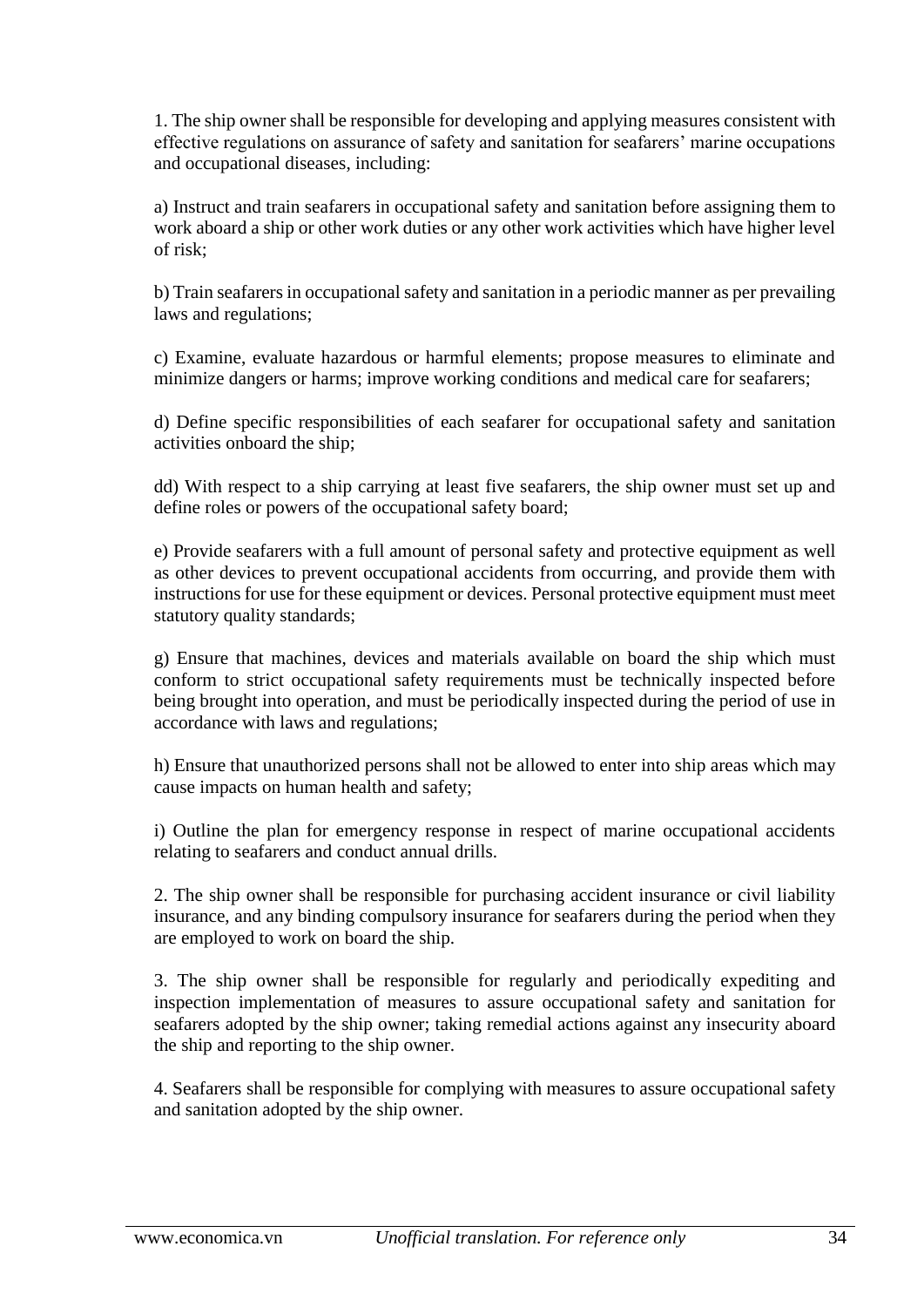1. The ship owner shall be responsible for developing and applying measures consistent with effective regulations on assurance of safety and sanitation for seafarers' marine occupations and occupational diseases, including:

a) Instruct and train seafarers in occupational safety and sanitation before assigning them to work aboard a ship or other work duties or any other work activities which have higher level of risk;

b) Train seafarers in occupational safety and sanitation in a periodic manner as per prevailing laws and regulations;

c) Examine, evaluate hazardous or harmful elements; propose measures to eliminate and minimize dangers or harms; improve working conditions and medical care for seafarers;

d) Define specific responsibilities of each seafarer for occupational safety and sanitation activities onboard the ship;

dd) With respect to a ship carrying at least five seafarers, the ship owner must set up and define roles or powers of the occupational safety board;

e) Provide seafarers with a full amount of personal safety and protective equipment as well as other devices to prevent occupational accidents from occurring, and provide them with instructions for use for these equipment or devices. Personal protective equipment must meet statutory quality standards;

g) Ensure that machines, devices and materials available on board the ship which must conform to strict occupational safety requirements must be technically inspected before being brought into operation, and must be periodically inspected during the period of use in accordance with laws and regulations;

h) Ensure that unauthorized persons shall not be allowed to enter into ship areas which may cause impacts on human health and safety;

i) Outline the plan for emergency response in respect of marine occupational accidents relating to seafarers and conduct annual drills.

2. The ship owner shall be responsible for purchasing accident insurance or civil liability insurance, and any binding compulsory insurance for seafarers during the period when they are employed to work on board the ship.

3. The ship owner shall be responsible for regularly and periodically expediting and inspection implementation of measures to assure occupational safety and sanitation for seafarers adopted by the ship owner; taking remedial actions against any insecurity aboard the ship and reporting to the ship owner.

4. Seafarers shall be responsible for complying with measures to assure occupational safety and sanitation adopted by the ship owner.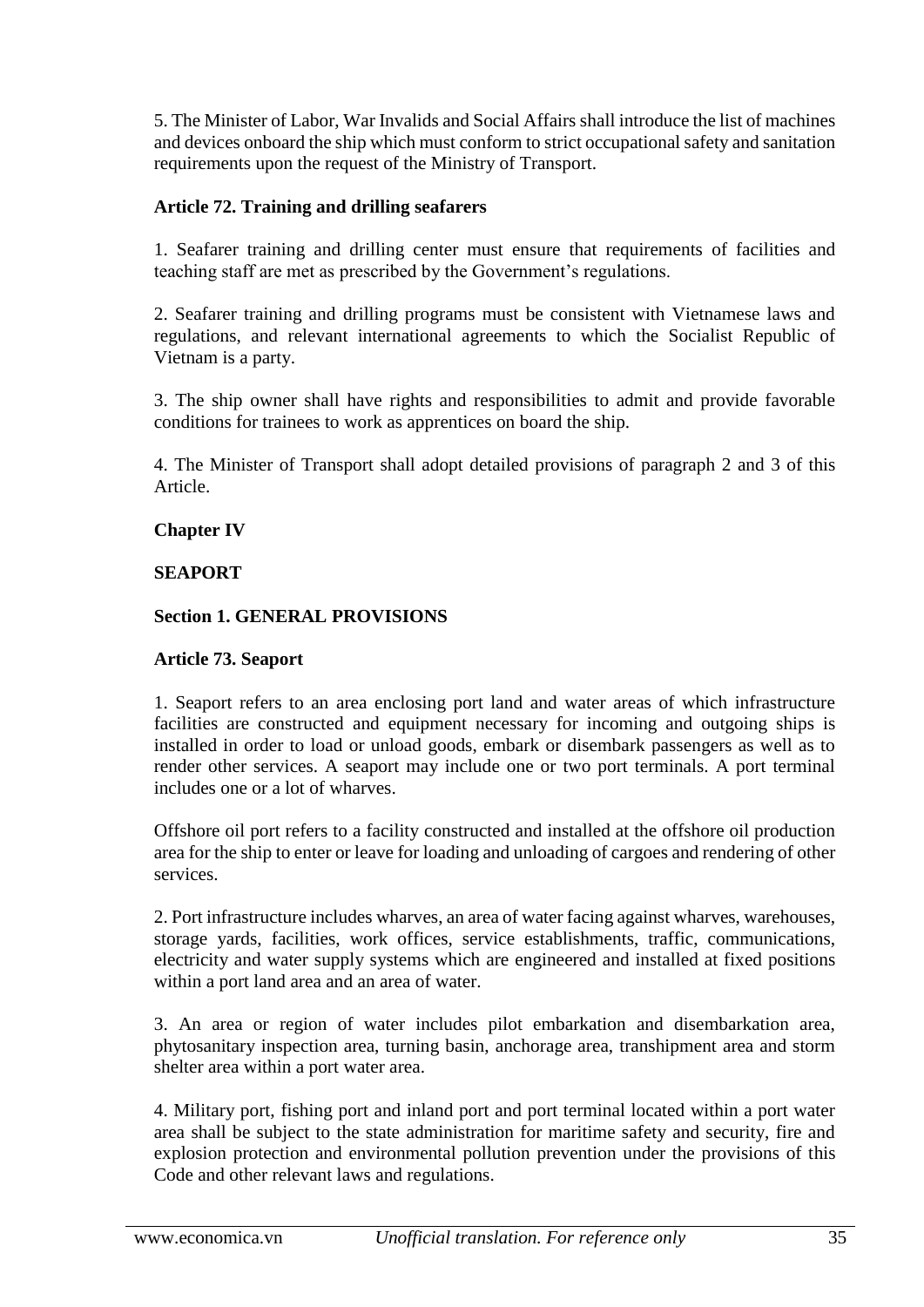5. The Minister of Labor, War Invalids and Social Affairs shall introduce the list of machines and devices onboard the ship which must conform to strict occupational safety and sanitation requirements upon the request of the Ministry of Transport.

### Article 72. Training and drilling seafarers

1. Seafarer training and drilling center must ensure that requirements of facilities and teaching staff are met as prescribed by the Government's regulations.

2. Seafarer training and drilling programs must be consistent with Vietnamese laws and regulations, and relevant international agreements to which the Socialist Republic of Vietnam is a party.

3. The ship owner shall have rights and responsibilities to admit and provide favorable conditions for trainees to work as apprentices on board the ship.

4. The Minister of Transport shall adopt detailed provisions of paragraph 2 and 3 of this Article.

## Chapter IV

## SEAPORT

### Section 1. GENERAL PROVISIONS

### Article 73. Seaport

1. Seaport refers to an area enclosing port land and water areas of which infrastructure facilities are constructed and equipment necessary for incoming and outgoing ships is installed in order to load or unload goods, embark or disembark passengers as well as to render other services. A seaport may include one or two port terminals. A port terminal includes one or a lot of wharves.

Offshore oil port refers to a facility constructed and installed at the offshore oil production area for the ship to enter or leave for loading and unloading of cargoes and rendering of other services.

2. Port infrastructure includes wharves, an area of water facing against wharves, warehouses, storage yards, facilities, work offices, service establishments, traffic, communications, electricity and water supply systems which are engineered and installed at fixed positions within a port land area and an area of water.

3. An area or region of water includes pilot embarkation and disembarkation area, phytosanitary inspection area, turning basin, anchorage area, transhipment area and storm shelter area within a port water area.

4. Military port, fishing port and inland port and port terminal located within a port water area shall be subject to the state administration for maritime safety and security, fire and explosion protection and environmental pollution prevention under the provisions of this Code and other relevant laws and regulations.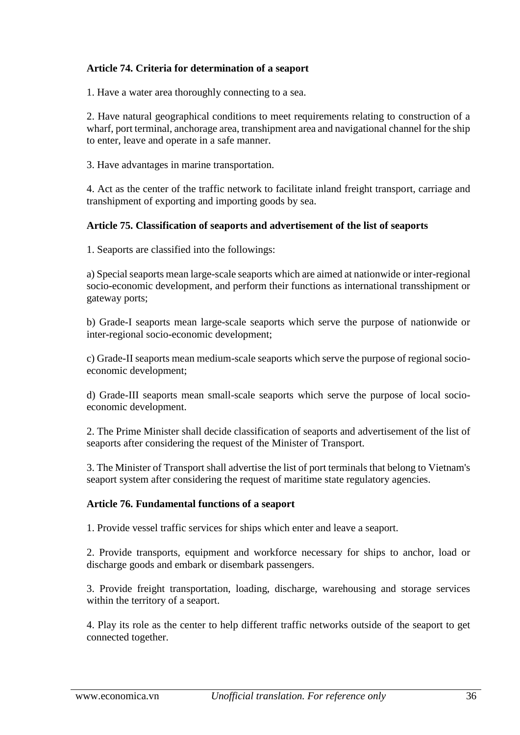**Article 74. Criteria for determination of a seaport**

1. Have a water area thoroughly connecting to a sea.

2. Have natural geographical conditions to meet requirements relating to construction of a wharf, port terminal, anchorage area, transhipment area and navigational channel for the ship to enter, leave and operate in a safe manner.

3. Have advantages in marine transportation.

4. Act as the center of the traffic network to facilitate inland freight transport, carriage and transhipment of exporting and importing goods by sea.

**Article 75. Classification of seaports and advertisement of the list of seaports**

1. Seaports are classified into the followings:

a) Special seaports mean large-scale seaports which are aimed at nationwide or inter-regional socio-economic development, and perform their functions as international transshipment or gateway ports;

b) Grade-I seaports mean large-scale seaports which serve the purpose of nationwide or inter-regional socio-economic development;

c) Grade-II seaports mean medium-scale seaports which serve the purpose of regional socio-economic development;

d) Grade-III seaports mean small-scale seaports which serve the purpose of local socio-economic development.

2. The Prime Minister shall decide classification of seaports and advertisement of the list of seaports after considering the request of the Minister of Transport.

3. The Minister of Transport shall advertise the list of port terminals that belong to Vietnam's seaport system after considering the request of maritime state regulatory agencies.

**Article 76. Fundamental functions of a seaport**

1. Provide vessel traffic services for ships which enter and leave a seaport.

2. Provide transports, equipment and workforce necessary for ships to anchor, load or discharge goods and embark or disembark passengers.

3. Provide freight transportation, loading, discharge, warehousing and storage services within the territory of a seaport.

4. Play its role as the center to help different traffic networks outside of the seaport to get connected together.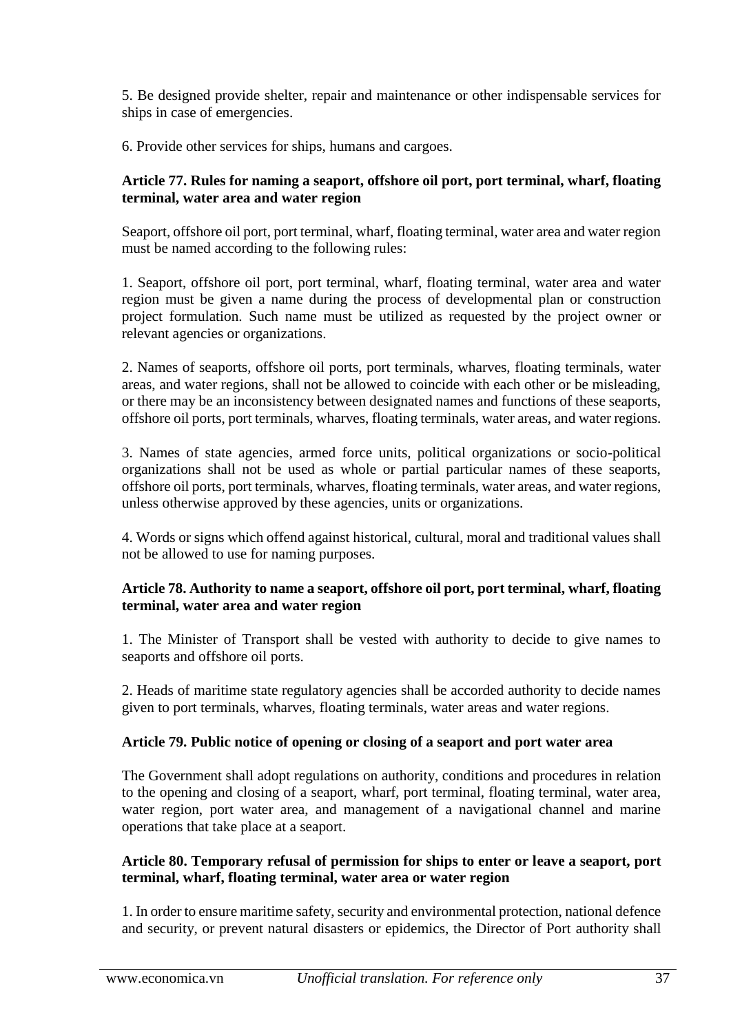5. Be designed provide shelter, repair and maintenance or other indispensable services for ships in case of emergencies.

6. Provide other services for ships, humans and cargoes.

**Article 77. Rules for naming a seaport, offshore oil port, port terminal, wharf, floating terminal, water area and water region**

Seaport, offshore oil port, port terminal, wharf, floating terminal, water area and water region must be named according to the following rules:

1. Seaport, offshore oil port, port terminal, wharf, floating terminal, water area and water region must be given a name during the process of developmental plan or construction project formulation. Such name must be utilized as requested by the project owner or relevant agencies or organizations.

2. Names of seaports, offshore oil ports, port terminals, wharves, floating terminals, water areas, and water regions, shall not be allowed to coincide with each other or be misleading, or there may be an inconsistency between designated names and functions of these seaports, offshore oil ports, port terminals, wharves, floating terminals, water areas, and water regions.

3. Names of state agencies, armed force units, political organizations or socio-political organizations shall not be used as whole or partial particular names of these seaports, offshore oil ports, port terminals, wharves, floating terminals, water areas, and water regions, unless otherwise approved by these agencies, units or organizations.

4. Words or signs which offend against historical, cultural, moral and traditional values shall not be allowed to use for naming purposes.

**Article 78. Authority to name a seaport, offshore oil port, port terminal, wharf, floating terminal, water area and water region**

1. The Minister of Transport shall be vested with authority to decide to give names to seaports and offshore oil ports.

2. Heads of maritime state regulatory agencies shall be accorded authority to decide names given to port terminals, wharves, floating terminals, water areas and water regions.

**Article 79. Public notice of opening or closing of a seaport and port water area**

The Government shall adopt regulations on authority, conditions and procedures in relation to the opening and closing of a seaport, wharf, port terminal, floating terminal, water area, water region, port water area, and management of a navigational channel and marine operations that take place at a seaport.

**Article 80. Temporary refusal of permission for ships to enter or leave a seaport, port terminal, wharf, floating terminal, water area or water region**

1. In order to ensure maritime safety, security and environmental protection, national defence and security, or prevent natural disasters or epidemics, the Director of Port authority shall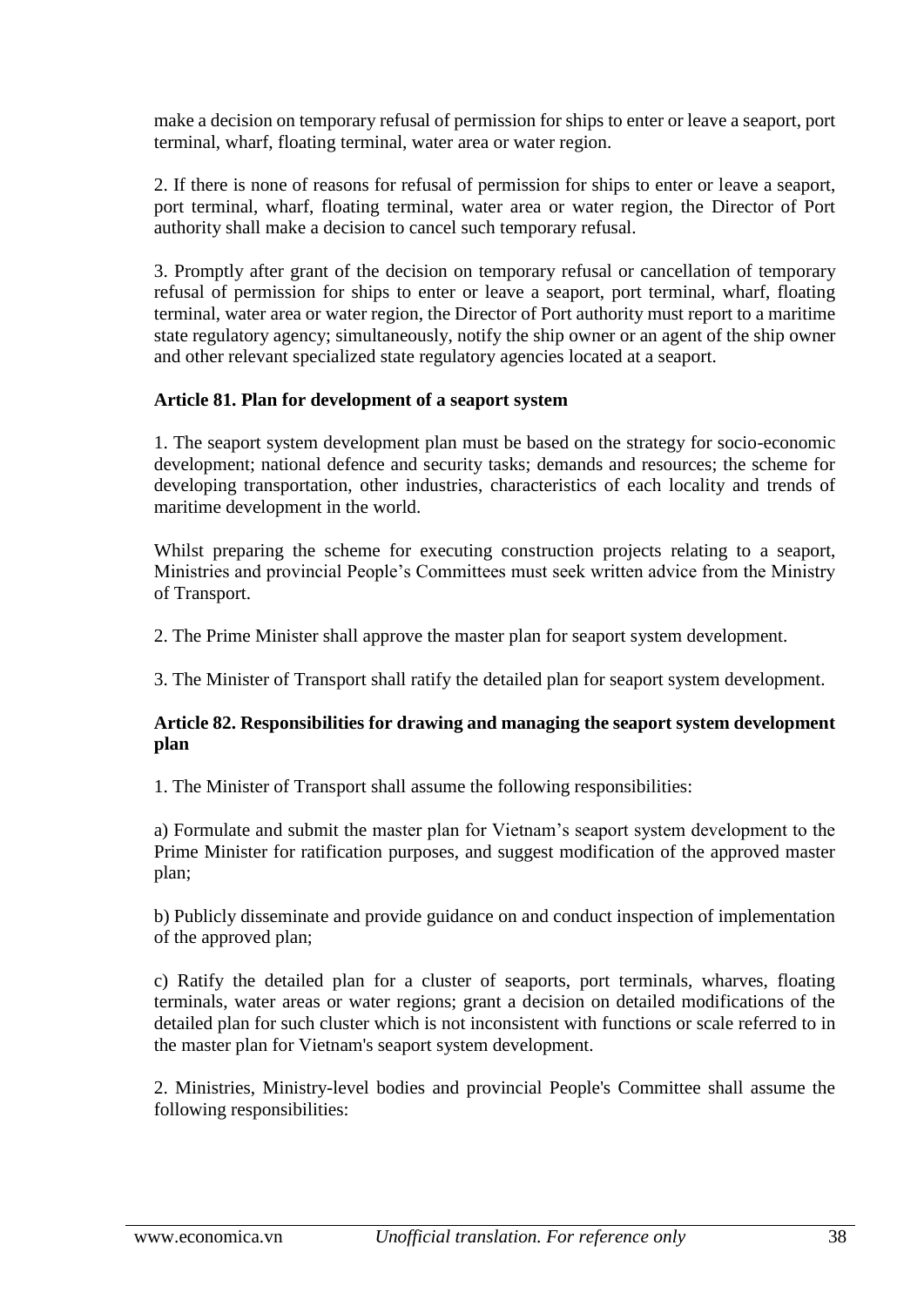make a decision on temporary refusal of permission for ships to enter or leave a seaport, port terminal, wharf, floating terminal, water area or water region.

2. If there is none of reasons for refusal of permission for ships to enter or leave a seaport, port terminal, wharf, floating terminal, water area or water region, the Director of Port authority shall make a decision to cancel such temporary refusal.

3. Promptly after grant of the decision on temporary refusal or cancellation of temporary refusal of permission for ships to enter or leave a seaport, port terminal, wharf, floating terminal, water area or water region, the Director of Port authority must report to a maritime state regulatory agency; simultaneously, notify the ship owner or an agent of the ship owner and other relevant specialized state regulatory agencies located at a seaport.

**Article 81. Plan for development of a seaport system**

1. The seaport system development plan must be based on the strategy for socio-economic development; national defence and security tasks; demands and resources; the scheme for developing transportation, other industries, characteristics of each locality and trends of maritime development in the world.

Whilst preparing the scheme for executing construction projects relating to a seaport, Ministries and provincial People's Committees must seek written advice from the Ministry of Transport.

2. The Prime Minister shall approve the master plan for seaport system development.

3. The Minister of Transport shall ratify the detailed plan for seaport system development.

**Article 82. Responsibilities for drawing and managing the seaport system development plan**

1. The Minister of Transport shall assume the following responsibilities:

a) Formulate and submit the master plan for Vietnam's seaport system development to the Prime Minister for ratification purposes, and suggest modification of the approved master plan;

b) Publicly disseminate and provide guidance on and conduct inspection of implementation of the approved plan;

c) Ratify the detailed plan for a cluster of seaports, port terminals, wharves, floating terminals, water areas or water regions; grant a decision on detailed modifications of the detailed plan for such cluster which is not inconsistent with functions or scale referred to in the master plan for Vietnam's seaport system development.

2. Ministries, Ministry-level bodies and provincial People's Committee shall assume the following responsibilities: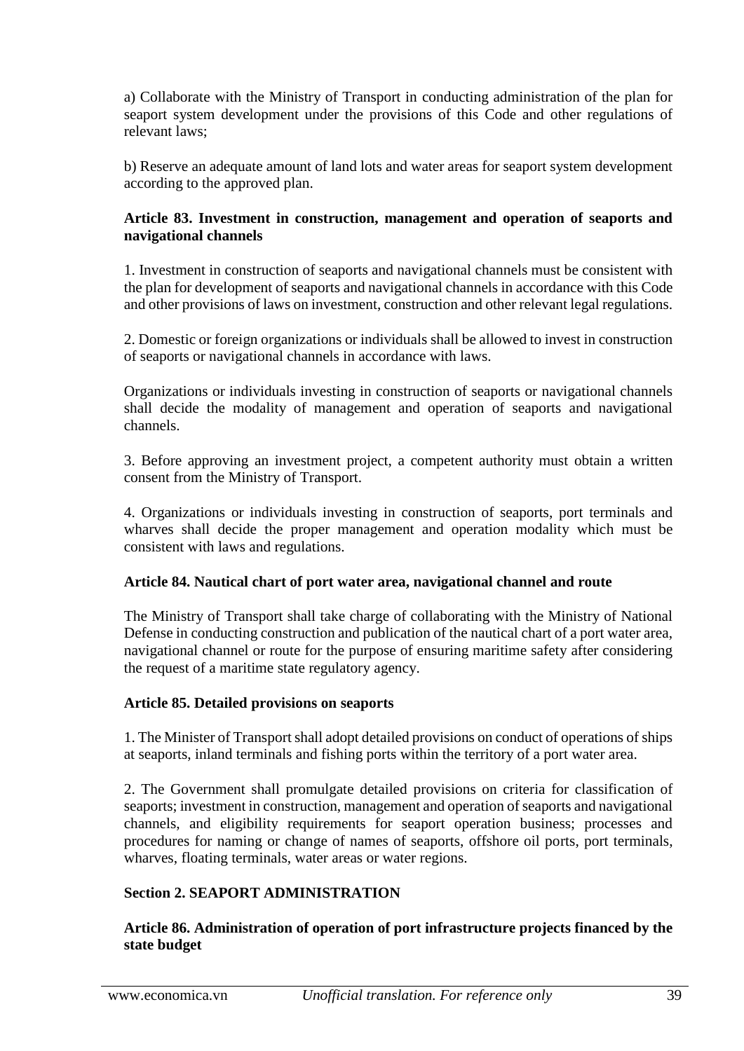a) Collaborate with the Ministry of Transport in conducting administration of the plan for seaport system development under the provisions of this Code and other regulations of relevant laws;

b) Reserve an adequate amount of land lots and water areas for seaport system development according to the approved plan.

**Article 83. Investment in construction, management and operation of seaports and navigational channels**

1. Investment in construction of seaports and navigational channels must be consistent with the plan for development of seaports and navigational channels in accordance with this Code and other provisions of laws on investment, construction and other relevant legal regulations.

2. Domestic or foreign organizations or individuals shall be allowed to invest in construction of seaports or navigational channels in accordance with laws.

Organizations or individuals investing in construction of seaports or navigational channels shall decide the modality of management and operation of seaports and navigational channels.

3. Before approving an investment project, a competent authority must obtain a written consent from the Ministry of Transport.

4. Organizations or individuals investing in construction of seaports, port terminals and wharves shall decide the proper management and operation modality which must be consistent with laws and regulations.

**Article 84. Nautical chart of port water area, navigational channel and route**

The Ministry of Transport shall take charge of collaborating with the Ministry of National Defense in conducting construction and publication of the nautical chart of a port water area, navigational channel or route for the purpose of ensuring maritime safety after considering the request of a maritime state regulatory agency.

**Article 85. Detailed provisions on seaports**

1. The Minister of Transport shall adopt detailed provisions on conduct of operations of ships at seaports, inland terminals and fishing ports within the territory of a port water area.

2. The Government shall promulgate detailed provisions on criteria for classification of seaports; investment in construction, management and operation of seaports and navigational channels, and eligibility requirements for seaport operation business; processes and procedures for naming or change of names of seaports, offshore oil ports, port terminals, wharves, floating terminals, water areas or water regions.

**Section 2. SEAPORT ADMINISTRATION**

**Article 86. Administration of operation of port infrastructure projects financed by the state budget**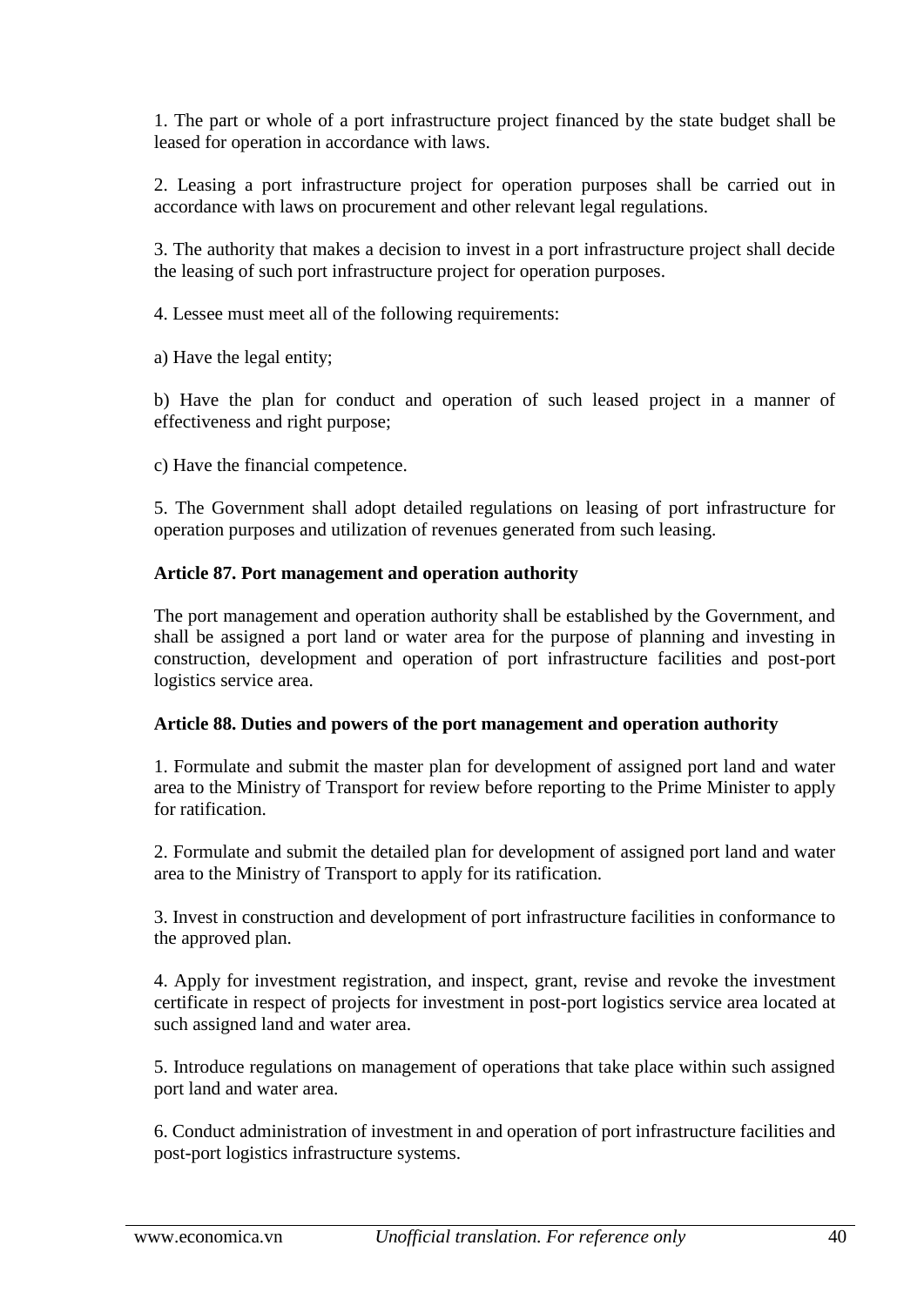1. The part or whole of a port infrastructure project financed by the state budget shall be leased for operation in accordance with laws.

2. Leasing a port infrastructure project for operation purposes shall be carried out in accordance with laws on procurement and other relevant legal regulations.

3. The authority that makes a decision to invest in a port infrastructure project shall decide the leasing of such port infrastructure project for operation purposes.

4. Lessee must meet all of the following requirements:

a) Have the legal entity;

b) Have the plan for conduct and operation of such leased project in a manner of effectiveness and right purpose;

c) Have the financial competence.

5. The Government shall adopt detailed regulations on leasing of port infrastructure for operation purposes and utilization of revenues generated from such leasing.

**Article 87. Port management and operation authority**

The port management and operation authority shall be established by the Government, and shall be assigned a port land or water area for the purpose of planning and investing in construction, development and operation of port infrastructure facilities and post-port logistics service area.

**Article 88. Duties and powers of the port management and operation authority**

1. Formulate and submit the master plan for development of assigned port land and water area to the Ministry of Transport for review before reporting to the Prime Minister to apply for ratification.

2. Formulate and submit the detailed plan for development of assigned port land and water area to the Ministry of Transport to apply for its ratification.

3. Invest in construction and development of port infrastructure facilities in conformance to the approved plan.

4. Apply for investment registration, and inspect, grant, revise and revoke the investment certificate in respect of projects for investment in post-port logistics service area located at such assigned land and water area.

5. Introduce regulations on management of operations that take place within such assigned port land and water area.

6. Conduct administration of investment in and operation of port infrastructure facilities and post-port logistics infrastructure systems.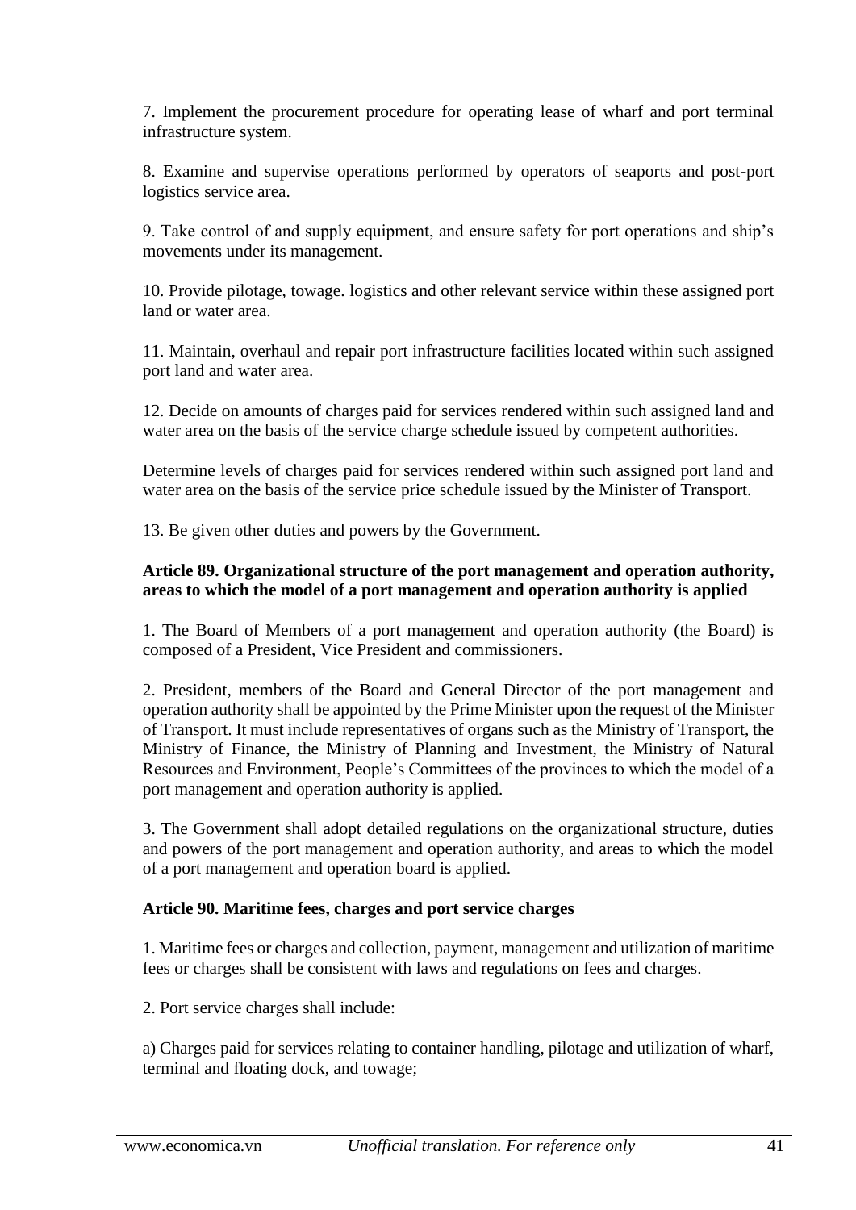7. Implement the procurement procedure for operating lease of wharf and port terminal infrastructure system.

8. Examine and supervise operations performed by operators of seaports and post-port logistics service area.

9. Take control of and supply equipment, and ensure safety for port operations and ship's movements under its management.

10. Provide pilotage, towage. logistics and other relevant service within these assigned port land or water area.

11. Maintain, overhaul and repair port infrastructure facilities located within such assigned port land and water area.

12. Decide on amounts of charges paid for services rendered within such assigned land and water area on the basis of the service charge schedule issued by competent authorities.

Determine levels of charges paid for services rendered within such assigned port land and water area on the basis of the service price schedule issued by the Minister of Transport.

13. Be given other duties and powers by the Government.

**Article 89. Organizational structure of the port management and operation authority, areas to which the model of a port management and operation authority is applied**

1. The Board of Members of a port management and operation authority (the Board) is composed of a President, Vice President and commissioners.

2. President, members of the Board and General Director of the port management and operation authority shall be appointed by the Prime Minister upon the request of the Minister of Transport. It must include representatives of organs such as the Ministry of Transport, the Ministry of Finance, the Ministry of Planning and Investment, the Ministry of Natural Resources and Environment, People's Committees of the provinces to which the model of a port management and operation authority is applied.

3. The Government shall adopt detailed regulations on the organizational structure, duties and powers of the port management and operation authority, and areas to which the model of a port management and operation board is applied.

**Article 90. Maritime fees, charges and port service charges**

1. Maritime fees or charges and collection, payment, management and utilization of maritime fees or charges shall be consistent with laws and regulations on fees and charges.

2. Port service charges shall include:

a) Charges paid for services relating to container handling, pilotage and utilization of wharf, terminal and floating dock, and towage;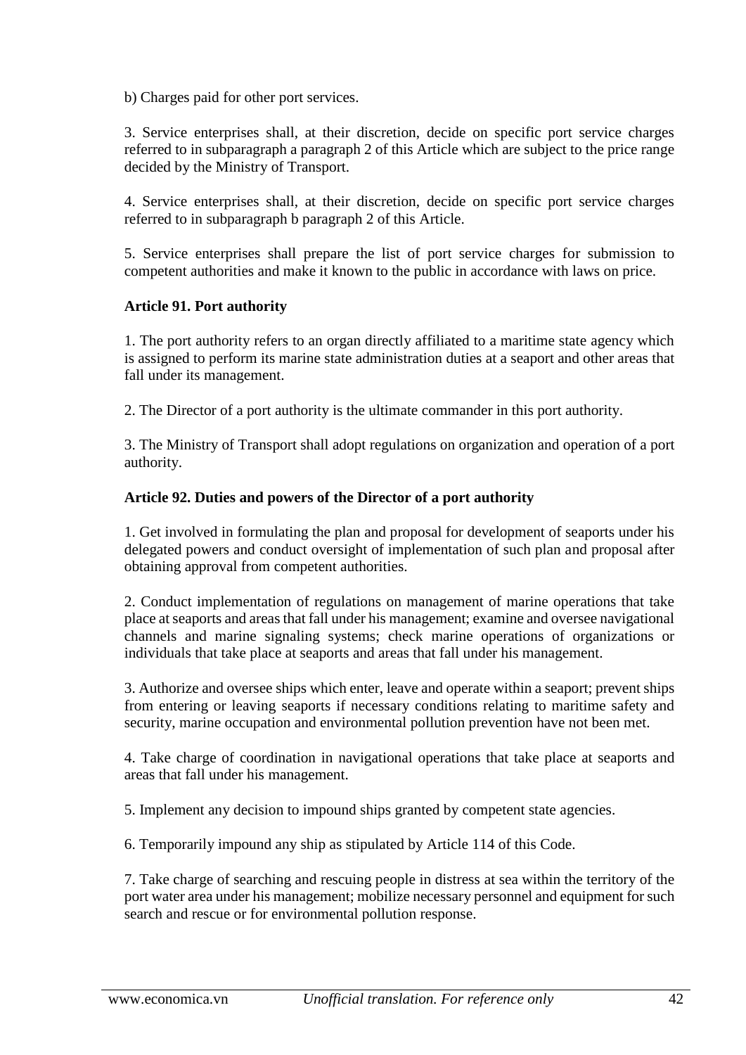b) Charges paid for other port services.

3. Service enterprises shall, at their discretion, decide on specific port service charges referred to in subparagraph a paragraph 2 of this Article which are subject to the price range decided by the Ministry of Transport.

4. Service enterprises shall, at their discretion, decide on specific port service charges referred to in subparagraph b paragraph 2 of this Article.

5. Service enterprises shall prepare the list of port service charges for submission to competent authorities and make it known to the public in accordance with laws on price.

**Article 91. Port authority**

1. The port authority refers to an organ directly affiliated to a maritime state agency which is assigned to perform its marine state administration duties at a seaport and other areas that fall under its management.

2. The Director of a port authority is the ultimate commander in this port authority.

3. The Ministry of Transport shall adopt regulations on organization and operation of a port authority.

**Article 92. Duties and powers of the Director of a port authority**

1. Get involved in formulating the plan and proposal for development of seaports under his delegated powers and conduct oversight of implementation of such plan and proposal after obtaining approval from competent authorities.

2. Conduct implementation of regulations on management of marine operations that take place at seaports and areas that fall under his management; examine and oversee navigational channels and marine signaling systems; check marine operations of organizations or individuals that take place at seaports and areas that fall under his management.

3. Authorize and oversee ships which enter, leave and operate within a seaport; prevent ships from entering or leaving seaports if necessary conditions relating to maritime safety and security, marine occupation and environmental pollution prevention have not been met.

4. Take charge of coordination in navigational operations that take place at seaports and areas that fall under his management.

5. Implement any decision to impound ships granted by competent state agencies.

6. Temporarily impound any ship as stipulated by Article 114 of this Code.

7. Take charge of searching and rescuing people in distress at sea within the territory of the port water area under his management; mobilize necessary personnel and equipment for such search and rescue or for environmental pollution response.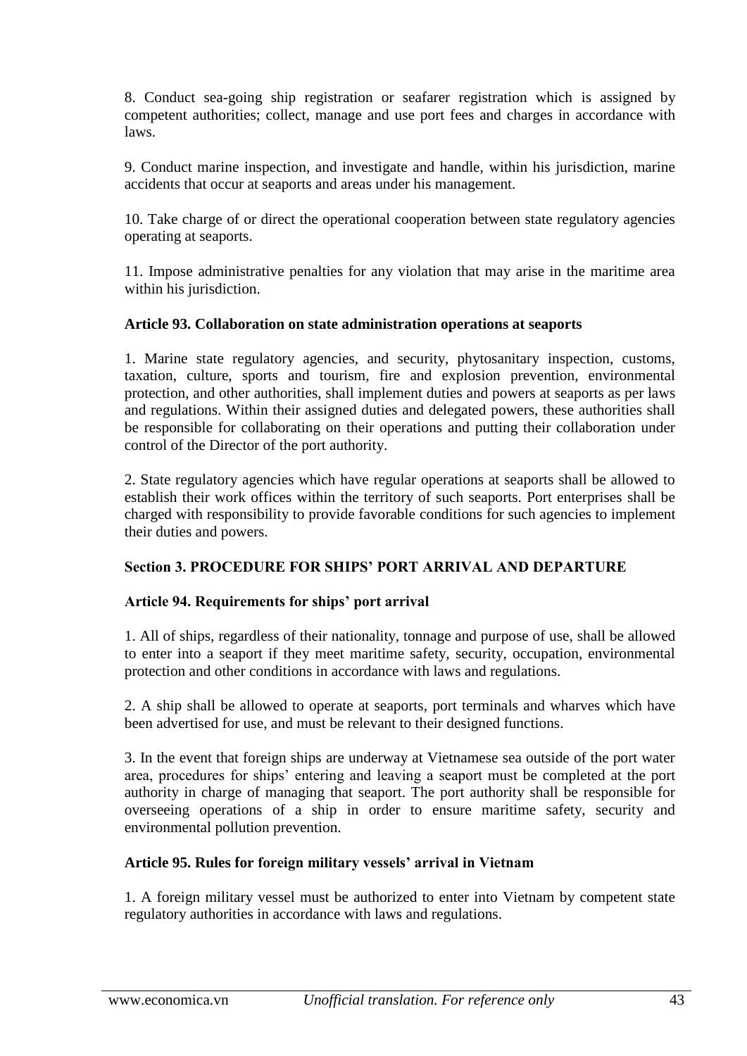8. Conduct sea-going ship registration or seafarer registration which is assigned by competent authorities; collect, manage and use port fees and charges in accordance with laws.

9. Conduct marine inspection, and investigate and handle, within his jurisdiction, marine accidents that occur at seaports and areas under his management.

10. Take charge of or direct the operational cooperation between state regulatory agencies operating at seaports.

11. Impose administrative penalties for any violation that may arise in the maritime area within his jurisdiction.

### Article 93. Collaboration on state administration operations at seaports

1. Marine state regulatory agencies, and security, phytosanitary inspection, customs, taxation, culture, sports and tourism, fire and explosion prevention, environmental protection, and other authorities, shall implement duties and powers at seaports as per laws and regulations. Within their assigned duties and delegated powers, these authorities shall be responsible for collaborating on their operations and putting their collaboration under control of the Director of the port authority.

2. State regulatory agencies which have regular operations at seaports shall be allowed to establish their work offices within the territory of such seaports. Port enterprises shall be charged with responsibility to provide favorable conditions for such agencies to implement their duties and powers.

## Section 3. PROCEDURE FOR SHIPS' PORT ARRIVAL AND DEPARTURE

### Article 94. Requirements for ships' port arrival

1. All of ships, regardless of their nationality, tonnage and purpose of use, shall be allowed to enter into a seaport if they meet maritime safety, security, occupation, environmental protection and other conditions in accordance with laws and regulations.

2. A ship shall be allowed to operate at seaports, port terminals and wharves which have been advertised for use, and must be relevant to their designed functions.

3. In the event that foreign ships are underway at Vietnamese sea outside of the port water area, procedures for ships' entering and leaving a seaport must be completed at the port authority in charge of managing that seaport. The port authority shall be responsible for overseeing operations of a ship in order to ensure maritime safety, security and environmental pollution prevention.

### Article 95. Rules for foreign military vessels' arrival in Vietnam

1. A foreign military vessel must be authorized to enter into Vietnam by competent state regulatory authorities in accordance with laws and regulations.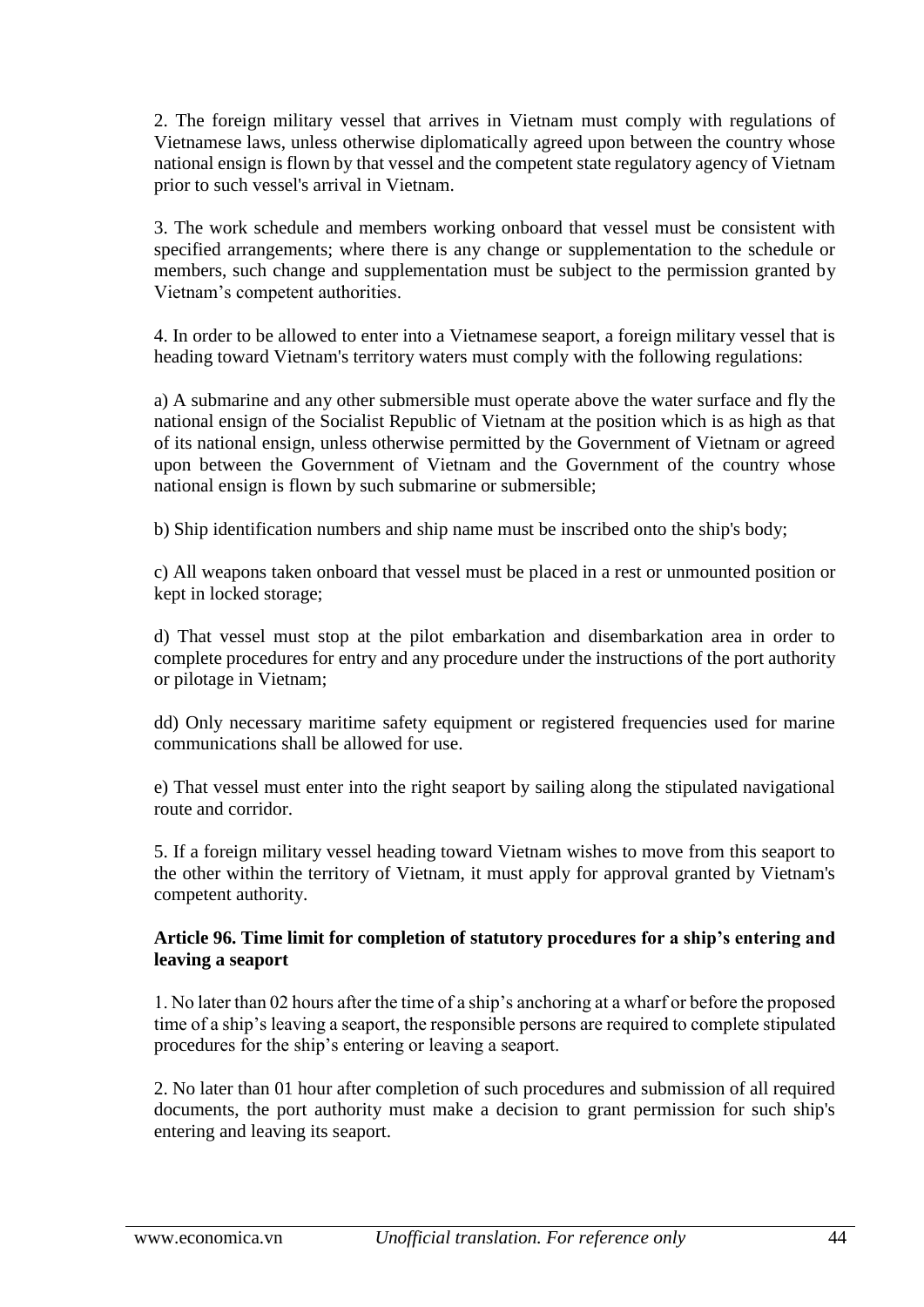2. The foreign military vessel that arrives in Vietnam must comply with regulations of Vietnamese laws, unless otherwise diplomatically agreed upon between the country whose national ensign is flown by that vessel and the competent state regulatory agency of Vietnam prior to such vessel's arrival in Vietnam.

3. The work schedule and members working onboard that vessel must be consistent with specified arrangements; where there is any change or supplementation to the schedule or members, such change and supplementation must be subject to the permission granted by Vietnam's competent authorities.

4. In order to be allowed to enter into a Vietnamese seaport, a foreign military vessel that is heading toward Vietnam's territory waters must comply with the following regulations:

a) A submarine and any other submersible must operate above the water surface and fly the national ensign of the Socialist Republic of Vietnam at the position which is as high as that of its national ensign, unless otherwise permitted by the Government of Vietnam or agreed upon between the Government of Vietnam and the Government of the country whose national ensign is flown by such submarine or submersible;

b) Ship identification numbers and ship name must be inscribed onto the ship's body;

c) All weapons taken onboard that vessel must be placed in a rest or unmounted position or kept in locked storage;

d) That vessel must stop at the pilot embarkation and disembarkation area in order to complete procedures for entry and any procedure under the instructions of the port authority or pilotage in Vietnam;

dd) Only necessary maritime safety equipment or registered frequencies used for marine communications shall be allowed for use.

e) That vessel must enter into the right seaport by sailing along the stipulated navigational route and corridor.

5. If a foreign military vessel heading toward Vietnam wishes to move from this seaport to the other within the territory of Vietnam, it must apply for approval granted by Vietnam's competent authority.

**Article 96. Time limit for completion of statutory procedures for a ship's entering and leaving a seaport**

1. No later than 02 hours after the time of a ship's anchoring at a wharf or before the proposed time of a ship's leaving a seaport, the responsible persons are required to complete stipulated procedures for the ship's entering or leaving a seaport.

2. No later than 01 hour after completion of such procedures and submission of all required documents, the port authority must make a decision to grant permission for such ship's entering and leaving its seaport.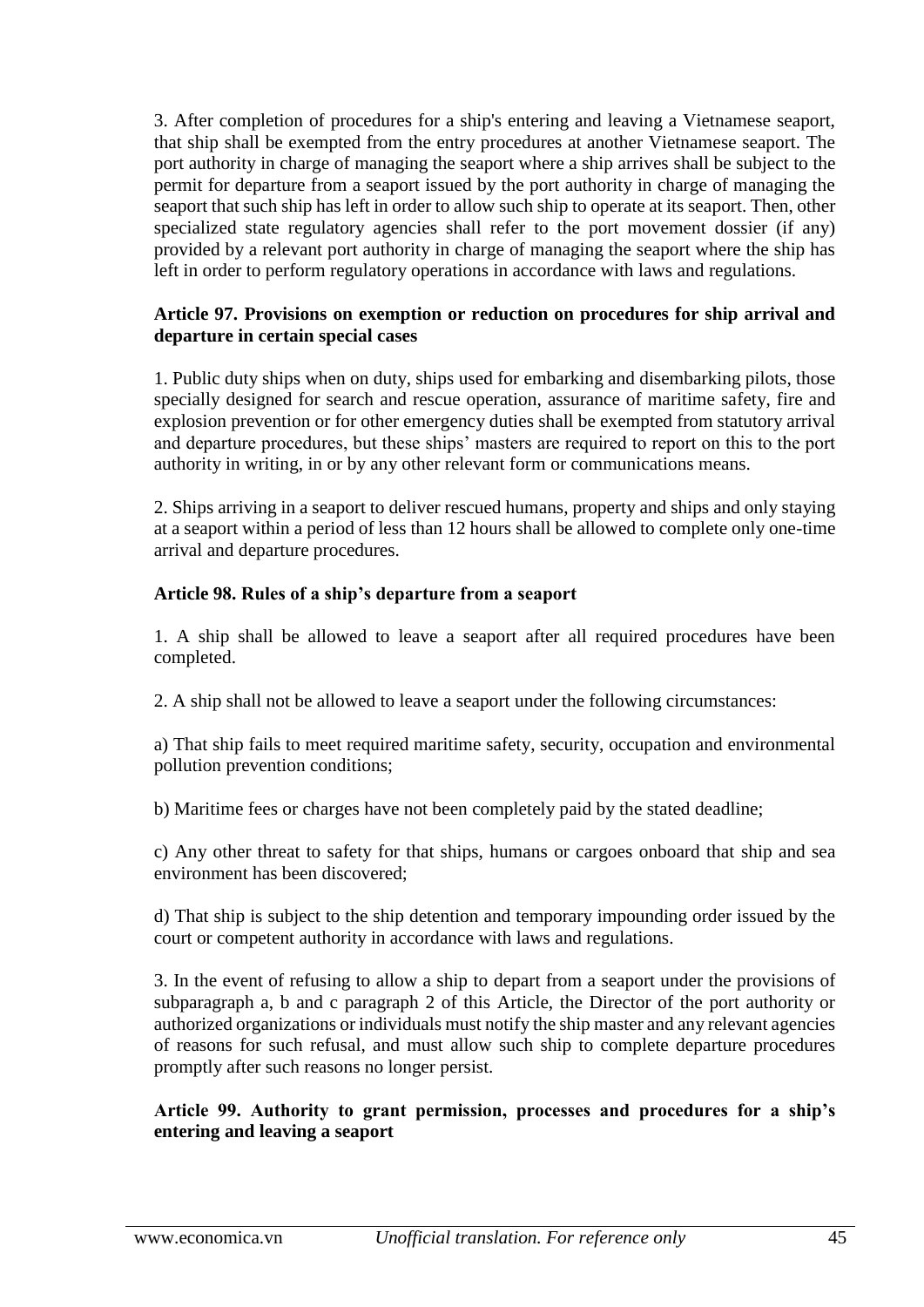3. After completion of procedures for a ship's entering and leaving a Vietnamese seaport, that ship shall be exempted from the entry procedures at another Vietnamese seaport. The port authority in charge of managing the seaport where a ship arrives shall be subject to the permit for departure from a seaport issued by the port authority in charge of managing the seaport that such ship has left in order to allow such ship to operate at its seaport. Then, other specialized state regulatory agencies shall refer to the port movement dossier (if any) provided by a relevant port authority in charge of managing the seaport where the ship has left in order to perform regulatory operations in accordance with laws and regulations.

**Article 97. Provisions on exemption or reduction on procedures for ship arrival and departure in certain special cases**

1. Public duty ships when on duty, ships used for embarking and disembarking pilots, those specially designed for search and rescue operation, assurance of maritime safety, fire and explosion prevention or for other emergency duties shall be exempted from statutory arrival and departure procedures, but these ships' masters are required to report on this to the port authority in writing, in or by any other relevant form or communications means.

2. Ships arriving in a seaport to deliver rescued humans, property and ships and only staying at a seaport within a period of less than 12 hours shall be allowed to complete only one-time arrival and departure procedures.

**Article 98. Rules of a ship's departure from a seaport**

1. A ship shall be allowed to leave a seaport after all required procedures have been completed.

2. A ship shall not be allowed to leave a seaport under the following circumstances:

a) That ship fails to meet required maritime safety, security, occupation and environmental pollution prevention conditions;

b) Maritime fees or charges have not been completely paid by the stated deadline;

c) Any other threat to safety for that ships, humans or cargoes onboard that ship and sea environment has been discovered;

d) That ship is subject to the ship detention and temporary impounding order issued by the court or competent authority in accordance with laws and regulations.

3. In the event of refusing to allow a ship to depart from a seaport under the provisions of subparagraph a, b and c paragraph 2 of this Article, the Director of the port authority or authorized organizations or individuals must notify the ship master and any relevant agencies of reasons for such refusal, and must allow such ship to complete departure procedures promptly after such reasons no longer persist.

**Article 99. Authority to grant permission, processes and procedures for a ship's entering and leaving a seaport**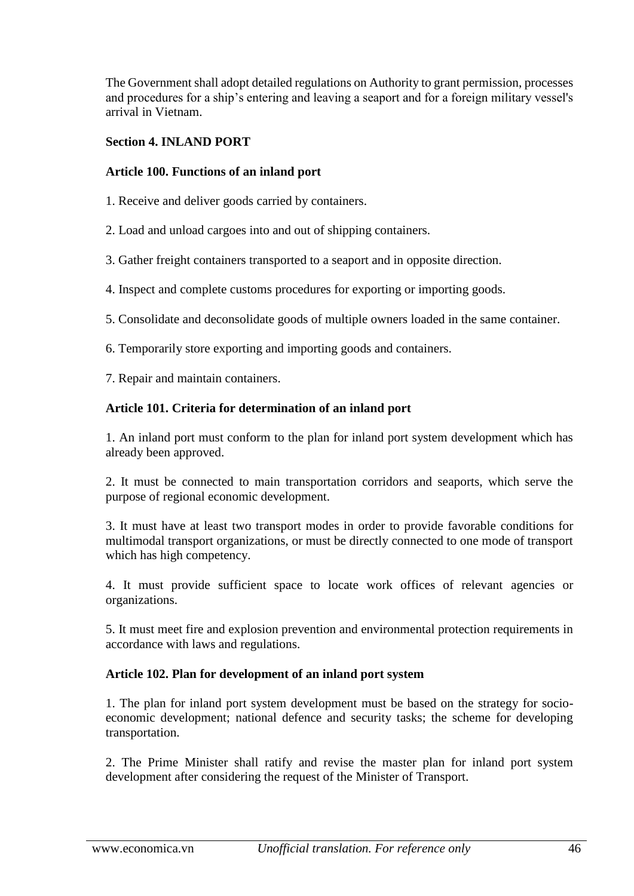The Government shall adopt detailed regulations on Authority to grant permission, processes and procedures for a ship's entering and leaving a seaport and for a foreign military vessel's arrival in Vietnam.

## Section 4. INLAND PORT

### Article 100. Functions of an inland port

1. Receive and deliver goods carried by containers.

2. Load and unload cargoes into and out of shipping containers.

3. Gather freight containers transported to a seaport and in opposite direction.

4. Inspect and complete customs procedures for exporting or importing goods.

5. Consolidate and deconsolidate goods of multiple owners loaded in the same container.

6. Temporarily store exporting and importing goods and containers.

7. Repair and maintain containers.

### Article 101. Criteria for determination of an inland port

1. An inland port must conform to the plan for inland port system development which has already been approved.

2. It must be connected to main transportation corridors and seaports, which serve the purpose of regional economic development.

3. It must have at least two transport modes in order to provide favorable conditions for multimodal transport organizations, or must be directly connected to one mode of transport which has high competency.

4. It must provide sufficient space to locate work offices of relevant agencies or organizations.

5. It must meet fire and explosion prevention and environmental protection requirements in accordance with laws and regulations.

### Article 102. Plan for development of an inland port system

1. The plan for inland port system development must be based on the strategy for socio-economic development; national defence and security tasks; the scheme for developing transportation.

2. The Prime Minister shall ratify and revise the master plan for inland port system development after considering the request of the Minister of Transport.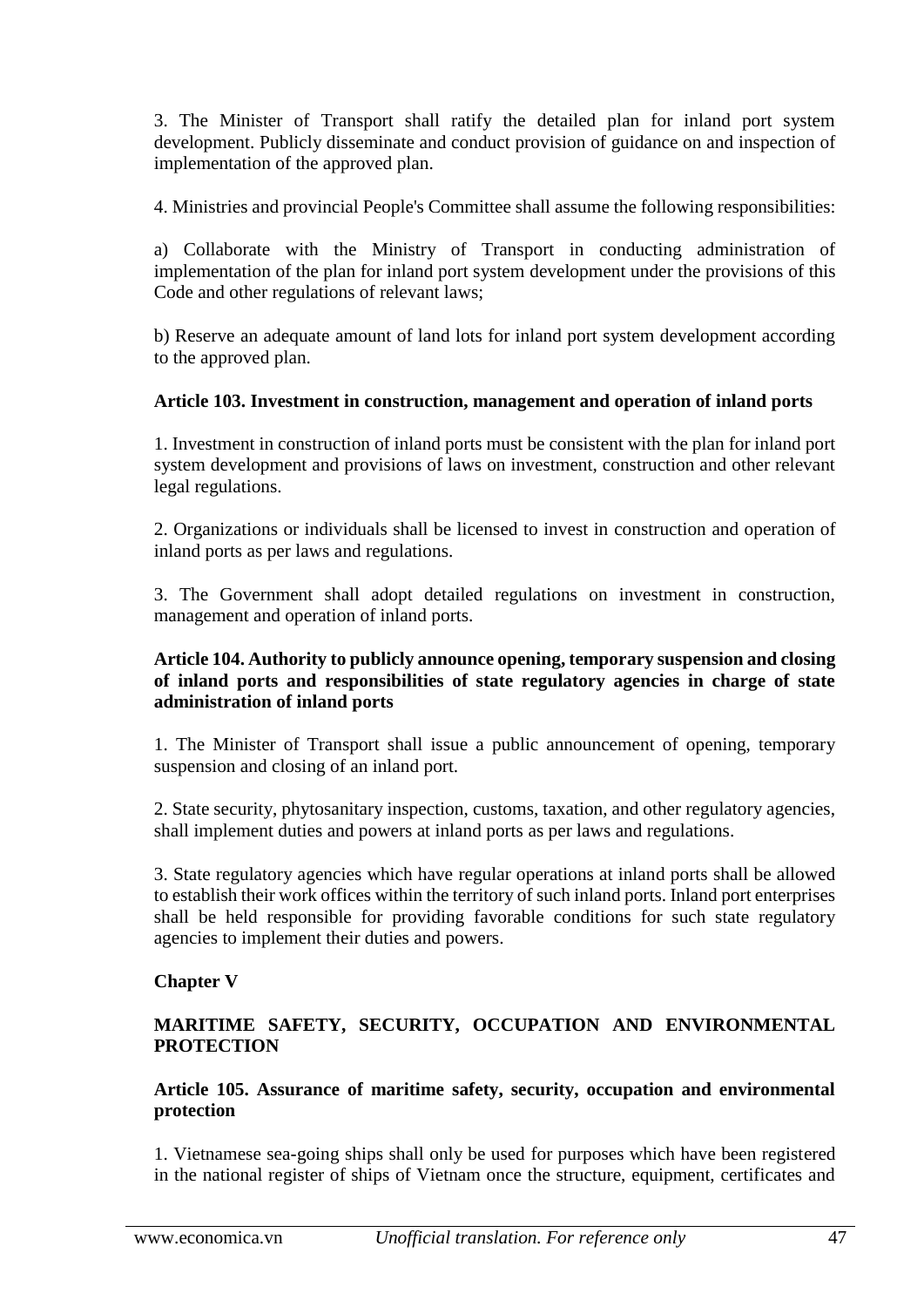3. The Minister of Transport shall ratify the detailed plan for inland port system development. Publicly disseminate and conduct provision of guidance on and inspection of implementation of the approved plan.

4. Ministries and provincial People's Committee shall assume the following responsibilities:

a) Collaborate with the Ministry of Transport in conducting administration of implementation of the plan for inland port system development under the provisions of this Code and other regulations of relevant laws;

b) Reserve an adequate amount of land lots for inland port system development according to the approved plan.

**Article 103. Investment in construction, management and operation of inland ports**

1. Investment in construction of inland ports must be consistent with the plan for inland port system development and provisions of laws on investment, construction and other relevant legal regulations.

2. Organizations or individuals shall be licensed to invest in construction and operation of inland ports as per laws and regulations.

3. The Government shall adopt detailed regulations on investment in construction, management and operation of inland ports.

**Article 104. Authority to publicly announce opening, temporary suspension and closing of inland ports and responsibilities of state regulatory agencies in charge of state administration of inland ports**

1. The Minister of Transport shall issue a public announcement of opening, temporary suspension and closing of an inland port.

2. State security, phytosanitary inspection, customs, taxation, and other regulatory agencies, shall implement duties and powers at inland ports as per laws and regulations.

3. State regulatory agencies which have regular operations at inland ports shall be allowed to establish their work offices within the territory of such inland ports. Inland port enterprises shall be held responsible for providing favorable conditions for such state regulatory agencies to implement their duties and powers.

## Chapter V

## MARITIME SAFETY, SECURITY, OCCUPATION AND ENVIRONMENTAL PROTECTION

**Article 105. Assurance of maritime safety, security, occupation and environmental protection**

1. Vietnamese sea-going ships shall only be used for purposes which have been registered in the national register of ships of Vietnam once the structure, equipment, certificates and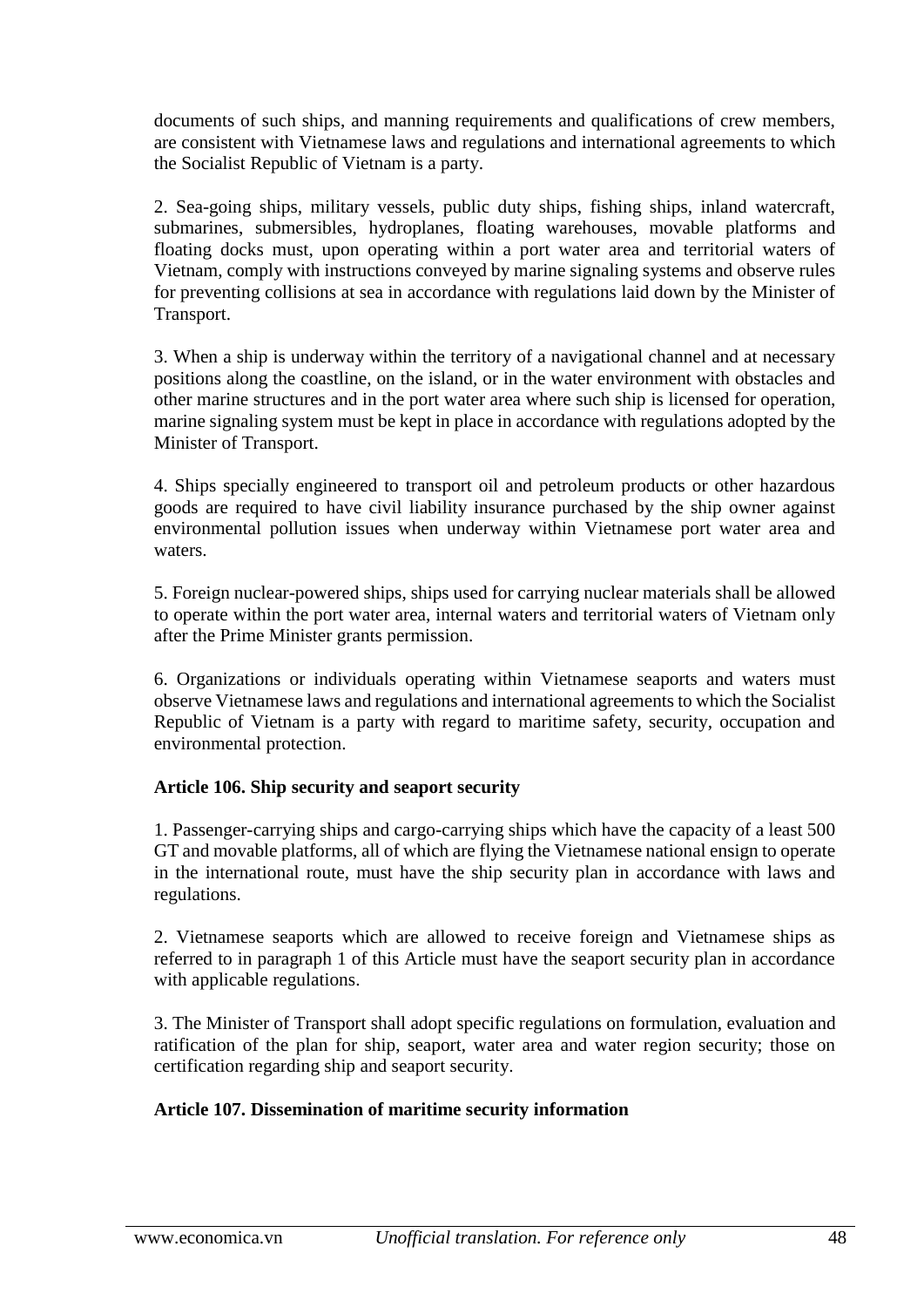documents of such ships, and manning requirements and qualifications of crew members, are consistent with Vietnamese laws and regulations and international agreements to which the Socialist Republic of Vietnam is a party.

2. Sea-going ships, military vessels, public duty ships, fishing ships, inland watercraft, submarines, submersibles, hydroplanes, floating warehouses, movable platforms and floating docks must, upon operating within a port water area and territorial waters of Vietnam, comply with instructions conveyed by marine signaling systems and observe rules for preventing collisions at sea in accordance with regulations laid down by the Minister of Transport.

3. When a ship is underway within the territory of a navigational channel and at necessary positions along the coastline, on the island, or in the water environment with obstacles and other marine structures and in the port water area where such ship is licensed for operation, marine signaling system must be kept in place in accordance with regulations adopted by the Minister of Transport.

4. Ships specially engineered to transport oil and petroleum products or other hazardous goods are required to have civil liability insurance purchased by the ship owner against environmental pollution issues when underway within Vietnamese port water area and waters.

5. Foreign nuclear-powered ships, ships used for carrying nuclear materials shall be allowed to operate within the port water area, internal waters and territorial waters of Vietnam only after the Prime Minister grants permission.

6. Organizations or individuals operating within Vietnamese seaports and waters must observe Vietnamese laws and regulations and international agreements to which the Socialist Republic of Vietnam is a party with regard to maritime safety, security, occupation and environmental protection.

**Article 106. Ship security and seaport security**

1. Passenger-carrying ships and cargo-carrying ships which have the capacity of a least 500 GT and movable platforms, all of which are flying the Vietnamese national ensign to operate in the international route, must have the ship security plan in accordance with laws and regulations.

2. Vietnamese seaports which are allowed to receive foreign and Vietnamese ships as referred to in paragraph 1 of this Article must have the seaport security plan in accordance with applicable regulations.

3. The Minister of Transport shall adopt specific regulations on formulation, evaluation and ratification of the plan for ship, seaport, water area and water region security; those on certification regarding ship and seaport security.

**Article 107. Dissemination of maritime security information**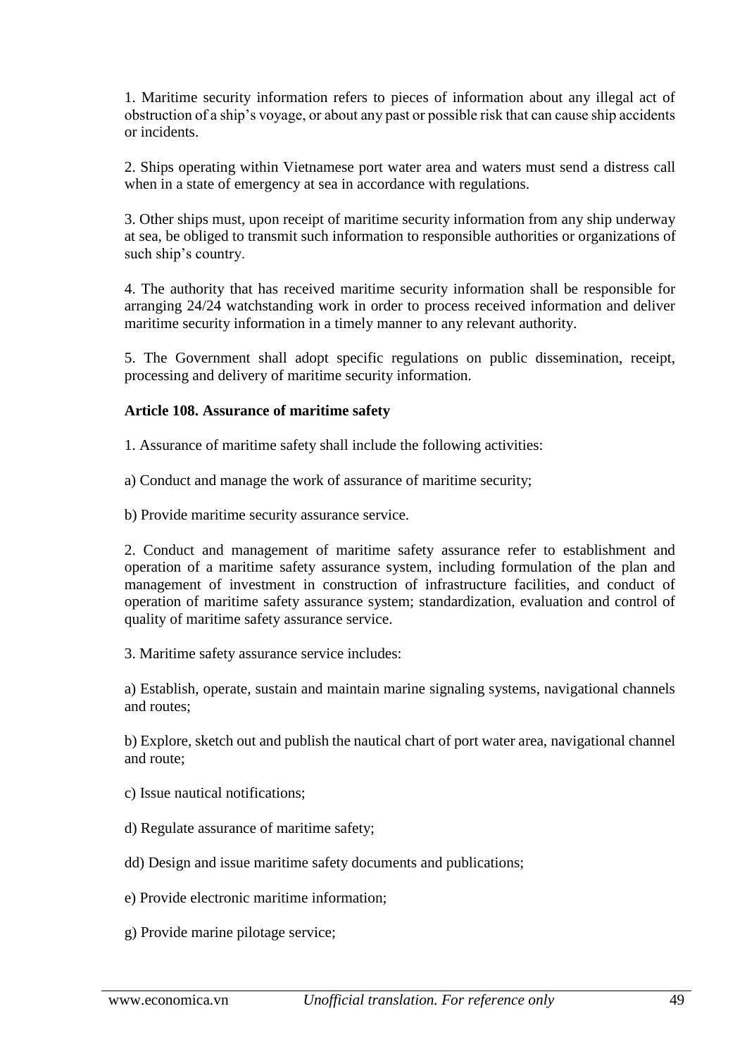1. Maritime security information refers to pieces of information about any illegal act of obstruction of a ship's voyage, or about any past or possible risk that can cause ship accidents or incidents.

2. Ships operating within Vietnamese port water area and waters must send a distress call when in a state of emergency at sea in accordance with regulations.

3. Other ships must, upon receipt of maritime security information from any ship underway at sea, be obliged to transmit such information to responsible authorities or organizations of such ship's country.

4. The authority that has received maritime security information shall be responsible for arranging 24/24 watchstanding work in order to process received information and deliver maritime security information in a timely manner to any relevant authority.

5. The Government shall adopt specific regulations on public dissemination, receipt, processing and delivery of maritime security information.

**Article 108. Assurance of maritime safety**

1. Assurance of maritime safety shall include the following activities:

a) Conduct and manage the work of assurance of maritime security;

b) Provide maritime security assurance service.

2. Conduct and management of maritime safety assurance refer to establishment and operation of a maritime safety assurance system, including formulation of the plan and management of investment in construction of infrastructure facilities, and conduct of operation of maritime safety assurance system; standardization, evaluation and control of quality of maritime safety assurance service.

3. Maritime safety assurance service includes:

a) Establish, operate, sustain and maintain marine signaling systems, navigational channels and routes;

b) Explore, sketch out and publish the nautical chart of port water area, navigational channel and route;

c) Issue nautical notifications;

d) Regulate assurance of maritime safety;

dd) Design and issue maritime safety documents and publications;

e) Provide electronic maritime information;

g) Provide marine pilotage service;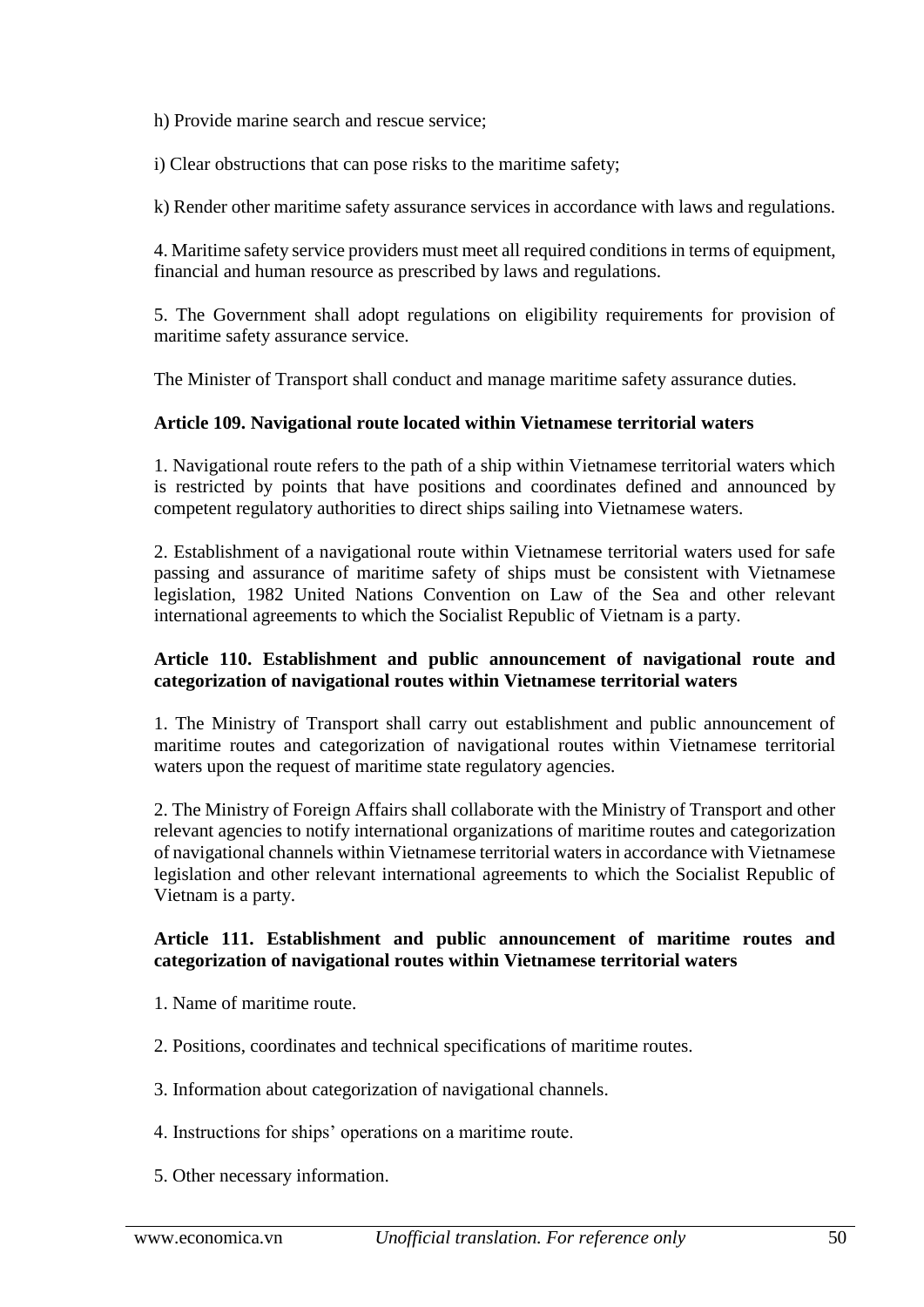h) Provide marine search and rescue service;

i) Clear obstructions that can pose risks to the maritime safety;

k) Render other maritime safety assurance services in accordance with laws and regulations.

4. Maritime safety service providers must meet all required conditions in terms of equipment, financial and human resource as prescribed by laws and regulations.

5. The Government shall adopt regulations on eligibility requirements for provision of maritime safety assurance service.

The Minister of Transport shall conduct and manage maritime safety assurance duties.

**Article 109. Navigational route located within Vietnamese territorial waters**

1. Navigational route refers to the path of a ship within Vietnamese territorial waters which is restricted by points that have positions and coordinates defined and announced by competent regulatory authorities to direct ships sailing into Vietnamese waters.

2. Establishment of a navigational route within Vietnamese territorial waters used for safe passing and assurance of maritime safety of ships must be consistent with Vietnamese legislation, 1982 United Nations Convention on Law of the Sea and other relevant international agreements to which the Socialist Republic of Vietnam is a party.

**Article 110. Establishment and public announcement of navigational route and categorization of navigational routes within Vietnamese territorial waters**

1. The Ministry of Transport shall carry out establishment and public announcement of maritime routes and categorization of navigational routes within Vietnamese territorial waters upon the request of maritime state regulatory agencies.

2. The Ministry of Foreign Affairs shall collaborate with the Ministry of Transport and other relevant agencies to notify international organizations of maritime routes and categorization of navigational channels within Vietnamese territorial waters in accordance with Vietnamese legislation and other relevant international agreements to which the Socialist Republic of Vietnam is a party.

**Article 111. Establishment and public announcement of maritime routes and categorization of navigational routes within Vietnamese territorial waters**

1. Name of maritime route.

2. Positions, coordinates and technical specifications of maritime routes.

3. Information about categorization of navigational channels.

4. Instructions for ships' operations on a maritime route.

5. Other necessary information.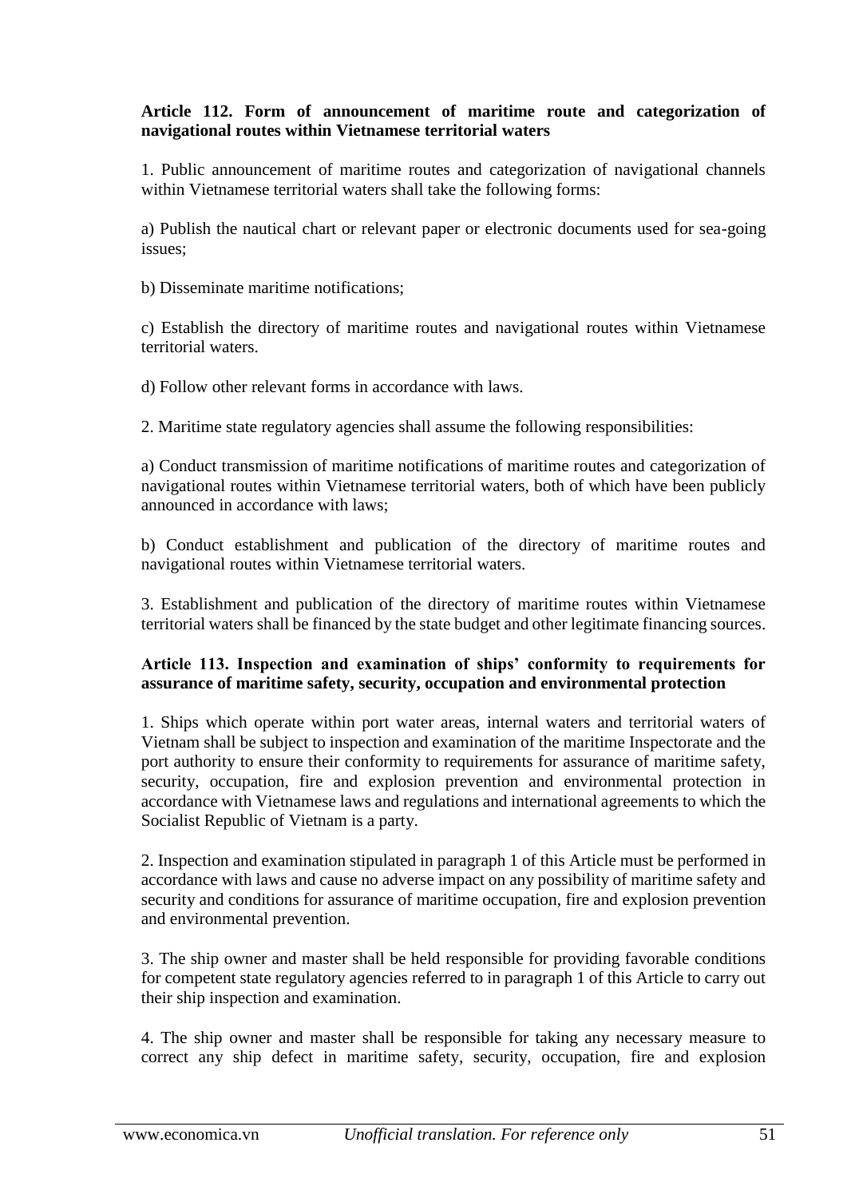**Article 112. Form of announcement of maritime route and categorization of navigational routes within Vietnamese territorial waters**

1. Public announcement of maritime routes and categorization of navigational channels within Vietnamese territorial waters shall take the following forms:

a) Publish the nautical chart or relevant paper or electronic documents used for sea-going issues;

b) Disseminate maritime notifications;

c) Establish the directory of maritime routes and navigational routes within Vietnamese territorial waters.

d) Follow other relevant forms in accordance with laws.

2. Maritime state regulatory agencies shall assume the following responsibilities:

a) Conduct transmission of maritime notifications of maritime routes and categorization of navigational routes within Vietnamese territorial waters, both of which have been publicly announced in accordance with laws;

b) Conduct establishment and publication of the directory of maritime routes and navigational routes within Vietnamese territorial waters.

3. Establishment and publication of the directory of maritime routes within Vietnamese territorial waters shall be financed by the state budget and other legitimate financing sources.

**Article 113. Inspection and examination of ships' conformity to requirements for assurance of maritime safety, security, occupation and environmental protection**

1. Ships which operate within port water areas, internal waters and territorial waters of Vietnam shall be subject to inspection and examination of the maritime Inspectorate and the port authority to ensure their conformity to requirements for assurance of maritime safety, security, occupation, fire and explosion prevention and environmental protection in accordance with Vietnamese laws and regulations and international agreements to which the Socialist Republic of Vietnam is a party.

2. Inspection and examination stipulated in paragraph 1 of this Article must be performed in accordance with laws and cause no adverse impact on any possibility of maritime safety and security and conditions for assurance of maritime occupation, fire and explosion prevention and environmental prevention.

3. The ship owner and master shall be held responsible for providing favorable conditions for competent state regulatory agencies referred to in paragraph 1 of this Article to carry out their ship inspection and examination.

4. The ship owner and master shall be responsible for taking any necessary measure to correct any ship defect in maritime safety, security, occupation, fire and explosion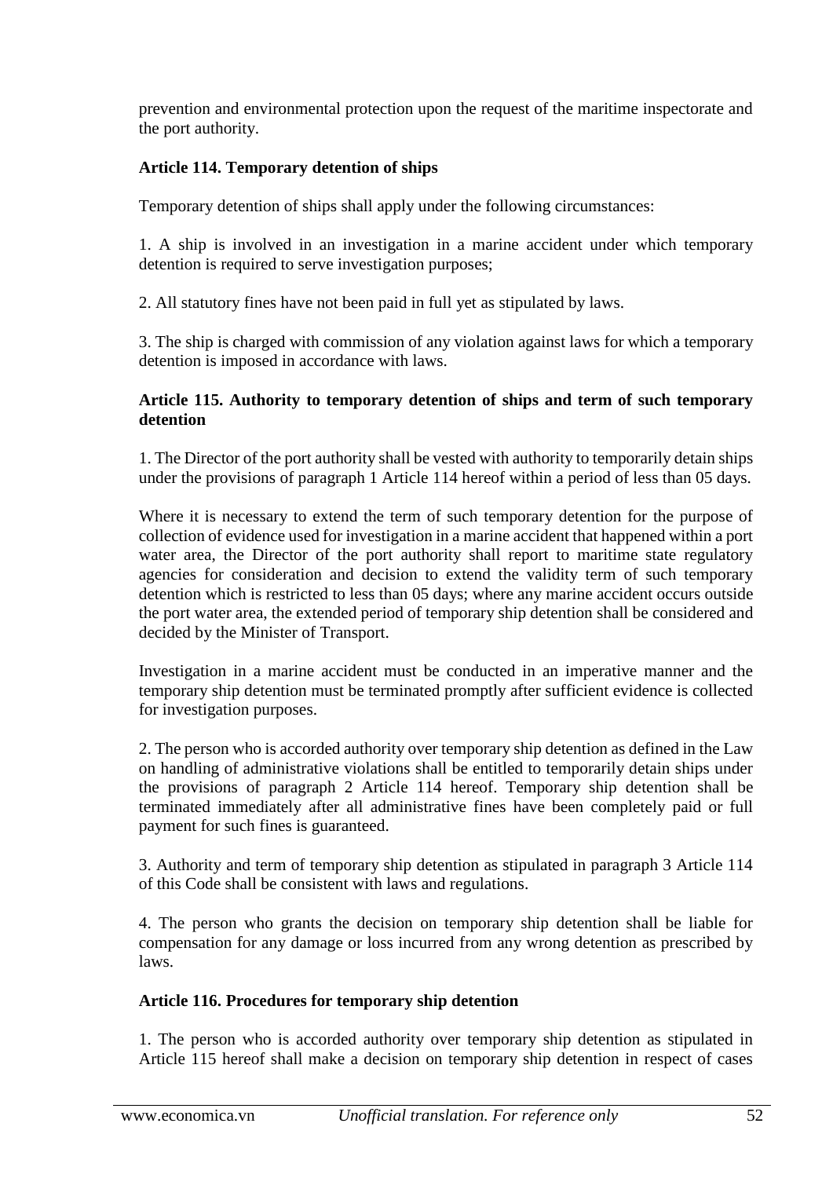prevention and environmental protection upon the request of the maritime inspectorate and the port authority.

### Article 114. Temporary detention of ships

Temporary detention of ships shall apply under the following circumstances:

1. A ship is involved in an investigation in a marine accident under which temporary detention is required to serve investigation purposes;

2. All statutory fines have not been paid in full yet as stipulated by laws.

3. The ship is charged with commission of any violation against laws for which a temporary detention is imposed in accordance with laws.

### Article 115. Authority to temporary detention of ships and term of such temporary detention

1. The Director of the port authority shall be vested with authority to temporarily detain ships under the provisions of paragraph 1 Article 114 hereof within a period of less than 05 days.

Where it is necessary to extend the term of such temporary detention for the purpose of collection of evidence used for investigation in a marine accident that happened within a port water area, the Director of the port authority shall report to maritime state regulatory agencies for consideration and decision to extend the validity term of such temporary detention which is restricted to less than 05 days; where any marine accident occurs outside the port water area, the extended period of temporary ship detention shall be considered and decided by the Minister of Transport.

Investigation in a marine accident must be conducted in an imperative manner and the temporary ship detention must be terminated promptly after sufficient evidence is collected for investigation purposes.

2. The person who is accorded authority over temporary ship detention as defined in the Law on handling of administrative violations shall be entitled to temporarily detain ships under the provisions of paragraph 2 Article 114 hereof. Temporary ship detention shall be terminated immediately after all administrative fines have been completely paid or full payment for such fines is guaranteed.

3. Authority and term of temporary ship detention as stipulated in paragraph 3 Article 114 of this Code shall be consistent with laws and regulations.

4. The person who grants the decision on temporary ship detention shall be liable for compensation for any damage or loss incurred from any wrong detention as prescribed by laws.

### Article 116. Procedures for temporary ship detention

1. The person who is accorded authority over temporary ship detention as stipulated in Article 115 hereof shall make a decision on temporary ship detention in respect of cases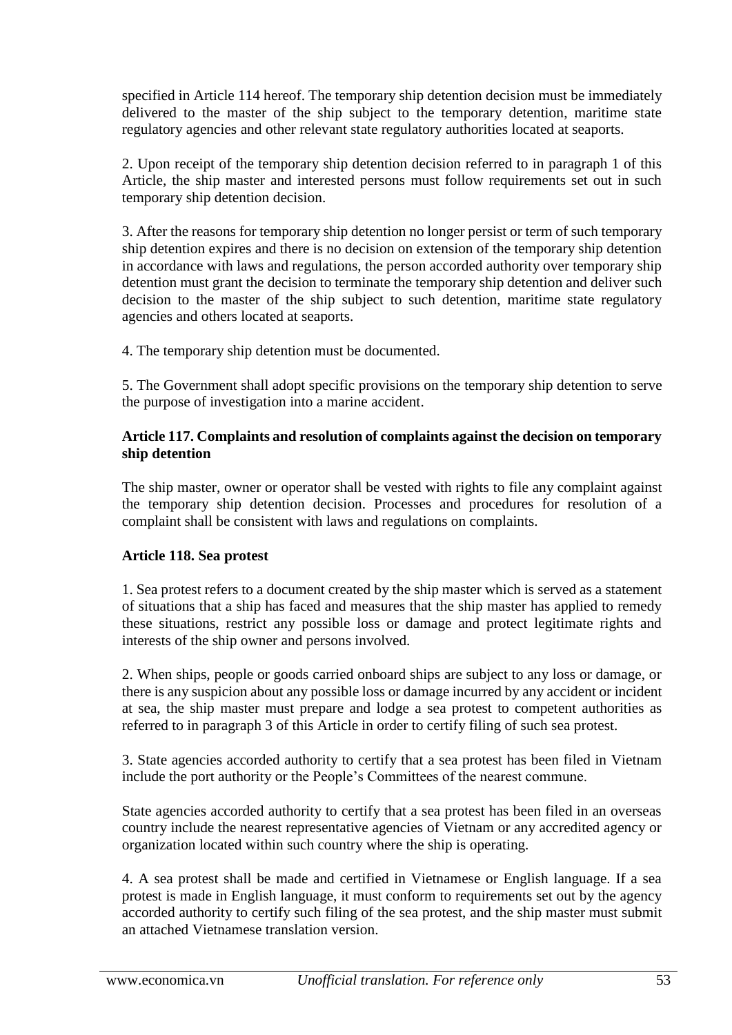specified in Article 114 hereof. The temporary ship detention decision must be immediately delivered to the master of the ship subject to the temporary detention, maritime state regulatory agencies and other relevant state regulatory authorities located at seaports.

2. Upon receipt of the temporary ship detention decision referred to in paragraph 1 of this Article, the ship master and interested persons must follow requirements set out in such temporary ship detention decision.

3. After the reasons for temporary ship detention no longer persist or term of such temporary ship detention expires and there is no decision on extension of the temporary ship detention in accordance with laws and regulations, the person accorded authority over temporary ship detention must grant the decision to terminate the temporary ship detention and deliver such decision to the master of the ship subject to such detention, maritime state regulatory agencies and others located at seaports.

4. The temporary ship detention must be documented.

5. The Government shall adopt specific provisions on the temporary ship detention to serve the purpose of investigation into a marine accident.

**Article 117. Complaints and resolution of complaints against the decision on temporary ship detention**

The ship master, owner or operator shall be vested with rights to file any complaint against the temporary ship detention decision. Processes and procedures for resolution of a complaint shall be consistent with laws and regulations on complaints.

**Article 118. Sea protest**

1. Sea protest refers to a document created by the ship master which is served as a statement of situations that a ship has faced and measures that the ship master has applied to remedy these situations, restrict any possible loss or damage and protect legitimate rights and interests of the ship owner and persons involved.

2. When ships, people or goods carried onboard ships are subject to any loss or damage, or there is any suspicion about any possible loss or damage incurred by any accident or incident at sea, the ship master must prepare and lodge a sea protest to competent authorities as referred to in paragraph 3 of this Article in order to certify filing of such sea protest.

3. State agencies accorded authority to certify that a sea protest has been filed in Vietnam include the port authority or the People's Committees of the nearest commune.

State agencies accorded authority to certify that a sea protest has been filed in an overseas country include the nearest representative agencies of Vietnam or any accredited agency or organization located within such country where the ship is operating.

4. A sea protest shall be made and certified in Vietnamese or English language. If a sea protest is made in English language, it must conform to requirements set out by the agency accorded authority to certify such filing of the sea protest, and the ship master must submit an attached Vietnamese translation version.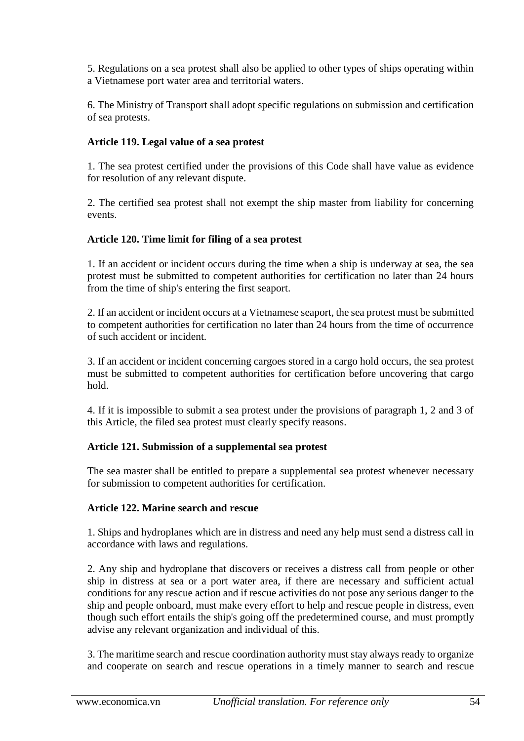5. Regulations on a sea protest shall also be applied to other types of ships operating within a Vietnamese port water area and territorial waters.

6. The Ministry of Transport shall adopt specific regulations on submission and certification of sea protests.

**Article 119. Legal value of a sea protest**

1. The sea protest certified under the provisions of this Code shall have value as evidence for resolution of any relevant dispute.

2. The certified sea protest shall not exempt the ship master from liability for concerning events.

**Article 120. Time limit for filing of a sea protest**

1. If an accident or incident occurs during the time when a ship is underway at sea, the sea protest must be submitted to competent authorities for certification no later than 24 hours from the time of ship's entering the first seaport.

2. If an accident or incident occurs at a Vietnamese seaport, the sea protest must be submitted to competent authorities for certification no later than 24 hours from the time of occurrence of such accident or incident.

3. If an accident or incident concerning cargoes stored in a cargo hold occurs, the sea protest must be submitted to competent authorities for certification before uncovering that cargo hold.

4. If it is impossible to submit a sea protest under the provisions of paragraph 1, 2 and 3 of this Article, the filed sea protest must clearly specify reasons.

**Article 121. Submission of a supplemental sea protest**

The sea master shall be entitled to prepare a supplemental sea protest whenever necessary for submission to competent authorities for certification.

**Article 122. Marine search and rescue**

1. Ships and hydroplanes which are in distress and need any help must send a distress call in accordance with laws and regulations.

2. Any ship and hydroplane that discovers or receives a distress call from people or other ship in distress at sea or a port water area, if there are necessary and sufficient actual conditions for any rescue action and if rescue activities do not pose any serious danger to the ship and people onboard, must make every effort to help and rescue people in distress, even though such effort entails the ship's going off the predetermined course, and must promptly advise any relevant organization and individual of this.

3. The maritime search and rescue coordination authority must stay always ready to organize and cooperate on search and rescue operations in a timely manner to search and rescue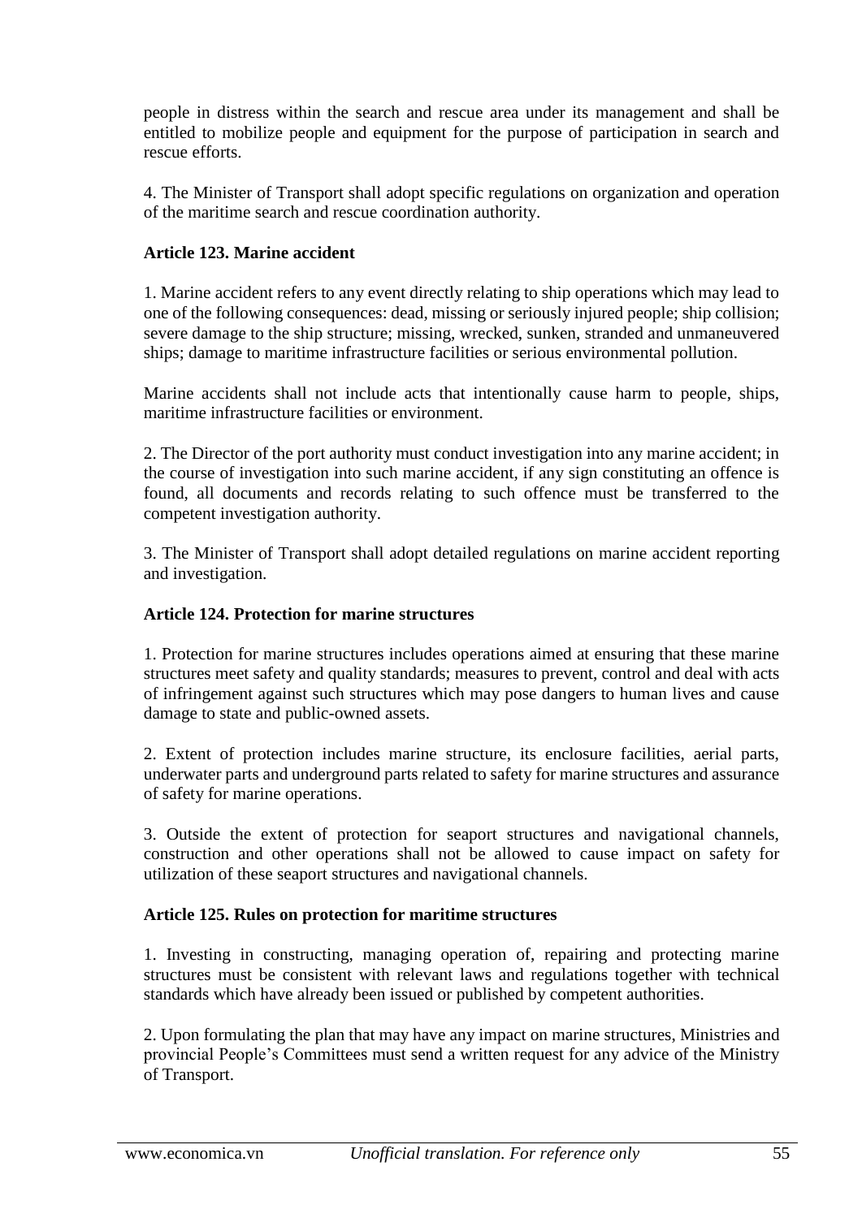people in distress within the search and rescue area under its management and shall be entitled to mobilize people and equipment for the purpose of participation in search and rescue efforts.

4. The Minister of Transport shall adopt specific regulations on organization and operation of the maritime search and rescue coordination authority.

**Article 123. Marine accident**

1. Marine accident refers to any event directly relating to ship operations which may lead to one of the following consequences: dead, missing or seriously injured people; ship collision; severe damage to the ship structure; missing, wrecked, sunken, stranded and unmaneuvered ships; damage to maritime infrastructure facilities or serious environmental pollution.

Marine accidents shall not include acts that intentionally cause harm to people, ships, maritime infrastructure facilities or environment.

2. The Director of the port authority must conduct investigation into any marine accident; in the course of investigation into such marine accident, if any sign constituting an offence is found, all documents and records relating to such offence must be transferred to the competent investigation authority.

3. The Minister of Transport shall adopt detailed regulations on marine accident reporting and investigation.

**Article 124. Protection for marine structures**

1. Protection for marine structures includes operations aimed at ensuring that these marine structures meet safety and quality standards; measures to prevent, control and deal with acts of infringement against such structures which may pose dangers to human lives and cause damage to state and public-owned assets.

2. Extent of protection includes marine structure, its enclosure facilities, aerial parts, underwater parts and underground parts related to safety for marine structures and assurance of safety for marine operations.

3. Outside the extent of protection for seaport structures and navigational channels, construction and other operations shall not be allowed to cause impact on safety for utilization of these seaport structures and navigational channels.

**Article 125. Rules on protection for maritime structures**

1. Investing in constructing, managing operation of, repairing and protecting marine structures must be consistent with relevant laws and regulations together with technical standards which have already been issued or published by competent authorities.

2. Upon formulating the plan that may have any impact on marine structures, Ministries and provincial People's Committees must send a written request for any advice of the Ministry of Transport.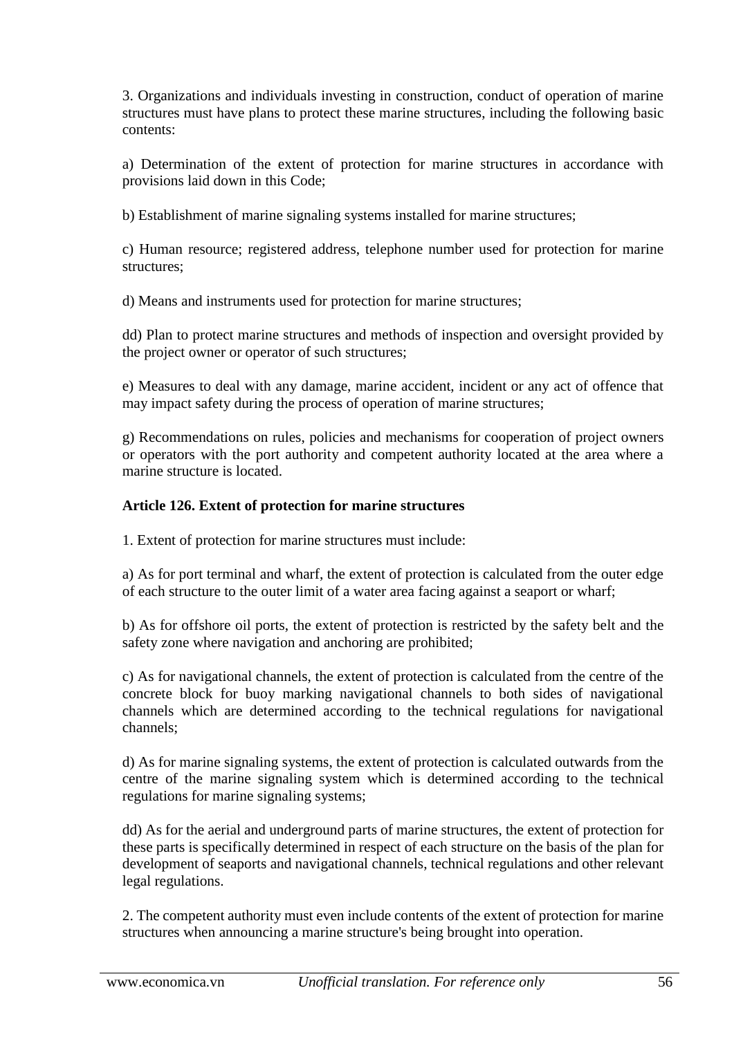3. Organizations and individuals investing in construction, conduct of operation of marine structures must have plans to protect these marine structures, including the following basic contents:

a) Determination of the extent of protection for marine structures in accordance with provisions laid down in this Code;

b) Establishment of marine signaling systems installed for marine structures;

c) Human resource; registered address, telephone number used for protection for marine structures;

d) Means and instruments used for protection for marine structures;

dd) Plan to protect marine structures and methods of inspection and oversight provided by the project owner or operator of such structures;

e) Measures to deal with any damage, marine accident, incident or any act of offence that may impact safety during the process of operation of marine structures;

g) Recommendations on rules, policies and mechanisms for cooperation of project owners or operators with the port authority and competent authority located at the area where a marine structure is located.

**Article 126. Extent of protection for marine structures**

1. Extent of protection for marine structures must include:

a) As for port terminal and wharf, the extent of protection is calculated from the outer edge of each structure to the outer limit of a water area facing against a seaport or wharf;

b) As for offshore oil ports, the extent of protection is restricted by the safety belt and the safety zone where navigation and anchoring are prohibited;

c) As for navigational channels, the extent of protection is calculated from the centre of the concrete block for buoy marking navigational channels to both sides of navigational channels which are determined according to the technical regulations for navigational channels;

d) As for marine signaling systems, the extent of protection is calculated outwards from the centre of the marine signaling system which is determined according to the technical regulations for marine signaling systems;

dd) As for the aerial and underground parts of marine structures, the extent of protection for these parts is specifically determined in respect of each structure on the basis of the plan for development of seaports and navigational channels, technical regulations and other relevant legal regulations.

2. The competent authority must even include contents of the extent of protection for marine structures when announcing a marine structure's being brought into operation.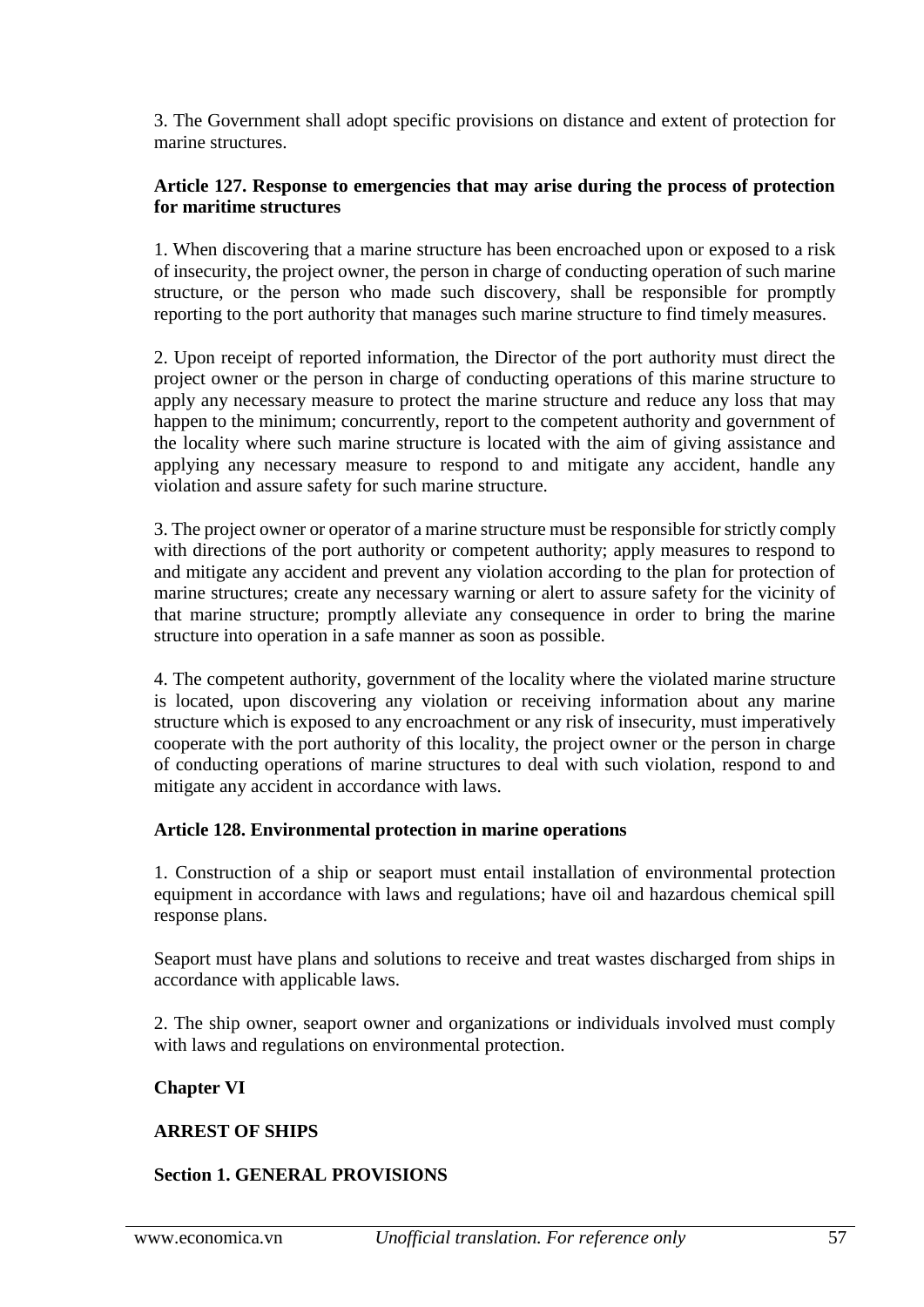3. The Government shall adopt specific provisions on distance and extent of protection for marine structures.

### Article 127. Response to emergencies that may arise during the process of protection for maritime structures

1. When discovering that a marine structure has been encroached upon or exposed to a risk of insecurity, the project owner, the person in charge of conducting operation of such marine structure, or the person who made such discovery, shall be responsible for promptly reporting to the port authority that manages such marine structure to find timely measures.

2. Upon receipt of reported information, the Director of the port authority must direct the project owner or the person in charge of conducting operations of this marine structure to apply any necessary measure to protect the marine structure and reduce any loss that may happen to the minimum; concurrently, report to the competent authority and government of the locality where such marine structure is located with the aim of giving assistance and applying any necessary measure to respond to and mitigate any accident, handle any violation and assure safety for such marine structure.

3. The project owner or operator of a marine structure must be responsible for strictly comply with directions of the port authority or competent authority; apply measures to respond to and mitigate any accident and prevent any violation according to the plan for protection of marine structures; create any necessary warning or alert to assure safety for the vicinity of that marine structure; promptly alleviate any consequence in order to bring the marine structure into operation in a safe manner as soon as possible.

4. The competent authority, government of the locality where the violated marine structure is located, upon discovering any violation or receiving information about any marine structure which is exposed to any encroachment or any risk of insecurity, must imperatively cooperate with the port authority of this locality, the project owner or the person in charge of conducting operations of marine structures to deal with such violation, respond to and mitigate any accident in accordance with laws.

### Article 128. Environmental protection in marine operations

1. Construction of a ship or seaport must entail installation of environmental protection equipment in accordance with laws and regulations; have oil and hazardous chemical spill response plans.

Seaport must have plans and solutions to receive and treat wastes discharged from ships in accordance with applicable laws.

2. The ship owner, seaport owner and organizations or individuals involved must comply with laws and regulations on environmental protection.

## Chapter VI

## ARREST OF SHIPS

### Section 1. GENERAL PROVISIONS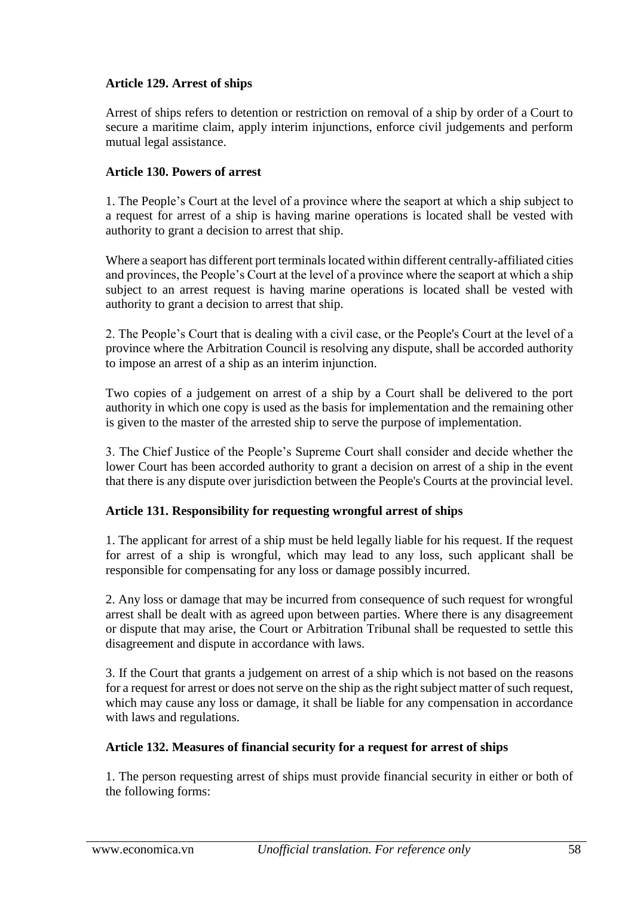**Article 129. Arrest of ships**

Arrest of ships refers to detention or restriction on removal of a ship by order of a Court to secure a maritime claim, apply interim injunctions, enforce civil judgements and perform mutual legal assistance.

**Article 130. Powers of arrest**

1. The People's Court at the level of a province where the seaport at which a ship subject to a request for arrest of a ship is having marine operations is located shall be vested with authority to grant a decision to arrest that ship.

Where a seaport has different port terminals located within different centrally-affiliated cities and provinces, the People's Court at the level of a province where the seaport at which a ship subject to an arrest request is having marine operations is located shall be vested with authority to grant a decision to arrest that ship.

2. The People's Court that is dealing with a civil case, or the People's Court at the level of a province where the Arbitration Council is resolving any dispute, shall be accorded authority to impose an arrest of a ship as an interim injunction.

Two copies of a judgement on arrest of a ship by a Court shall be delivered to the port authority in which one copy is used as the basis for implementation and the remaining other is given to the master of the arrested ship to serve the purpose of implementation.

3. The Chief Justice of the People's Supreme Court shall consider and decide whether the lower Court has been accorded authority to grant a decision on arrest of a ship in the event that there is any dispute over jurisdiction between the People's Courts at the provincial level.

**Article 131. Responsibility for requesting wrongful arrest of ships**

1. The applicant for arrest of a ship must be held legally liable for his request. If the request for arrest of a ship is wrongful, which may lead to any loss, such applicant shall be responsible for compensating for any loss or damage possibly incurred.

2. Any loss or damage that may be incurred from consequence of such request for wrongful arrest shall be dealt with as agreed upon between parties. Where there is any disagreement or dispute that may arise, the Court or Arbitration Tribunal shall be requested to settle this disagreement and dispute in accordance with laws.

3. If the Court that grants a judgement on arrest of a ship which is not based on the reasons for a request for arrest or does not serve on the ship as the right subject matter of such request, which may cause any loss or damage, it shall be liable for any compensation in accordance with laws and regulations.

**Article 132. Measures of financial security for a request for arrest of ships**

1. The person requesting arrest of ships must provide financial security in either or both of the following forms: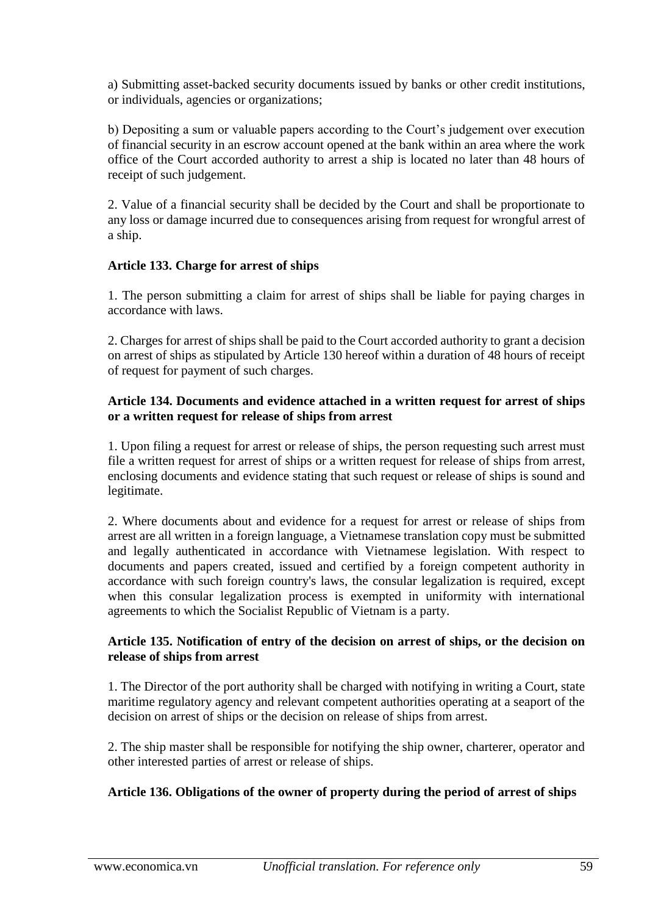a) Submitting asset-backed security documents issued by banks or other credit institutions, or individuals, agencies or organizations;

b) Depositing a sum or valuable papers according to the Court's judgement over execution of financial security in an escrow account opened at the bank within an area where the work office of the Court accorded authority to arrest a ship is located no later than 48 hours of receipt of such judgement.

2. Value of a financial security shall be decided by the Court and shall be proportionate to any loss or damage incurred due to consequences arising from request for wrongful arrest of a ship.

**Article 133. Charge for arrest of ships**

1. The person submitting a claim for arrest of ships shall be liable for paying charges in accordance with laws.

2. Charges for arrest of ships shall be paid to the Court accorded authority to grant a decision on arrest of ships as stipulated by Article 130 hereof within a duration of 48 hours of receipt of request for payment of such charges.

**Article 134. Documents and evidence attached in a written request for arrest of ships or a written request for release of ships from arrest**

1. Upon filing a request for arrest or release of ships, the person requesting such arrest must file a written request for arrest of ships or a written request for release of ships from arrest, enclosing documents and evidence stating that such request or release of ships is sound and legitimate.

2. Where documents about and evidence for a request for arrest or release of ships from arrest are all written in a foreign language, a Vietnamese translation copy must be submitted and legally authenticated in accordance with Vietnamese legislation. With respect to documents and papers created, issued and certified by a foreign competent authority in accordance with such foreign country's laws, the consular legalization is required, except when this consular legalization process is exempted in uniformity with international agreements to which the Socialist Republic of Vietnam is a party.

**Article 135. Notification of entry of the decision on arrest of ships, or the decision on release of ships from arrest**

1. The Director of the port authority shall be charged with notifying in writing a Court, state maritime regulatory agency and relevant competent authorities operating at a seaport of the decision on arrest of ships or the decision on release of ships from arrest.

2. The ship master shall be responsible for notifying the ship owner, charterer, operator and other interested parties of arrest or release of ships.

**Article 136. Obligations of the owner of property during the period of arrest of ships**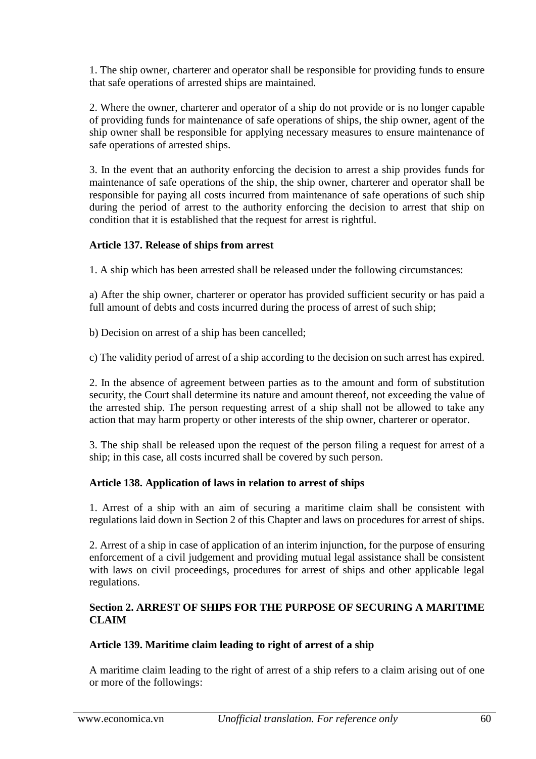1. The ship owner, charterer and operator shall be responsible for providing funds to ensure that safe operations of arrested ships are maintained.

2. Where the owner, charterer and operator of a ship do not provide or is no longer capable of providing funds for maintenance of safe operations of ships, the ship owner, agent of the ship owner shall be responsible for applying necessary measures to ensure maintenance of safe operations of arrested ships.

3. In the event that an authority enforcing the decision to arrest a ship provides funds for maintenance of safe operations of the ship, the ship owner, charterer and operator shall be responsible for paying all costs incurred from maintenance of safe operations of such ship during the period of arrest to the authority enforcing the decision to arrest that ship on condition that it is established that the request for arrest is rightful.

**Article 137. Release of ships from arrest**

1. A ship which has been arrested shall be released under the following circumstances:

a) After the ship owner, charterer or operator has provided sufficient security or has paid a full amount of debts and costs incurred during the process of arrest of such ship;

b) Decision on arrest of a ship has been cancelled;

c) The validity period of arrest of a ship according to the decision on such arrest has expired.

2. In the absence of agreement between parties as to the amount and form of substitution security, the Court shall determine its nature and amount thereof, not exceeding the value of the arrested ship. The person requesting arrest of a ship shall not be allowed to take any action that may harm property or other interests of the ship owner, charterer or operator.

3. The ship shall be released upon the request of the person filing a request for arrest of a ship; in this case, all costs incurred shall be covered by such person.

**Article 138. Application of laws in relation to arrest of ships**

1. Arrest of a ship with an aim of securing a maritime claim shall be consistent with regulations laid down in Section 2 of this Chapter and laws on procedures for arrest of ships.

2. Arrest of a ship in case of application of an interim injunction, for the purpose of ensuring enforcement of a civil judgement and providing mutual legal assistance shall be consistent with laws on civil proceedings, procedures for arrest of ships and other applicable legal regulations.

**Section 2. ARREST OF SHIPS FOR THE PURPOSE OF SECURING A MARITIME CLAIM**

**Article 139. Maritime claim leading to right of arrest of a ship**

A maritime claim leading to the right of arrest of a ship refers to a claim arising out of one or more of the followings: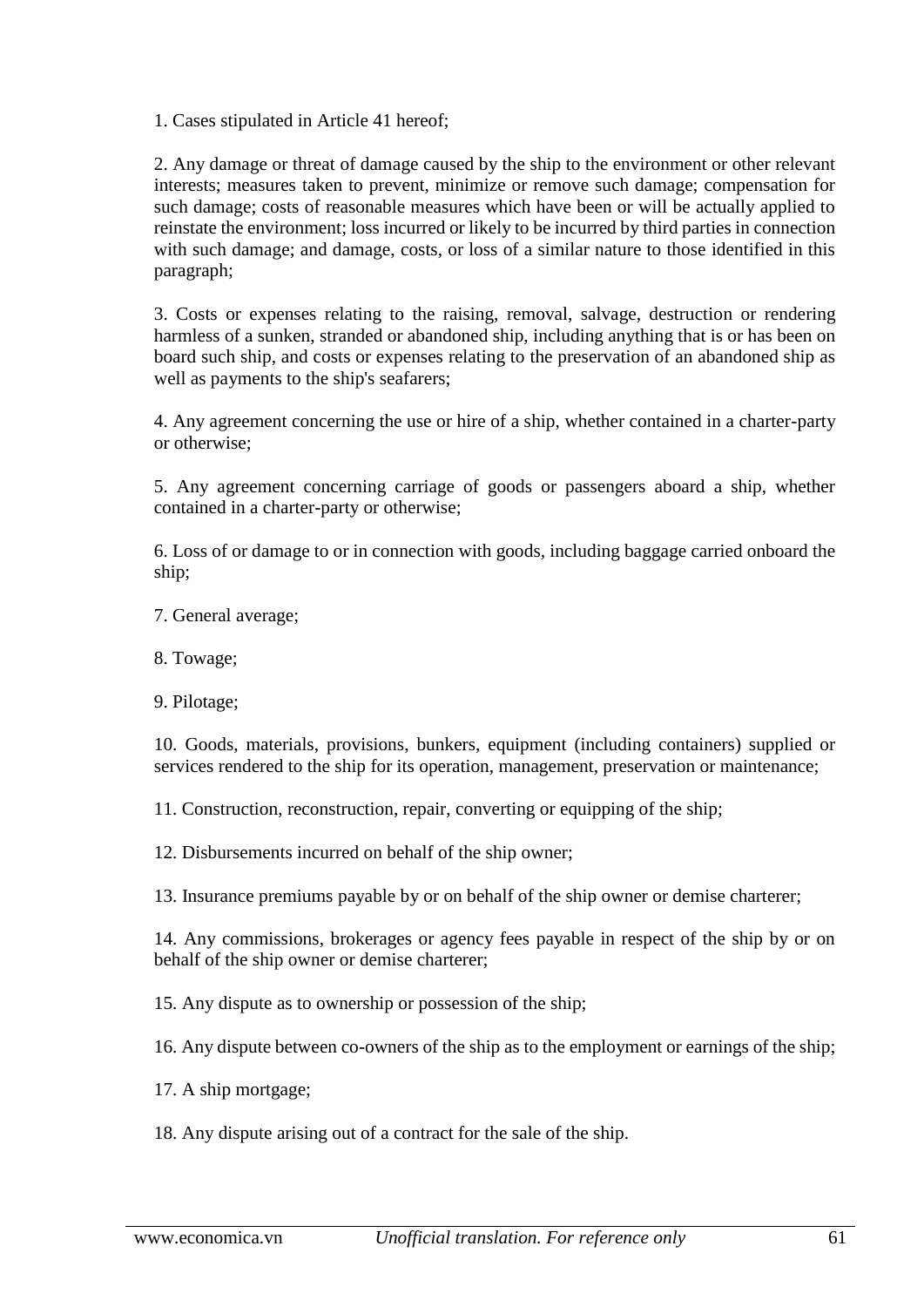1. Cases stipulated in Article 41 hereof;

2. Any damage or threat of damage caused by the ship to the environment or other relevant interests; measures taken to prevent, minimize or remove such damage; compensation for such damage; costs of reasonable measures which have been or will be actually applied to reinstate the environment; loss incurred or likely to be incurred by third parties in connection with such damage; and damage, costs, or loss of a similar nature to those identified in this paragraph;

3. Costs or expenses relating to the raising, removal, salvage, destruction or rendering harmless of a sunken, stranded or abandoned ship, including anything that is or has been on board such ship, and costs or expenses relating to the preservation of an abandoned ship as well as payments to the ship's seafarers;

4. Any agreement concerning the use or hire of a ship, whether contained in a charter-party or otherwise;

5. Any agreement concerning carriage of goods or passengers aboard a ship, whether contained in a charter-party or otherwise;

6. Loss of or damage to or in connection with goods, including baggage carried onboard the ship;

7. General average;

8. Towage;

9. Pilotage;

10. Goods, materials, provisions, bunkers, equipment (including containers) supplied or services rendered to the ship for its operation, management, preservation or maintenance;

11. Construction, reconstruction, repair, converting or equipping of the ship;

12. Disbursements incurred on behalf of the ship owner;

13. Insurance premiums payable by or on behalf of the ship owner or demise charterer;

14. Any commissions, brokerages or agency fees payable in respect of the ship by or on behalf of the ship owner or demise charterer;

15. Any dispute as to ownership or possession of the ship;

16. Any dispute between co-owners of the ship as to the employment or earnings of the ship;

17. A ship mortgage;

18. Any dispute arising out of a contract for the sale of the ship.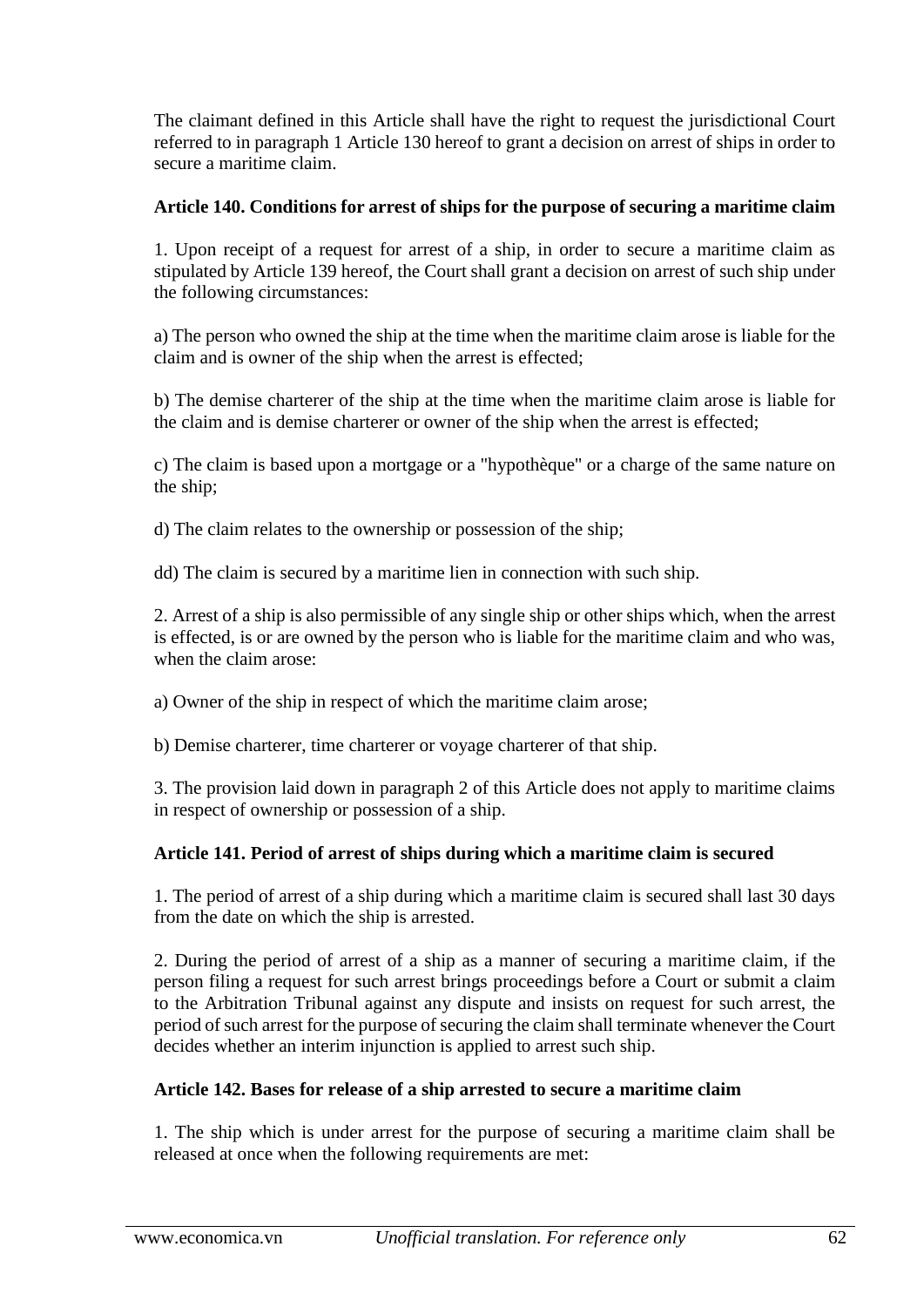The claimant defined in this Article shall have the right to request the jurisdictional Court referred to in paragraph 1 Article 130 hereof to grant a decision on arrest of ships in order to secure a maritime claim.

**Article 140. Conditions for arrest of ships for the purpose of securing a maritime claim**

1. Upon receipt of a request for arrest of a ship, in order to secure a maritime claim as stipulated by Article 139 hereof, the Court shall grant a decision on arrest of such ship under the following circumstances:

a) The person who owned the ship at the time when the maritime claim arose is liable for the claim and is owner of the ship when the arrest is effected;

b) The demise charterer of the ship at the time when the maritime claim arose is liable for the claim and is demise charterer or owner of the ship when the arrest is effected;

c) The claim is based upon a mortgage or a "hypothèque" or a charge of the same nature on the ship;

d) The claim relates to the ownership or possession of the ship;

dd) The claim is secured by a maritime lien in connection with such ship.

2. Arrest of a ship is also permissible of any single ship or other ships which, when the arrest is effected, is or are owned by the person who is liable for the maritime claim and who was, when the claim arose:

a) Owner of the ship in respect of which the maritime claim arose;

b) Demise charterer, time charterer or voyage charterer of that ship.

3. The provision laid down in paragraph 2 of this Article does not apply to maritime claims in respect of ownership or possession of a ship.

**Article 141. Period of arrest of ships during which a maritime claim is secured**

1. The period of arrest of a ship during which a maritime claim is secured shall last 30 days from the date on which the ship is arrested.

2. During the period of arrest of a ship as a manner of securing a maritime claim, if the person filing a request for such arrest brings proceedings before a Court or submit a claim to the Arbitration Tribunal against any dispute and insists on request for such arrest, the period of such arrest for the purpose of securing the claim shall terminate whenever the Court decides whether an interim injunction is applied to arrest such ship.

**Article 142. Bases for release of a ship arrested to secure a maritime claim**

1. The ship which is under arrest for the purpose of securing a maritime claim shall be released at once when the following requirements are met: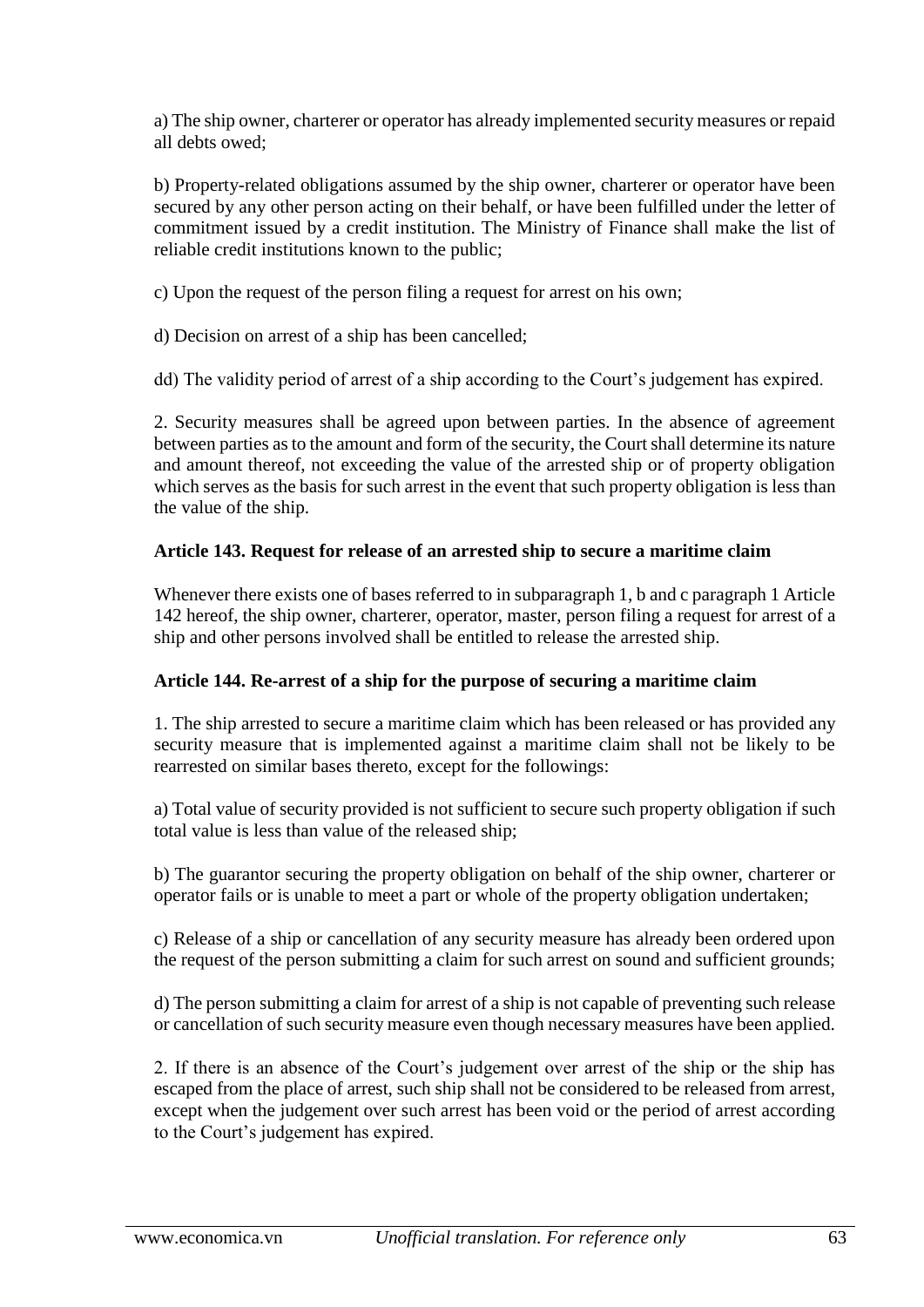a) The ship owner, charterer or operator has already implemented security measures or repaid all debts owed;

b) Property-related obligations assumed by the ship owner, charterer or operator have been secured by any other person acting on their behalf, or have been fulfilled under the letter of commitment issued by a credit institution. The Ministry of Finance shall make the list of reliable credit institutions known to the public;

c) Upon the request of the person filing a request for arrest on his own;

d) Decision on arrest of a ship has been cancelled;

dd) The validity period of arrest of a ship according to the Court's judgement has expired.

2. Security measures shall be agreed upon between parties. In the absence of agreement between parties as to the amount and form of the security, the Court shall determine its nature and amount thereof, not exceeding the value of the arrested ship or of property obligation which serves as the basis for such arrest in the event that such property obligation is less than the value of the ship.

**Article 143. Request for release of an arrested ship to secure a maritime claim**

Whenever there exists one of bases referred to in subparagraph 1, b and c paragraph 1 Article 142 hereof, the ship owner, charterer, operator, master, person filing a request for arrest of a ship and other persons involved shall be entitled to release the arrested ship.

**Article 144. Re-arrest of a ship for the purpose of securing a maritime claim**

1. The ship arrested to secure a maritime claim which has been released or has provided any security measure that is implemented against a maritime claim shall not be likely to be rearrested on similar bases thereto, except for the followings:

a) Total value of security provided is not sufficient to secure such property obligation if such total value is less than value of the released ship;

b) The guarantor securing the property obligation on behalf of the ship owner, charterer or operator fails or is unable to meet a part or whole of the property obligation undertaken;

c) Release of a ship or cancellation of any security measure has already been ordered upon the request of the person submitting a claim for such arrest on sound and sufficient grounds;

d) The person submitting a claim for arrest of a ship is not capable of preventing such release or cancellation of such security measure even though necessary measures have been applied.

2. If there is an absence of the Court's judgement over arrest of the ship or the ship has escaped from the place of arrest, such ship shall not be considered to be released from arrest, except when the judgement over such arrest has been void or the period of arrest according to the Court's judgement has expired.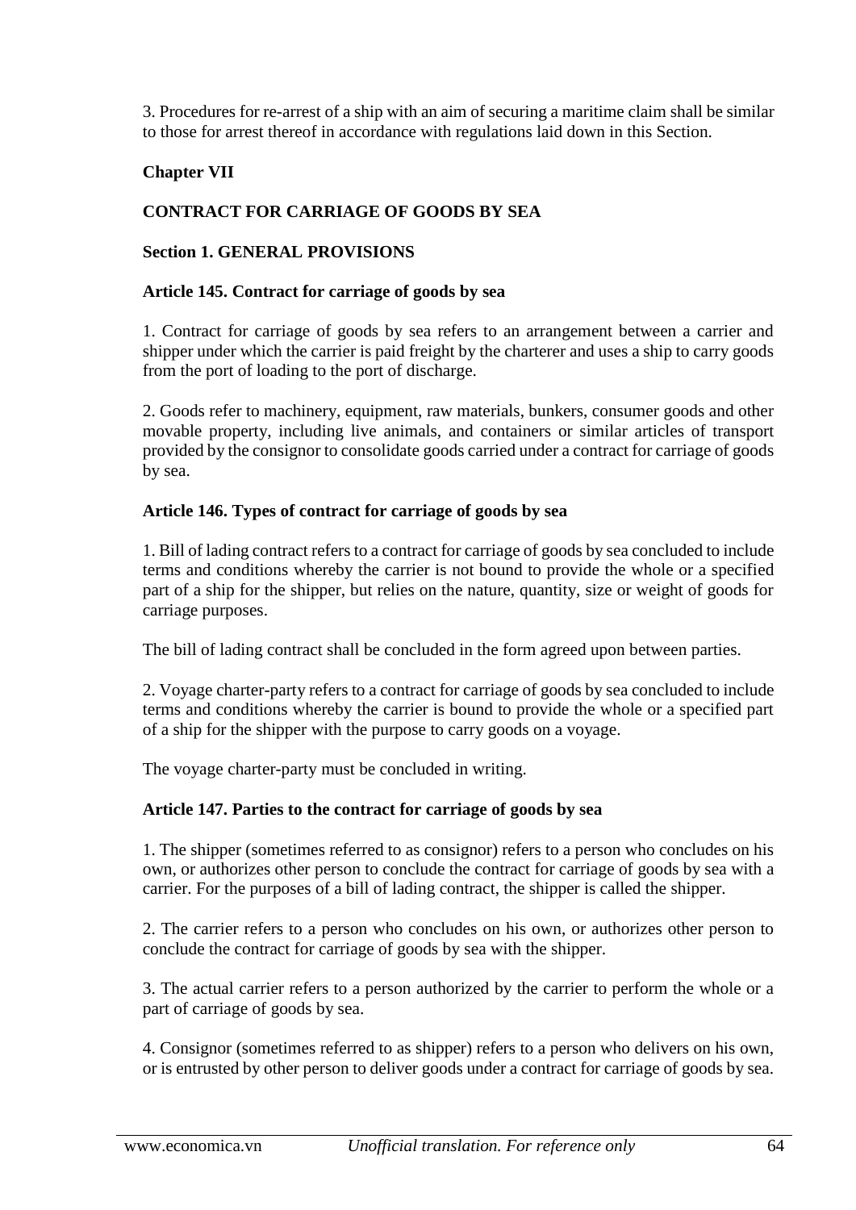3. Procedures for re-arrest of a ship with an aim of securing a maritime claim shall be similar to those for arrest thereof in accordance with regulations laid down in this Section.

## Chapter VII

## CONTRACT FOR CARRIAGE OF GOODS BY SEA

### Section 1. GENERAL PROVISIONS

#### Article 145. Contract for carriage of goods by sea

1. Contract for carriage of goods by sea refers to an arrangement between a carrier and shipper under which the carrier is paid freight by the charterer and uses a ship to carry goods from the port of loading to the port of discharge.

2. Goods refer to machinery, equipment, raw materials, bunkers, consumer goods and other movable property, including live animals, and containers or similar articles of transport provided by the consignor to consolidate goods carried under a contract for carriage of goods by sea.

#### Article 146. Types of contract for carriage of goods by sea

1. Bill of lading contract refers to a contract for carriage of goods by sea concluded to include terms and conditions whereby the carrier is not bound to provide the whole or a specified part of a ship for the shipper, but relies on the nature, quantity, size or weight of goods for carriage purposes.

The bill of lading contract shall be concluded in the form agreed upon between parties.

2. Voyage charter-party refers to a contract for carriage of goods by sea concluded to include terms and conditions whereby the carrier is bound to provide the whole or a specified part of a ship for the shipper with the purpose to carry goods on a voyage.

The voyage charter-party must be concluded in writing.

#### Article 147. Parties to the contract for carriage of goods by sea

1. The shipper (sometimes referred to as consignor) refers to a person who concludes on his own, or authorizes other person to conclude the contract for carriage of goods by sea with a carrier. For the purposes of a bill of lading contract, the shipper is called the shipper.

2. The carrier refers to a person who concludes on his own, or authorizes other person to conclude the contract for carriage of goods by sea with the shipper.

3. The actual carrier refers to a person authorized by the carrier to perform the whole or a part of carriage of goods by sea.

4. Consignor (sometimes referred to as shipper) refers to a person who delivers on his own, or is entrusted by other person to deliver goods under a contract for carriage of goods by sea.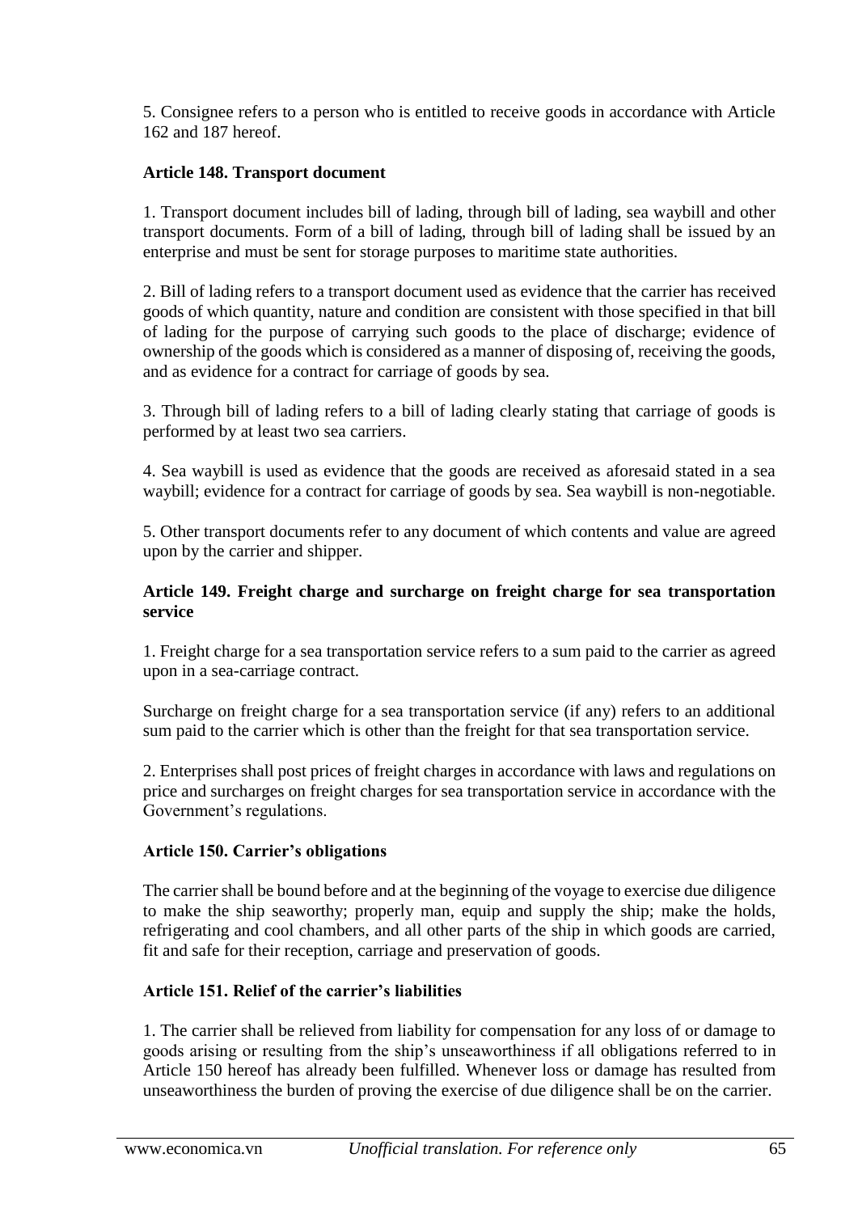5. Consignee refers to a person who is entitled to receive goods in accordance with Article 162 and 187 hereof.

### Article 148. Transport document

1. Transport document includes bill of lading, through bill of lading, sea waybill and other transport documents. Form of a bill of lading, through bill of lading shall be issued by an enterprise and must be sent for storage purposes to maritime state authorities.

2. Bill of lading refers to a transport document used as evidence that the carrier has received goods of which quantity, nature and condition are consistent with those specified in that bill of lading for the purpose of carrying such goods to the place of discharge; evidence of ownership of the goods which is considered as a manner of disposing of, receiving the goods, and as evidence for a contract for carriage of goods by sea.

3. Through bill of lading refers to a bill of lading clearly stating that carriage of goods is performed by at least two sea carriers.

4. Sea waybill is used as evidence that the goods are received as aforesaid stated in a sea waybill; evidence for a contract for carriage of goods by sea. Sea waybill is non-negotiable.

5. Other transport documents refer to any document of which contents and value are agreed upon by the carrier and shipper.

### Article 149. Freight charge and surcharge on freight charge for sea transportation service

1. Freight charge for a sea transportation service refers to a sum paid to the carrier as agreed upon in a sea-carriage contract.

Surcharge on freight charge for a sea transportation service (if any) refers to an additional sum paid to the carrier which is other than the freight for that sea transportation service.

2. Enterprises shall post prices of freight charges in accordance with laws and regulations on price and surcharges on freight charges for sea transportation service in accordance with the Government's regulations.

### Article 150. Carrier's obligations

The carrier shall be bound before and at the beginning of the voyage to exercise due diligence to make the ship seaworthy; properly man, equip and supply the ship; make the holds, refrigerating and cool chambers, and all other parts of the ship in which goods are carried, fit and safe for their reception, carriage and preservation of goods.

### Article 151. Relief of the carrier's liabilities

1. The carrier shall be relieved from liability for compensation for any loss of or damage to goods arising or resulting from the ship's unseaworthiness if all obligations referred to in Article 150 hereof has already been fulfilled. Whenever loss or damage has resulted from unseaworthiness the burden of proving the exercise of due diligence shall be on the carrier.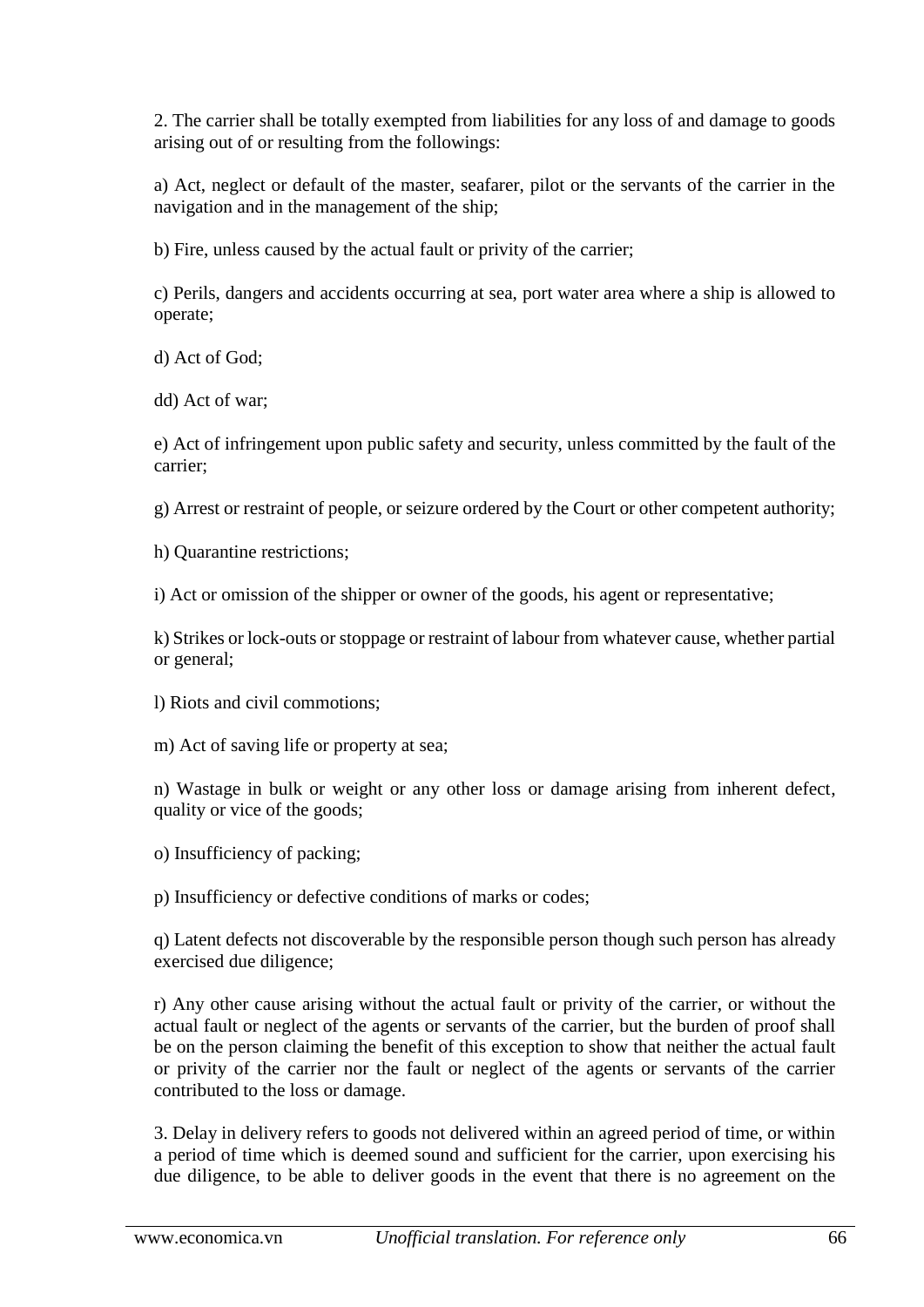2. The carrier shall be totally exempted from liabilities for any loss of and damage to goods arising out of or resulting from the followings:

a) Act, neglect or default of the master, seafarer, pilot or the servants of the carrier in the navigation and in the management of the ship;

b) Fire, unless caused by the actual fault or privity of the carrier;

c) Perils, dangers and accidents occurring at sea, port water area where a ship is allowed to operate;

d) Act of God;

dd) Act of war;

e) Act of infringement upon public safety and security, unless committed by the fault of the carrier;

g) Arrest or restraint of people, or seizure ordered by the Court or other competent authority;

h) Quarantine restrictions;

i) Act or omission of the shipper or owner of the goods, his agent or representative;

k) Strikes or lock-outs or stoppage or restraint of labour from whatever cause, whether partial or general;

l) Riots and civil commotions;

m) Act of saving life or property at sea;

n) Wastage in bulk or weight or any other loss or damage arising from inherent defect, quality or vice of the goods;

o) Insufficiency of packing;

p) Insufficiency or defective conditions of marks or codes;

q) Latent defects not discoverable by the responsible person though such person has already exercised due diligence;

r) Any other cause arising without the actual fault or privity of the carrier, or without the actual fault or neglect of the agents or servants of the carrier, but the burden of proof shall be on the person claiming the benefit of this exception to show that neither the actual fault or privity of the carrier nor the fault or neglect of the agents or servants of the carrier contributed to the loss or damage.

3. Delay in delivery refers to goods not delivered within an agreed period of time, or within a period of time which is deemed sound and sufficient for the carrier, upon exercising his due diligence, to be able to deliver goods in the event that there is no agreement on the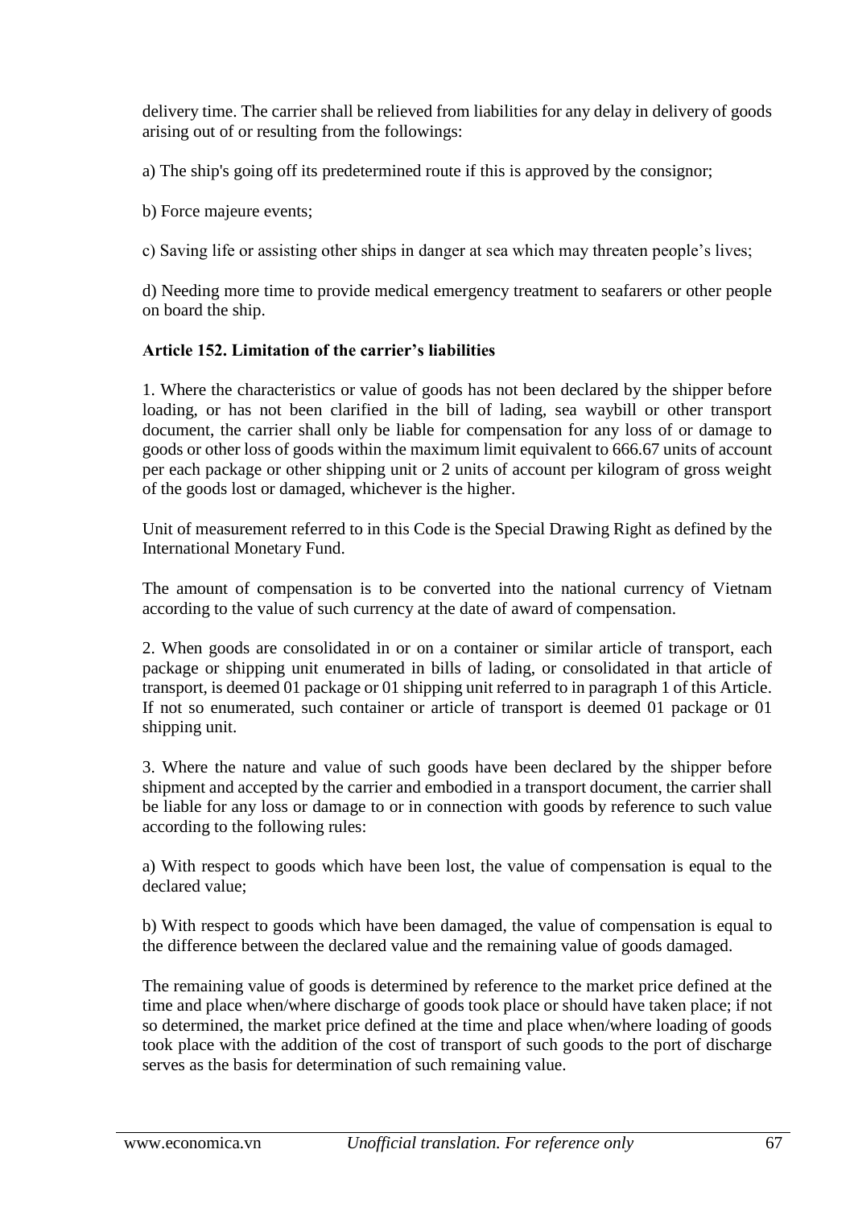delivery time. The carrier shall be relieved from liabilities for any delay in delivery of goods arising out of or resulting from the followings:

a) The ship's going off its predetermined route if this is approved by the consignor;

b) Force majeure events;

c) Saving life or assisting other ships in danger at sea which may threaten people's lives;

d) Needing more time to provide medical emergency treatment to seafarers or other people on board the ship.

**Article 152. Limitation of the carrier's liabilities**

1. Where the characteristics or value of goods has not been declared by the shipper before loading, or has not been clarified in the bill of lading, sea waybill or other transport document, the carrier shall only be liable for compensation for any loss of or damage to goods or other loss of goods within the maximum limit equivalent to 666.67 units of account per each package or other shipping unit or 2 units of account per kilogram of gross weight of the goods lost or damaged, whichever is the higher.

Unit of measurement referred to in this Code is the Special Drawing Right as defined by the International Monetary Fund.

The amount of compensation is to be converted into the national currency of Vietnam according to the value of such currency at the date of award of compensation.

2. When goods are consolidated in or on a container or similar article of transport, each package or shipping unit enumerated in bills of lading, or consolidated in that article of transport, is deemed 01 package or 01 shipping unit referred to in paragraph 1 of this Article. If not so enumerated, such container or article of transport is deemed 01 package or 01 shipping unit.

3. Where the nature and value of such goods have been declared by the shipper before shipment and accepted by the carrier and embodied in a transport document, the carrier shall be liable for any loss or damage to or in connection with goods by reference to such value according to the following rules:

a) With respect to goods which have been lost, the value of compensation is equal to the declared value;

b) With respect to goods which have been damaged, the value of compensation is equal to the difference between the declared value and the remaining value of goods damaged.

The remaining value of goods is determined by reference to the market price defined at the time and place when/where discharge of goods took place or should have taken place; if not so determined, the market price defined at the time and place when/where loading of goods took place with the addition of the cost of transport of such goods to the port of discharge serves as the basis for determination of such remaining value.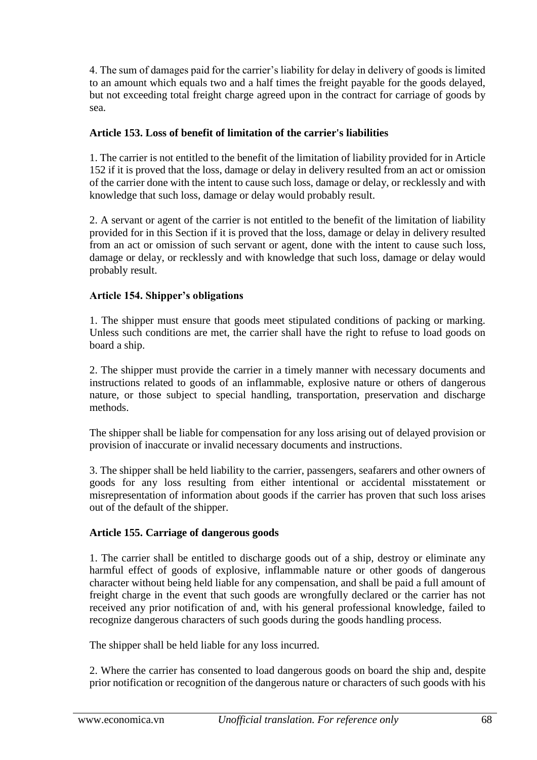4. The sum of damages paid for the carrier's liability for delay in delivery of goods is limited to an amount which equals two and a half times the freight payable for the goods delayed, but not exceeding total freight charge agreed upon in the contract for carriage of goods by sea.

**Article 153. Loss of benefit of limitation of the carrier's liabilities**

1. The carrier is not entitled to the benefit of the limitation of liability provided for in Article 152 if it is proved that the loss, damage or delay in delivery resulted from an act or omission of the carrier done with the intent to cause such loss, damage or delay, or recklessly and with knowledge that such loss, damage or delay would probably result.

2. A servant or agent of the carrier is not entitled to the benefit of the limitation of liability provided for in this Section if it is proved that the loss, damage or delay in delivery resulted from an act or omission of such servant or agent, done with the intent to cause such loss, damage or delay, or recklessly and with knowledge that such loss, damage or delay would probably result.

**Article 154. Shipper's obligations**

1. The shipper must ensure that goods meet stipulated conditions of packing or marking. Unless such conditions are met, the carrier shall have the right to refuse to load goods on board a ship.

2. The shipper must provide the carrier in a timely manner with necessary documents and instructions related to goods of an inflammable, explosive nature or others of dangerous nature, or those subject to special handling, transportation, preservation and discharge methods.

The shipper shall be liable for compensation for any loss arising out of delayed provision or provision of inaccurate or invalid necessary documents and instructions.

3. The shipper shall be held liability to the carrier, passengers, seafarers and other owners of goods for any loss resulting from either intentional or accidental misstatement or misrepresentation of information about goods if the carrier has proven that such loss arises out of the default of the shipper.

**Article 155. Carriage of dangerous goods**

1. The carrier shall be entitled to discharge goods out of a ship, destroy or eliminate any harmful effect of goods of explosive, inflammable nature or other goods of dangerous character without being held liable for any compensation, and shall be paid a full amount of freight charge in the event that such goods are wrongfully declared or the carrier has not received any prior notification of and, with his general professional knowledge, failed to recognize dangerous characters of such goods during the goods handling process.

The shipper shall be held liable for any loss incurred.

2. Where the carrier has consented to load dangerous goods on board the ship and, despite prior notification or recognition of the dangerous nature or characters of such goods with his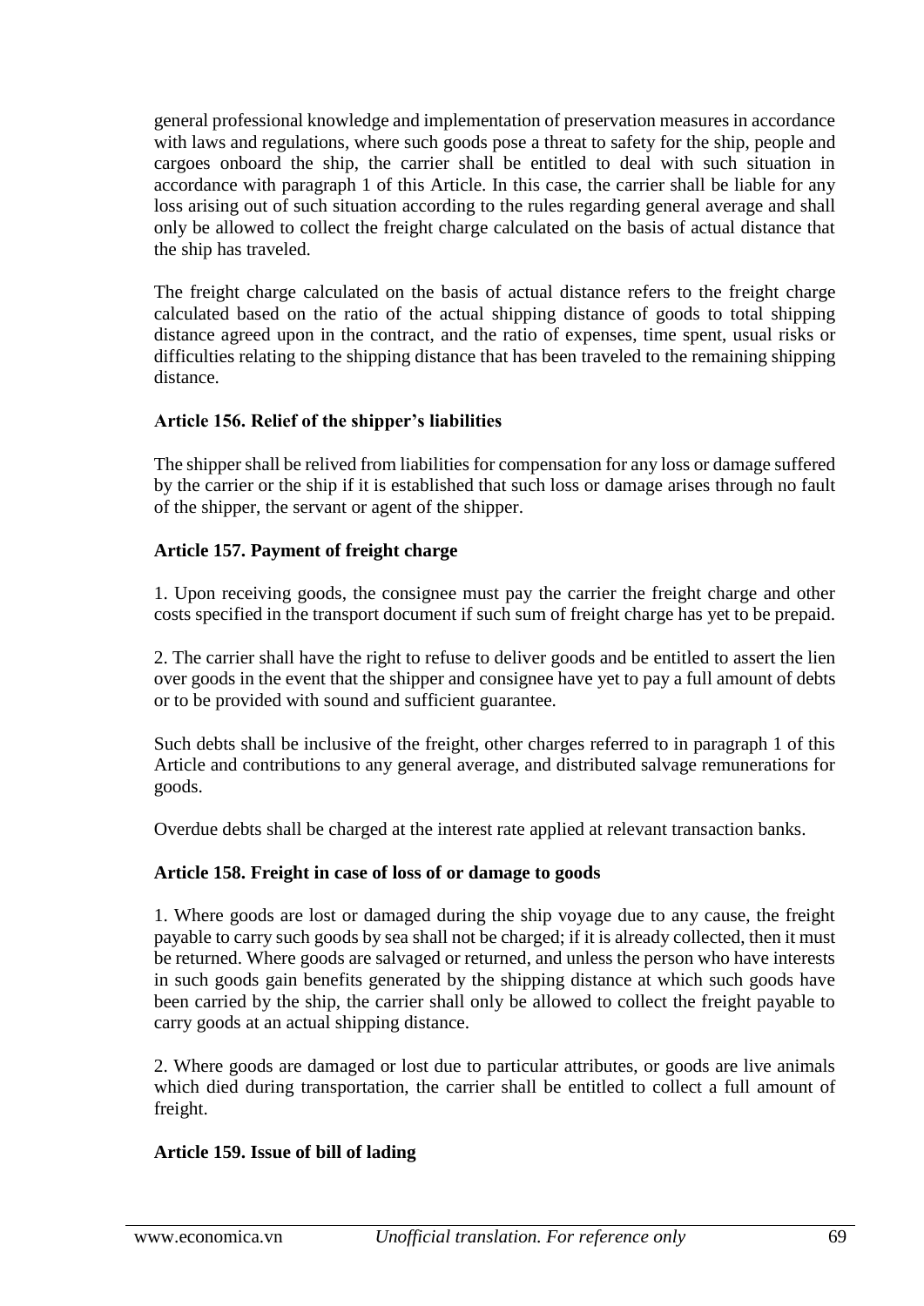general professional knowledge and implementation of preservation measures in accordance with laws and regulations, where such goods pose a threat to safety for the ship, people and cargoes onboard the ship, the carrier shall be entitled to deal with such situation in accordance with paragraph 1 of this Article. In this case, the carrier shall be liable for any loss arising out of such situation according to the rules regarding general average and shall only be allowed to collect the freight charge calculated on the basis of actual distance that the ship has traveled.

The freight charge calculated on the basis of actual distance refers to the freight charge calculated based on the ratio of the actual shipping distance of goods to total shipping distance agreed upon in the contract, and the ratio of expenses, time spent, usual risks or difficulties relating to the shipping distance that has been traveled to the remaining shipping distance.

### Article 156. Relief of the shipper's liabilities

The shipper shall be relived from liabilities for compensation for any loss or damage suffered by the carrier or the ship if it is established that such loss or damage arises through no fault of the shipper, the servant or agent of the shipper.

### Article 157. Payment of freight charge

1. Upon receiving goods, the consignee must pay the carrier the freight charge and other costs specified in the transport document if such sum of freight charge has yet to be prepaid.

2. The carrier shall have the right to refuse to deliver goods and be entitled to assert the lien over goods in the event that the shipper and consignee have yet to pay a full amount of debts or to be provided with sound and sufficient guarantee.

Such debts shall be inclusive of the freight, other charges referred to in paragraph 1 of this Article and contributions to any general average, and distributed salvage remunerations for goods.

Overdue debts shall be charged at the interest rate applied at relevant transaction banks.

### Article 158. Freight in case of loss of or damage to goods

1. Where goods are lost or damaged during the ship voyage due to any cause, the freight payable to carry such goods by sea shall not be charged; if it is already collected, then it must be returned. Where goods are salvaged or returned, and unless the person who have interests in such goods gain benefits generated by the shipping distance at which such goods have been carried by the ship, the carrier shall only be allowed to collect the freight payable to carry goods at an actual shipping distance.

2. Where goods are damaged or lost due to particular attributes, or goods are live animals which died during transportation, the carrier shall be entitled to collect a full amount of freight.

### Article 159. Issue of bill of lading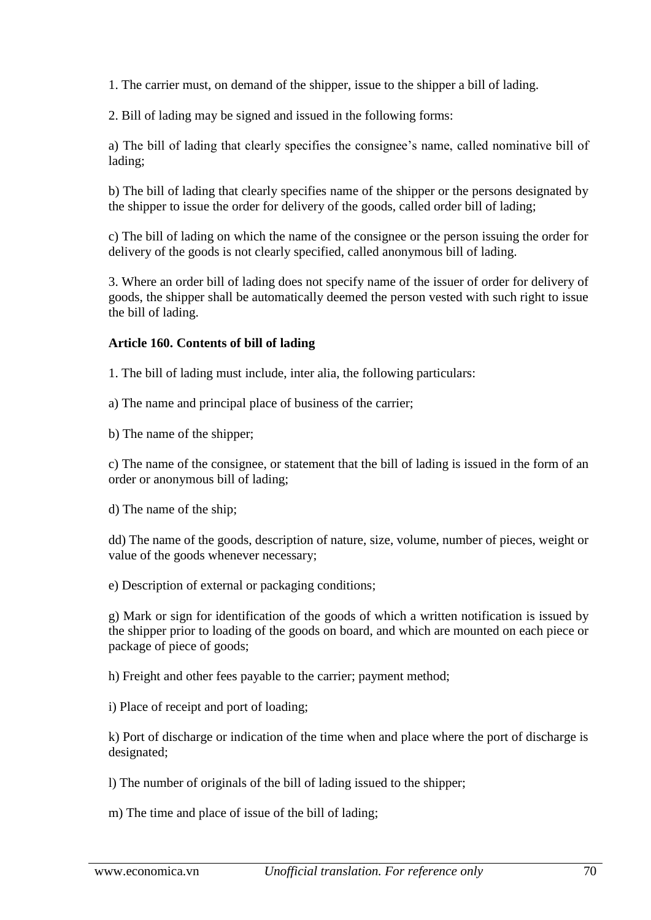1. The carrier must, on demand of the shipper, issue to the shipper a bill of lading.

2. Bill of lading may be signed and issued in the following forms:

a) The bill of lading that clearly specifies the consignee's name, called nominative bill of lading;

b) The bill of lading that clearly specifies name of the shipper or the persons designated by the shipper to issue the order for delivery of the goods, called order bill of lading;

c) The bill of lading on which the name of the consignee or the person issuing the order for delivery of the goods is not clearly specified, called anonymous bill of lading.

3. Where an order bill of lading does not specify name of the issuer of order for delivery of goods, the shipper shall be automatically deemed the person vested with such right to issue the bill of lading.

**Article 160. Contents of bill of lading**

1. The bill of lading must include, inter alia, the following particulars:

a) The name and principal place of business of the carrier;

b) The name of the shipper;

c) The name of the consignee, or statement that the bill of lading is issued in the form of an order or anonymous bill of lading;

d) The name of the ship;

dd) The name of the goods, description of nature, size, volume, number of pieces, weight or value of the goods whenever necessary;

e) Description of external or packaging conditions;

g) Mark or sign for identification of the goods of which a written notification is issued by the shipper prior to loading of the goods on board, and which are mounted on each piece or package of piece of goods;

h) Freight and other fees payable to the carrier; payment method;

i) Place of receipt and port of loading;

k) Port of discharge or indication of the time when and place where the port of discharge is designated;

l) The number of originals of the bill of lading issued to the shipper;

m) The time and place of issue of the bill of lading;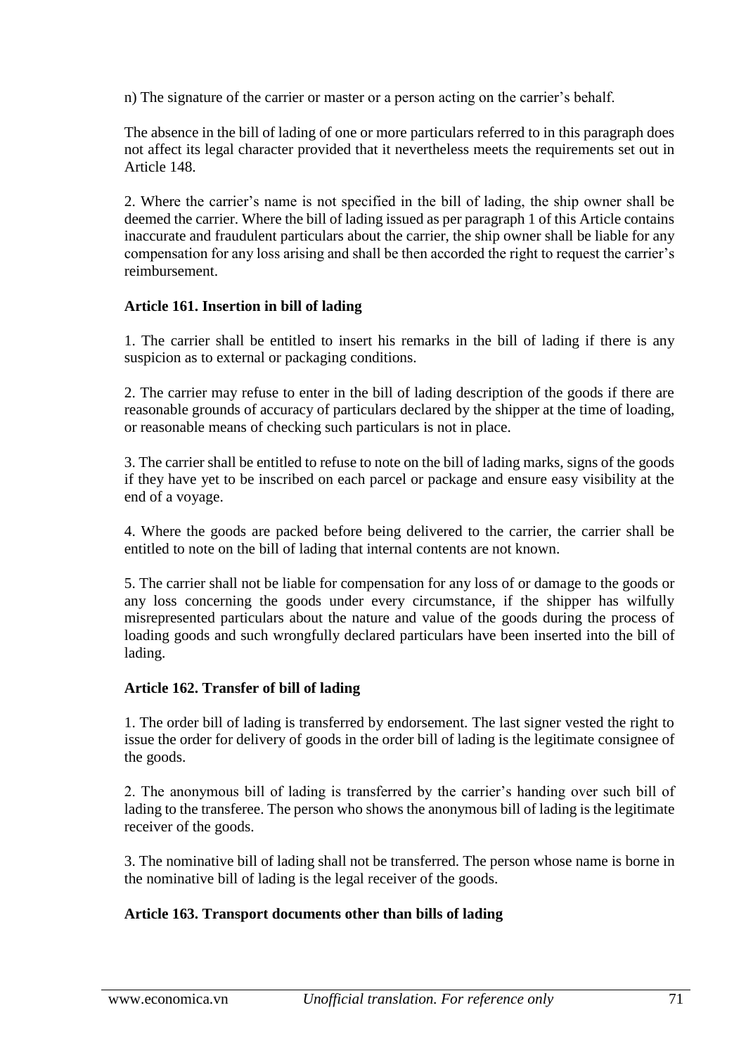n) The signature of the carrier or master or a person acting on the carrier's behalf.

The absence in the bill of lading of one or more particulars referred to in this paragraph does not affect its legal character provided that it nevertheless meets the requirements set out in Article 148.

2. Where the carrier's name is not specified in the bill of lading, the ship owner shall be deemed the carrier. Where the bill of lading issued as per paragraph 1 of this Article contains inaccurate and fraudulent particulars about the carrier, the ship owner shall be liable for any compensation for any loss arising and shall be then accorded the right to request the carrier's reimbursement.

### Article 161. Insertion in bill of lading

1. The carrier shall be entitled to insert his remarks in the bill of lading if there is any suspicion as to external or packaging conditions.

2. The carrier may refuse to enter in the bill of lading description of the goods if there are reasonable grounds of accuracy of particulars declared by the shipper at the time of loading, or reasonable means of checking such particulars is not in place.

3. The carrier shall be entitled to refuse to note on the bill of lading marks, signs of the goods if they have yet to be inscribed on each parcel or package and ensure easy visibility at the end of a voyage.

4. Where the goods are packed before being delivered to the carrier, the carrier shall be entitled to note on the bill of lading that internal contents are not known.

5. The carrier shall not be liable for compensation for any loss of or damage to the goods or any loss concerning the goods under every circumstance, if the shipper has wilfully misrepresented particulars about the nature and value of the goods during the process of loading goods and such wrongfully declared particulars have been inserted into the bill of lading.

### Article 162. Transfer of bill of lading

1. The order bill of lading is transferred by endorsement. The last signer vested the right to issue the order for delivery of goods in the order bill of lading is the legitimate consignee of the goods.

2. The anonymous bill of lading is transferred by the carrier's handing over such bill of lading to the transferee. The person who shows the anonymous bill of lading is the legitimate receiver of the goods.

3. The nominative bill of lading shall not be transferred. The person whose name is borne in the nominative bill of lading is the legal receiver of the goods.

### Article 163. Transport documents other than bills of lading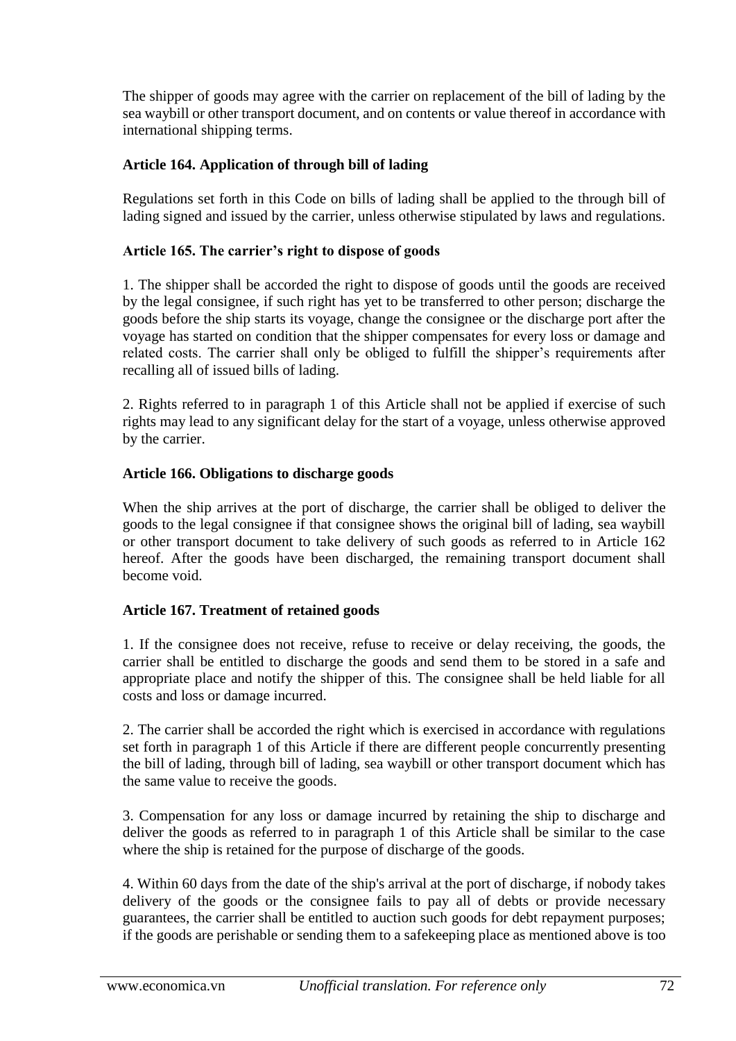The shipper of goods may agree with the carrier on replacement of the bill of lading by the sea waybill or other transport document, and on contents or value thereof in accordance with international shipping terms.

**Article 164. Application of through bill of lading**

Regulations set forth in this Code on bills of lading shall be applied to the through bill of lading signed and issued by the carrier, unless otherwise stipulated by laws and regulations.

**Article 165. The carrier's right to dispose of goods**

1. The shipper shall be accorded the right to dispose of goods until the goods are received by the legal consignee, if such right has yet to be transferred to other person; discharge the goods before the ship starts its voyage, change the consignee or the discharge port after the voyage has started on condition that the shipper compensates for every loss or damage and related costs. The carrier shall only be obliged to fulfill the shipper's requirements after recalling all of issued bills of lading.

2. Rights referred to in paragraph 1 of this Article shall not be applied if exercise of such rights may lead to any significant delay for the start of a voyage, unless otherwise approved by the carrier.

**Article 166. Obligations to discharge goods**

When the ship arrives at the port of discharge, the carrier shall be obliged to deliver the goods to the legal consignee if that consignee shows the original bill of lading, sea waybill or other transport document to take delivery of such goods as referred to in Article 162 hereof. After the goods have been discharged, the remaining transport document shall become void.

**Article 167. Treatment of retained goods**

1. If the consignee does not receive, refuse to receive or delay receiving, the goods, the carrier shall be entitled to discharge the goods and send them to be stored in a safe and appropriate place and notify the shipper of this. The consignee shall be held liable for all costs and loss or damage incurred.

2. The carrier shall be accorded the right which is exercised in accordance with regulations set forth in paragraph 1 of this Article if there are different people concurrently presenting the bill of lading, through bill of lading, sea waybill or other transport document which has the same value to receive the goods.

3. Compensation for any loss or damage incurred by retaining the ship to discharge and deliver the goods as referred to in paragraph 1 of this Article shall be similar to the case where the ship is retained for the purpose of discharge of the goods.

4. Within 60 days from the date of the ship's arrival at the port of discharge, if nobody takes delivery of the goods or the consignee fails to pay all of debts or provide necessary guarantees, the carrier shall be entitled to auction such goods for debt repayment purposes; if the goods are perishable or sending them to a safekeeping place as mentioned above is too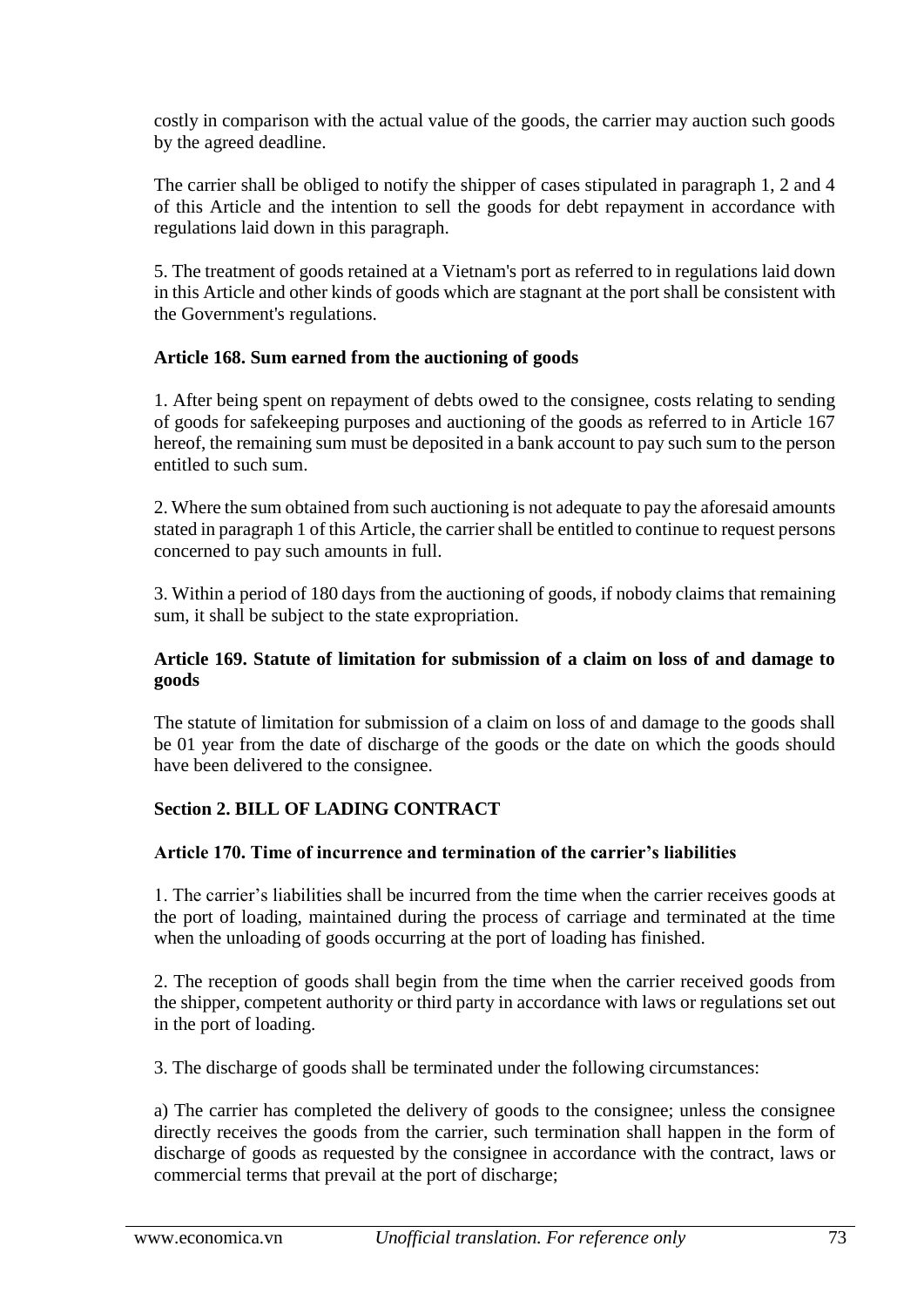costly in comparison with the actual value of the goods, the carrier may auction such goods by the agreed deadline.

The carrier shall be obliged to notify the shipper of cases stipulated in paragraph 1, 2 and 4 of this Article and the intention to sell the goods for debt repayment in accordance with regulations laid down in this paragraph.

5. The treatment of goods retained at a Vietnam's port as referred to in regulations laid down in this Article and other kinds of goods which are stagnant at the port shall be consistent with the Government's regulations.

**Article 168. Sum earned from the auctioning of goods**

1. After being spent on repayment of debts owed to the consignee, costs relating to sending of goods for safekeeping purposes and auctioning of the goods as referred to in Article 167 hereof, the remaining sum must be deposited in a bank account to pay such sum to the person entitled to such sum.

2. Where the sum obtained from such auctioning is not adequate to pay the aforesaid amounts stated in paragraph 1 of this Article, the carrier shall be entitled to continue to request persons concerned to pay such amounts in full.

3. Within a period of 180 days from the auctioning of goods, if nobody claims that remaining sum, it shall be subject to the state expropriation.

**Article 169. Statute of limitation for submission of a claim on loss of and damage to goods**

The statute of limitation for submission of a claim on loss of and damage to the goods shall be 01 year from the date of discharge of the goods or the date on which the goods should have been delivered to the consignee.

**Section 2. BILL OF LADING CONTRACT**

**Article 170. Time of incurrence and termination of the carrier's liabilities**

1. The carrier's liabilities shall be incurred from the time when the carrier receives goods at the port of loading, maintained during the process of carriage and terminated at the time when the unloading of goods occurring at the port of loading has finished.

2. The reception of goods shall begin from the time when the carrier received goods from the shipper, competent authority or third party in accordance with laws or regulations set out in the port of loading.

3. The discharge of goods shall be terminated under the following circumstances:

a) The carrier has completed the delivery of goods to the consignee; unless the consignee directly receives the goods from the carrier, such termination shall happen in the form of discharge of goods as requested by the consignee in accordance with the contract, laws or commercial terms that prevail at the port of discharge;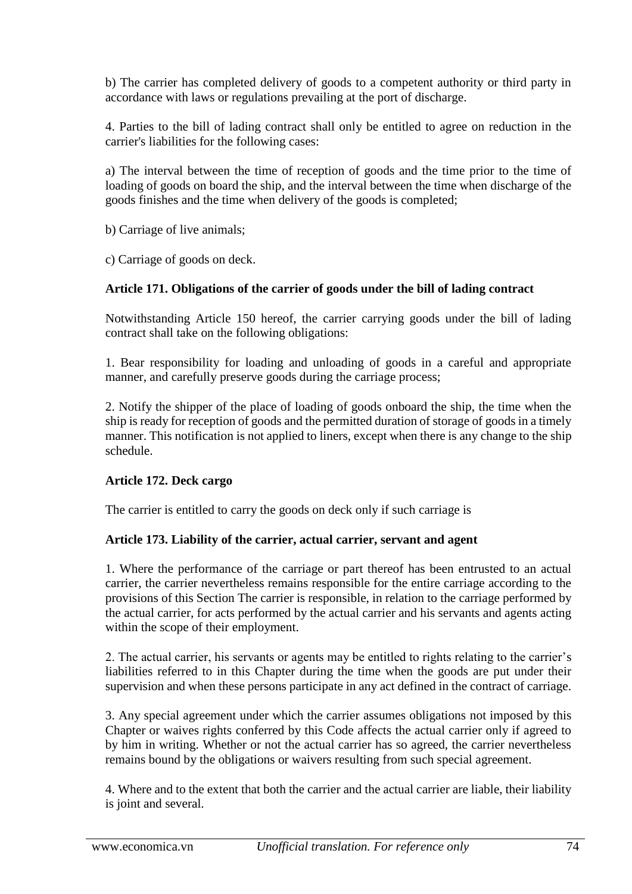b) The carrier has completed delivery of goods to a competent authority or third party in accordance with laws or regulations prevailing at the port of discharge.

4. Parties to the bill of lading contract shall only be entitled to agree on reduction in the carrier's liabilities for the following cases:

a) The interval between the time of reception of goods and the time prior to the time of loading of goods on board the ship, and the interval between the time when discharge of the goods finishes and the time when delivery of the goods is completed;

b) Carriage of live animals;

c) Carriage of goods on deck.

**Article 171. Obligations of the carrier of goods under the bill of lading contract**

Notwithstanding Article 150 hereof, the carrier carrying goods under the bill of lading contract shall take on the following obligations:

1. Bear responsibility for loading and unloading of goods in a careful and appropriate manner, and carefully preserve goods during the carriage process;

2. Notify the shipper of the place of loading of goods onboard the ship, the time when the ship is ready for reception of goods and the permitted duration of storage of goods in a timely manner. This notification is not applied to liners, except when there is any change to the ship schedule.

**Article 172. Deck cargo**

The carrier is entitled to carry the goods on deck only if such carriage is

**Article 173. Liability of the carrier, actual carrier, servant and agent**

1. Where the performance of the carriage or part thereof has been entrusted to an actual carrier, the carrier nevertheless remains responsible for the entire carriage according to the provisions of this Section The carrier is responsible, in relation to the carriage performed by the actual carrier, for acts performed by the actual carrier and his servants and agents acting within the scope of their employment.

2. The actual carrier, his servants or agents may be entitled to rights relating to the carrier's liabilities referred to in this Chapter during the time when the goods are put under their supervision and when these persons participate in any act defined in the contract of carriage.

3. Any special agreement under which the carrier assumes obligations not imposed by this Chapter or waives rights conferred by this Code affects the actual carrier only if agreed to by him in writing. Whether or not the actual carrier has so agreed, the carrier nevertheless remains bound by the obligations or waivers resulting from such special agreement.

4. Where and to the extent that both the carrier and the actual carrier are liable, their liability is joint and several.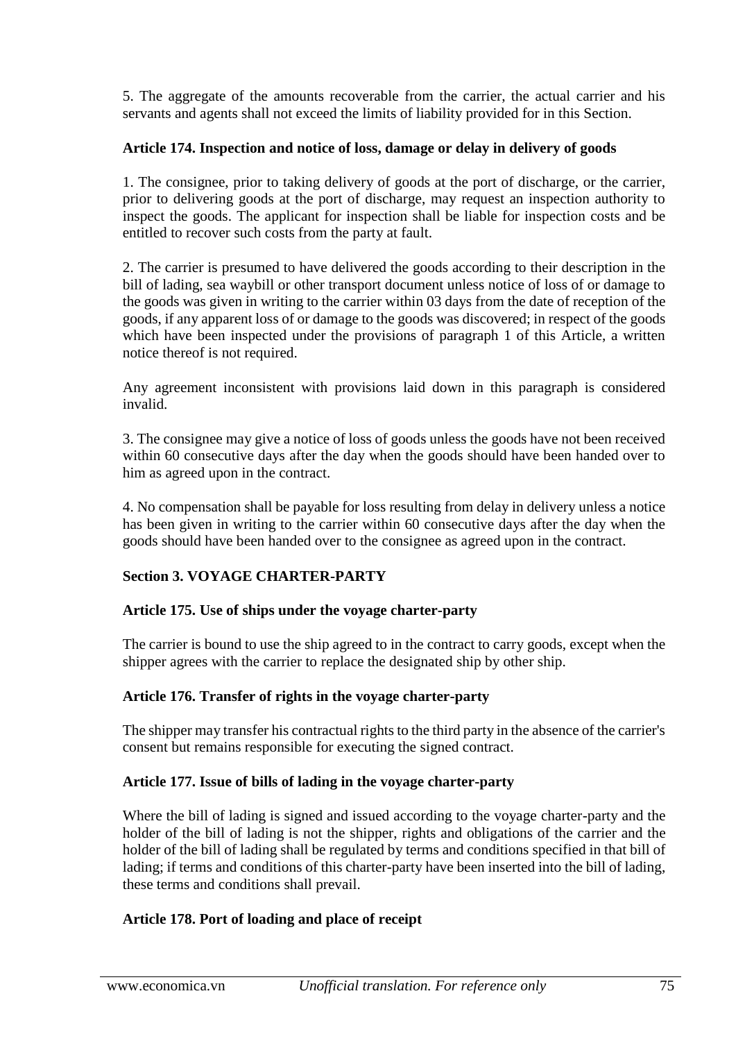5. The aggregate of the amounts recoverable from the carrier, the actual carrier and his servants and agents shall not exceed the limits of liability provided for in this Section.

**Article 174. Inspection and notice of loss, damage or delay in delivery of goods**

1. The consignee, prior to taking delivery of goods at the port of discharge, or the carrier, prior to delivering goods at the port of discharge, may request an inspection authority to inspect the goods. The applicant for inspection shall be liable for inspection costs and be entitled to recover such costs from the party at fault.

2. The carrier is presumed to have delivered the goods according to their description in the bill of lading, sea waybill or other transport document unless notice of loss of or damage to the goods was given in writing to the carrier within 03 days from the date of reception of the goods, if any apparent loss of or damage to the goods was discovered; in respect of the goods which have been inspected under the provisions of paragraph 1 of this Article, a written notice thereof is not required.

Any agreement inconsistent with provisions laid down in this paragraph is considered invalid.

3. The consignee may give a notice of loss of goods unless the goods have not been received within 60 consecutive days after the day when the goods should have been handed over to him as agreed upon in the contract.

4. No compensation shall be payable for loss resulting from delay in delivery unless a notice has been given in writing to the carrier within 60 consecutive days after the day when the goods should have been handed over to the consignee as agreed upon in the contract.

## Section 3. VOYAGE CHARTER-PARTY

**Article 175. Use of ships under the voyage charter-party**

The carrier is bound to use the ship agreed to in the contract to carry goods, except when the shipper agrees with the carrier to replace the designated ship by other ship.

**Article 176. Transfer of rights in the voyage charter-party**

The shipper may transfer his contractual rights to the third party in the absence of the carrier's consent but remains responsible for executing the signed contract.

**Article 177. Issue of bills of lading in the voyage charter-party**

Where the bill of lading is signed and issued according to the voyage charter-party and the holder of the bill of lading is not the shipper, rights and obligations of the carrier and the holder of the bill of lading shall be regulated by terms and conditions specified in that bill of lading; if terms and conditions of this charter-party have been inserted into the bill of lading, these terms and conditions shall prevail.

**Article 178. Port of loading and place of receipt**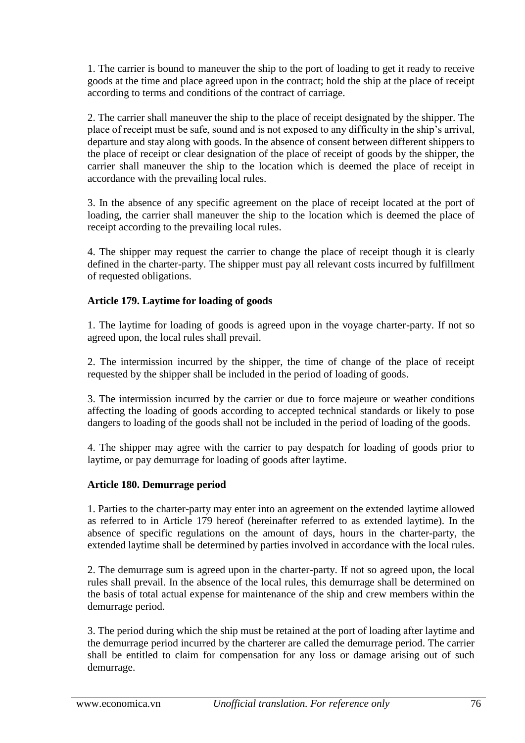1. The carrier is bound to maneuver the ship to the port of loading to get it ready to receive goods at the time and place agreed upon in the contract; hold the ship at the place of receipt according to terms and conditions of the contract of carriage.

2. The carrier shall maneuver the ship to the place of receipt designated by the shipper. The place of receipt must be safe, sound and is not exposed to any difficulty in the ship's arrival, departure and stay along with goods. In the absence of consent between different shippers to the place of receipt or clear designation of the place of receipt of goods by the shipper, the carrier shall maneuver the ship to the location which is deemed the place of receipt in accordance with the prevailing local rules.

3. In the absence of any specific agreement on the place of receipt located at the port of loading, the carrier shall maneuver the ship to the location which is deemed the place of receipt according to the prevailing local rules.

4. The shipper may request the carrier to change the place of receipt though it is clearly defined in the charter-party. The shipper must pay all relevant costs incurred by fulfillment of requested obligations.

**Article 179. Laytime for loading of goods**

1. The laytime for loading of goods is agreed upon in the voyage charter-party. If not so agreed upon, the local rules shall prevail.

2. The intermission incurred by the shipper, the time of change of the place of receipt requested by the shipper shall be included in the period of loading of goods.

3. The intermission incurred by the carrier or due to force majeure or weather conditions affecting the loading of goods according to accepted technical standards or likely to pose dangers to loading of the goods shall not be included in the period of loading of the goods.

4. The shipper may agree with the carrier to pay despatch for loading of goods prior to laytime, or pay demurrage for loading of goods after laytime.

**Article 180. Demurrage period**

1. Parties to the charter-party may enter into an agreement on the extended laytime allowed as referred to in Article 179 hereof (hereinafter referred to as extended laytime). In the absence of specific regulations on the amount of days, hours in the charter-party, the extended laytime shall be determined by parties involved in accordance with the local rules.

2. The demurrage sum is agreed upon in the charter-party. If not so agreed upon, the local rules shall prevail. In the absence of the local rules, this demurrage shall be determined on the basis of total actual expense for maintenance of the ship and crew members within the demurrage period.

3. The period during which the ship must be retained at the port of loading after laytime and the demurrage period incurred by the charterer are called the demurrage period. The carrier shall be entitled to claim for compensation for any loss or damage arising out of such demurrage.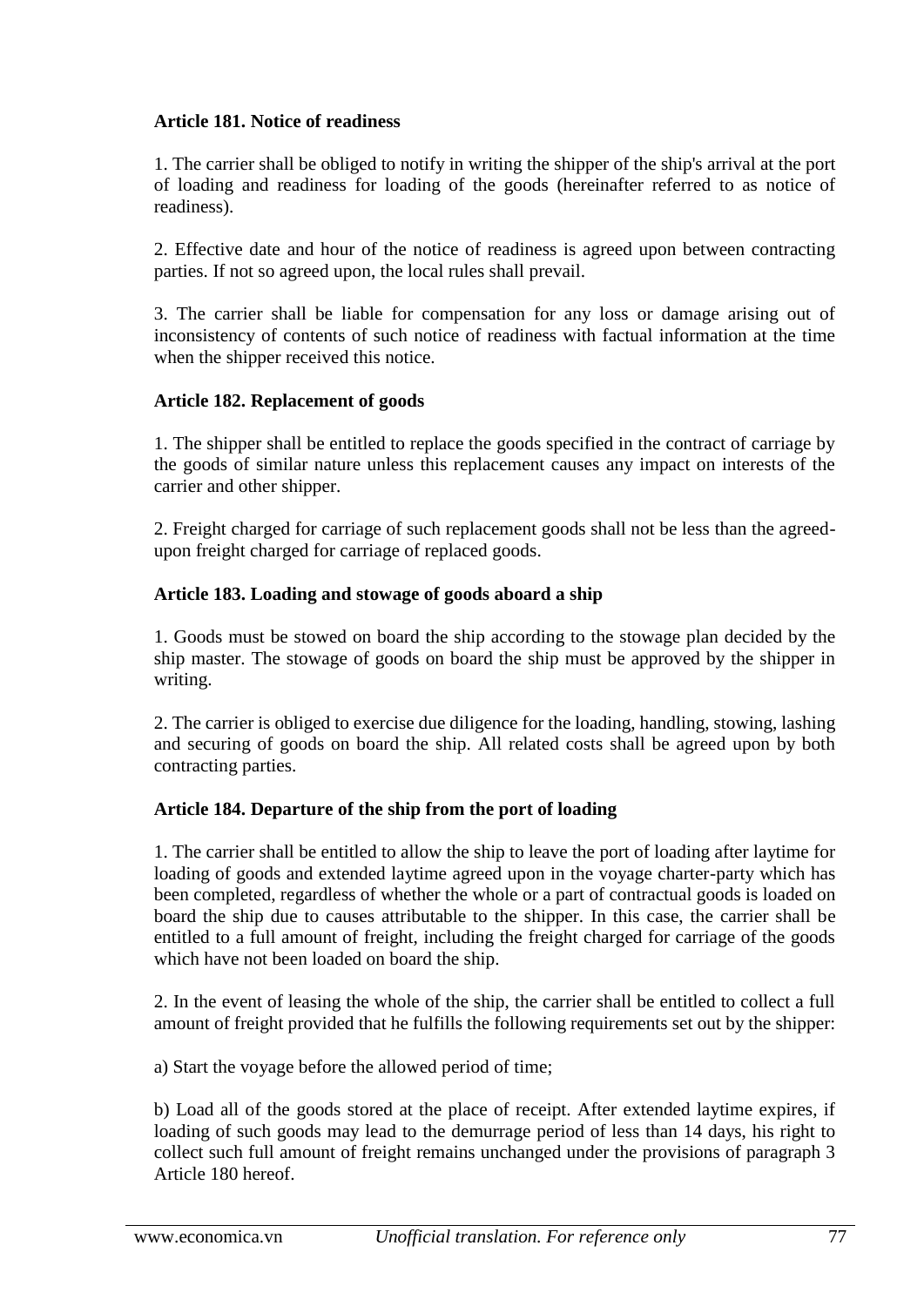**Article 181. Notice of readiness**

1. The carrier shall be obliged to notify in writing the shipper of the ship's arrival at the port of loading and readiness for loading of the goods (hereinafter referred to as notice of readiness).

2. Effective date and hour of the notice of readiness is agreed upon between contracting parties. If not so agreed upon, the local rules shall prevail.

3. The carrier shall be liable for compensation for any loss or damage arising out of inconsistency of contents of such notice of readiness with factual information at the time when the shipper received this notice.

**Article 182. Replacement of goods**

1. The shipper shall be entitled to replace the goods specified in the contract of carriage by the goods of similar nature unless this replacement causes any impact on interests of the carrier and other shipper.

2. Freight charged for carriage of such replacement goods shall not be less than the agreed-upon freight charged for carriage of replaced goods.

**Article 183. Loading and stowage of goods aboard a ship**

1. Goods must be stowed on board the ship according to the stowage plan decided by the ship master. The stowage of goods on board the ship must be approved by the shipper in writing.

2. The carrier is obliged to exercise due diligence for the loading, handling, stowing, lashing and securing of goods on board the ship. All related costs shall be agreed upon by both contracting parties.

**Article 184. Departure of the ship from the port of loading**

1. The carrier shall be entitled to allow the ship to leave the port of loading after laytime for loading of goods and extended laytime agreed upon in the voyage charter-party which has been completed, regardless of whether the whole or a part of contractual goods is loaded on board the ship due to causes attributable to the shipper. In this case, the carrier shall be entitled to a full amount of freight, including the freight charged for carriage of the goods which have not been loaded on board the ship.

2. In the event of leasing the whole of the ship, the carrier shall be entitled to collect a full amount of freight provided that he fulfills the following requirements set out by the shipper:

a) Start the voyage before the allowed period of time;

b) Load all of the goods stored at the place of receipt. After extended laytime expires, if loading of such goods may lead to the demurrage period of less than 14 days, his right to collect such full amount of freight remains unchanged under the provisions of paragraph 3 Article 180 hereof.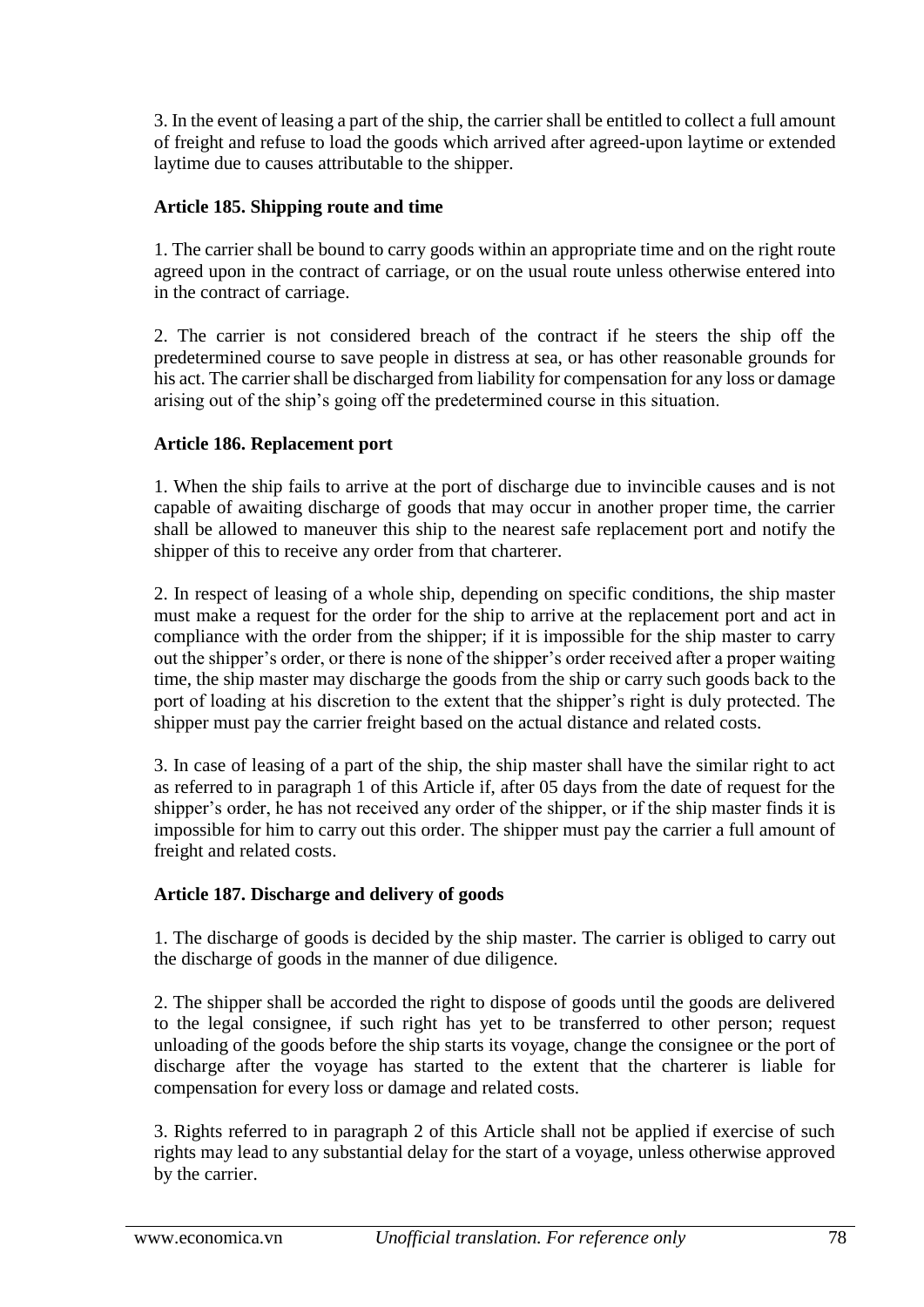3. In the event of leasing a part of the ship, the carrier shall be entitled to collect a full amount of freight and refuse to load the goods which arrived after agreed-upon laytime or extended laytime due to causes attributable to the shipper.

### Article 185. Shipping route and time

1. The carrier shall be bound to carry goods within an appropriate time and on the right route agreed upon in the contract of carriage, or on the usual route unless otherwise entered into in the contract of carriage.

2. The carrier is not considered breach of the contract if he steers the ship off the predetermined course to save people in distress at sea, or has other reasonable grounds for his act. The carrier shall be discharged from liability for compensation for any loss or damage arising out of the ship's going off the predetermined course in this situation.

### Article 186. Replacement port

1. When the ship fails to arrive at the port of discharge due to invincible causes and is not capable of awaiting discharge of goods that may occur in another proper time, the carrier shall be allowed to maneuver this ship to the nearest safe replacement port and notify the shipper of this to receive any order from that charterer.

2. In respect of leasing of a whole ship, depending on specific conditions, the ship master must make a request for the order for the ship to arrive at the replacement port and act in compliance with the order from the shipper; if it is impossible for the ship master to carry out the shipper's order, or there is none of the shipper's order received after a proper waiting time, the ship master may discharge the goods from the ship or carry such goods back to the port of loading at his discretion to the extent that the shipper's right is duly protected. The shipper must pay the carrier freight based on the actual distance and related costs.

3. In case of leasing of a part of the ship, the ship master shall have the similar right to act as referred to in paragraph 1 of this Article if, after 05 days from the date of request for the shipper's order, he has not received any order of the shipper, or if the ship master finds it is impossible for him to carry out this order. The shipper must pay the carrier a full amount of freight and related costs.

### Article 187. Discharge and delivery of goods

1. The discharge of goods is decided by the ship master. The carrier is obliged to carry out the discharge of goods in the manner of due diligence.

2. The shipper shall be accorded the right to dispose of goods until the goods are delivered to the legal consignee, if such right has yet to be transferred to other person; request unloading of the goods before the ship starts its voyage, change the consignee or the port of discharge after the voyage has started to the extent that the charterer is liable for compensation for every loss or damage and related costs.

3. Rights referred to in paragraph 2 of this Article shall not be applied if exercise of such rights may lead to any substantial delay for the start of a voyage, unless otherwise approved by the carrier.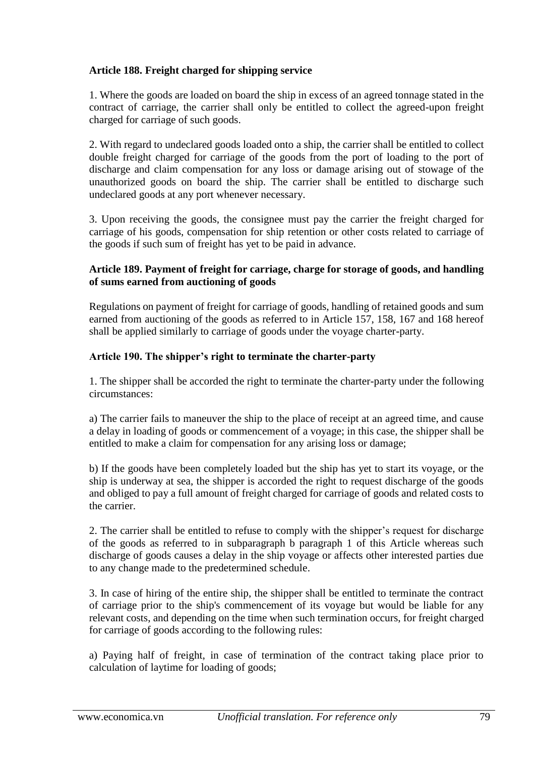**Article 188. Freight charged for shipping service**

1. Where the goods are loaded on board the ship in excess of an agreed tonnage stated in the contract of carriage, the carrier shall only be entitled to collect the agreed-upon freight charged for carriage of such goods.

2. With regard to undeclared goods loaded onto a ship, the carrier shall be entitled to collect double freight charged for carriage of the goods from the port of loading to the port of discharge and claim compensation for any loss or damage arising out of stowage of the unauthorized goods on board the ship. The carrier shall be entitled to discharge such undeclared goods at any port whenever necessary.

3. Upon receiving the goods, the consignee must pay the carrier the freight charged for carriage of his goods, compensation for ship retention or other costs related to carriage of the goods if such sum of freight has yet to be paid in advance.

**Article 189. Payment of freight for carriage, charge for storage of goods, and handling of sums earned from auctioning of goods**

Regulations on payment of freight for carriage of goods, handling of retained goods and sum earned from auctioning of the goods as referred to in Article 157, 158, 167 and 168 hereof shall be applied similarly to carriage of goods under the voyage charter-party.

**Article 190. The shipper's right to terminate the charter-party**

1. The shipper shall be accorded the right to terminate the charter-party under the following circumstances:

a) The carrier fails to maneuver the ship to the place of receipt at an agreed time, and cause a delay in loading of goods or commencement of a voyage; in this case, the shipper shall be entitled to make a claim for compensation for any arising loss or damage;

b) If the goods have been completely loaded but the ship has yet to start its voyage, or the ship is underway at sea, the shipper is accorded the right to request discharge of the goods and obliged to pay a full amount of freight charged for carriage of goods and related costs to the carrier.

2. The carrier shall be entitled to refuse to comply with the shipper's request for discharge of the goods as referred to in subparagraph b paragraph 1 of this Article whereas such discharge of goods causes a delay in the ship voyage or affects other interested parties due to any change made to the predetermined schedule.

3. In case of hiring of the entire ship, the shipper shall be entitled to terminate the contract of carriage prior to the ship's commencement of its voyage but would be liable for any relevant costs, and depending on the time when such termination occurs, for freight charged for carriage of goods according to the following rules:

a) Paying half of freight, in case of termination of the contract taking place prior to calculation of laytime for loading of goods;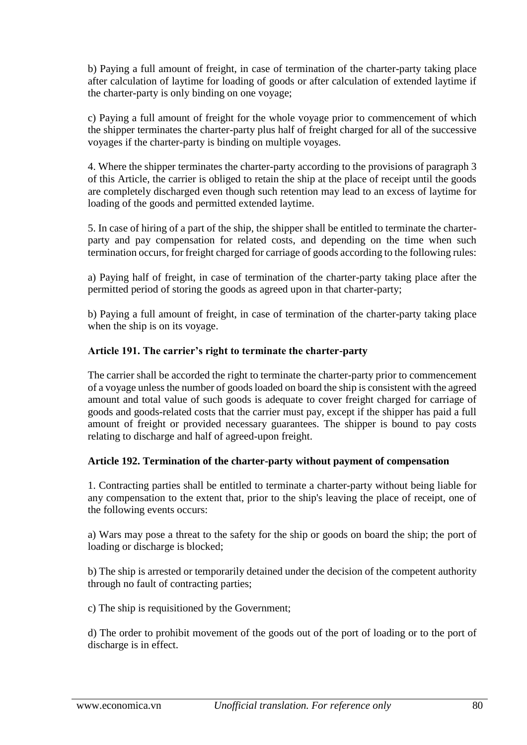b) Paying a full amount of freight, in case of termination of the charter-party taking place after calculation of laytime for loading of goods or after calculation of extended laytime if the charter-party is only binding on one voyage;

c) Paying a full amount of freight for the whole voyage prior to commencement of which the shipper terminates the charter-party plus half of freight charged for all of the successive voyages if the charter-party is binding on multiple voyages.

4. Where the shipper terminates the charter-party according to the provisions of paragraph 3 of this Article, the carrier is obliged to retain the ship at the place of receipt until the goods are completely discharged even though such retention may lead to an excess of laytime for loading of the goods and permitted extended laytime.

5. In case of hiring of a part of the ship, the shipper shall be entitled to terminate the charter-party and pay compensation for related costs, and depending on the time when such termination occurs, for freight charged for carriage of goods according to the following rules:

a) Paying half of freight, in case of termination of the charter-party taking place after the permitted period of storing the goods as agreed upon in that charter-party;

b) Paying a full amount of freight, in case of termination of the charter-party taking place when the ship is on its voyage.

### Article 191. The carrier's right to terminate the charter-party

The carrier shall be accorded the right to terminate the charter-party prior to commencement of a voyage unless the number of goods loaded on board the ship is consistent with the agreed amount and total value of such goods is adequate to cover freight charged for carriage of goods and goods-related costs that the carrier must pay, except if the shipper has paid a full amount of freight or provided necessary guarantees. The shipper is bound to pay costs relating to discharge and half of agreed-upon freight.

### Article 192. Termination of the charter-party without payment of compensation

1. Contracting parties shall be entitled to terminate a charter-party without being liable for any compensation to the extent that, prior to the ship's leaving the place of receipt, one of the following events occurs:

a) Wars may pose a threat to the safety for the ship or goods on board the ship; the port of loading or discharge is blocked;

b) The ship is arrested or temporarily detained under the decision of the competent authority through no fault of contracting parties;

c) The ship is requisitioned by the Government;

d) The order to prohibit movement of the goods out of the port of loading or to the port of discharge is in effect.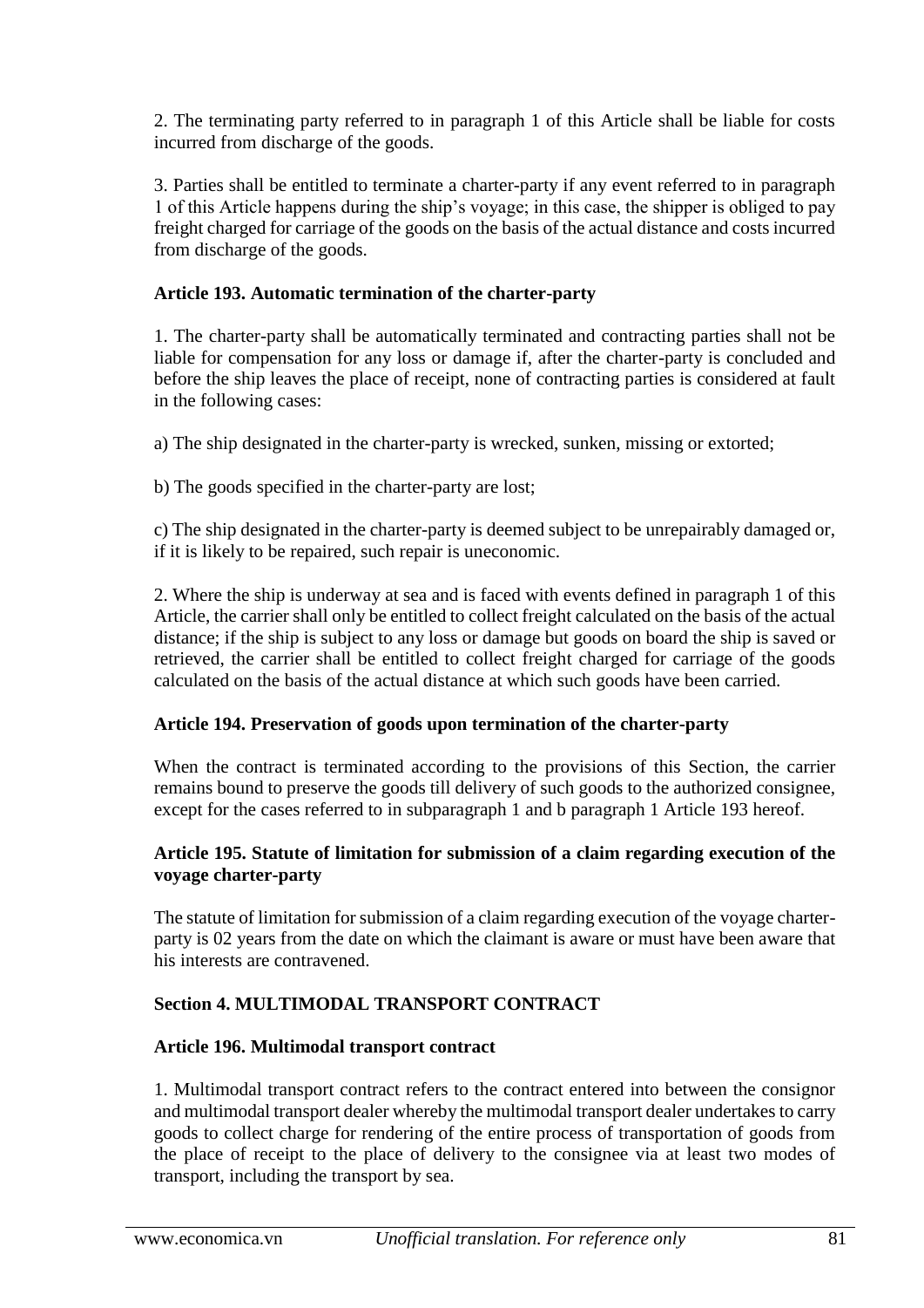2. The terminating party referred to in paragraph 1 of this Article shall be liable for costs incurred from discharge of the goods.

3. Parties shall be entitled to terminate a charter-party if any event referred to in paragraph 1 of this Article happens during the ship's voyage; in this case, the shipper is obliged to pay freight charged for carriage of the goods on the basis of the actual distance and costs incurred from discharge of the goods.

**Article 193. Automatic termination of the charter-party**

1. The charter-party shall be automatically terminated and contracting parties shall not be liable for compensation for any loss or damage if, after the charter-party is concluded and before the ship leaves the place of receipt, none of contracting parties is considered at fault in the following cases:

a) The ship designated in the charter-party is wrecked, sunken, missing or extorted;

b) The goods specified in the charter-party are lost;

c) The ship designated in the charter-party is deemed subject to be unrepairably damaged or, if it is likely to be repaired, such repair is uneconomic.

2. Where the ship is underway at sea and is faced with events defined in paragraph 1 of this Article, the carrier shall only be entitled to collect freight calculated on the basis of the actual distance; if the ship is subject to any loss or damage but goods on board the ship is saved or retrieved, the carrier shall be entitled to collect freight charged for carriage of the goods calculated on the basis of the actual distance at which such goods have been carried.

**Article 194. Preservation of goods upon termination of the charter-party**

When the contract is terminated according to the provisions of this Section, the carrier remains bound to preserve the goods till delivery of such goods to the authorized consignee, except for the cases referred to in subparagraph 1 and b paragraph 1 Article 193 hereof.

**Article 195. Statute of limitation for submission of a claim regarding execution of the voyage charter-party**

The statute of limitation for submission of a claim regarding execution of the voyage charter-party is 02 years from the date on which the claimant is aware or must have been aware that his interests are contravened.

**Section 4. MULTIMODAL TRANSPORT CONTRACT**

**Article 196. Multimodal transport contract**

1. Multimodal transport contract refers to the contract entered into between the consignor and multimodal transport dealer whereby the multimodal transport dealer undertakes to carry goods to collect charge for rendering of the entire process of transportation of goods from the place of receipt to the place of delivery to the consignee via at least two modes of transport, including the transport by sea.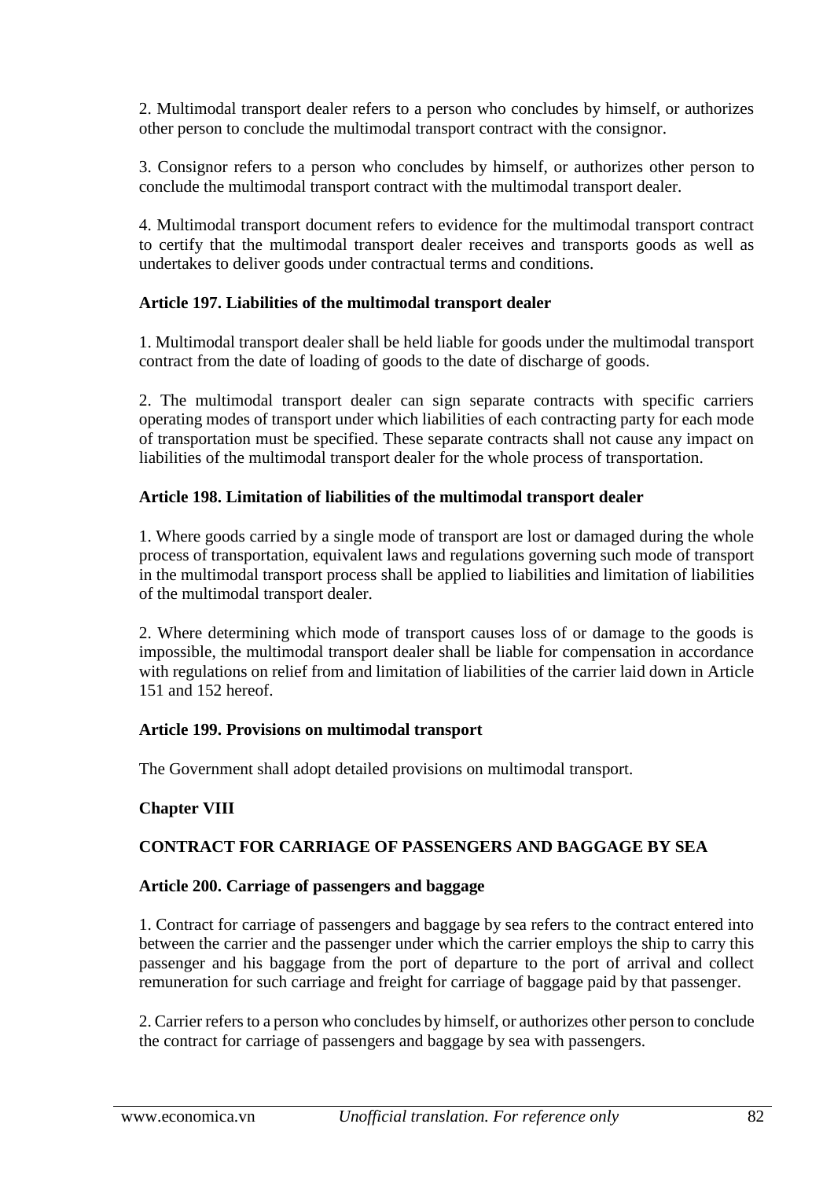2. Multimodal transport dealer refers to a person who concludes by himself, or authorizes other person to conclude the multimodal transport contract with the consignor.

3. Consignor refers to a person who concludes by himself, or authorizes other person to conclude the multimodal transport contract with the multimodal transport dealer.

4. Multimodal transport document refers to evidence for the multimodal transport contract to certify that the multimodal transport dealer receives and transports goods as well as undertakes to deliver goods under contractual terms and conditions.

**Article 197. Liabilities of the multimodal transport dealer**

1. Multimodal transport dealer shall be held liable for goods under the multimodal transport contract from the date of loading of goods to the date of discharge of goods.

2. The multimodal transport dealer can sign separate contracts with specific carriers operating modes of transport under which liabilities of each contracting party for each mode of transportation must be specified. These separate contracts shall not cause any impact on liabilities of the multimodal transport dealer for the whole process of transportation.

**Article 198. Limitation of liabilities of the multimodal transport dealer**

1. Where goods carried by a single mode of transport are lost or damaged during the whole process of transportation, equivalent laws and regulations governing such mode of transport in the multimodal transport process shall be applied to liabilities and limitation of liabilities of the multimodal transport dealer.

2. Where determining which mode of transport causes loss of or damage to the goods is impossible, the multimodal transport dealer shall be liable for compensation in accordance with regulations on relief from and limitation of liabilities of the carrier laid down in Article 151 and 152 hereof.

**Article 199. Provisions on multimodal transport**

The Government shall adopt detailed provisions on multimodal transport.

## Chapter VIII

## CONTRACT FOR CARRIAGE OF PASSENGERS AND BAGGAGE BY SEA

**Article 200. Carriage of passengers and baggage**

1. Contract for carriage of passengers and baggage by sea refers to the contract entered into between the carrier and the passenger under which the carrier employs the ship to carry this passenger and his baggage from the port of departure to the port of arrival and collect remuneration for such carriage and freight for carriage of baggage paid by that passenger.

2. Carrier refers to a person who concludes by himself, or authorizes other person to conclude the contract for carriage of passengers and baggage by sea with passengers.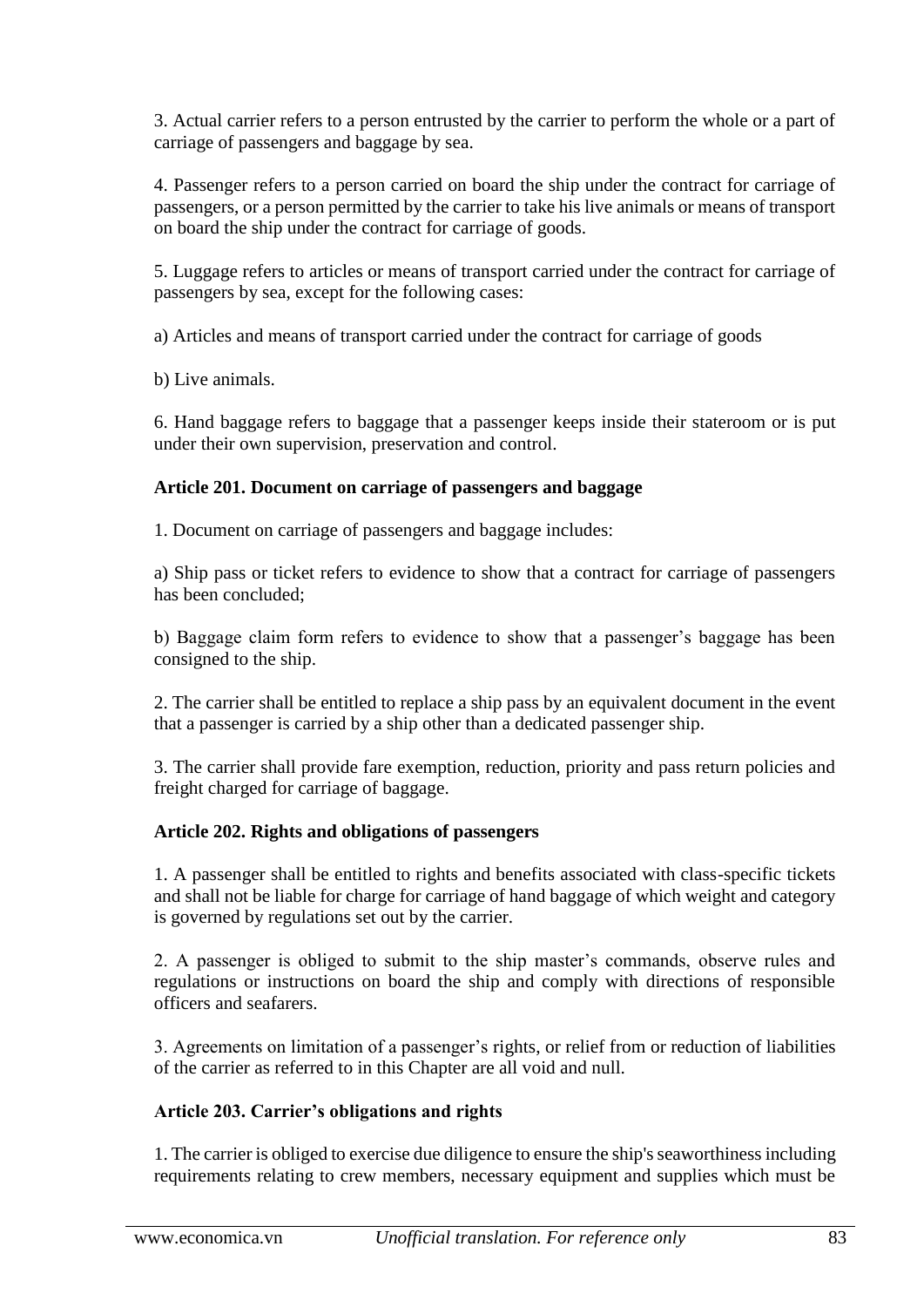3. Actual carrier refers to a person entrusted by the carrier to perform the whole or a part of carriage of passengers and baggage by sea.

4. Passenger refers to a person carried on board the ship under the contract for carriage of passengers, or a person permitted by the carrier to take his live animals or means of transport on board the ship under the contract for carriage of goods.

5. Luggage refers to articles or means of transport carried under the contract for carriage of passengers by sea, except for the following cases:

a) Articles and means of transport carried under the contract for carriage of goods

b) Live animals.

6. Hand baggage refers to baggage that a passenger keeps inside their stateroom or is put under their own supervision, preservation and control.

### Article 201. Document on carriage of passengers and baggage

1. Document on carriage of passengers and baggage includes:

a) Ship pass or ticket refers to evidence to show that a contract for carriage of passengers has been concluded;

b) Baggage claim form refers to evidence to show that a passenger's baggage has been consigned to the ship.

2. The carrier shall be entitled to replace a ship pass by an equivalent document in the event that a passenger is carried by a ship other than a dedicated passenger ship.

3. The carrier shall provide fare exemption, reduction, priority and pass return policies and freight charged for carriage of baggage.

### Article 202. Rights and obligations of passengers

1. A passenger shall be entitled to rights and benefits associated with class-specific tickets and shall not be liable for charge for carriage of hand baggage of which weight and category is governed by regulations set out by the carrier.

2. A passenger is obliged to submit to the ship master's commands, observe rules and regulations or instructions on board the ship and comply with directions of responsible officers and seafarers.

3. Agreements on limitation of a passenger's rights, or relief from or reduction of liabilities of the carrier as referred to in this Chapter are all void and null.

### Article 203. Carrier's obligations and rights

1. The carrier is obliged to exercise due diligence to ensure the ship's seaworthiness including requirements relating to crew members, necessary equipment and supplies which must be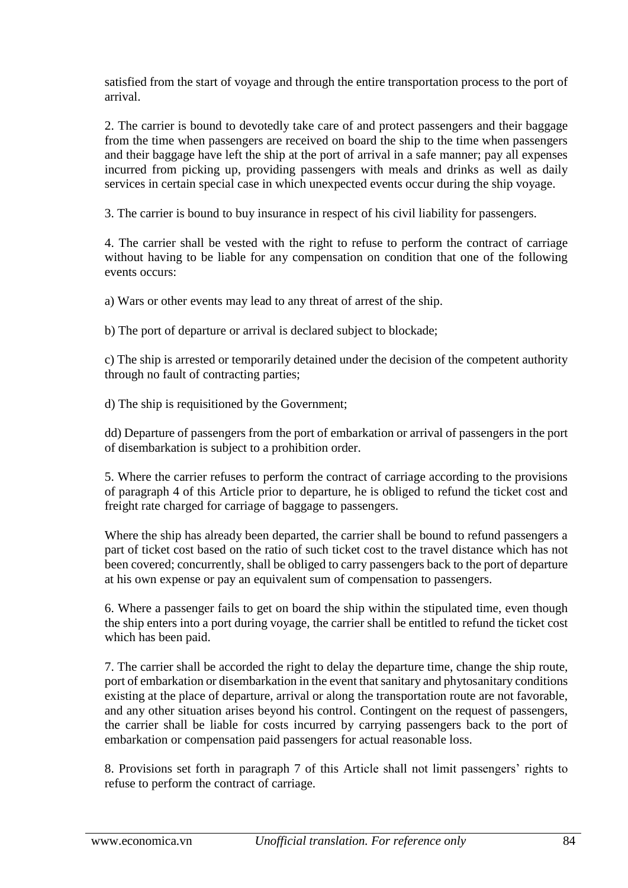satisfied from the start of voyage and through the entire transportation process to the port of arrival.

2. The carrier is bound to devotedly take care of and protect passengers and their baggage from the time when passengers are received on board the ship to the time when passengers and their baggage have left the ship at the port of arrival in a safe manner; pay all expenses incurred from picking up, providing passengers with meals and drinks as well as daily services in certain special case in which unexpected events occur during the ship voyage.

3. The carrier is bound to buy insurance in respect of his civil liability for passengers.

4. The carrier shall be vested with the right to refuse to perform the contract of carriage without having to be liable for any compensation on condition that one of the following events occurs:

a) Wars or other events may lead to any threat of arrest of the ship.

b) The port of departure or arrival is declared subject to blockade;

c) The ship is arrested or temporarily detained under the decision of the competent authority through no fault of contracting parties;

d) The ship is requisitioned by the Government;

dd) Departure of passengers from the port of embarkation or arrival of passengers in the port of disembarkation is subject to a prohibition order.

5. Where the carrier refuses to perform the contract of carriage according to the provisions of paragraph 4 of this Article prior to departure, he is obliged to refund the ticket cost and freight rate charged for carriage of baggage to passengers.

Where the ship has already been departed, the carrier shall be bound to refund passengers a part of ticket cost based on the ratio of such ticket cost to the travel distance which has not been covered; concurrently, shall be obliged to carry passengers back to the port of departure at his own expense or pay an equivalent sum of compensation to passengers.

6. Where a passenger fails to get on board the ship within the stipulated time, even though the ship enters into a port during voyage, the carrier shall be entitled to refund the ticket cost which has been paid.

7. The carrier shall be accorded the right to delay the departure time, change the ship route, port of embarkation or disembarkation in the event that sanitary and phytosanitary conditions existing at the place of departure, arrival or along the transportation route are not favorable, and any other situation arises beyond his control. Contingent on the request of passengers, the carrier shall be liable for costs incurred by carrying passengers back to the port of embarkation or compensation paid passengers for actual reasonable loss.

8. Provisions set forth in paragraph 7 of this Article shall not limit passengers' rights to refuse to perform the contract of carriage.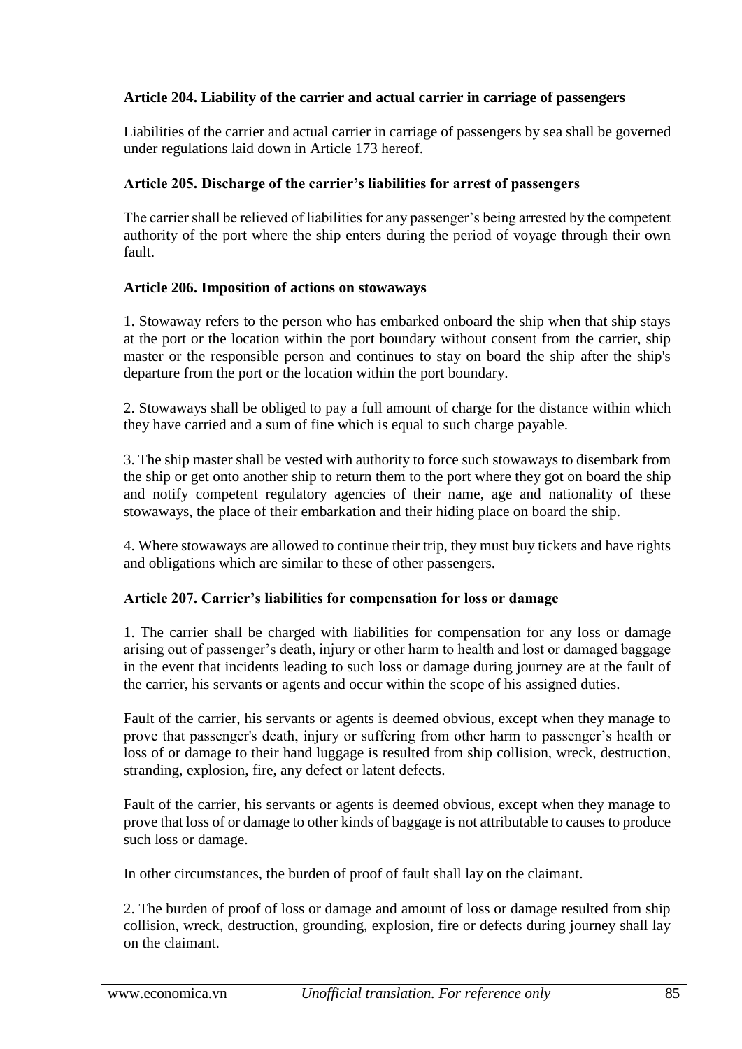### Article 204. Liability of the carrier and actual carrier in carriage of passengers

Liabilities of the carrier and actual carrier in carriage of passengers by sea shall be governed under regulations laid down in Article 173 hereof.

### Article 205. Discharge of the carrier's liabilities for arrest of passengers

The carrier shall be relieved of liabilities for any passenger's being arrested by the competent authority of the port where the ship enters during the period of voyage through their own fault.

### Article 206. Imposition of actions on stowaways

1. Stowaway refers to the person who has embarked onboard the ship when that ship stays at the port or the location within the port boundary without consent from the carrier, ship master or the responsible person and continues to stay on board the ship after the ship's departure from the port or the location within the port boundary.

2. Stowaways shall be obliged to pay a full amount of charge for the distance within which they have carried and a sum of fine which is equal to such charge payable.

3. The ship master shall be vested with authority to force such stowaways to disembark from the ship or get onto another ship to return them to the port where they got on board the ship and notify competent regulatory agencies of their name, age and nationality of these stowaways, the place of their embarkation and their hiding place on board the ship.

4. Where stowaways are allowed to continue their trip, they must buy tickets and have rights and obligations which are similar to these of other passengers.

### Article 207. Carrier's liabilities for compensation for loss or damage

1. The carrier shall be charged with liabilities for compensation for any loss or damage arising out of passenger's death, injury or other harm to health and lost or damaged baggage in the event that incidents leading to such loss or damage during journey are at the fault of the carrier, his servants or agents and occur within the scope of his assigned duties.

Fault of the carrier, his servants or agents is deemed obvious, except when they manage to prove that passenger's death, injury or suffering from other harm to passenger's health or loss of or damage to their hand luggage is resulted from ship collision, wreck, destruction, stranding, explosion, fire, any defect or latent defects.

Fault of the carrier, his servants or agents is deemed obvious, except when they manage to prove that loss of or damage to other kinds of baggage is not attributable to causes to produce such loss or damage.

In other circumstances, the burden of proof of fault shall lay on the claimant.

2. The burden of proof of loss or damage and amount of loss or damage resulted from ship collision, wreck, destruction, grounding, explosion, fire or defects during journey shall lay on the claimant.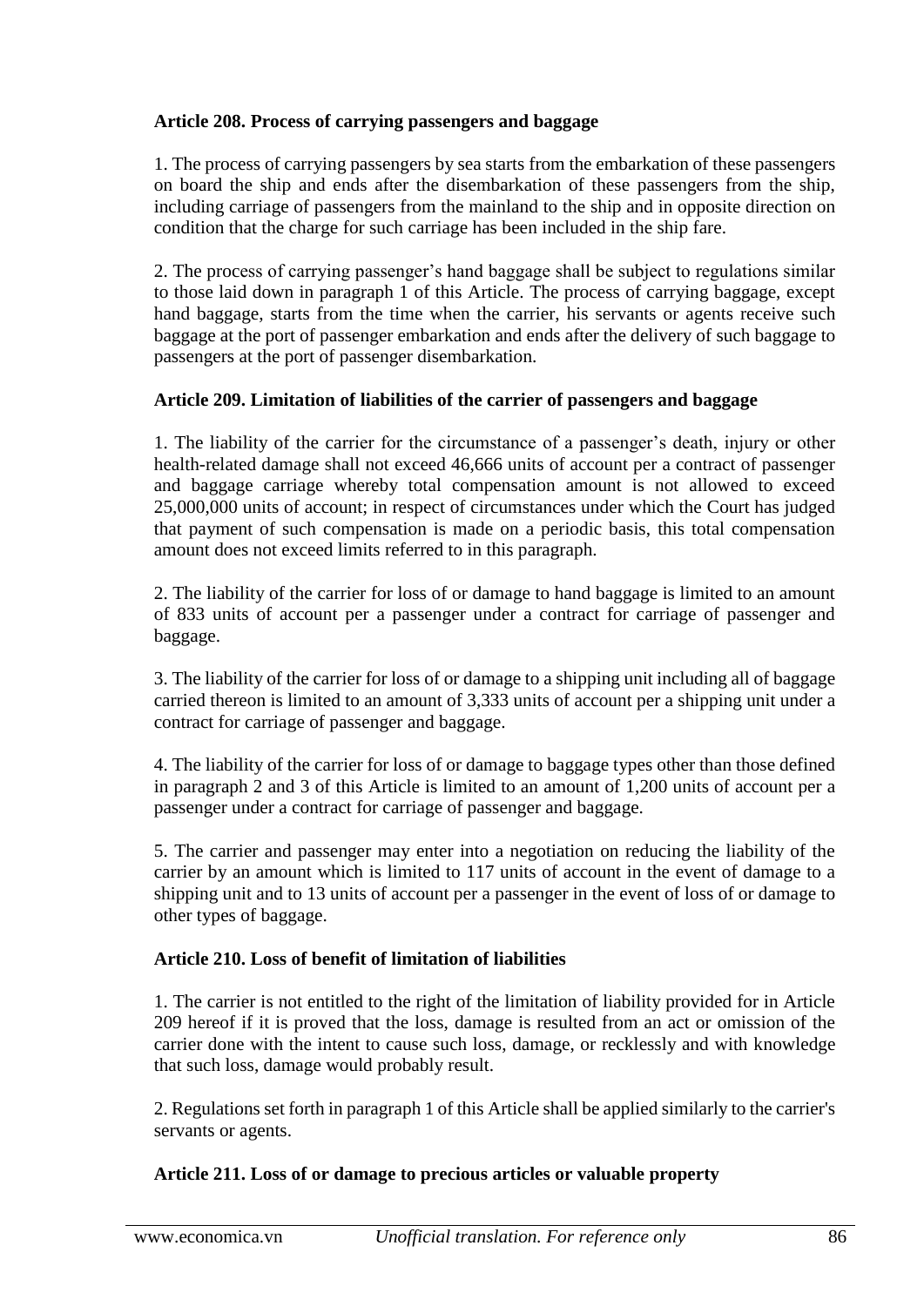**Article 208. Process of carrying passengers and baggage**

1. The process of carrying passengers by sea starts from the embarkation of these passengers on board the ship and ends after the disembarkation of these passengers from the ship, including carriage of passengers from the mainland to the ship and in opposite direction on condition that the charge for such carriage has been included in the ship fare.

2. The process of carrying passenger's hand baggage shall be subject to regulations similar to those laid down in paragraph 1 of this Article. The process of carrying baggage, except hand baggage, starts from the time when the carrier, his servants or agents receive such baggage at the port of passenger embarkation and ends after the delivery of such baggage to passengers at the port of passenger disembarkation.

**Article 209. Limitation of liabilities of the carrier of passengers and baggage**

1. The liability of the carrier for the circumstance of a passenger's death, injury or other health-related damage shall not exceed 46,666 units of account per a contract of passenger and baggage carriage whereby total compensation amount is not allowed to exceed 25,000,000 units of account; in respect of circumstances under which the Court has judged that payment of such compensation is made on a periodic basis, this total compensation amount does not exceed limits referred to in this paragraph.

2. The liability of the carrier for loss of or damage to hand baggage is limited to an amount of 833 units of account per a passenger under a contract for carriage of passenger and baggage.

3. The liability of the carrier for loss of or damage to a shipping unit including all of baggage carried thereon is limited to an amount of 3,333 units of account per a shipping unit under a contract for carriage of passenger and baggage.

4. The liability of the carrier for loss of or damage to baggage types other than those defined in paragraph 2 and 3 of this Article is limited to an amount of 1,200 units of account per a passenger under a contract for carriage of passenger and baggage.

5. The carrier and passenger may enter into a negotiation on reducing the liability of the carrier by an amount which is limited to 117 units of account in the event of damage to a shipping unit and to 13 units of account per a passenger in the event of loss of or damage to other types of baggage.

**Article 210. Loss of benefit of limitation of liabilities**

1. The carrier is not entitled to the right of the limitation of liability provided for in Article 209 hereof if it is proved that the loss, damage is resulted from an act or omission of the carrier done with the intent to cause such loss, damage, or recklessly and with knowledge that such loss, damage would probably result.

2. Regulations set forth in paragraph 1 of this Article shall be applied similarly to the carrier's servants or agents.

**Article 211. Loss of or damage to precious articles or valuable property**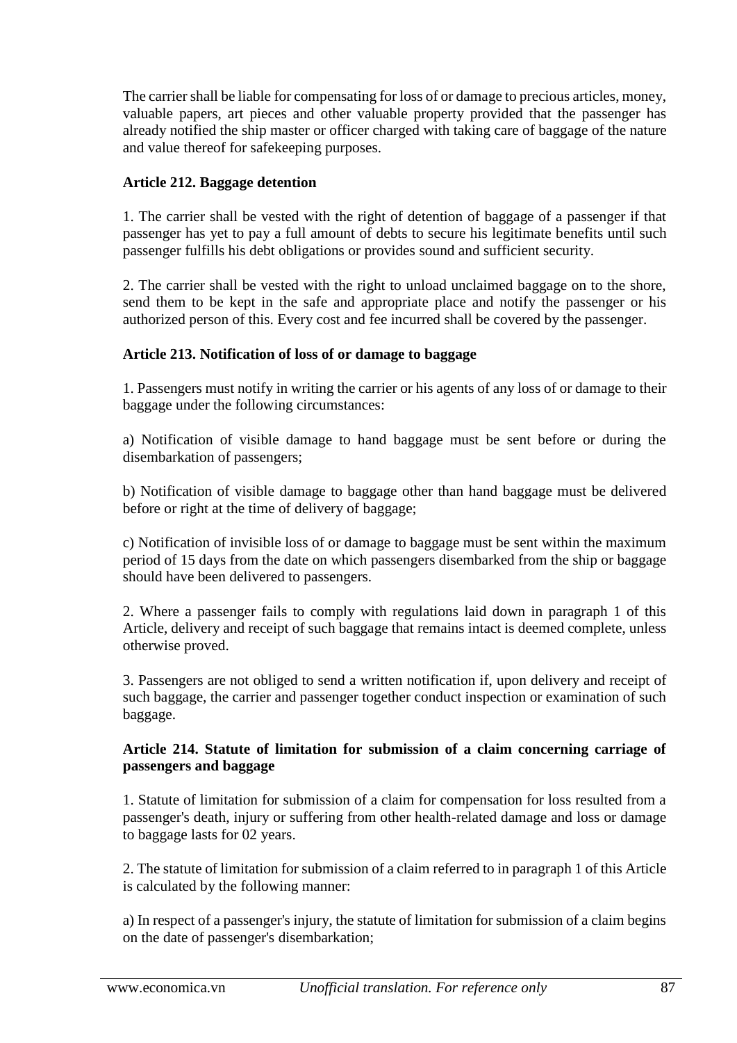The carrier shall be liable for compensating for loss of or damage to precious articles, money, valuable papers, art pieces and other valuable property provided that the passenger has already notified the ship master or officer charged with taking care of baggage of the nature and value thereof for safekeeping purposes.

### Article 212. Baggage detention

1. The carrier shall be vested with the right of detention of baggage of a passenger if that passenger has yet to pay a full amount of debts to secure his legitimate benefits until such passenger fulfills his debt obligations or provides sound and sufficient security.

2. The carrier shall be vested with the right to unload unclaimed baggage on to the shore, send them to be kept in the safe and appropriate place and notify the passenger or his authorized person of this. Every cost and fee incurred shall be covered by the passenger.

### Article 213. Notification of loss of or damage to baggage

1. Passengers must notify in writing the carrier or his agents of any loss of or damage to their baggage under the following circumstances:

a) Notification of visible damage to hand baggage must be sent before or during the disembarkation of passengers;

b) Notification of visible damage to baggage other than hand baggage must be delivered before or right at the time of delivery of baggage;

c) Notification of invisible loss of or damage to baggage must be sent within the maximum period of 15 days from the date on which passengers disembarked from the ship or baggage should have been delivered to passengers.

2. Where a passenger fails to comply with regulations laid down in paragraph 1 of this Article, delivery and receipt of such baggage that remains intact is deemed complete, unless otherwise proved.

3. Passengers are not obliged to send a written notification if, upon delivery and receipt of such baggage, the carrier and passenger together conduct inspection or examination of such baggage.

### Article 214. Statute of limitation for submission of a claim concerning carriage of passengers and baggage

1. Statute of limitation for submission of a claim for compensation for loss resulted from a passenger's death, injury or suffering from other health-related damage and loss or damage to baggage lasts for 02 years.

2. The statute of limitation for submission of a claim referred to in paragraph 1 of this Article is calculated by the following manner:

a) In respect of a passenger's injury, the statute of limitation for submission of a claim begins on the date of passenger's disembarkation;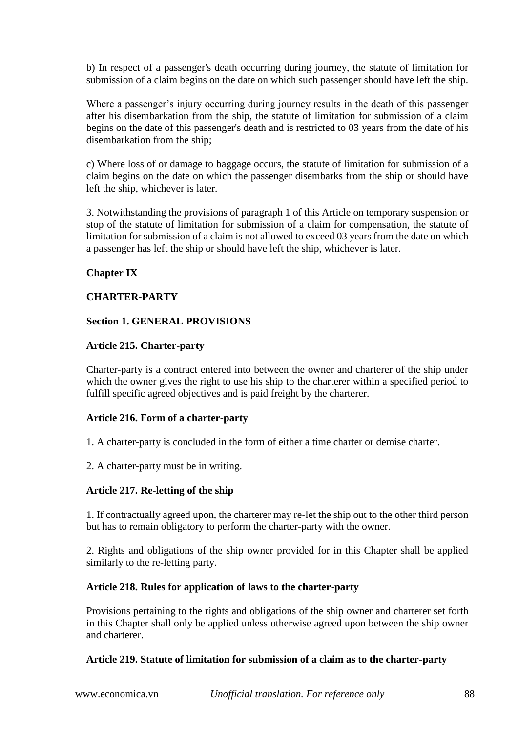b) In respect of a passenger's death occurring during journey, the statute of limitation for submission of a claim begins on the date on which such passenger should have left the ship.

Where a passenger's injury occurring during journey results in the death of this passenger after his disembarkation from the ship, the statute of limitation for submission of a claim begins on the date of this passenger's death and is restricted to 03 years from the date of his disembarkation from the ship;

c) Where loss of or damage to baggage occurs, the statute of limitation for submission of a claim begins on the date on which the passenger disembarks from the ship or should have left the ship, whichever is later.

3. Notwithstanding the provisions of paragraph 1 of this Article on temporary suspension or stop of the statute of limitation for submission of a claim for compensation, the statute of limitation for submission of a claim is not allowed to exceed 03 years from the date on which a passenger has left the ship or should have left the ship, whichever is later.

## Chapter IX

## CHARTER-PARTY

### Section 1. GENERAL PROVISIONS

#### Article 215. Charter-party

Charter-party is a contract entered into between the owner and charterer of the ship under which the owner gives the right to use his ship to the charterer within a specified period to fulfill specific agreed objectives and is paid freight by the charterer.

#### Article 216. Form of a charter-party

1. A charter-party is concluded in the form of either a time charter or demise charter.

2. A charter-party must be in writing.

#### Article 217. Re-letting of the ship

1. If contractually agreed upon, the charterer may re-let the ship out to the other third person but has to remain obligatory to perform the charter-party with the owner.

2. Rights and obligations of the ship owner provided for in this Chapter shall be applied similarly to the re-letting party.

#### Article 218. Rules for application of laws to the charter-party

Provisions pertaining to the rights and obligations of the ship owner and charterer set forth in this Chapter shall only be applied unless otherwise agreed upon between the ship owner and charterer.

#### Article 219. Statute of limitation for submission of a claim as to the charter-party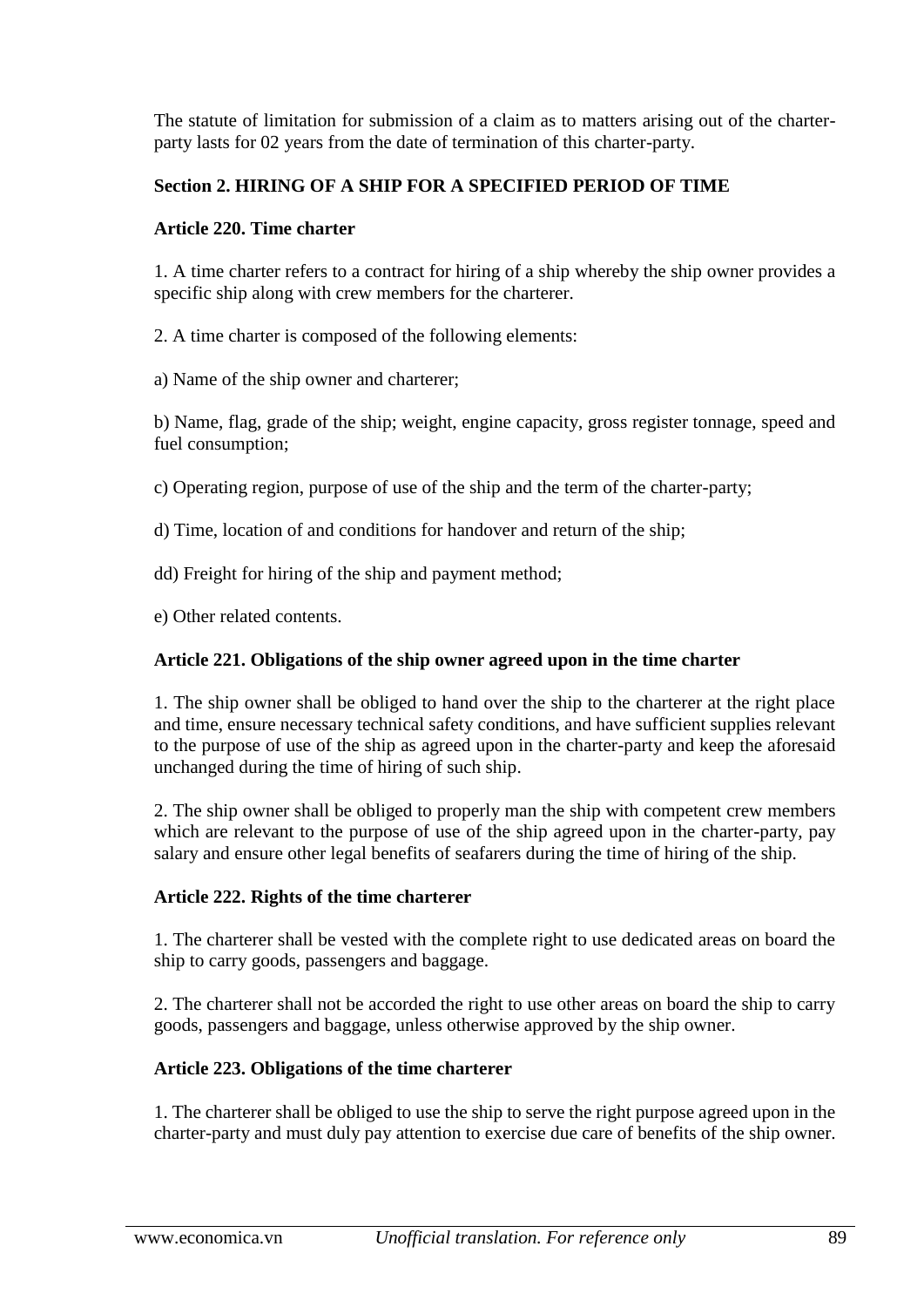The statute of limitation for submission of a claim as to matters arising out of the charter-party lasts for 02 years from the date of termination of this charter-party.

## Section 2. HIRING OF A SHIP FOR A SPECIFIED PERIOD OF TIME

### Article 220. Time charter

1. A time charter refers to a contract for hiring of a ship whereby the ship owner provides a specific ship along with crew members for the charterer.

2. A time charter is composed of the following elements:

a) Name of the ship owner and charterer;

b) Name, flag, grade of the ship; weight, engine capacity, gross register tonnage, speed and fuel consumption;

c) Operating region, purpose of use of the ship and the term of the charter-party;

d) Time, location of and conditions for handover and return of the ship;

dd) Freight for hiring of the ship and payment method;

e) Other related contents.

### Article 221. Obligations of the ship owner agreed upon in the time charter

1. The ship owner shall be obliged to hand over the ship to the charterer at the right place and time, ensure necessary technical safety conditions, and have sufficient supplies relevant to the purpose of use of the ship as agreed upon in the charter-party and keep the aforesaid unchanged during the time of hiring of such ship.

2. The ship owner shall be obliged to properly man the ship with competent crew members which are relevant to the purpose of use of the ship agreed upon in the charter-party, pay salary and ensure other legal benefits of seafarers during the time of hiring of the ship.

### Article 222. Rights of the time charterer

1. The charterer shall be vested with the complete right to use dedicated areas on board the ship to carry goods, passengers and baggage.

2. The charterer shall not be accorded the right to use other areas on board the ship to carry goods, passengers and baggage, unless otherwise approved by the ship owner.

### Article 223. Obligations of the time charterer

1. The charterer shall be obliged to use the ship to serve the right purpose agreed upon in the charter-party and must duly pay attention to exercise due care of benefits of the ship owner.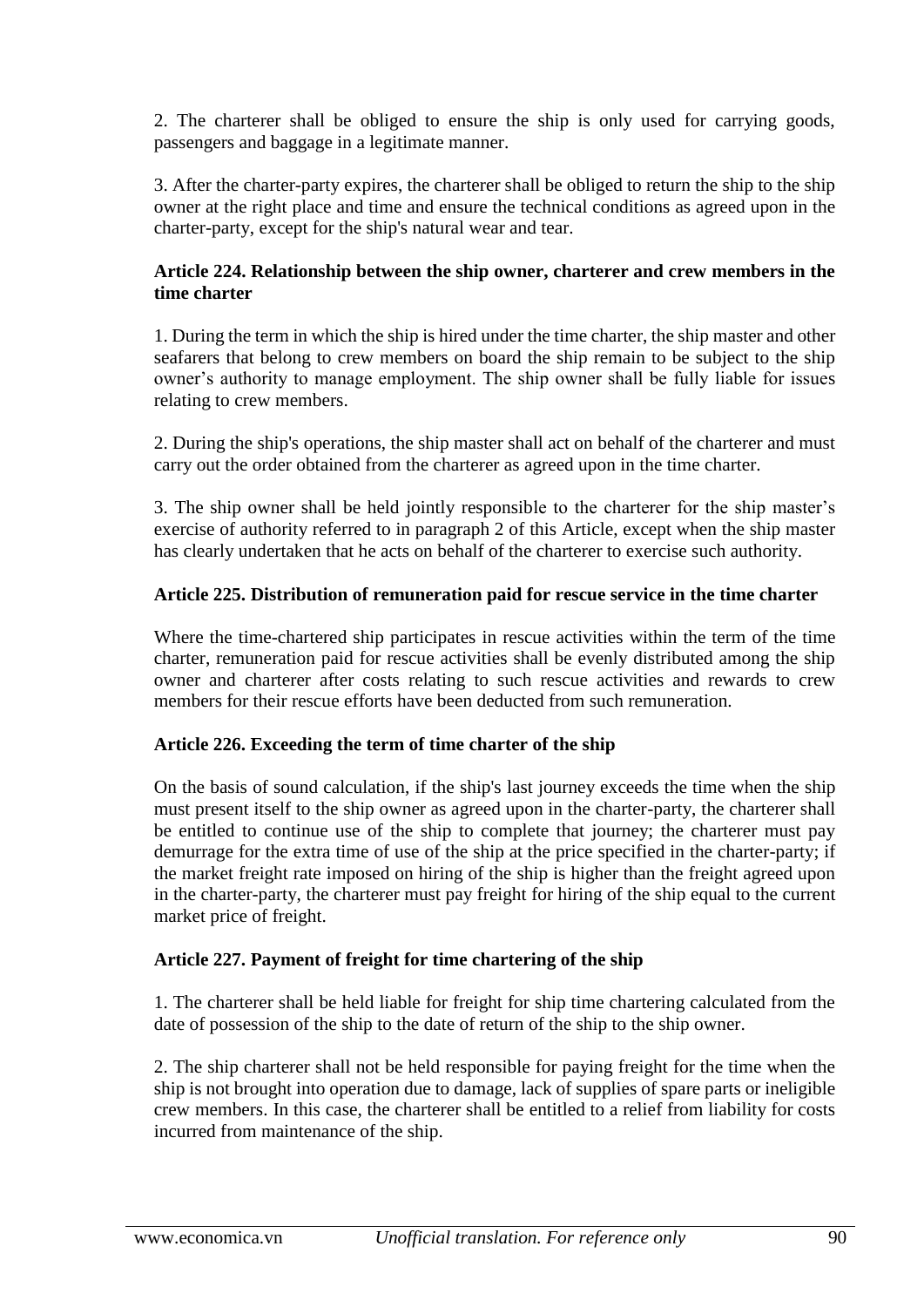2. The charterer shall be obliged to ensure the ship is only used for carrying goods, passengers and baggage in a legitimate manner.

3. After the charter-party expires, the charterer shall be obliged to return the ship to the ship owner at the right place and time and ensure the technical conditions as agreed upon in the charter-party, except for the ship's natural wear and tear.

**Article 224. Relationship between the ship owner, charterer and crew members in the time charter**

1. During the term in which the ship is hired under the time charter, the ship master and other seafarers that belong to crew members on board the ship remain to be subject to the ship owner's authority to manage employment. The ship owner shall be fully liable for issues relating to crew members.

2. During the ship's operations, the ship master shall act on behalf of the charterer and must carry out the order obtained from the charterer as agreed upon in the time charter.

3. The ship owner shall be held jointly responsible to the charterer for the ship master's exercise of authority referred to in paragraph 2 of this Article, except when the ship master has clearly undertaken that he acts on behalf of the charterer to exercise such authority.

**Article 225. Distribution of remuneration paid for rescue service in the time charter**

Where the time-chartered ship participates in rescue activities within the term of the time charter, remuneration paid for rescue activities shall be evenly distributed among the ship owner and charterer after costs relating to such rescue activities and rewards to crew members for their rescue efforts have been deducted from such remuneration.

**Article 226. Exceeding the term of time charter of the ship**

On the basis of sound calculation, if the ship's last journey exceeds the time when the ship must present itself to the ship owner as agreed upon in the charter-party, the charterer shall be entitled to continue use of the ship to complete that journey; the charterer must pay demurrage for the extra time of use of the ship at the price specified in the charter-party; if the market freight rate imposed on hiring of the ship is higher than the freight agreed upon in the charter-party, the charterer must pay freight for hiring of the ship equal to the current market price of freight.

**Article 227. Payment of freight for time chartering of the ship**

1. The charterer shall be held liable for freight for ship time chartering calculated from the date of possession of the ship to the date of return of the ship to the ship owner.

2. The ship charterer shall not be held responsible for paying freight for the time when the ship is not brought into operation due to damage, lack of supplies of spare parts or ineligible crew members. In this case, the charterer shall be entitled to a relief from liability for costs incurred from maintenance of the ship.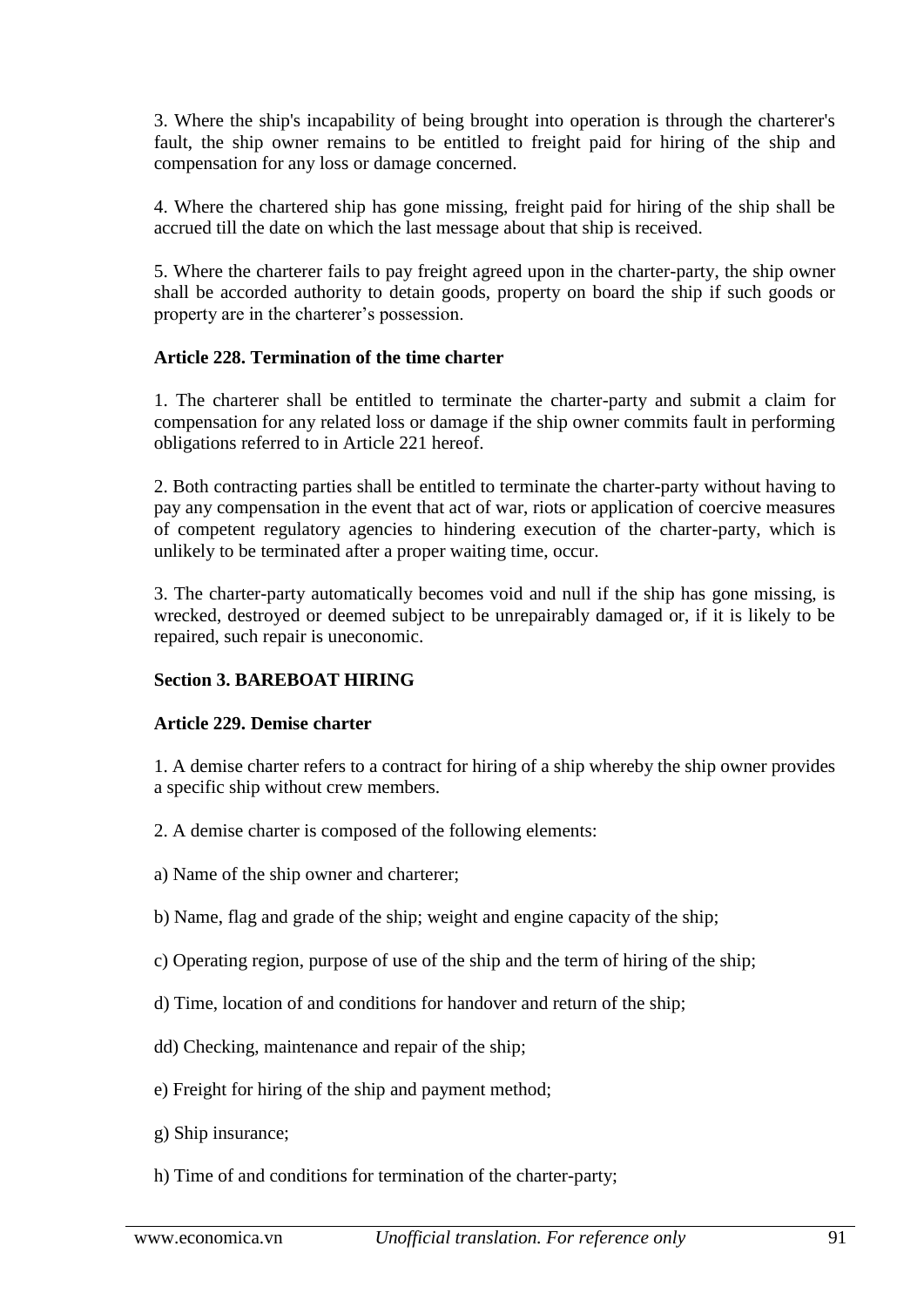3. Where the ship's incapability of being brought into operation is through the charterer's fault, the ship owner remains to be entitled to freight paid for hiring of the ship and compensation for any loss or damage concerned.

4. Where the chartered ship has gone missing, freight paid for hiring of the ship shall be accrued till the date on which the last message about that ship is received.

5. Where the charterer fails to pay freight agreed upon in the charter-party, the ship owner shall be accorded authority to detain goods, property on board the ship if such goods or property are in the charterer's possession.

**Article 228. Termination of the time charter**

1. The charterer shall be entitled to terminate the charter-party and submit a claim for compensation for any related loss or damage if the ship owner commits fault in performing obligations referred to in Article 221 hereof.

2. Both contracting parties shall be entitled to terminate the charter-party without having to pay any compensation in the event that act of war, riots or application of coercive measures of competent regulatory agencies to hindering execution of the charter-party, which is unlikely to be terminated after a proper waiting time, occur.

3. The charter-party automatically becomes void and null if the ship has gone missing, is wrecked, destroyed or deemed subject to be unrepairably damaged or, if it is likely to be repaired, such repair is uneconomic.

**Section 3. BAREBOAT HIRING**

**Article 229. Demise charter**

1. A demise charter refers to a contract for hiring of a ship whereby the ship owner provides a specific ship without crew members.

2. A demise charter is composed of the following elements:

a) Name of the ship owner and charterer;

b) Name, flag and grade of the ship; weight and engine capacity of the ship;

c) Operating region, purpose of use of the ship and the term of hiring of the ship;

d) Time, location of and conditions for handover and return of the ship;

dd) Checking, maintenance and repair of the ship;

e) Freight for hiring of the ship and payment method;

g) Ship insurance;

h) Time of and conditions for termination of the charter-party;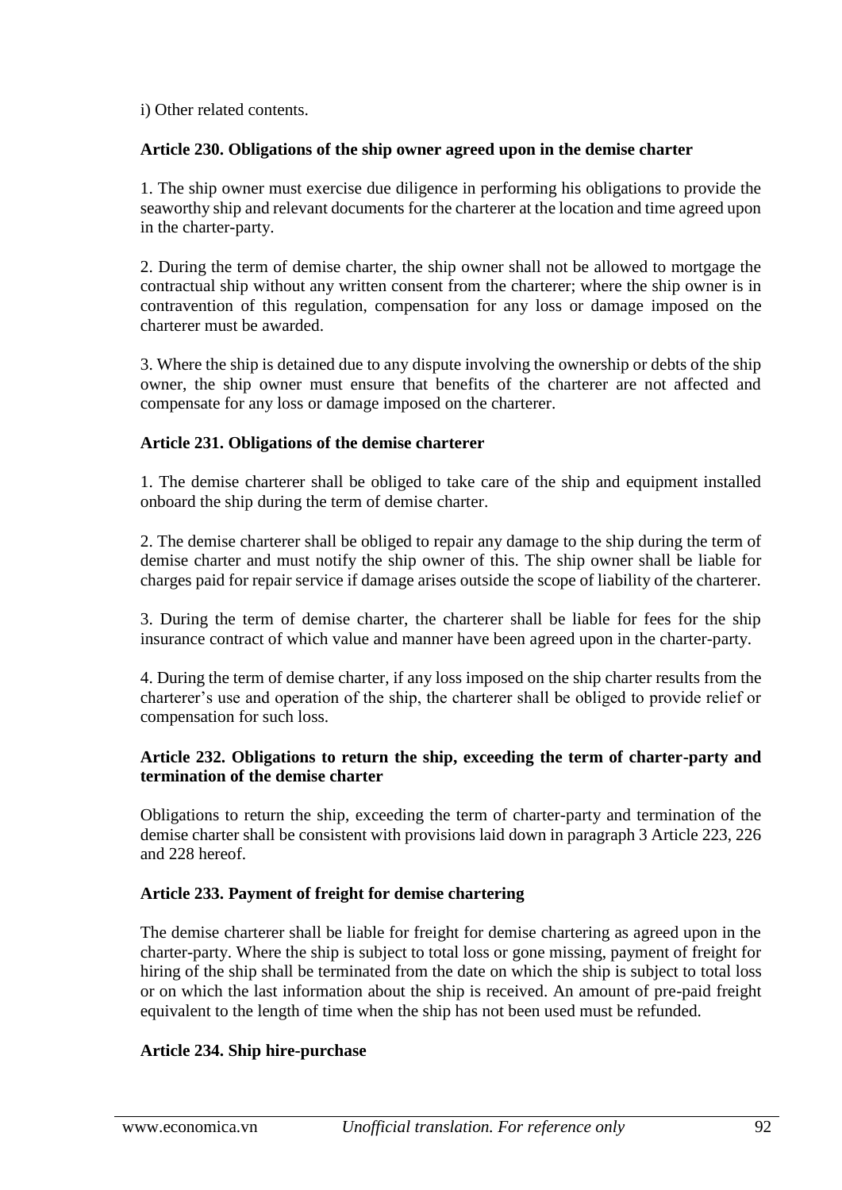i) Other related contents.

**Article 230. Obligations of the ship owner agreed upon in the demise charter**

1. The ship owner must exercise due diligence in performing his obligations to provide the seaworthy ship and relevant documents for the charterer at the location and time agreed upon in the charter-party.

2. During the term of demise charter, the ship owner shall not be allowed to mortgage the contractual ship without any written consent from the charterer; where the ship owner is in contravention of this regulation, compensation for any loss or damage imposed on the charterer must be awarded.

3. Where the ship is detained due to any dispute involving the ownership or debts of the ship owner, the ship owner must ensure that benefits of the charterer are not affected and compensate for any loss or damage imposed on the charterer.

**Article 231. Obligations of the demise charterer**

1. The demise charterer shall be obliged to take care of the ship and equipment installed onboard the ship during the term of demise charter.

2. The demise charterer shall be obliged to repair any damage to the ship during the term of demise charter and must notify the ship owner of this. The ship owner shall be liable for charges paid for repair service if damage arises outside the scope of liability of the charterer.

3. During the term of demise charter, the charterer shall be liable for fees for the ship insurance contract of which value and manner have been agreed upon in the charter-party.

4. During the term of demise charter, if any loss imposed on the ship charter results from the charterer's use and operation of the ship, the charterer shall be obliged to provide relief or compensation for such loss.

**Article 232. Obligations to return the ship, exceeding the term of charter-party and termination of the demise charter**

Obligations to return the ship, exceeding the term of charter-party and termination of the demise charter shall be consistent with provisions laid down in paragraph 3 Article 223, 226 and 228 hereof.

**Article 233. Payment of freight for demise chartering**

The demise charterer shall be liable for freight for demise chartering as agreed upon in the charter-party. Where the ship is subject to total loss or gone missing, payment of freight for hiring of the ship shall be terminated from the date on which the ship is subject to total loss or on which the last information about the ship is received. An amount of pre-paid freight equivalent to the length of time when the ship has not been used must be refunded.

**Article 234. Ship hire-purchase**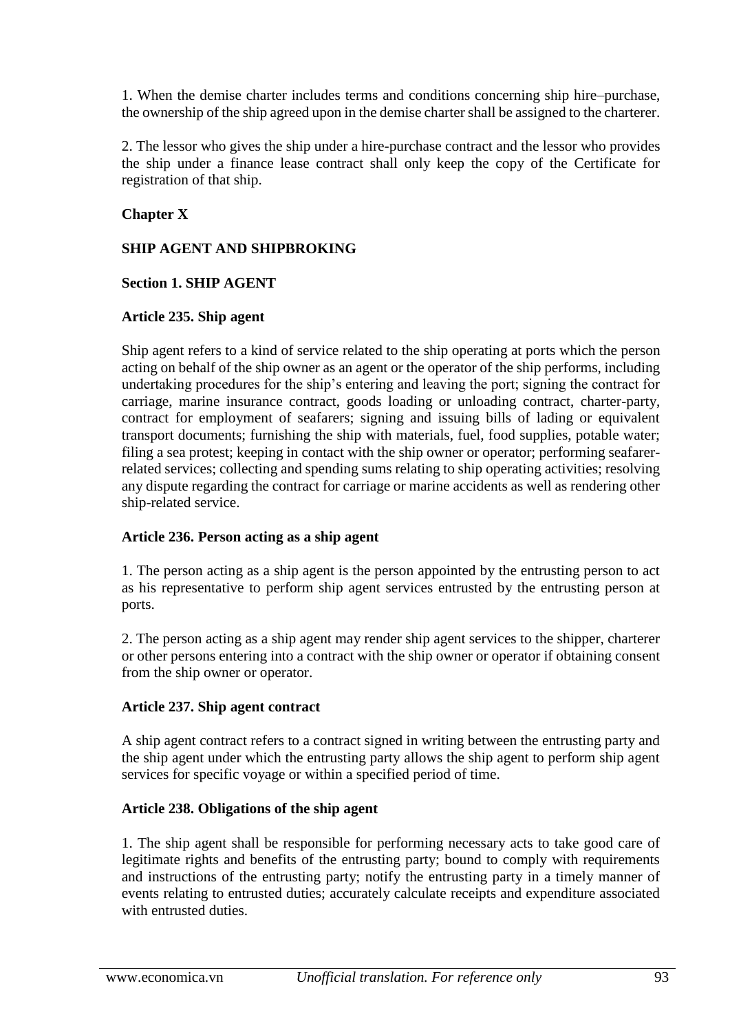1. When the demise charter includes terms and conditions concerning ship hire–purchase, the ownership of the ship agreed upon in the demise charter shall be assigned to the charterer.

2. The lessor who gives the ship under a hire-purchase contract and the lessor who provides the ship under a finance lease contract shall only keep the copy of the Certificate for registration of that ship.

## Chapter X

## SHIP AGENT AND SHIPBROKING

### Section 1. SHIP AGENT

#### Article 235. Ship agent

Ship agent refers to a kind of service related to the ship operating at ports which the person acting on behalf of the ship owner as an agent or the operator of the ship performs, including undertaking procedures for the ship's entering and leaving the port; signing the contract for carriage, marine insurance contract, goods loading or unloading contract, charter-party, contract for employment of seafarers; signing and issuing bills of lading or equivalent transport documents; furnishing the ship with materials, fuel, food supplies, potable water; filing a sea protest; keeping in contact with the ship owner or operator; performing seafarer-related services; collecting and spending sums relating to ship operating activities; resolving any dispute regarding the contract for carriage or marine accidents as well as rendering other ship-related service.

#### Article 236. Person acting as a ship agent

1. The person acting as a ship agent is the person appointed by the entrusting person to act as his representative to perform ship agent services entrusted by the entrusting person at ports.

2. The person acting as a ship agent may render ship agent services to the shipper, charterer or other persons entering into a contract with the ship owner or operator if obtaining consent from the ship owner or operator.

#### Article 237. Ship agent contract

A ship agent contract refers to a contract signed in writing between the entrusting party and the ship agent under which the entrusting party allows the ship agent to perform ship agent services for specific voyage or within a specified period of time.

#### Article 238. Obligations of the ship agent

1. The ship agent shall be responsible for performing necessary acts to take good care of legitimate rights and benefits of the entrusting party; bound to comply with requirements and instructions of the entrusting party; notify the entrusting party in a timely manner of events relating to entrusted duties; accurately calculate receipts and expenditure associated with entrusted duties.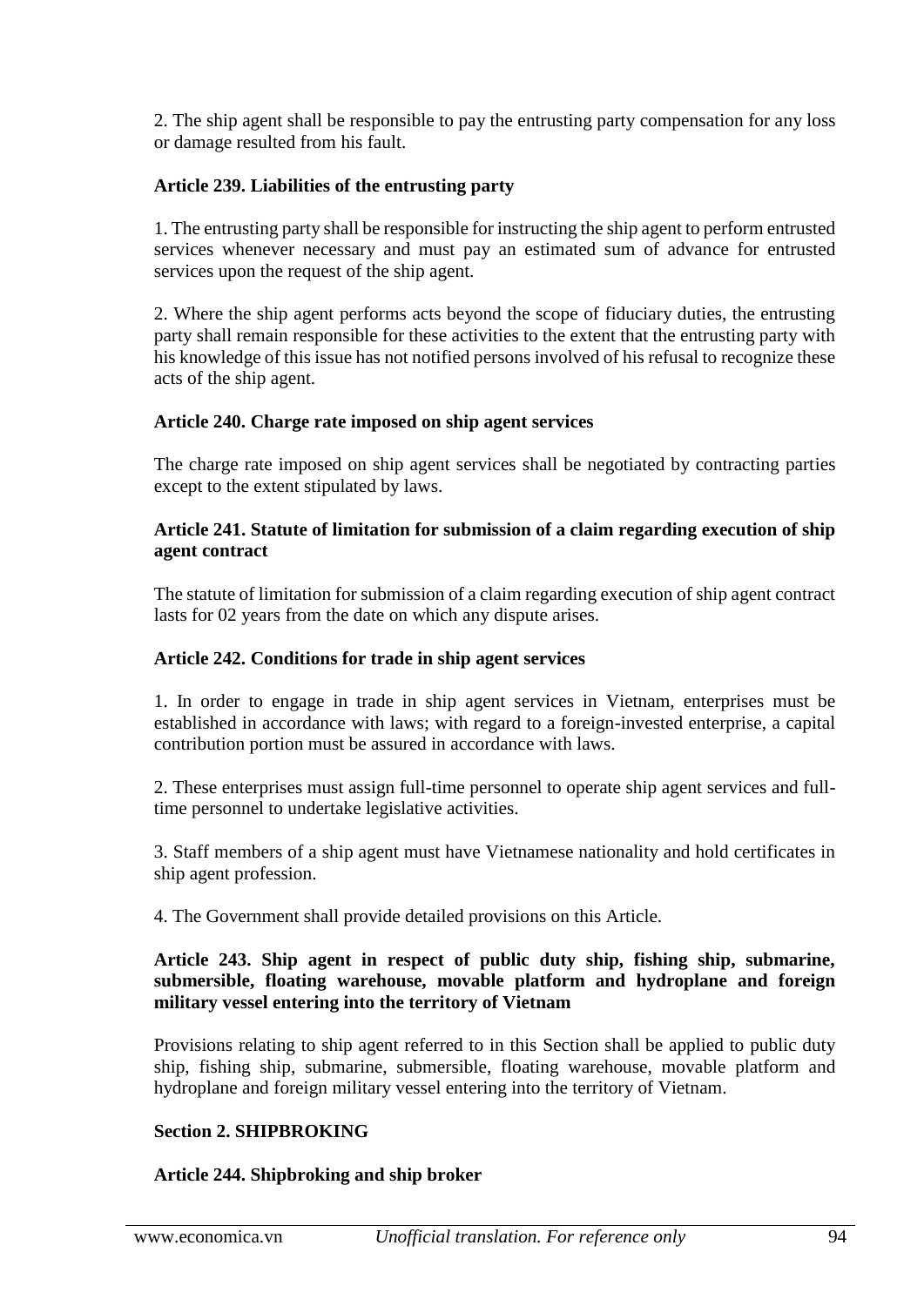2. The ship agent shall be responsible to pay the entrusting party compensation for any loss or damage resulted from his fault.

**Article 239. Liabilities of the entrusting party**

1. The entrusting party shall be responsible for instructing the ship agent to perform entrusted services whenever necessary and must pay an estimated sum of advance for entrusted services upon the request of the ship agent.

2. Where the ship agent performs acts beyond the scope of fiduciary duties, the entrusting party shall remain responsible for these activities to the extent that the entrusting party with his knowledge of this issue has not notified persons involved of his refusal to recognize these acts of the ship agent.

**Article 240. Charge rate imposed on ship agent services**

The charge rate imposed on ship agent services shall be negotiated by contracting parties except to the extent stipulated by laws.

**Article 241. Statute of limitation for submission of a claim regarding execution of ship agent contract**

The statute of limitation for submission of a claim regarding execution of ship agent contract lasts for 02 years from the date on which any dispute arises.

**Article 242. Conditions for trade in ship agent services**

1. In order to engage in trade in ship agent services in Vietnam, enterprises must be established in accordance with laws; with regard to a foreign-invested enterprise, a capital contribution portion must be assured in accordance with laws.

2. These enterprises must assign full-time personnel to operate ship agent services and full-time personnel to undertake legislative activities.

3. Staff members of a ship agent must have Vietnamese nationality and hold certificates in ship agent profession.

4. The Government shall provide detailed provisions on this Article.

**Article 243. Ship agent in respect of public duty ship, fishing ship, submarine, submersible, floating warehouse, movable platform and hydroplane and foreign military vessel entering into the territory of Vietnam**

Provisions relating to ship agent referred to in this Section shall be applied to public duty ship, fishing ship, submarine, submersible, floating warehouse, movable platform and hydroplane and foreign military vessel entering into the territory of Vietnam.

**Section 2. SHIPBROKING**

**Article 244. Shipbroking and ship broker**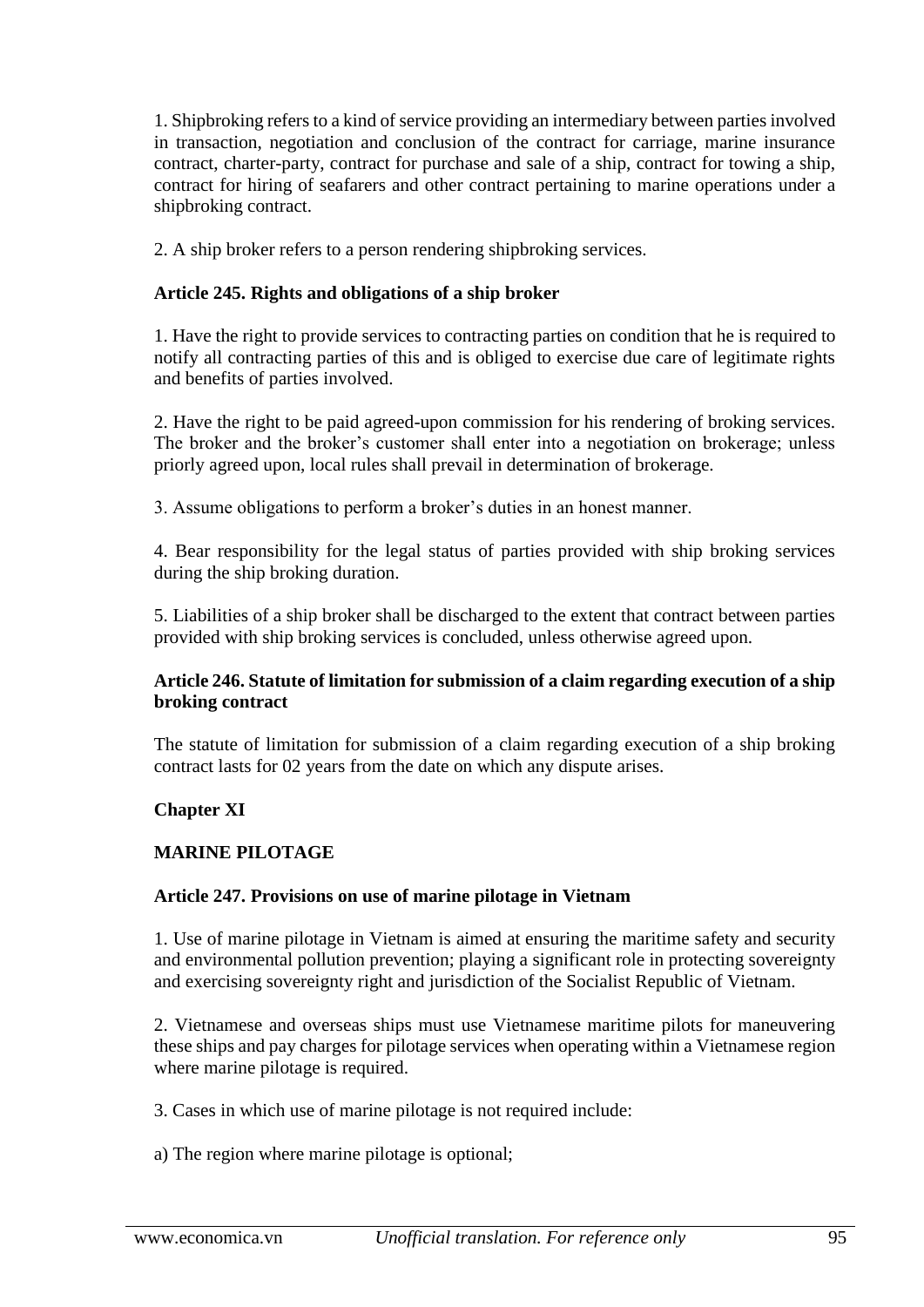1. Shipbroking refers to a kind of service providing an intermediary between parties involved in transaction, negotiation and conclusion of the contract for carriage, marine insurance contract, charter-party, contract for purchase and sale of a ship, contract for towing a ship, contract for hiring of seafarers and other contract pertaining to marine operations under a shipbroking contract.

2. A ship broker refers to a person rendering shipbroking services.

### Article 245. Rights and obligations of a ship broker

1. Have the right to provide services to contracting parties on condition that he is required to notify all contracting parties of this and is obliged to exercise due care of legitimate rights and benefits of parties involved.

2. Have the right to be paid agreed-upon commission for his rendering of broking services. The broker and the broker's customer shall enter into a negotiation on brokerage; unless priorly agreed upon, local rules shall prevail in determination of brokerage.

3. Assume obligations to perform a broker's duties in an honest manner.

4. Bear responsibility for the legal status of parties provided with ship broking services during the ship broking duration.

5. Liabilities of a ship broker shall be discharged to the extent that contract between parties provided with ship broking services is concluded, unless otherwise agreed upon.

### Article 246. Statute of limitation for submission of a claim regarding execution of a ship broking contract

The statute of limitation for submission of a claim regarding execution of a ship broking contract lasts for 02 years from the date on which any dispute arises.

## Chapter XI

## MARINE PILOTAGE

### Article 247. Provisions on use of marine pilotage in Vietnam

1. Use of marine pilotage in Vietnam is aimed at ensuring the maritime safety and security and environmental pollution prevention; playing a significant role in protecting sovereignty and exercising sovereignty right and jurisdiction of the Socialist Republic of Vietnam.

2. Vietnamese and overseas ships must use Vietnamese maritime pilots for maneuvering these ships and pay charges for pilotage services when operating within a Vietnamese region where marine pilotage is required.

3. Cases in which use of marine pilotage is not required include:

a) The region where marine pilotage is optional;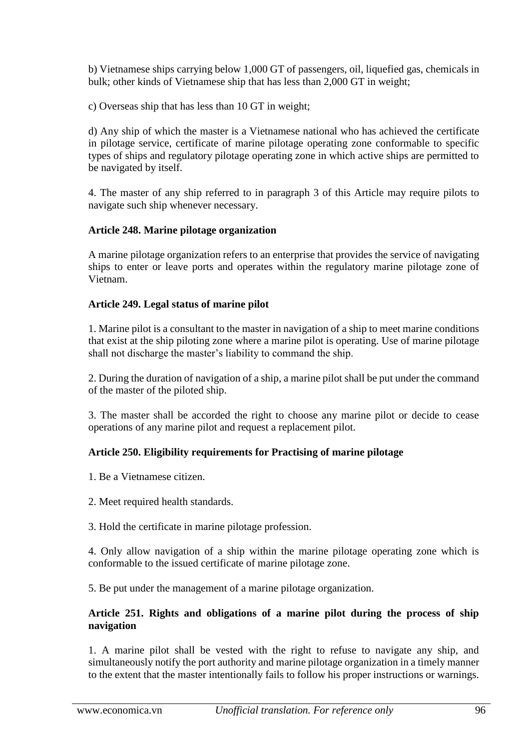b) Vietnamese ships carrying below 1,000 GT of passengers, oil, liquefied gas, chemicals in bulk; other kinds of Vietnamese ship that has less than 2,000 GT in weight;

c) Overseas ship that has less than 10 GT in weight;

d) Any ship of which the master is a Vietnamese national who has achieved the certificate in pilotage service, certificate of marine pilotage operating zone conformable to specific types of ships and regulatory pilotage operating zone in which active ships are permitted to be navigated by itself.

4. The master of any ship referred to in paragraph 3 of this Article may require pilots to navigate such ship whenever necessary.

**Article 248. Marine pilotage organization**

A marine pilotage organization refers to an enterprise that provides the service of navigating ships to enter or leave ports and operates within the regulatory marine pilotage zone of Vietnam.

**Article 249. Legal status of marine pilot**

1. Marine pilot is a consultant to the master in navigation of a ship to meet marine conditions that exist at the ship piloting zone where a marine pilot is operating. Use of marine pilotage shall not discharge the master's liability to command the ship.

2. During the duration of navigation of a ship, a marine pilot shall be put under the command of the master of the piloted ship.

3. The master shall be accorded the right to choose any marine pilot or decide to cease operations of any marine pilot and request a replacement pilot.

**Article 250. Eligibility requirements for Practising of marine pilotage**

1. Be a Vietnamese citizen.

2. Meet required health standards.

3. Hold the certificate in marine pilotage profession.

4. Only allow navigation of a ship within the marine pilotage operating zone which is conformable to the issued certificate of marine pilotage zone.

5. Be put under the management of a marine pilotage organization.

**Article 251. Rights and obligations of a marine pilot during the process of ship navigation**

1. A marine pilot shall be vested with the right to refuse to navigate any ship, and simultaneously notify the port authority and marine pilotage organization in a timely manner to the extent that the master intentionally fails to follow his proper instructions or warnings.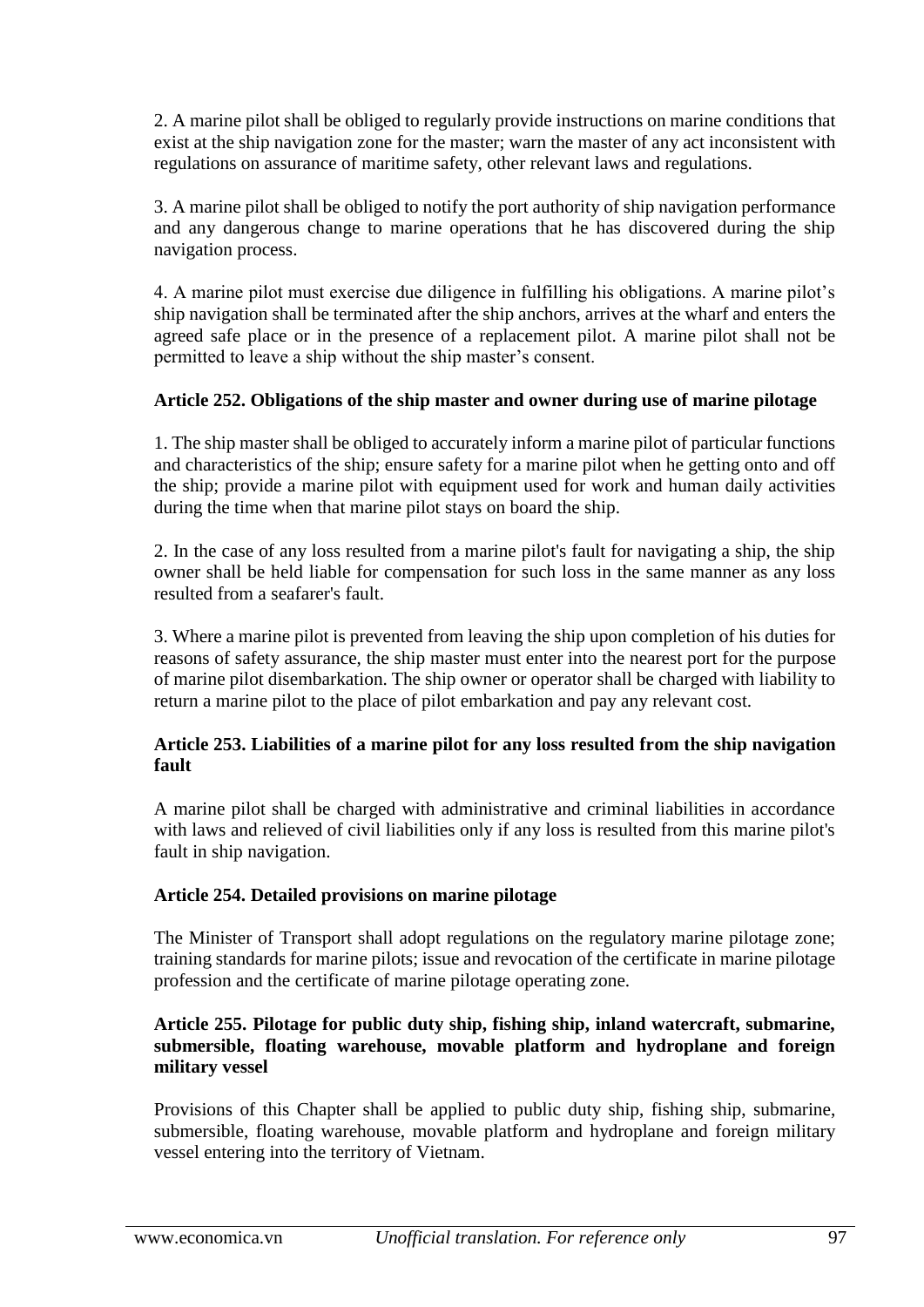2. A marine pilot shall be obliged to regularly provide instructions on marine conditions that exist at the ship navigation zone for the master; warn the master of any act inconsistent with regulations on assurance of maritime safety, other relevant laws and regulations.

3. A marine pilot shall be obliged to notify the port authority of ship navigation performance and any dangerous change to marine operations that he has discovered during the ship navigation process.

4. A marine pilot must exercise due diligence in fulfilling his obligations. A marine pilot's ship navigation shall be terminated after the ship anchors, arrives at the wharf and enters the agreed safe place or in the presence of a replacement pilot. A marine pilot shall not be permitted to leave a ship without the ship master's consent.

### Article 252. Obligations of the ship master and owner during use of marine pilotage

1. The ship master shall be obliged to accurately inform a marine pilot of particular functions and characteristics of the ship; ensure safety for a marine pilot when he getting onto and off the ship; provide a marine pilot with equipment used for work and human daily activities during the time when that marine pilot stays on board the ship.

2. In the case of any loss resulted from a marine pilot's fault for navigating a ship, the ship owner shall be held liable for compensation for such loss in the same manner as any loss resulted from a seafarer's fault.

3. Where a marine pilot is prevented from leaving the ship upon completion of his duties for reasons of safety assurance, the ship master must enter into the nearest port for the purpose of marine pilot disembarkation. The ship owner or operator shall be charged with liability to return a marine pilot to the place of pilot embarkation and pay any relevant cost.

### Article 253. Liabilities of a marine pilot for any loss resulted from the ship navigation fault

A marine pilot shall be charged with administrative and criminal liabilities in accordance with laws and relieved of civil liabilities only if any loss is resulted from this marine pilot's fault in ship navigation.

### Article 254. Detailed provisions on marine pilotage

The Minister of Transport shall adopt regulations on the regulatory marine pilotage zone; training standards for marine pilots; issue and revocation of the certificate in marine pilotage profession and the certificate of marine pilotage operating zone.

### Article 255. Pilotage for public duty ship, fishing ship, inland watercraft, submarine, submersible, floating warehouse, movable platform and hydroplane and foreign military vessel

Provisions of this Chapter shall be applied to public duty ship, fishing ship, submarine, submersible, floating warehouse, movable platform and hydroplane and foreign military vessel entering into the territory of Vietnam.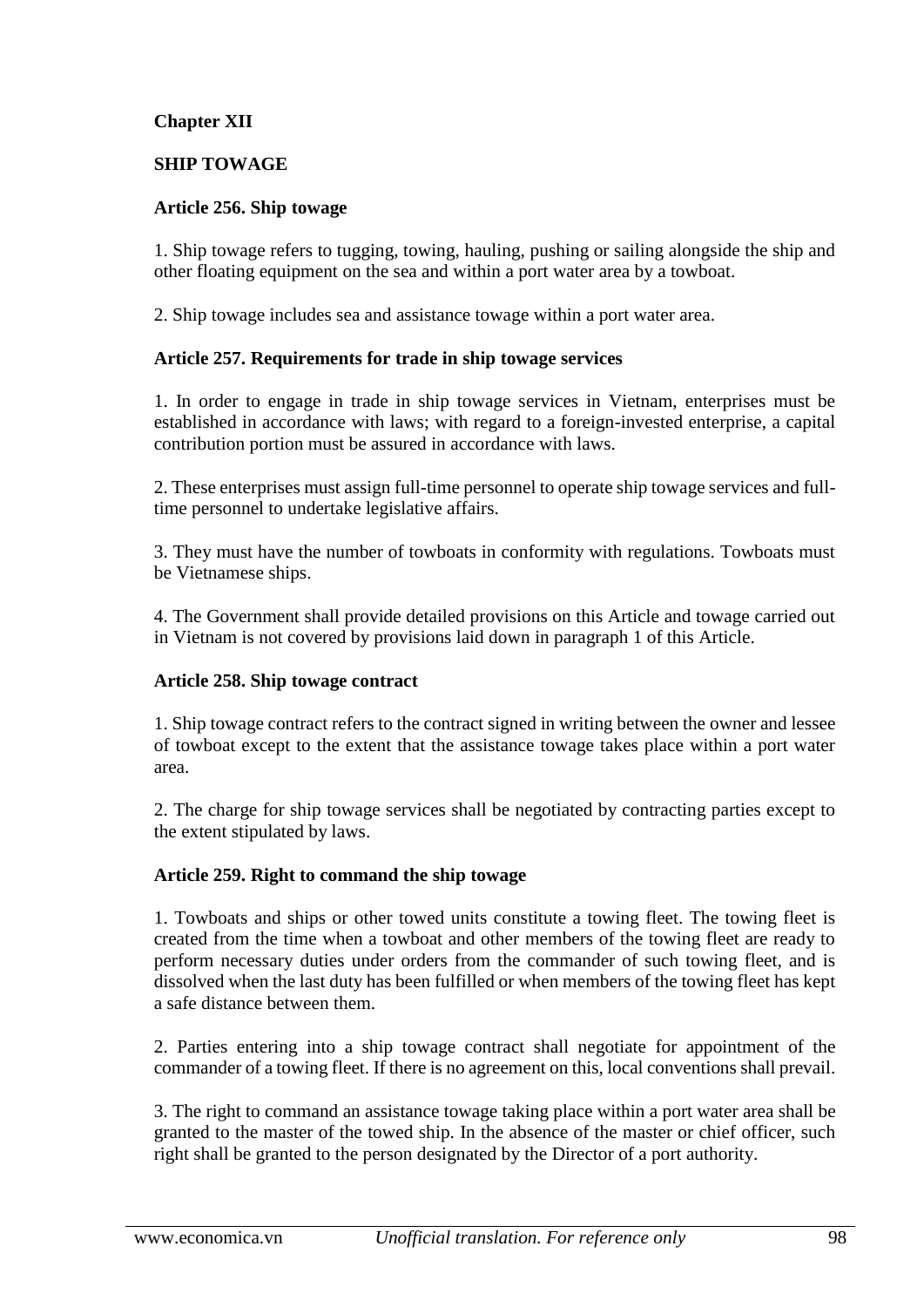**Chapter XII**

**SHIP TOWAGE**

**Article 256. Ship towage**

1. Ship towage refers to tugging, towing, hauling, pushing or sailing alongside the ship and other floating equipment on the sea and within a port water area by a towboat.

2. Ship towage includes sea and assistance towage within a port water area.

**Article 257. Requirements for trade in ship towage services**

1. In order to engage in trade in ship towage services in Vietnam, enterprises must be established in accordance with laws; with regard to a foreign-invested enterprise, a capital contribution portion must be assured in accordance with laws.

2. These enterprises must assign full-time personnel to operate ship towage services and full-time personnel to undertake legislative affairs.

3. They must have the number of towboats in conformity with regulations. Towboats must be Vietnamese ships.

4. The Government shall provide detailed provisions on this Article and towage carried out in Vietnam is not covered by provisions laid down in paragraph 1 of this Article.

**Article 258. Ship towage contract**

1. Ship towage contract refers to the contract signed in writing between the owner and lessee of towboat except to the extent that the assistance towage takes place within a port water area.

2. The charge for ship towage services shall be negotiated by contracting parties except to the extent stipulated by laws.

**Article 259. Right to command the ship towage**

1. Towboats and ships or other towed units constitute a towing fleet. The towing fleet is created from the time when a towboat and other members of the towing fleet are ready to perform necessary duties under orders from the commander of such towing fleet, and is dissolved when the last duty has been fulfilled or when members of the towing fleet has kept a safe distance between them.

2. Parties entering into a ship towage contract shall negotiate for appointment of the commander of a towing fleet. If there is no agreement on this, local conventions shall prevail.

3. The right to command an assistance towage taking place within a port water area shall be granted to the master of the towed ship. In the absence of the master or chief officer, such right shall be granted to the person designated by the Director of a port authority.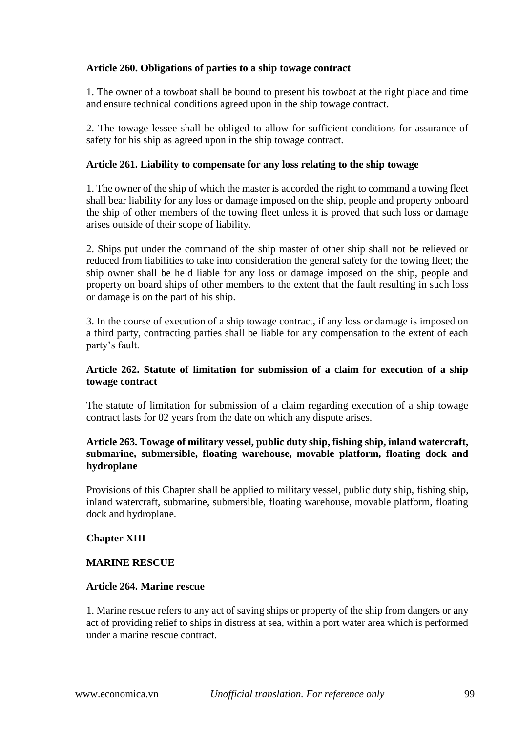**Article 260. Obligations of parties to a ship towage contract**

1. The owner of a towboat shall be bound to present his towboat at the right place and time and ensure technical conditions agreed upon in the ship towage contract.

2. The towage lessee shall be obliged to allow for sufficient conditions for assurance of safety for his ship as agreed upon in the ship towage contract.

**Article 261. Liability to compensate for any loss relating to the ship towage**

1. The owner of the ship of which the master is accorded the right to command a towing fleet shall bear liability for any loss or damage imposed on the ship, people and property onboard the ship of other members of the towing fleet unless it is proved that such loss or damage arises outside of their scope of liability.

2. Ships put under the command of the ship master of other ship shall not be relieved or reduced from liabilities to take into consideration the general safety for the towing fleet; the ship owner shall be held liable for any loss or damage imposed on the ship, people and property on board ships of other members to the extent that the fault resulting in such loss or damage is on the part of his ship.

3. In the course of execution of a ship towage contract, if any loss or damage is imposed on a third party, contracting parties shall be liable for any compensation to the extent of each party's fault.

**Article 262. Statute of limitation for submission of a claim for execution of a ship towage contract**

The statute of limitation for submission of a claim regarding execution of a ship towage contract lasts for 02 years from the date on which any dispute arises.

**Article 263. Towage of military vessel, public duty ship, fishing ship, inland watercraft, submarine, submersible, floating warehouse, movable platform, floating dock and hydroplane**

Provisions of this Chapter shall be applied to military vessel, public duty ship, fishing ship, inland watercraft, submarine, submersible, floating warehouse, movable platform, floating dock and hydroplane.

## Chapter XIII

## MARINE RESCUE

**Article 264. Marine rescue**

1. Marine rescue refers to any act of saving ships or property of the ship from dangers or any act of providing relief to ships in distress at sea, within a port water area which is performed under a marine rescue contract.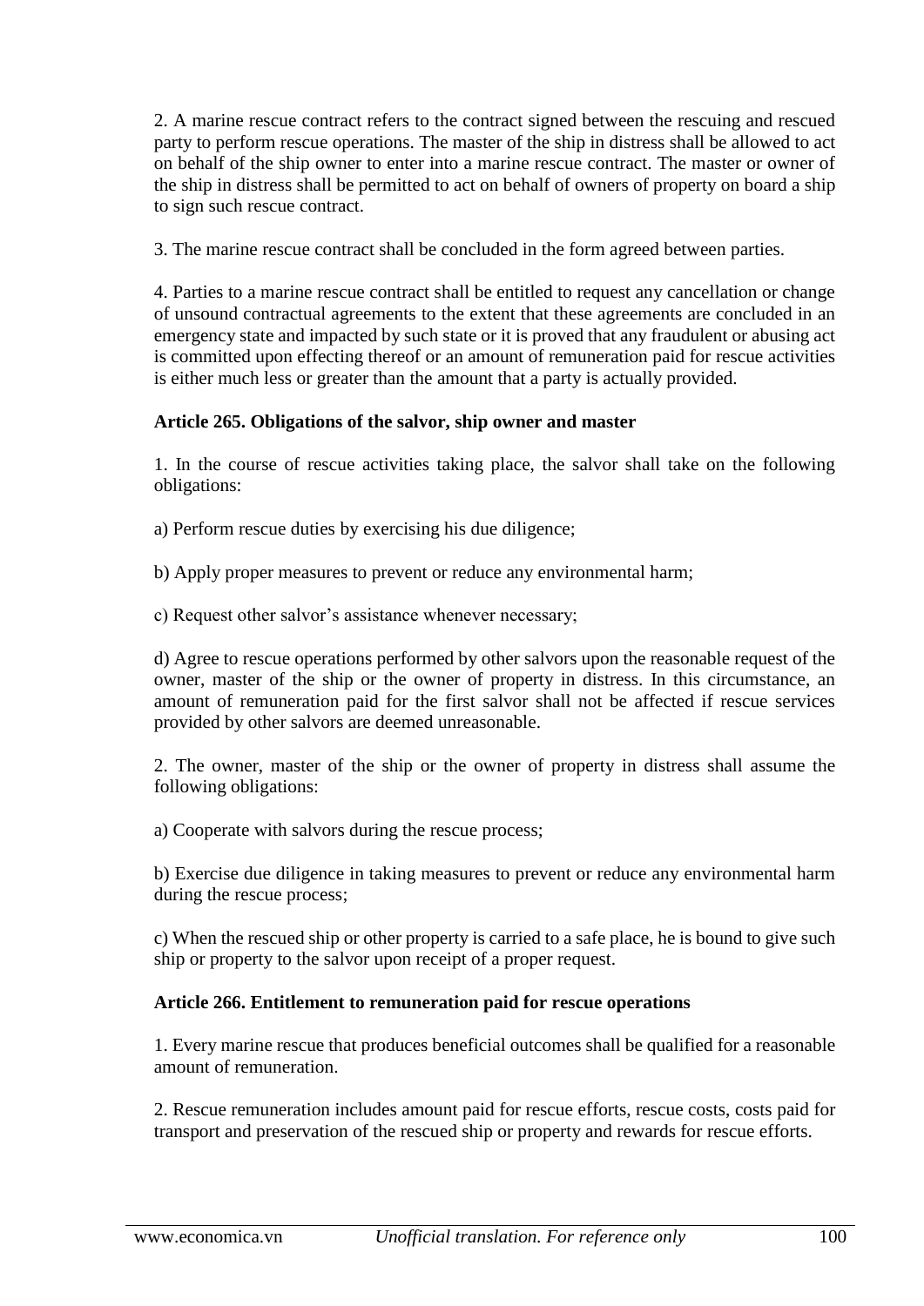2. A marine rescue contract refers to the contract signed between the rescuing and rescued party to perform rescue operations. The master of the ship in distress shall be allowed to act on behalf of the ship owner to enter into a marine rescue contract. The master or owner of the ship in distress shall be permitted to act on behalf of owners of property on board a ship to sign such rescue contract.

3. The marine rescue contract shall be concluded in the form agreed between parties.

4. Parties to a marine rescue contract shall be entitled to request any cancellation or change of unsound contractual agreements to the extent that these agreements are concluded in an emergency state and impacted by such state or it is proved that any fraudulent or abusing act is committed upon effecting thereof or an amount of remuneration paid for rescue activities is either much less or greater than the amount that a party is actually provided.

**Article 265. Obligations of the salvor, ship owner and master**

1. In the course of rescue activities taking place, the salvor shall take on the following obligations:

a) Perform rescue duties by exercising his due diligence;

b) Apply proper measures to prevent or reduce any environmental harm;

c) Request other salvor's assistance whenever necessary;

d) Agree to rescue operations performed by other salvors upon the reasonable request of the owner, master of the ship or the owner of property in distress. In this circumstance, an amount of remuneration paid for the first salvor shall not be affected if rescue services provided by other salvors are deemed unreasonable.

2. The owner, master of the ship or the owner of property in distress shall assume the following obligations:

a) Cooperate with salvors during the rescue process;

b) Exercise due diligence in taking measures to prevent or reduce any environmental harm during the rescue process;

c) When the rescued ship or other property is carried to a safe place, he is bound to give such ship or property to the salvor upon receipt of a proper request.

**Article 266. Entitlement to remuneration paid for rescue operations**

1. Every marine rescue that produces beneficial outcomes shall be qualified for a reasonable amount of remuneration.

2. Rescue remuneration includes amount paid for rescue efforts, rescue costs, costs paid for transport and preservation of the rescued ship or property and rewards for rescue efforts.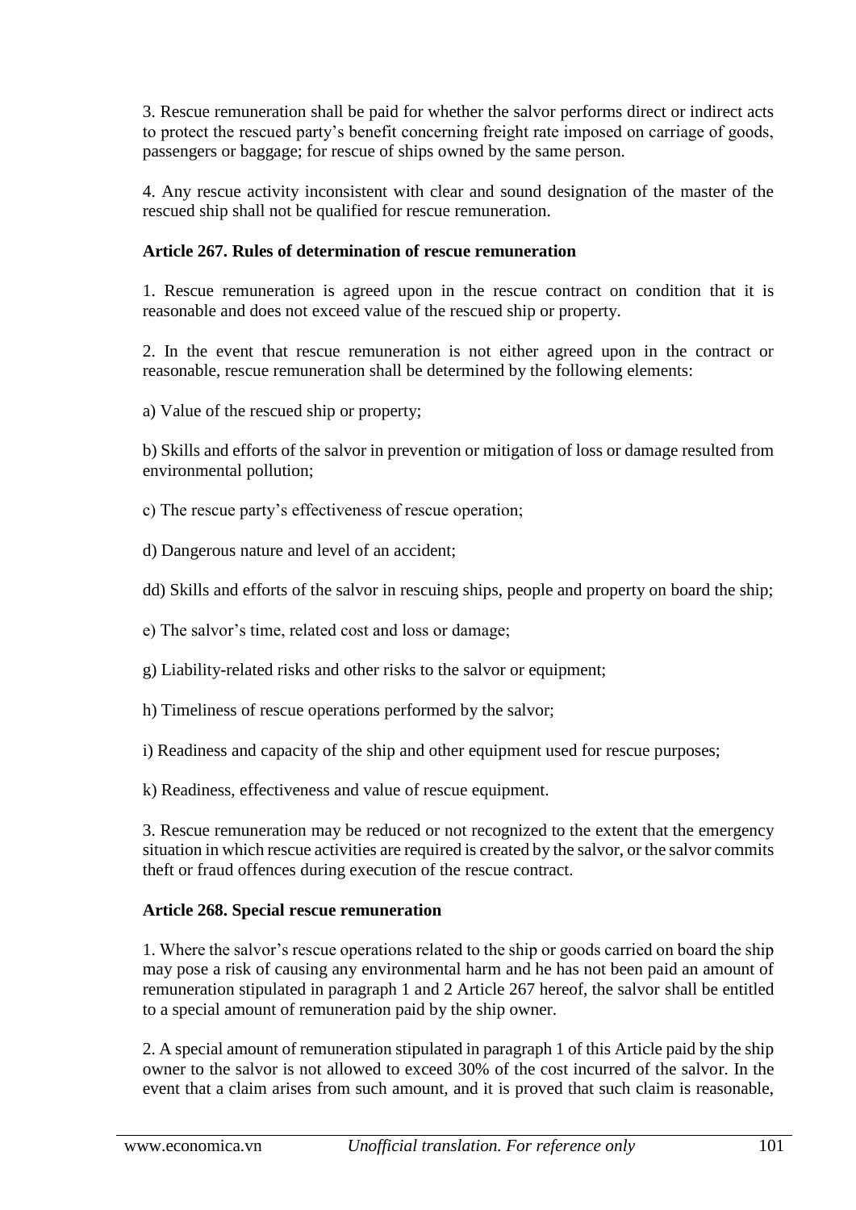3. Rescue remuneration shall be paid for whether the salvor performs direct or indirect acts to protect the rescued party's benefit concerning freight rate imposed on carriage of goods, passengers or baggage; for rescue of ships owned by the same person.

4. Any rescue activity inconsistent with clear and sound designation of the master of the rescued ship shall not be qualified for rescue remuneration.

**Article 267. Rules of determination of rescue remuneration**

1. Rescue remuneration is agreed upon in the rescue contract on condition that it is reasonable and does not exceed value of the rescued ship or property.

2. In the event that rescue remuneration is not either agreed upon in the contract or reasonable, rescue remuneration shall be determined by the following elements:

a) Value of the rescued ship or property;

b) Skills and efforts of the salvor in prevention or mitigation of loss or damage resulted from environmental pollution;

c) The rescue party's effectiveness of rescue operation;

d) Dangerous nature and level of an accident;

dd) Skills and efforts of the salvor in rescuing ships, people and property on board the ship;

e) The salvor's time, related cost and loss or damage;

g) Liability-related risks and other risks to the salvor or equipment;

h) Timeliness of rescue operations performed by the salvor;

i) Readiness and capacity of the ship and other equipment used for rescue purposes;

k) Readiness, effectiveness and value of rescue equipment.

3. Rescue remuneration may be reduced or not recognized to the extent that the emergency situation in which rescue activities are required is created by the salvor, or the salvor commits theft or fraud offences during execution of the rescue contract.

**Article 268. Special rescue remuneration**

1. Where the salvor's rescue operations related to the ship or goods carried on board the ship may pose a risk of causing any environmental harm and he has not been paid an amount of remuneration stipulated in paragraph 1 and 2 Article 267 hereof, the salvor shall be entitled to a special amount of remuneration paid by the ship owner.

2. A special amount of remuneration stipulated in paragraph 1 of this Article paid by the ship owner to the salvor is not allowed to exceed 30% of the cost incurred of the salvor. In the event that a claim arises from such amount, and it is proved that such claim is reasonable,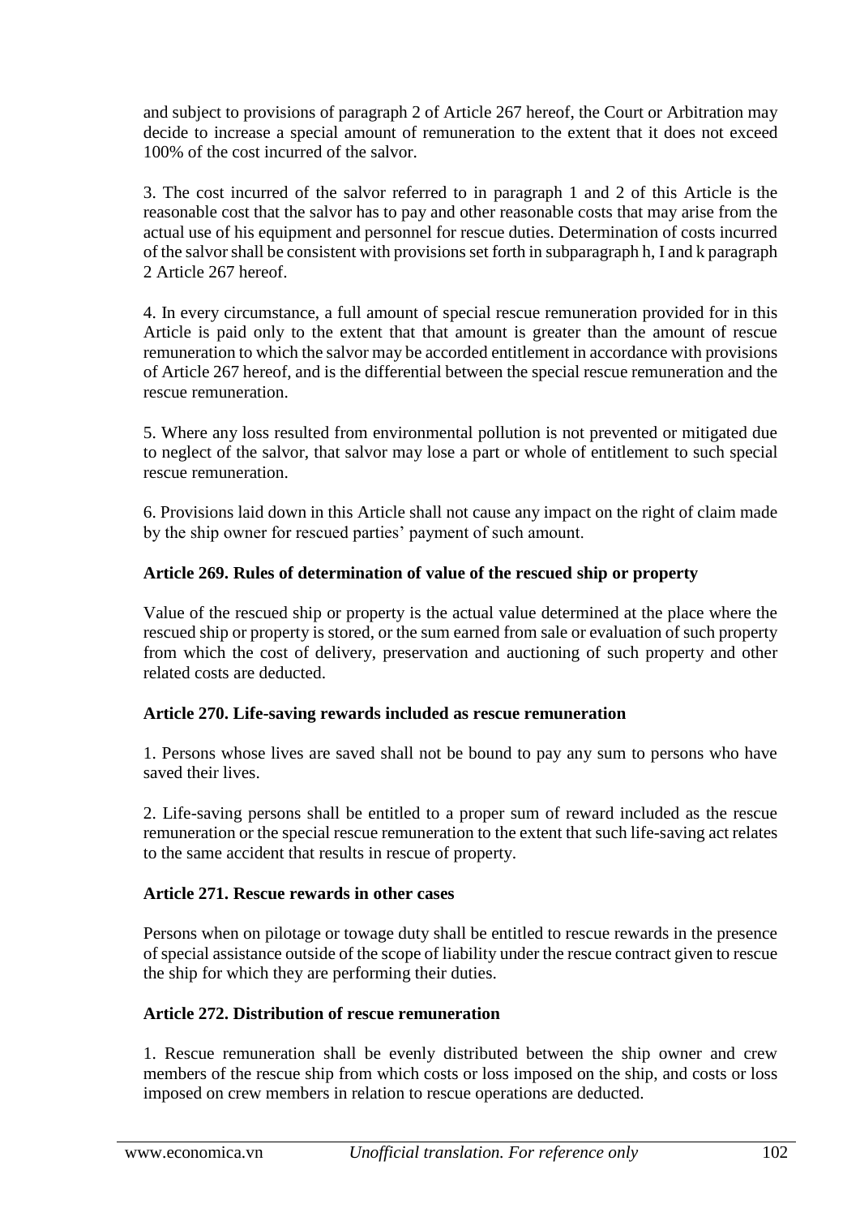and subject to provisions of paragraph 2 of Article 267 hereof, the Court or Arbitration may decide to increase a special amount of remuneration to the extent that it does not exceed 100% of the cost incurred of the salvor.

3. The cost incurred of the salvor referred to in paragraph 1 and 2 of this Article is the reasonable cost that the salvor has to pay and other reasonable costs that may arise from the actual use of his equipment and personnel for rescue duties. Determination of costs incurred of the salvor shall be consistent with provisions set forth in subparagraph h, I and k paragraph 2 Article 267 hereof.

4. In every circumstance, a full amount of special rescue remuneration provided for in this Article is paid only to the extent that that amount is greater than the amount of rescue remuneration to which the salvor may be accorded entitlement in accordance with provisions of Article 267 hereof, and is the differential between the special rescue remuneration and the rescue remuneration.

5. Where any loss resulted from environmental pollution is not prevented or mitigated due to neglect of the salvor, that salvor may lose a part or whole of entitlement to such special rescue remuneration.

6. Provisions laid down in this Article shall not cause any impact on the right of claim made by the ship owner for rescued parties' payment of such amount.

### Article 269. Rules of determination of value of the rescued ship or property

Value of the rescued ship or property is the actual value determined at the place where the rescued ship or property is stored, or the sum earned from sale or evaluation of such property from which the cost of delivery, preservation and auctioning of such property and other related costs are deducted.

### Article 270. Life-saving rewards included as rescue remuneration

1. Persons whose lives are saved shall not be bound to pay any sum to persons who have saved their lives.

2. Life-saving persons shall be entitled to a proper sum of reward included as the rescue remuneration or the special rescue remuneration to the extent that such life-saving act relates to the same accident that results in rescue of property.

### Article 271. Rescue rewards in other cases

Persons when on pilotage or towage duty shall be entitled to rescue rewards in the presence of special assistance outside of the scope of liability under the rescue contract given to rescue the ship for which they are performing their duties.

### Article 272. Distribution of rescue remuneration

1. Rescue remuneration shall be evenly distributed between the ship owner and crew members of the rescue ship from which costs or loss imposed on the ship, and costs or loss imposed on crew members in relation to rescue operations are deducted.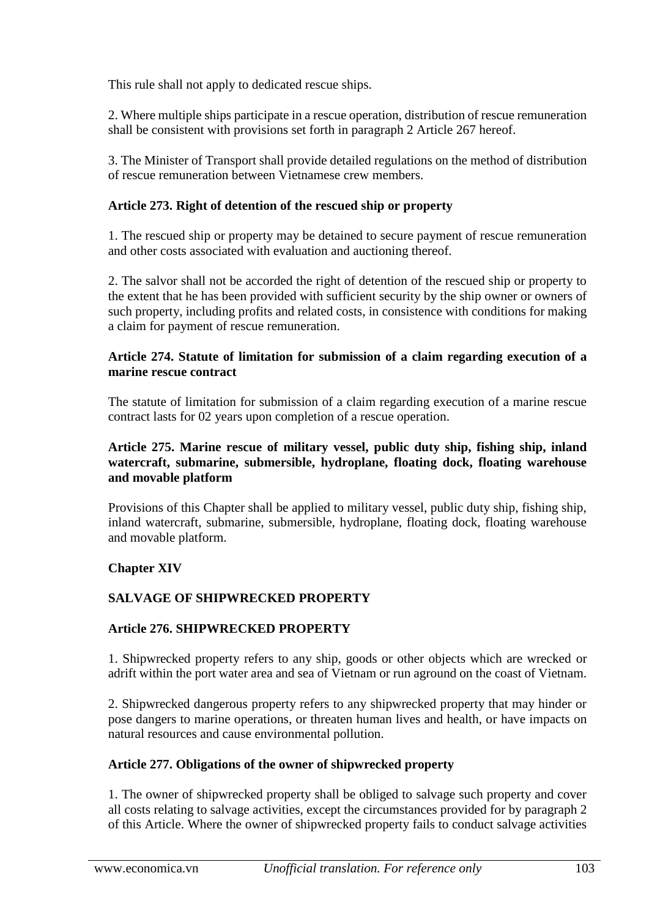This rule shall not apply to dedicated rescue ships.

2. Where multiple ships participate in a rescue operation, distribution of rescue remuneration shall be consistent with provisions set forth in paragraph 2 Article 267 hereof.

3. The Minister of Transport shall provide detailed regulations on the method of distribution of rescue remuneration between Vietnamese crew members.

**Article 273. Right of detention of the rescued ship or property**

1. The rescued ship or property may be detained to secure payment of rescue remuneration and other costs associated with evaluation and auctioning thereof.

2. The salvor shall not be accorded the right of detention of the rescued ship or property to the extent that he has been provided with sufficient security by the ship owner or owners of such property, including profits and related costs, in consistence with conditions for making a claim for payment of rescue remuneration.

**Article 274. Statute of limitation for submission of a claim regarding execution of a marine rescue contract**

The statute of limitation for submission of a claim regarding execution of a marine rescue contract lasts for 02 years upon completion of a rescue operation.

**Article 275. Marine rescue of military vessel, public duty ship, fishing ship, inland watercraft, submarine, submersible, hydroplane, floating dock, floating warehouse and movable platform**

Provisions of this Chapter shall be applied to military vessel, public duty ship, fishing ship, inland watercraft, submarine, submersible, hydroplane, floating dock, floating warehouse and movable platform.

**Chapter XIV**

**SALVAGE OF SHIPWRECKED PROPERTY**

**Article 276. SHIPWRECKED PROPERTY**

1. Shipwrecked property refers to any ship, goods or other objects which are wrecked or adrift within the port water area and sea of Vietnam or run aground on the coast of Vietnam.

2. Shipwrecked dangerous property refers to any shipwrecked property that may hinder or pose dangers to marine operations, or threaten human lives and health, or have impacts on natural resources and cause environmental pollution.

**Article 277. Obligations of the owner of shipwrecked property**

1. The owner of shipwrecked property shall be obliged to salvage such property and cover all costs relating to salvage activities, except the circumstances provided for by paragraph 2 of this Article. Where the owner of shipwrecked property fails to conduct salvage activities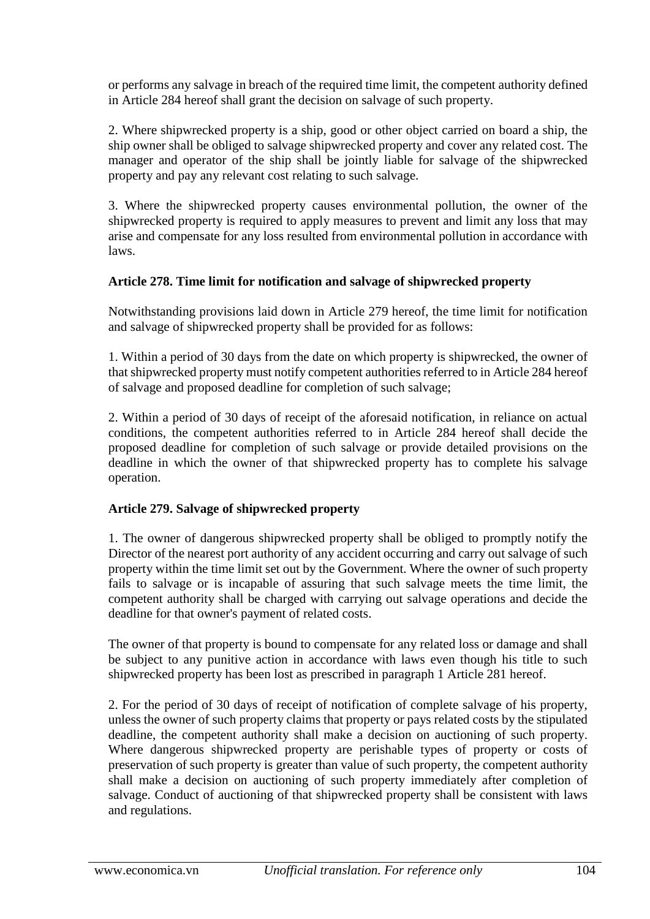or performs any salvage in breach of the required time limit, the competent authority defined in Article 284 hereof shall grant the decision on salvage of such property.

2. Where shipwrecked property is a ship, good or other object carried on board a ship, the ship owner shall be obliged to salvage shipwrecked property and cover any related cost. The manager and operator of the ship shall be jointly liable for salvage of the shipwrecked property and pay any relevant cost relating to such salvage.

3. Where the shipwrecked property causes environmental pollution, the owner of the shipwrecked property is required to apply measures to prevent and limit any loss that may arise and compensate for any loss resulted from environmental pollution in accordance with laws.

**Article 278. Time limit for notification and salvage of shipwrecked property**

Notwithstanding provisions laid down in Article 279 hereof, the time limit for notification and salvage of shipwrecked property shall be provided for as follows:

1. Within a period of 30 days from the date on which property is shipwrecked, the owner of that shipwrecked property must notify competent authorities referred to in Article 284 hereof of salvage and proposed deadline for completion of such salvage;

2. Within a period of 30 days of receipt of the aforesaid notification, in reliance on actual conditions, the competent authorities referred to in Article 284 hereof shall decide the proposed deadline for completion of such salvage or provide detailed provisions on the deadline in which the owner of that shipwrecked property has to complete his salvage operation.

**Article 279. Salvage of shipwrecked property**

1. The owner of dangerous shipwrecked property shall be obliged to promptly notify the Director of the nearest port authority of any accident occurring and carry out salvage of such property within the time limit set out by the Government. Where the owner of such property fails to salvage or is incapable of assuring that such salvage meets the time limit, the competent authority shall be charged with carrying out salvage operations and decide the deadline for that owner's payment of related costs.

The owner of that property is bound to compensate for any related loss or damage and shall be subject to any punitive action in accordance with laws even though his title to such shipwrecked property has been lost as prescribed in paragraph 1 Article 281 hereof.

2. For the period of 30 days of receipt of notification of complete salvage of his property, unless the owner of such property claims that property or pays related costs by the stipulated deadline, the competent authority shall make a decision on auctioning of such property. Where dangerous shipwrecked property are perishable types of property or costs of preservation of such property is greater than value of such property, the competent authority shall make a decision on auctioning of such property immediately after completion of salvage. Conduct of auctioning of that shipwrecked property shall be consistent with laws and regulations.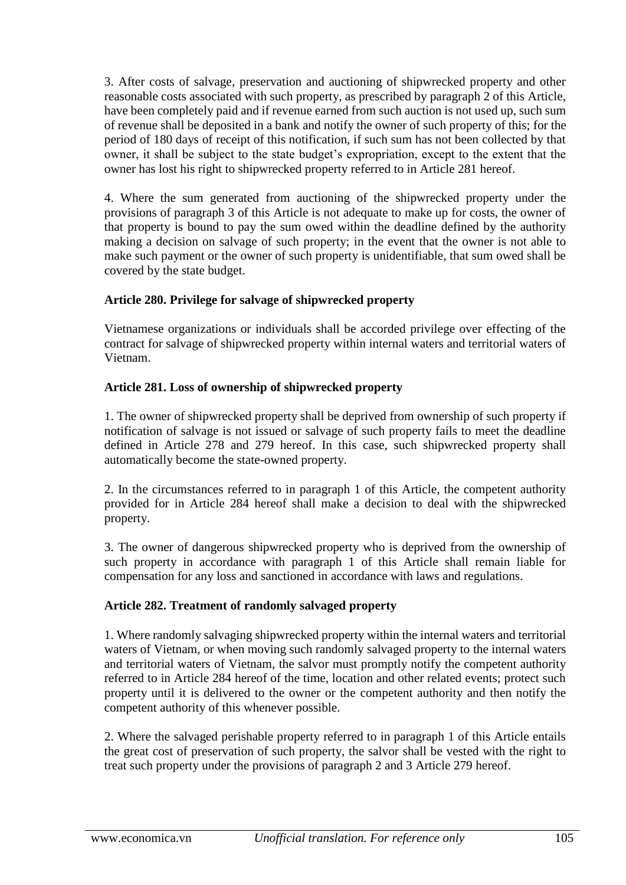3. After costs of salvage, preservation and auctioning of shipwrecked property and other reasonable costs associated with such property, as prescribed by paragraph 2 of this Article, have been completely paid and if revenue earned from such auction is not used up, such sum of revenue shall be deposited in a bank and notify the owner of such property of this; for the period of 180 days of receipt of this notification, if such sum has not been collected by that owner, it shall be subject to the state budget's expropriation, except to the extent that the owner has lost his right to shipwrecked property referred to in Article 281 hereof.

4. Where the sum generated from auctioning of the shipwrecked property under the provisions of paragraph 3 of this Article is not adequate to make up for costs, the owner of that property is bound to pay the sum owed within the deadline defined by the authority making a decision on salvage of such property; in the event that the owner is not able to make such payment or the owner of such property is unidentifiable, that sum owed shall be covered by the state budget.

**Article 280. Privilege for salvage of shipwrecked property**

Vietnamese organizations or individuals shall be accorded privilege over effecting of the contract for salvage of shipwrecked property within internal waters and territorial waters of Vietnam.

**Article 281. Loss of ownership of shipwrecked property**

1. The owner of shipwrecked property shall be deprived from ownership of such property if notification of salvage is not issued or salvage of such property fails to meet the deadline defined in Article 278 and 279 hereof. In this case, such shipwrecked property shall automatically become the state-owned property.

2. In the circumstances referred to in paragraph 1 of this Article, the competent authority provided for in Article 284 hereof shall make a decision to deal with the shipwrecked property.

3. The owner of dangerous shipwrecked property who is deprived from the ownership of such property in accordance with paragraph 1 of this Article shall remain liable for compensation for any loss and sanctioned in accordance with laws and regulations.

**Article 282. Treatment of randomly salvaged property**

1. Where randomly salvaging shipwrecked property within the internal waters and territorial waters of Vietnam, or when moving such randomly salvaged property to the internal waters and territorial waters of Vietnam, the salvor must promptly notify the competent authority referred to in Article 284 hereof of the time, location and other related events; protect such property until it is delivered to the owner or the competent authority and then notify the competent authority of this whenever possible.

2. Where the salvaged perishable property referred to in paragraph 1 of this Article entails the great cost of preservation of such property, the salvor shall be vested with the right to treat such property under the provisions of paragraph 2 and 3 Article 279 hereof.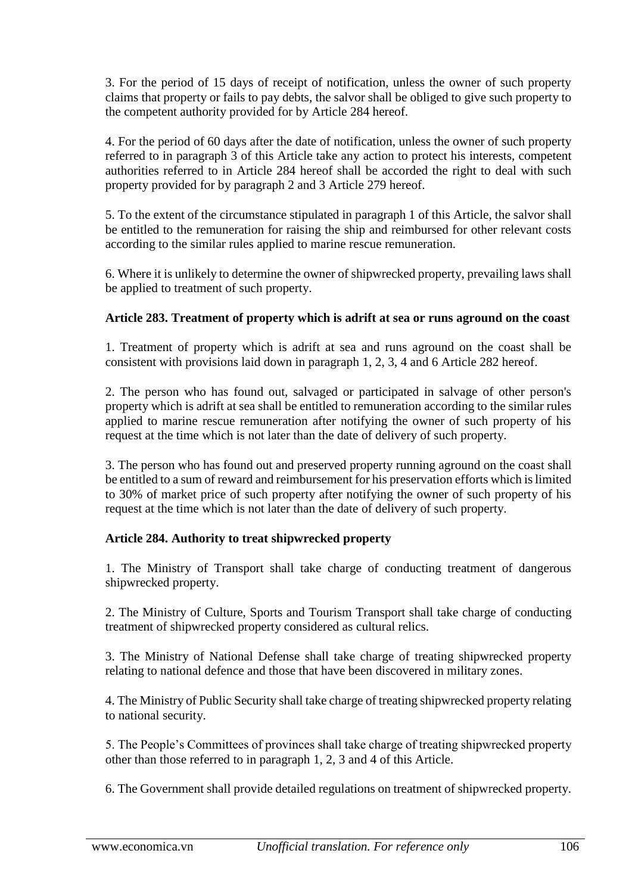3. For the period of 15 days of receipt of notification, unless the owner of such property claims that property or fails to pay debts, the salvor shall be obliged to give such property to the competent authority provided for by Article 284 hereof.

4. For the period of 60 days after the date of notification, unless the owner of such property referred to in paragraph 3 of this Article take any action to protect his interests, competent authorities referred to in Article 284 hereof shall be accorded the right to deal with such property provided for by paragraph 2 and 3 Article 279 hereof.

5. To the extent of the circumstance stipulated in paragraph 1 of this Article, the salvor shall be entitled to the remuneration for raising the ship and reimbursed for other relevant costs according to the similar rules applied to marine rescue remuneration.

6. Where it is unlikely to determine the owner of shipwrecked property, prevailing laws shall be applied to treatment of such property.

**Article 283. Treatment of property which is adrift at sea or runs aground on the coast**

1. Treatment of property which is adrift at sea and runs aground on the coast shall be consistent with provisions laid down in paragraph 1, 2, 3, 4 and 6 Article 282 hereof.

2. The person who has found out, salvaged or participated in salvage of other person's property which is adrift at sea shall be entitled to remuneration according to the similar rules applied to marine rescue remuneration after notifying the owner of such property of his request at the time which is not later than the date of delivery of such property.

3. The person who has found out and preserved property running aground on the coast shall be entitled to a sum of reward and reimbursement for his preservation efforts which is limited to 30% of market price of such property after notifying the owner of such property of his request at the time which is not later than the date of delivery of such property.

**Article 284. Authority to treat shipwrecked property**

1. The Ministry of Transport shall take charge of conducting treatment of dangerous shipwrecked property.

2. The Ministry of Culture, Sports and Tourism Transport shall take charge of conducting treatment of shipwrecked property considered as cultural relics.

3. The Ministry of National Defense shall take charge of treating shipwrecked property relating to national defence and those that have been discovered in military zones.

4. The Ministry of Public Security shall take charge of treating shipwrecked property relating to national security.

5. The People's Committees of provinces shall take charge of treating shipwrecked property other than those referred to in paragraph 1, 2, 3 and 4 of this Article.

6. The Government shall provide detailed regulations on treatment of shipwrecked property.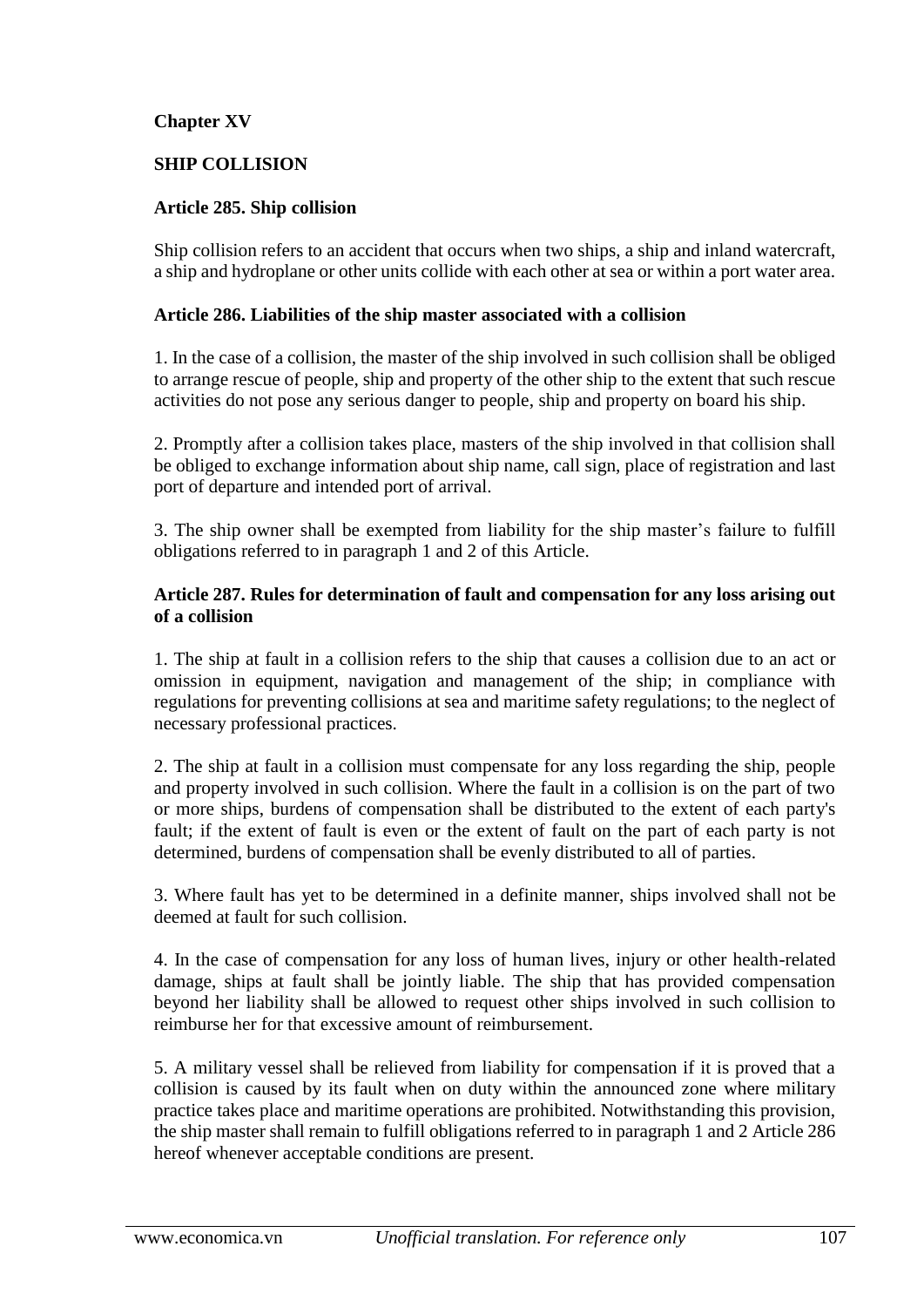## Chapter XV

## SHIP COLLISION

### Article 285. Ship collision

Ship collision refers to an accident that occurs when two ships, a ship and inland watercraft, a ship and hydroplane or other units collide with each other at sea or within a port water area.

### Article 286. Liabilities of the ship master associated with a collision

1. In the case of a collision, the master of the ship involved in such collision shall be obliged to arrange rescue of people, ship and property of the other ship to the extent that such rescue activities do not pose any serious danger to people, ship and property on board his ship.

2. Promptly after a collision takes place, masters of the ship involved in that collision shall be obliged to exchange information about ship name, call sign, place of registration and last port of departure and intended port of arrival.

3. The ship owner shall be exempted from liability for the ship master's failure to fulfill obligations referred to in paragraph 1 and 2 of this Article.

### Article 287. Rules for determination of fault and compensation for any loss arising out of a collision

1. The ship at fault in a collision refers to the ship that causes a collision due to an act or omission in equipment, navigation and management of the ship; in compliance with regulations for preventing collisions at sea and maritime safety regulations; to the neglect of necessary professional practices.

2. The ship at fault in a collision must compensate for any loss regarding the ship, people and property involved in such collision. Where the fault in a collision is on the part of two or more ships, burdens of compensation shall be distributed to the extent of each party's fault; if the extent of fault is even or the extent of fault on the part of each party is not determined, burdens of compensation shall be evenly distributed to all of parties.

3. Where fault has yet to be determined in a definite manner, ships involved shall not be deemed at fault for such collision.

4. In the case of compensation for any loss of human lives, injury or other health-related damage, ships at fault shall be jointly liable. The ship that has provided compensation beyond her liability shall be allowed to request other ships involved in such collision to reimburse her for that excessive amount of reimbursement.

5. A military vessel shall be relieved from liability for compensation if it is proved that a collision is caused by its fault when on duty within the announced zone where military practice takes place and maritime operations are prohibited. Notwithstanding this provision, the ship master shall remain to fulfill obligations referred to in paragraph 1 and 2 Article 286 hereof whenever acceptable conditions are present.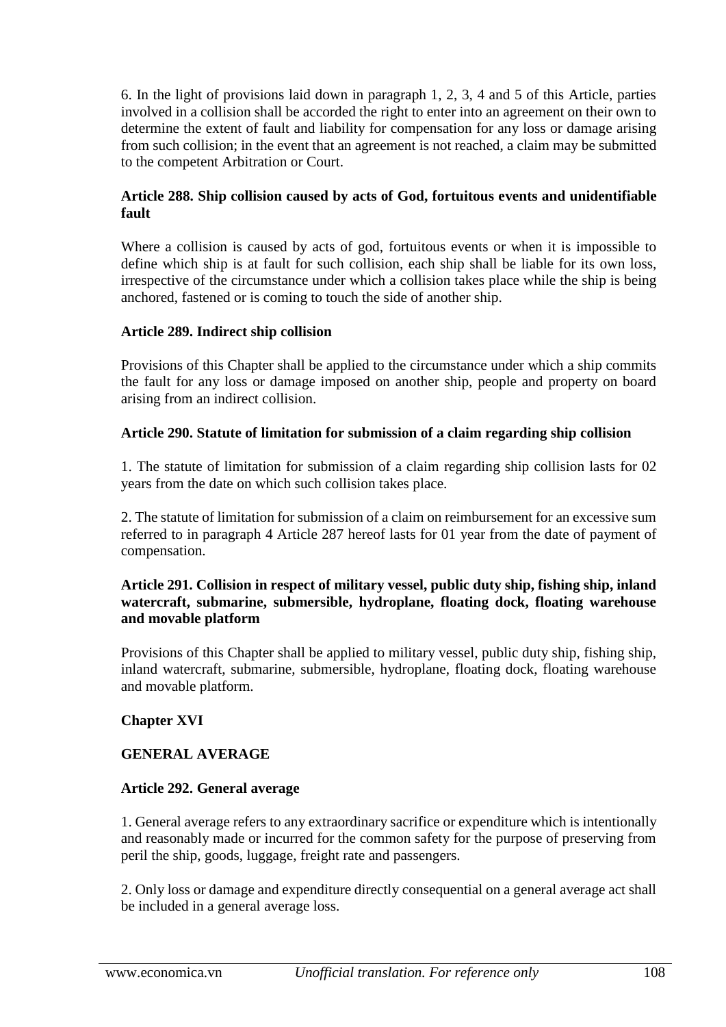6. In the light of provisions laid down in paragraph 1, 2, 3, 4 and 5 of this Article, parties involved in a collision shall be accorded the right to enter into an agreement on their own to determine the extent of fault and liability for compensation for any loss or damage arising from such collision; in the event that an agreement is not reached, a claim may be submitted to the competent Arbitration or Court.

**Article 288. Ship collision caused by acts of God, fortuitous events and unidentifiable fault**

Where a collision is caused by acts of god, fortuitous events or when it is impossible to define which ship is at fault for such collision, each ship shall be liable for its own loss, irrespective of the circumstance under which a collision takes place while the ship is being anchored, fastened or is coming to touch the side of another ship.

**Article 289. Indirect ship collision**

Provisions of this Chapter shall be applied to the circumstance under which a ship commits the fault for any loss or damage imposed on another ship, people and property on board arising from an indirect collision.

**Article 290. Statute of limitation for submission of a claim regarding ship collision**

1. The statute of limitation for submission of a claim regarding ship collision lasts for 02 years from the date on which such collision takes place.

2. The statute of limitation for submission of a claim on reimbursement for an excessive sum referred to in paragraph 4 Article 287 hereof lasts for 01 year from the date of payment of compensation.

**Article 291. Collision in respect of military vessel, public duty ship, fishing ship, inland watercraft, submarine, submersible, hydroplane, floating dock, floating warehouse and movable platform**

Provisions of this Chapter shall be applied to military vessel, public duty ship, fishing ship, inland watercraft, submarine, submersible, hydroplane, floating dock, floating warehouse and movable platform.

## Chapter XVI

## GENERAL AVERAGE

**Article 292. General average**

1. General average refers to any extraordinary sacrifice or expenditure which is intentionally and reasonably made or incurred for the common safety for the purpose of preserving from peril the ship, goods, luggage, freight rate and passengers.

2. Only loss or damage and expenditure directly consequential on a general average act shall be included in a general average loss.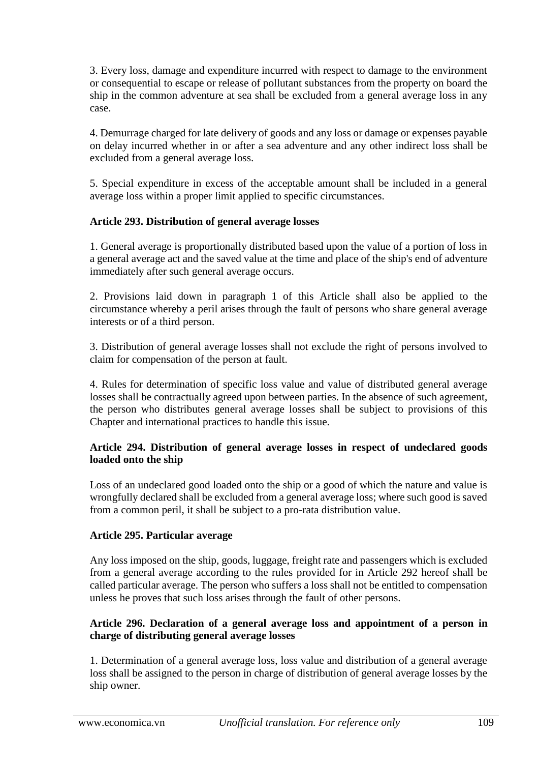3. Every loss, damage and expenditure incurred with respect to damage to the environment or consequential to escape or release of pollutant substances from the property on board the ship in the common adventure at sea shall be excluded from a general average loss in any case.

4. Demurrage charged for late delivery of goods and any loss or damage or expenses payable on delay incurred whether in or after a sea adventure and any other indirect loss shall be excluded from a general average loss.

5. Special expenditure in excess of the acceptable amount shall be included in a general average loss within a proper limit applied to specific circumstances.

### Article 293. Distribution of general average losses

1. General average is proportionally distributed based upon the value of a portion of loss in a general average act and the saved value at the time and place of the ship's end of adventure immediately after such general average occurs.

2. Provisions laid down in paragraph 1 of this Article shall also be applied to the circumstance whereby a peril arises through the fault of persons who share general average interests or of a third person.

3. Distribution of general average losses shall not exclude the right of persons involved to claim for compensation of the person at fault.

4. Rules for determination of specific loss value and value of distributed general average losses shall be contractually agreed upon between parties. In the absence of such agreement, the person who distributes general average losses shall be subject to provisions of this Chapter and international practices to handle this issue.

### Article 294. Distribution of general average losses in respect of undeclared goods loaded onto the ship

Loss of an undeclared good loaded onto the ship or a good of which the nature and value is wrongfully declared shall be excluded from a general average loss; where such good is saved from a common peril, it shall be subject to a pro-rata distribution value.

### Article 295. Particular average

Any loss imposed on the ship, goods, luggage, freight rate and passengers which is excluded from a general average according to the rules provided for in Article 292 hereof shall be called particular average. The person who suffers a loss shall not be entitled to compensation unless he proves that such loss arises through the fault of other persons.

### Article 296. Declaration of a general average loss and appointment of a person in charge of distributing general average losses

1. Determination of a general average loss, loss value and distribution of a general average loss shall be assigned to the person in charge of distribution of general average losses by the ship owner.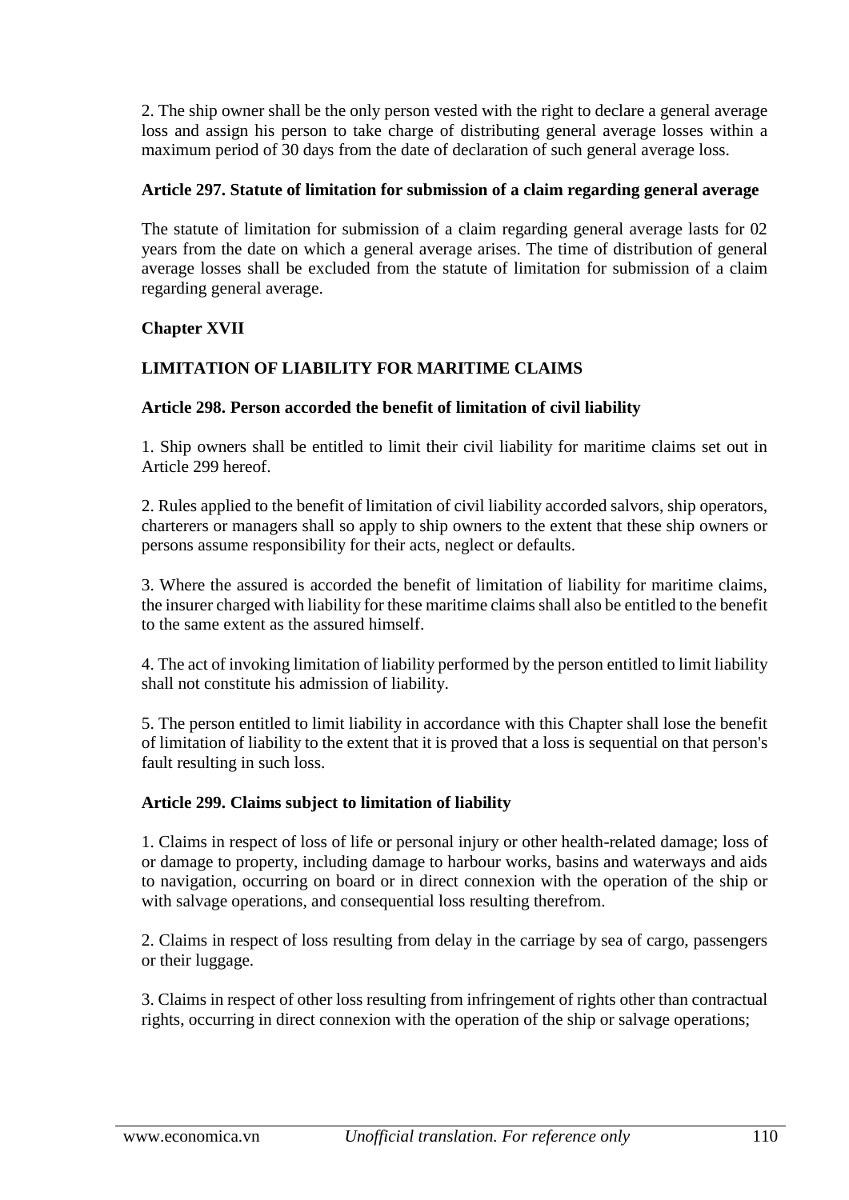2. The ship owner shall be the only person vested with the right to declare a general average loss and assign his person to take charge of distributing general average losses within a maximum period of 30 days from the date of declaration of such general average loss.

**Article 297. Statute of limitation for submission of a claim regarding general average**

The statute of limitation for submission of a claim regarding general average lasts for 02 years from the date on which a general average arises. The time of distribution of general average losses shall be excluded from the statute of limitation for submission of a claim regarding general average.

## Chapter XVII

## LIMITATION OF LIABILITY FOR MARITIME CLAIMS

**Article 298. Person accorded the benefit of limitation of civil liability**

1. Ship owners shall be entitled to limit their civil liability for maritime claims set out in Article 299 hereof.

2. Rules applied to the benefit of limitation of civil liability accorded salvors, ship operators, charterers or managers shall so apply to ship owners to the extent that these ship owners or persons assume responsibility for their acts, neglect or defaults.

3. Where the assured is accorded the benefit of limitation of liability for maritime claims, the insurer charged with liability for these maritime claims shall also be entitled to the benefit to the same extent as the assured himself.

4. The act of invoking limitation of liability performed by the person entitled to limit liability shall not constitute his admission of liability.

5. The person entitled to limit liability in accordance with this Chapter shall lose the benefit of limitation of liability to the extent that it is proved that a loss is sequential on that person's fault resulting in such loss.

**Article 299. Claims subject to limitation of liability**

1. Claims in respect of loss of life or personal injury or other health-related damage; loss of or damage to property, including damage to harbour works, basins and waterways and aids to navigation, occurring on board or in direct connexion with the operation of the ship or with salvage operations, and consequential loss resulting therefrom.

2. Claims in respect of loss resulting from delay in the carriage by sea of cargo, passengers or their luggage.

3. Claims in respect of other loss resulting from infringement of rights other than contractual rights, occurring in direct connexion with the operation of the ship or salvage operations;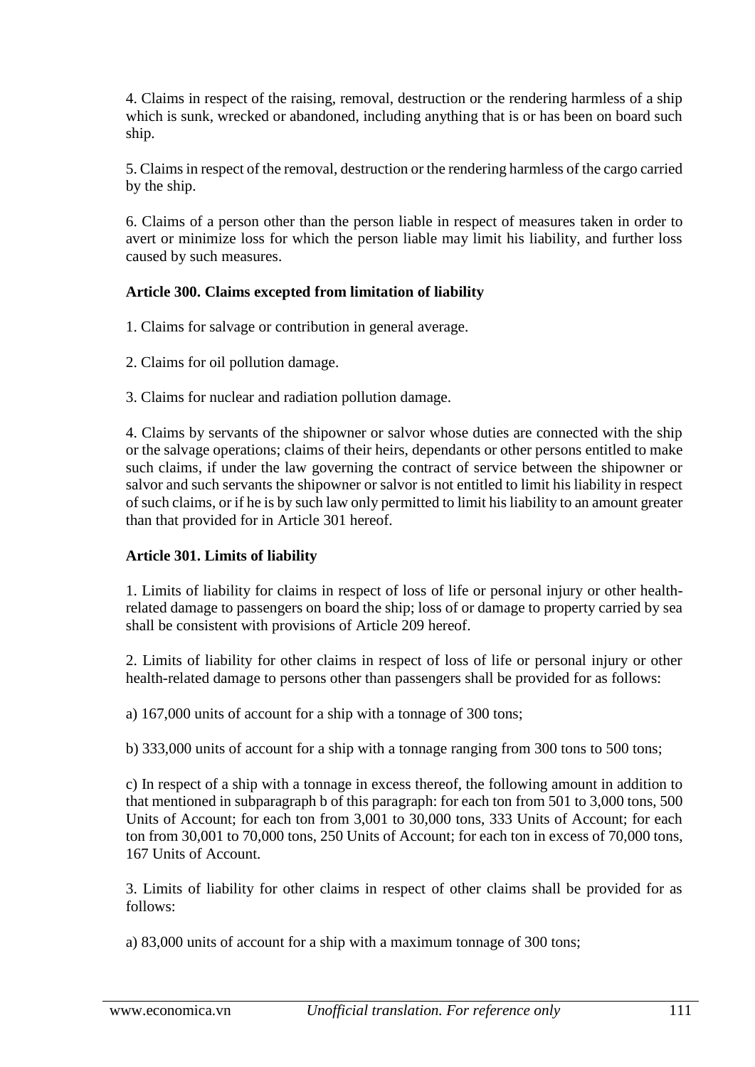4. Claims in respect of the raising, removal, destruction or the rendering harmless of a ship which is sunk, wrecked or abandoned, including anything that is or has been on board such ship.

5. Claims in respect of the removal, destruction or the rendering harmless of the cargo carried by the ship.

6. Claims of a person other than the person liable in respect of measures taken in order to avert or minimize loss for which the person liable may limit his liability, and further loss caused by such measures.

**Article 300. Claims excepted from limitation of liability**

1. Claims for salvage or contribution in general average.

2. Claims for oil pollution damage.

3. Claims for nuclear and radiation pollution damage.

4. Claims by servants of the shipowner or salvor whose duties are connected with the ship or the salvage operations; claims of their heirs, dependants or other persons entitled to make such claims, if under the law governing the contract of service between the shipowner or salvor and such servants the shipowner or salvor is not entitled to limit his liability in respect of such claims, or if he is by such law only permitted to limit his liability to an amount greater than that provided for in Article 301 hereof.

**Article 301. Limits of liability**

1. Limits of liability for claims in respect of loss of life or personal injury or other health-related damage to passengers on board the ship; loss of or damage to property carried by sea shall be consistent with provisions of Article 209 hereof.

2. Limits of liability for other claims in respect of loss of life or personal injury or other health-related damage to persons other than passengers shall be provided for as follows:

a) 167,000 units of account for a ship with a tonnage of 300 tons;

b) 333,000 units of account for a ship with a tonnage ranging from 300 tons to 500 tons;

c) In respect of a ship with a tonnage in excess thereof, the following amount in addition to that mentioned in subparagraph b of this paragraph: for each ton from 501 to 3,000 tons, 500 Units of Account; for each ton from 3,001 to 30,000 tons, 333 Units of Account; for each ton from 30,001 to 70,000 tons, 250 Units of Account; for each ton in excess of 70,000 tons, 167 Units of Account.

3. Limits of liability for other claims in respect of other claims shall be provided for as follows:

a) 83,000 units of account for a ship with a maximum tonnage of 300 tons;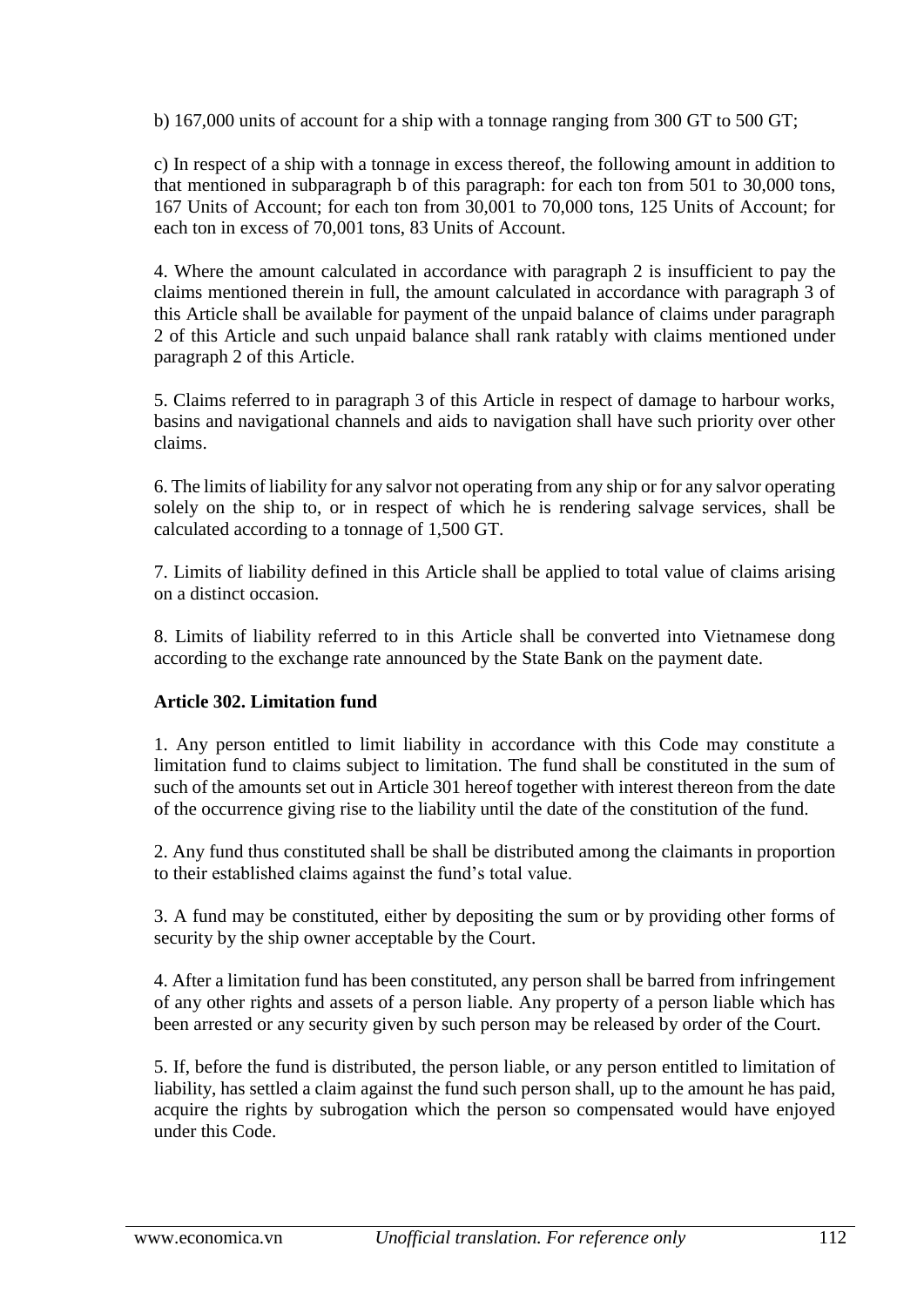b) 167,000 units of account for a ship with a tonnage ranging from 300 GT to 500 GT;

c) In respect of a ship with a tonnage in excess thereof, the following amount in addition to that mentioned in subparagraph b of this paragraph: for each ton from 501 to 30,000 tons, 167 Units of Account; for each ton from 30,001 to 70,000 tons, 125 Units of Account; for each ton in excess of 70,001 tons, 83 Units of Account.

4. Where the amount calculated in accordance with paragraph 2 is insufficient to pay the claims mentioned therein in full, the amount calculated in accordance with paragraph 3 of this Article shall be available for payment of the unpaid balance of claims under paragraph 2 of this Article and such unpaid balance shall rank ratably with claims mentioned under paragraph 2 of this Article.

5. Claims referred to in paragraph 3 of this Article in respect of damage to harbour works, basins and navigational channels and aids to navigation shall have such priority over other claims.

6. The limits of liability for any salvor not operating from any ship or for any salvor operating solely on the ship to, or in respect of which he is rendering salvage services, shall be calculated according to a tonnage of 1,500 GT.

7. Limits of liability defined in this Article shall be applied to total value of claims arising on a distinct occasion.

8. Limits of liability referred to in this Article shall be converted into Vietnamese dong according to the exchange rate announced by the State Bank on the payment date.

**Article 302. Limitation fund**

1. Any person entitled to limit liability in accordance with this Code may constitute a limitation fund to claims subject to limitation. The fund shall be constituted in the sum of such of the amounts set out in Article 301 hereof together with interest thereon from the date of the occurrence giving rise to the liability until the date of the constitution of the fund.

2. Any fund thus constituted shall be shall be distributed among the claimants in proportion to their established claims against the fund's total value.

3. A fund may be constituted, either by depositing the sum or by providing other forms of security by the ship owner acceptable by the Court.

4. After a limitation fund has been constituted, any person shall be barred from infringement of any other rights and assets of a person liable. Any property of a person liable which has been arrested or any security given by such person may be released by order of the Court.

5. If, before the fund is distributed, the person liable, or any person entitled to limitation of liability, has settled a claim against the fund such person shall, up to the amount he has paid, acquire the rights by subrogation which the person so compensated would have enjoyed under this Code.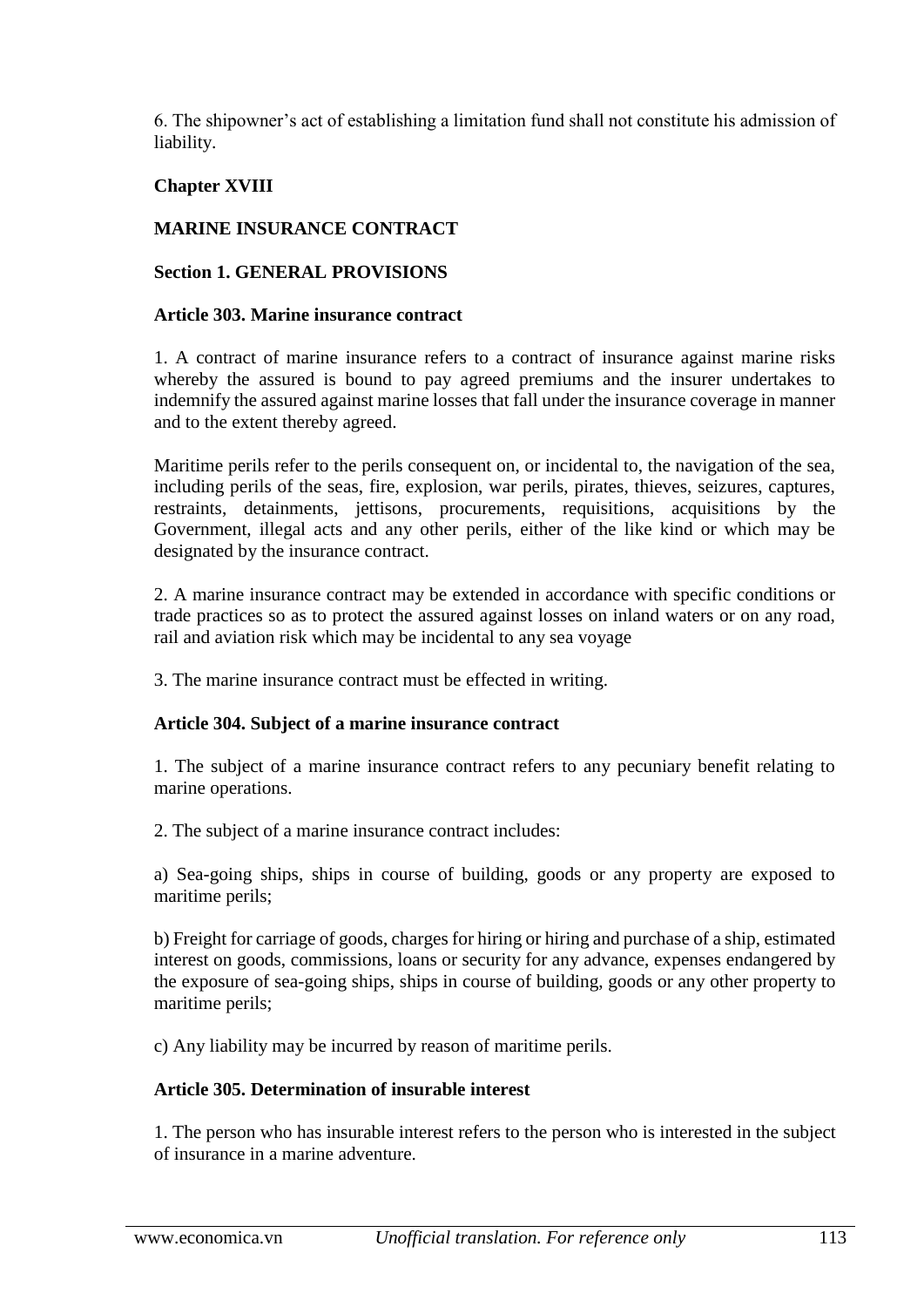6. The shipowner's act of establishing a limitation fund shall not constitute his admission of liability.

## Chapter XVIII

## MARINE INSURANCE CONTRACT

### Section 1. GENERAL PROVISIONS

#### Article 303. Marine insurance contract

1. A contract of marine insurance refers to a contract of insurance against marine risks whereby the assured is bound to pay agreed premiums and the insurer undertakes to indemnify the assured against marine losses that fall under the insurance coverage in manner and to the extent thereby agreed.

Maritime perils refer to the perils consequent on, or incidental to, the navigation of the sea, including perils of the seas, fire, explosion, war perils, pirates, thieves, seizures, captures, restraints, detainments, jettisons, procurements, requisitions, acquisitions by the Government, illegal acts and any other perils, either of the like kind or which may be designated by the insurance contract.

2. A marine insurance contract may be extended in accordance with specific conditions or trade practices so as to protect the assured against losses on inland waters or on any road, rail and aviation risk which may be incidental to any sea voyage

3. The marine insurance contract must be effected in writing.

#### Article 304. Subject of a marine insurance contract

1. The subject of a marine insurance contract refers to any pecuniary benefit relating to marine operations.

2. The subject of a marine insurance contract includes:

a) Sea-going ships, ships in course of building, goods or any property are exposed to maritime perils;

b) Freight for carriage of goods, charges for hiring or hiring and purchase of a ship, estimated interest on goods, commissions, loans or security for any advance, expenses endangered by the exposure of sea-going ships, ships in course of building, goods or any other property to maritime perils;

c) Any liability may be incurred by reason of maritime perils.

#### Article 305. Determination of insurable interest

1. The person who has insurable interest refers to the person who is interested in the subject of insurance in a marine adventure.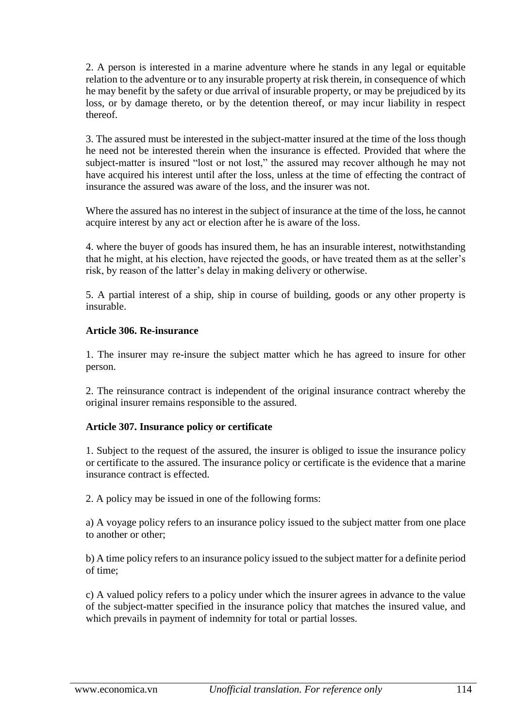2. A person is interested in a marine adventure where he stands in any legal or equitable relation to the adventure or to any insurable property at risk therein, in consequence of which he may benefit by the safety or due arrival of insurable property, or may be prejudiced by its loss, or by damage thereto, or by the detention thereof, or may incur liability in respect thereof.

3. The assured must be interested in the subject-matter insured at the time of the loss though he need not be interested therein when the insurance is effected. Provided that where the subject-matter is insured "lost or not lost," the assured may recover although he may not have acquired his interest until after the loss, unless at the time of effecting the contract of insurance the assured was aware of the loss, and the insurer was not.

Where the assured has no interest in the subject of insurance at the time of the loss, he cannot acquire interest by any act or election after he is aware of the loss.

4. where the buyer of goods has insured them, he has an insurable interest, notwithstanding that he might, at his election, have rejected the goods, or have treated them as at the seller's risk, by reason of the latter's delay in making delivery or otherwise.

5. A partial interest of a ship, ship in course of building, goods or any other property is insurable.

### Article 306. Re-insurance

1. The insurer may re-insure the subject matter which he has agreed to insure for other person.

2. The reinsurance contract is independent of the original insurance contract whereby the original insurer remains responsible to the assured.

### Article 307. Insurance policy or certificate

1. Subject to the request of the assured, the insurer is obliged to issue the insurance policy or certificate to the assured. The insurance policy or certificate is the evidence that a marine insurance contract is effected.

2. A policy may be issued in one of the following forms:

a) A voyage policy refers to an insurance policy issued to the subject matter from one place to another or other;

b) A time policy refers to an insurance policy issued to the subject matter for a definite period of time;

c) A valued policy refers to a policy under which the insurer agrees in advance to the value of the subject-matter specified in the insurance policy that matches the insured value, and which prevails in payment of indemnity for total or partial losses.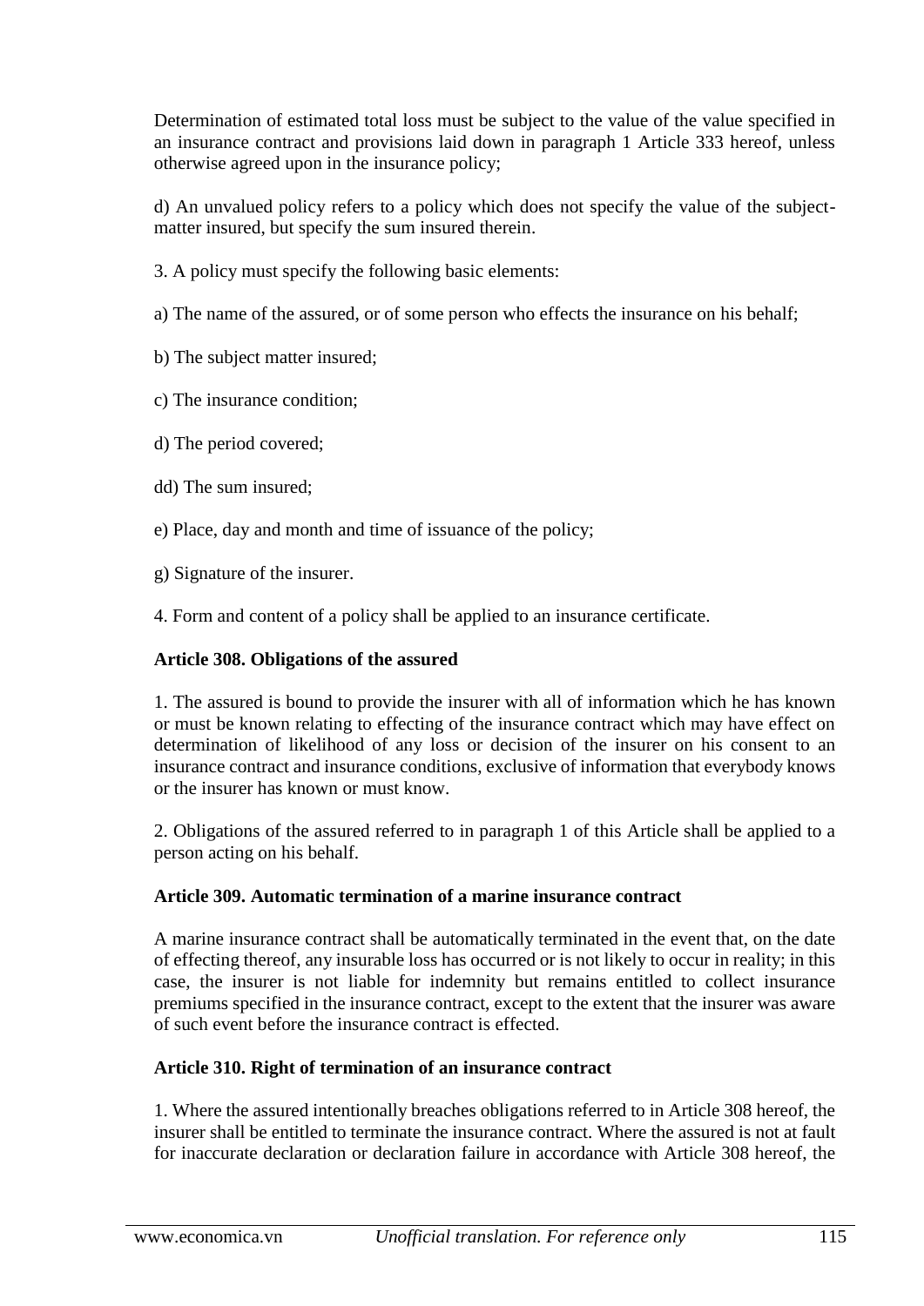Determination of estimated total loss must be subject to the value of the value specified in an insurance contract and provisions laid down in paragraph 1 Article 333 hereof, unless otherwise agreed upon in the insurance policy;

d) An unvalued policy refers to a policy which does not specify the value of the subject-matter insured, but specify the sum insured therein.

3. A policy must specify the following basic elements:

a) The name of the assured, or of some person who effects the insurance on his behalf;

b) The subject matter insured;

c) The insurance condition;

d) The period covered;

dd) The sum insured;

e) Place, day and month and time of issuance of the policy;

g) Signature of the insurer.

4. Form and content of a policy shall be applied to an insurance certificate.

**Article 308. Obligations of the assured**

1. The assured is bound to provide the insurer with all of information which he has known or must be known relating to effecting of the insurance contract which may have effect on determination of likelihood of any loss or decision of the insurer on his consent to an insurance contract and insurance conditions, exclusive of information that everybody knows or the insurer has known or must know.

2. Obligations of the assured referred to in paragraph 1 of this Article shall be applied to a person acting on his behalf.

**Article 309. Automatic termination of a marine insurance contract**

A marine insurance contract shall be automatically terminated in the event that, on the date of effecting thereof, any insurable loss has occurred or is not likely to occur in reality; in this case, the insurer is not liable for indemnity but remains entitled to collect insurance premiums specified in the insurance contract, except to the extent that the insurer was aware of such event before the insurance contract is effected.

**Article 310. Right of termination of an insurance contract**

1. Where the assured intentionally breaches obligations referred to in Article 308 hereof, the insurer shall be entitled to terminate the insurance contract. Where the assured is not at fault for inaccurate declaration or declaration failure in accordance with Article 308 hereof, the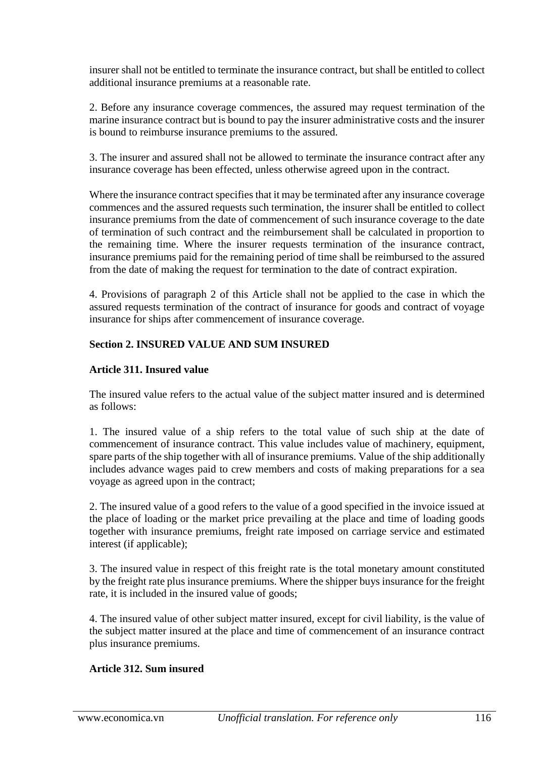insurer shall not be entitled to terminate the insurance contract, but shall be entitled to collect additional insurance premiums at a reasonable rate.

2. Before any insurance coverage commences, the assured may request termination of the marine insurance contract but is bound to pay the insurer administrative costs and the insurer is bound to reimburse insurance premiums to the assured.

3. The insurer and assured shall not be allowed to terminate the insurance contract after any insurance coverage has been effected, unless otherwise agreed upon in the contract.

Where the insurance contract specifies that it may be terminated after any insurance coverage commences and the assured requests such termination, the insurer shall be entitled to collect insurance premiums from the date of commencement of such insurance coverage to the date of termination of such contract and the reimbursement shall be calculated in proportion to the remaining time. Where the insurer requests termination of the insurance contract, insurance premiums paid for the remaining period of time shall be reimbursed to the assured from the date of making the request for termination to the date of contract expiration.

4. Provisions of paragraph 2 of this Article shall not be applied to the case in which the assured requests termination of the contract of insurance for goods and contract of voyage insurance for ships after commencement of insurance coverage.

## Section 2. INSURED VALUE AND SUM INSURED

### Article 311. Insured value

The insured value refers to the actual value of the subject matter insured and is determined as follows:

1. The insured value of a ship refers to the total value of such ship at the date of commencement of insurance contract. This value includes value of machinery, equipment, spare parts of the ship together with all of insurance premiums. Value of the ship additionally includes advance wages paid to crew members and costs of making preparations for a sea voyage as agreed upon in the contract;

2. The insured value of a good refers to the value of a good specified in the invoice issued at the place of loading or the market price prevailing at the place and time of loading goods together with insurance premiums, freight rate imposed on carriage service and estimated interest (if applicable);

3. The insured value in respect of this freight rate is the total monetary amount constituted by the freight rate plus insurance premiums. Where the shipper buys insurance for the freight rate, it is included in the insured value of goods;

4. The insured value of other subject matter insured, except for civil liability, is the value of the subject matter insured at the place and time of commencement of an insurance contract plus insurance premiums.

### Article 312. Sum insured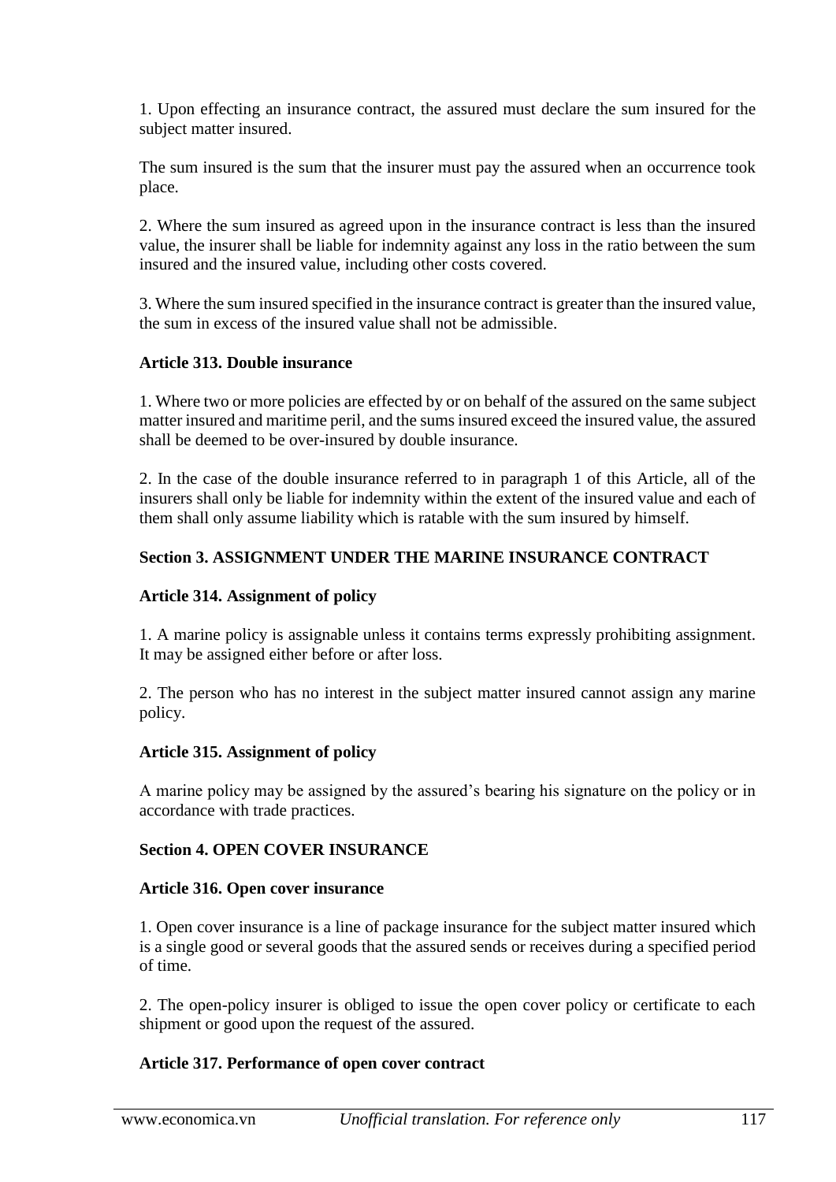1. Upon effecting an insurance contract, the assured must declare the sum insured for the subject matter insured.

The sum insured is the sum that the insurer must pay the assured when an occurrence took place.

2. Where the sum insured as agreed upon in the insurance contract is less than the insured value, the insurer shall be liable for indemnity against any loss in the ratio between the sum insured and the insured value, including other costs covered.

3. Where the sum insured specified in the insurance contract is greater than the insured value, the sum in excess of the insured value shall not be admissible.

**Article 313. Double insurance**

1. Where two or more policies are effected by or on behalf of the assured on the same subject matter insured and maritime peril, and the sums insured exceed the insured value, the assured shall be deemed to be over-insured by double insurance.

2. In the case of the double insurance referred to in paragraph 1 of this Article, all of the insurers shall only be liable for indemnity within the extent of the insured value and each of them shall only assume liability which is ratable with the sum insured by himself.

**Section 3. ASSIGNMENT UNDER THE MARINE INSURANCE CONTRACT**

**Article 314. Assignment of policy**

1. A marine policy is assignable unless it contains terms expressly prohibiting assignment. It may be assigned either before or after loss.

2. The person who has no interest in the subject matter insured cannot assign any marine policy.

**Article 315. Assignment of policy**

A marine policy may be assigned by the assured's bearing his signature on the policy or in accordance with trade practices.

**Section 4. OPEN COVER INSURANCE**

**Article 316. Open cover insurance**

1. Open cover insurance is a line of package insurance for the subject matter insured which is a single good or several goods that the assured sends or receives during a specified period of time.

2. The open-policy insurer is obliged to issue the open cover policy or certificate to each shipment or good upon the request of the assured.

**Article 317. Performance of open cover contract**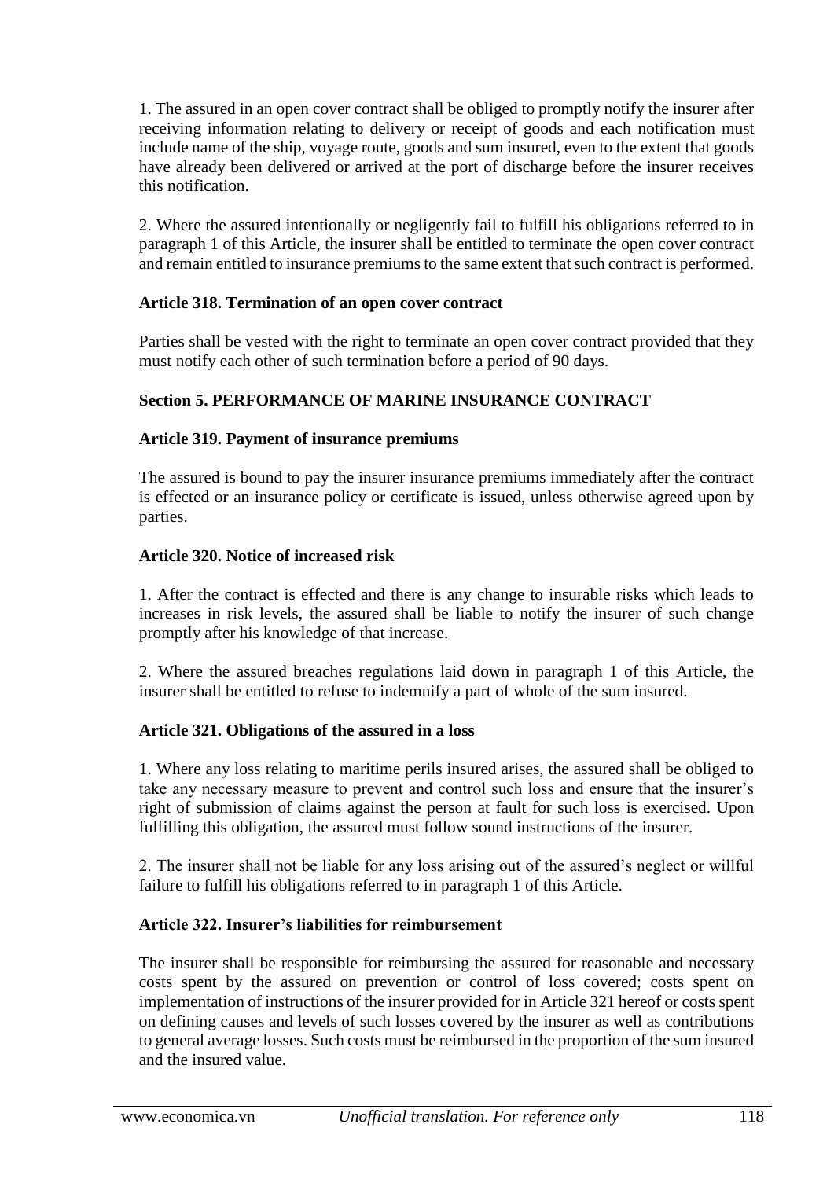1. The assured in an open cover contract shall be obliged to promptly notify the insurer after receiving information relating to delivery or receipt of goods and each notification must include name of the ship, voyage route, goods and sum insured, even to the extent that goods have already been delivered or arrived at the port of discharge before the insurer receives this notification.

2. Where the assured intentionally or negligently fail to fulfill his obligations referred to in paragraph 1 of this Article, the insurer shall be entitled to terminate the open cover contract and remain entitled to insurance premiums to the same extent that such contract is performed.

### Article 318. Termination of an open cover contract

Parties shall be vested with the right to terminate an open cover contract provided that they must notify each other of such termination before a period of 90 days.

## Section 5. PERFORMANCE OF MARINE INSURANCE CONTRACT

### Article 319. Payment of insurance premiums

The assured is bound to pay the insurer insurance premiums immediately after the contract is effected or an insurance policy or certificate is issued, unless otherwise agreed upon by parties.

### Article 320. Notice of increased risk

1. After the contract is effected and there is any change to insurable risks which leads to increases in risk levels, the assured shall be liable to notify the insurer of such change promptly after his knowledge of that increase.

2. Where the assured breaches regulations laid down in paragraph 1 of this Article, the insurer shall be entitled to refuse to indemnify a part of whole of the sum insured.

### Article 321. Obligations of the assured in a loss

1. Where any loss relating to maritime perils insured arises, the assured shall be obliged to take any necessary measure to prevent and control such loss and ensure that the insurer's right of submission of claims against the person at fault for such loss is exercised. Upon fulfilling this obligation, the assured must follow sound instructions of the insurer.

2. The insurer shall not be liable for any loss arising out of the assured's neglect or willful failure to fulfill his obligations referred to in paragraph 1 of this Article.

### Article 322. Insurer's liabilities for reimbursement

The insurer shall be responsible for reimbursing the assured for reasonable and necessary costs spent by the assured on prevention or control of loss covered; costs spent on implementation of instructions of the insurer provided for in Article 321 hereof or costs spent on defining causes and levels of such losses covered by the insurer as well as contributions to general average losses. Such costs must be reimbursed in the proportion of the sum insured and the insured value.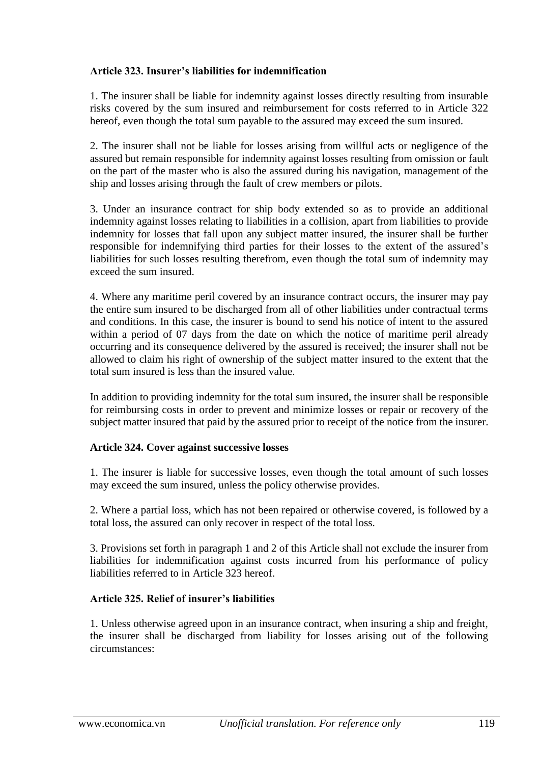**Article 323. Insurer's liabilities for indemnification**

1. The insurer shall be liable for indemnity against losses directly resulting from insurable risks covered by the sum insured and reimbursement for costs referred to in Article 322 hereof, even though the total sum payable to the assured may exceed the sum insured.

2. The insurer shall not be liable for losses arising from willful acts or negligence of the assured but remain responsible for indemnity against losses resulting from omission or fault on the part of the master who is also the assured during his navigation, management of the ship and losses arising through the fault of crew members or pilots.

3. Under an insurance contract for ship body extended so as to provide an additional indemnity against losses relating to liabilities in a collision, apart from liabilities to provide indemnity for losses that fall upon any subject matter insured, the insurer shall be further responsible for indemnifying third parties for their losses to the extent of the assured's liabilities for such losses resulting therefrom, even though the total sum of indemnity may exceed the sum insured.

4. Where any maritime peril covered by an insurance contract occurs, the insurer may pay the entire sum insured to be discharged from all of other liabilities under contractual terms and conditions. In this case, the insurer is bound to send his notice of intent to the assured within a period of 07 days from the date on which the notice of maritime peril already occurring and its consequence delivered by the assured is received; the insurer shall not be allowed to claim his right of ownership of the subject matter insured to the extent that the total sum insured is less than the insured value.

In addition to providing indemnity for the total sum insured, the insurer shall be responsible for reimbursing costs in order to prevent and minimize losses or repair or recovery of the subject matter insured that paid by the assured prior to receipt of the notice from the insurer.

**Article 324. Cover against successive losses**

1. The insurer is liable for successive losses, even though the total amount of such losses may exceed the sum insured, unless the policy otherwise provides.

2. Where a partial loss, which has not been repaired or otherwise covered, is followed by a total loss, the assured can only recover in respect of the total loss.

3. Provisions set forth in paragraph 1 and 2 of this Article shall not exclude the insurer from liabilities for indemnification against costs incurred from his performance of policy liabilities referred to in Article 323 hereof.

**Article 325. Relief of insurer's liabilities**

1. Unless otherwise agreed upon in an insurance contract, when insuring a ship and freight, the insurer shall be discharged from liability for losses arising out of the following circumstances: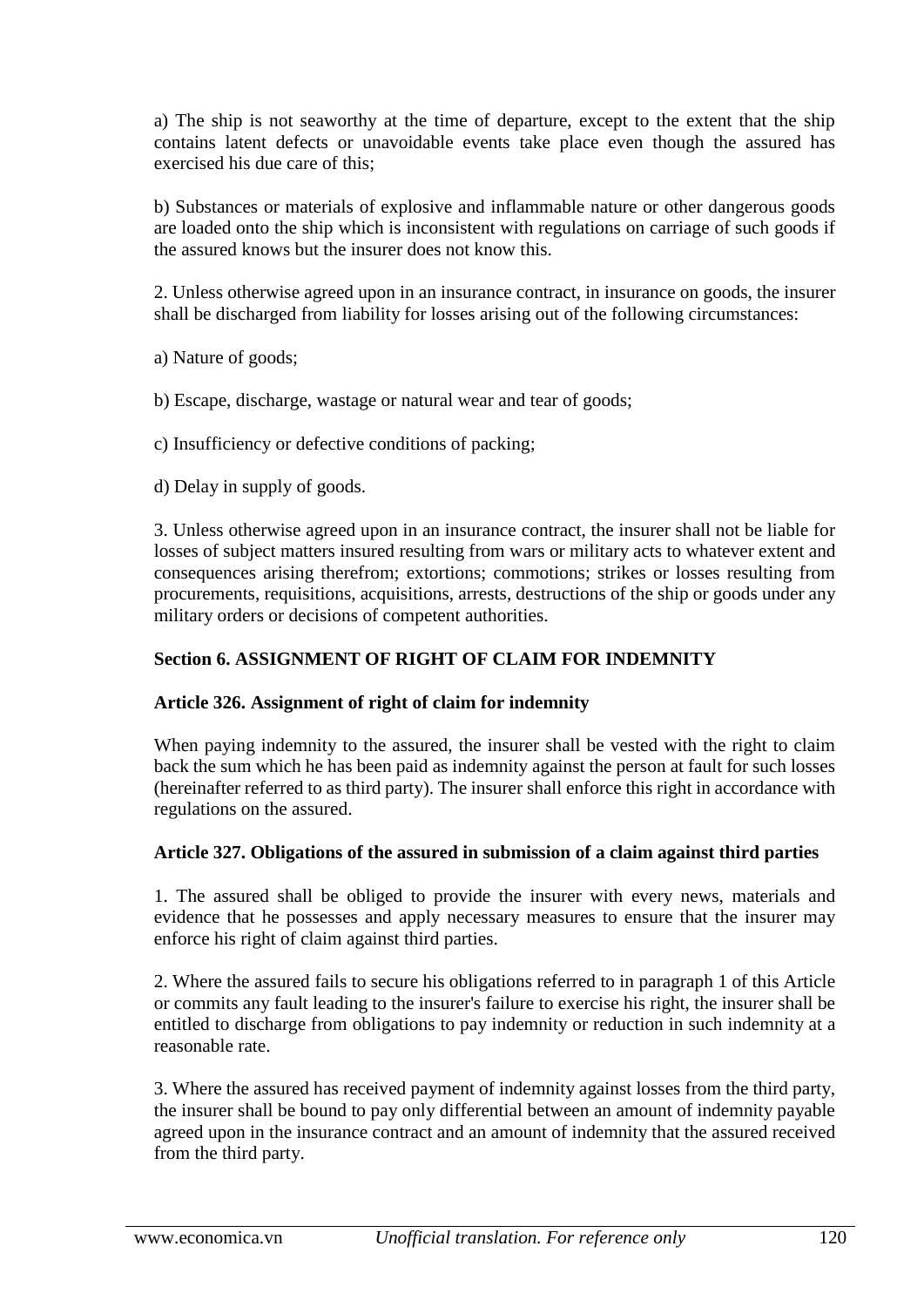a) The ship is not seaworthy at the time of departure, except to the extent that the ship contains latent defects or unavoidable events take place even though the assured has exercised his due care of this;

b) Substances or materials of explosive and inflammable nature or other dangerous goods are loaded onto the ship which is inconsistent with regulations on carriage of such goods if the assured knows but the insurer does not know this.

2. Unless otherwise agreed upon in an insurance contract, in insurance on goods, the insurer shall be discharged from liability for losses arising out of the following circumstances:

a) Nature of goods;

b) Escape, discharge, wastage or natural wear and tear of goods;

c) Insufficiency or defective conditions of packing;

d) Delay in supply of goods.

3. Unless otherwise agreed upon in an insurance contract, the insurer shall not be liable for losses of subject matters insured resulting from wars or military acts to whatever extent and consequences arising therefrom; extortions; commotions; strikes or losses resulting from procurements, requisitions, acquisitions, arrests, destructions of the ship or goods under any military orders or decisions of competent authorities.

## Section 6. ASSIGNMENT OF RIGHT OF CLAIM FOR INDEMNITY

### Article 326. Assignment of right of claim for indemnity

When paying indemnity to the assured, the insurer shall be vested with the right to claim back the sum which he has been paid as indemnity against the person at fault for such losses (hereinafter referred to as third party). The insurer shall enforce this right in accordance with regulations on the assured.

### Article 327. Obligations of the assured in submission of a claim against third parties

1. The assured shall be obliged to provide the insurer with every news, materials and evidence that he possesses and apply necessary measures to ensure that the insurer may enforce his right of claim against third parties.

2. Where the assured fails to secure his obligations referred to in paragraph 1 of this Article or commits any fault leading to the insurer's failure to exercise his right, the insurer shall be entitled to discharge from obligations to pay indemnity or reduction in such indemnity at a reasonable rate.

3. Where the assured has received payment of indemnity against losses from the third party, the insurer shall be bound to pay only differential between an amount of indemnity payable agreed upon in the insurance contract and an amount of indemnity that the assured received from the third party.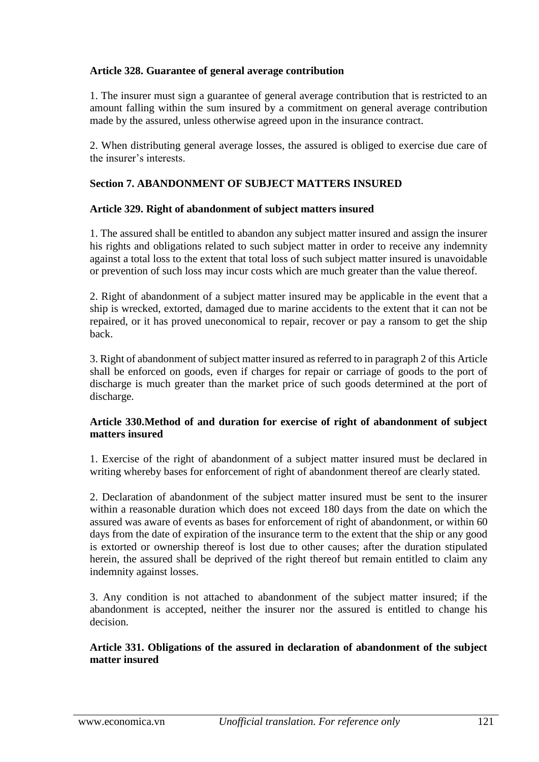**Article 328. Guarantee of general average contribution**

1. The insurer must sign a guarantee of general average contribution that is restricted to an amount falling within the sum insured by a commitment on general average contribution made by the assured, unless otherwise agreed upon in the insurance contract.

2. When distributing general average losses, the assured is obliged to exercise due care of the insurer's interests.

**Section 7. ABANDONMENT OF SUBJECT MATTERS INSURED**

**Article 329. Right of abandonment of subject matters insured**

1. The assured shall be entitled to abandon any subject matter insured and assign the insurer his rights and obligations related to such subject matter in order to receive any indemnity against a total loss to the extent that total loss of such subject matter insured is unavoidable or prevention of such loss may incur costs which are much greater than the value thereof.

2. Right of abandonment of a subject matter insured may be applicable in the event that a ship is wrecked, extorted, damaged due to marine accidents to the extent that it can not be repaired, or it has proved uneconomical to repair, recover or pay a ransom to get the ship back.

3. Right of abandonment of subject matter insured as referred to in paragraph 2 of this Article shall be enforced on goods, even if charges for repair or carriage of goods to the port of discharge is much greater than the market price of such goods determined at the port of discharge.

**Article 330.Method of and duration for exercise of right of abandonment of subject matters insured**

1. Exercise of the right of abandonment of a subject matter insured must be declared in writing whereby bases for enforcement of right of abandonment thereof are clearly stated.

2. Declaration of abandonment of the subject matter insured must be sent to the insurer within a reasonable duration which does not exceed 180 days from the date on which the assured was aware of events as bases for enforcement of right of abandonment, or within 60 days from the date of expiration of the insurance term to the extent that the ship or any good is extorted or ownership thereof is lost due to other causes; after the duration stipulated herein, the assured shall be deprived of the right thereof but remain entitled to claim any indemnity against losses.

3. Any condition is not attached to abandonment of the subject matter insured; if the abandonment is accepted, neither the insurer nor the assured is entitled to change his decision.

**Article 331. Obligations of the assured in declaration of abandonment of the subject matter insured**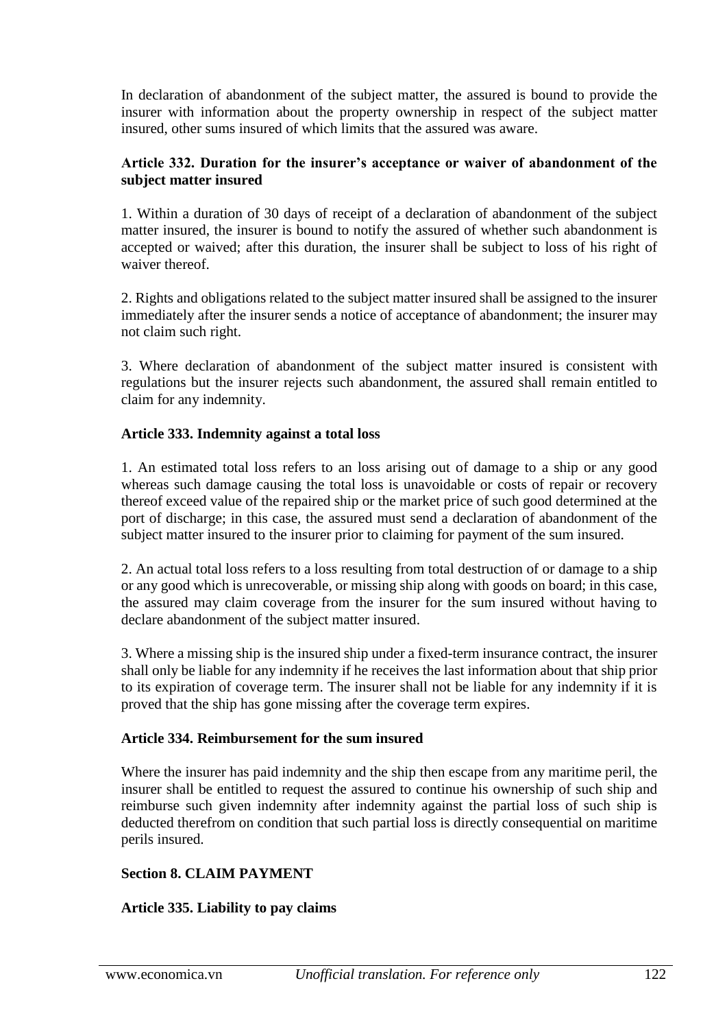In declaration of abandonment of the subject matter, the assured is bound to provide the insurer with information about the property ownership in respect of the subject matter insured, other sums insured of which limits that the assured was aware.

**Article 332. Duration for the insurer's acceptance or waiver of abandonment of the subject matter insured**

1. Within a duration of 30 days of receipt of a declaration of abandonment of the subject matter insured, the insurer is bound to notify the assured of whether such abandonment is accepted or waived; after this duration, the insurer shall be subject to loss of his right of waiver thereof.

2. Rights and obligations related to the subject matter insured shall be assigned to the insurer immediately after the insurer sends a notice of acceptance of abandonment; the insurer may not claim such right.

3. Where declaration of abandonment of the subject matter insured is consistent with regulations but the insurer rejects such abandonment, the assured shall remain entitled to claim for any indemnity.

**Article 333. Indemnity against a total loss**

1. An estimated total loss refers to an loss arising out of damage to a ship or any good whereas such damage causing the total loss is unavoidable or costs of repair or recovery thereof exceed value of the repaired ship or the market price of such good determined at the port of discharge; in this case, the assured must send a declaration of abandonment of the subject matter insured to the insurer prior to claiming for payment of the sum insured.

2. An actual total loss refers to a loss resulting from total destruction of or damage to a ship or any good which is unrecoverable, or missing ship along with goods on board; in this case, the assured may claim coverage from the insurer for the sum insured without having to declare abandonment of the subject matter insured.

3. Where a missing ship is the insured ship under a fixed-term insurance contract, the insurer shall only be liable for any indemnity if he receives the last information about that ship prior to its expiration of coverage term. The insurer shall not be liable for any indemnity if it is proved that the ship has gone missing after the coverage term expires.

**Article 334. Reimbursement for the sum insured**

Where the insurer has paid indemnity and the ship then escape from any maritime peril, the insurer shall be entitled to request the assured to continue his ownership of such ship and reimburse such given indemnity after indemnity against the partial loss of such ship is deducted therefrom on condition that such partial loss is directly consequential on maritime perils insured.

**Section 8. CLAIM PAYMENT**

**Article 335. Liability to pay claims**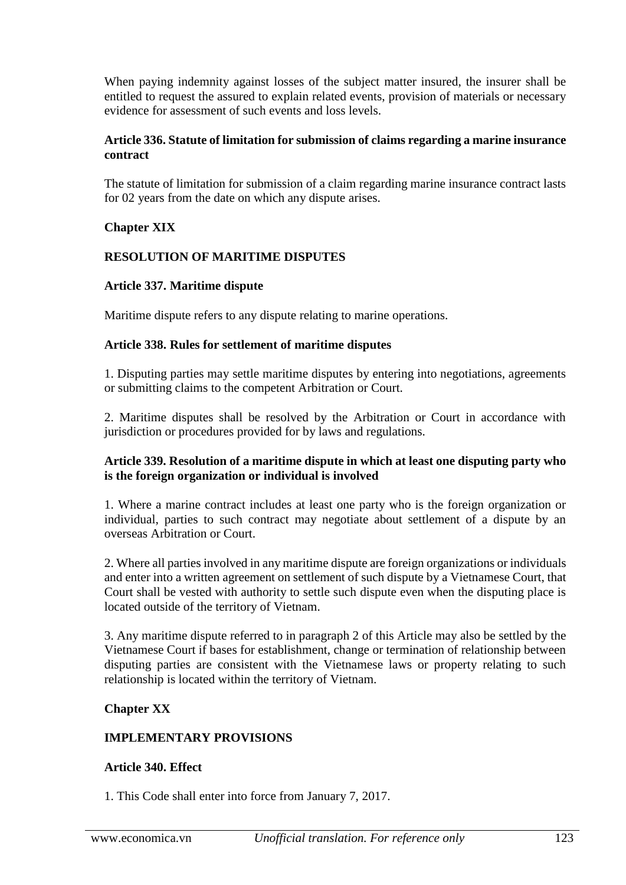When paying indemnity against losses of the subject matter insured, the insurer shall be entitled to request the assured to explain related events, provision of materials or necessary evidence for assessment of such events and loss levels.

**Article 336. Statute of limitation for submission of claims regarding a marine insurance contract**

The statute of limitation for submission of a claim regarding marine insurance contract lasts for 02 years from the date on which any dispute arises.

## Chapter XIX

## RESOLUTION OF MARITIME DISPUTES

**Article 337. Maritime dispute**

Maritime dispute refers to any dispute relating to marine operations.

**Article 338. Rules for settlement of maritime disputes**

1. Disputing parties may settle maritime disputes by entering into negotiations, agreements or submitting claims to the competent Arbitration or Court.

2. Maritime disputes shall be resolved by the Arbitration or Court in accordance with jurisdiction or procedures provided for by laws and regulations.

**Article 339. Resolution of a maritime dispute in which at least one disputing party who is the foreign organization or individual is involved**

1. Where a marine contract includes at least one party who is the foreign organization or individual, parties to such contract may negotiate about settlement of a dispute by an overseas Arbitration or Court.

2. Where all parties involved in any maritime dispute are foreign organizations or individuals and enter into a written agreement on settlement of such dispute by a Vietnamese Court, that Court shall be vested with authority to settle such dispute even when the disputing place is located outside of the territory of Vietnam.

3. Any maritime dispute referred to in paragraph 2 of this Article may also be settled by the Vietnamese Court if bases for establishment, change or termination of relationship between disputing parties are consistent with the Vietnamese laws or property relating to such relationship is located within the territory of Vietnam.

## Chapter XX

## IMPLEMENTARY PROVISIONS

**Article 340. Effect**

1. This Code shall enter into force from January 7, 2017.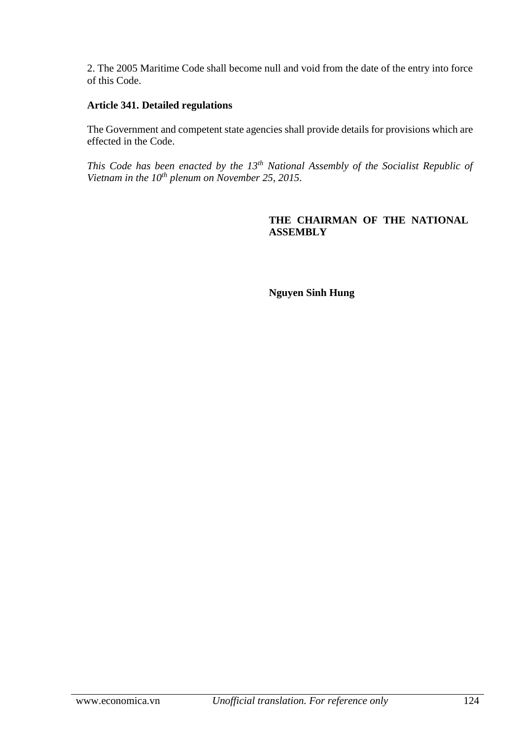2. The 2005 Maritime Code shall become null and void from the date of the entry into force of this Code.

**Article 341. Detailed regulations**

The Government and competent state agencies shall provide details for provisions which are effected in the Code.

*This Code has been enacted by the 13th National Assembly of the Socialist Republic of Vietnam in the 10th plenum on November 25, 2015.*

**THE CHAIRMAN OF THE NATIONAL ASSEMBLY**

**Nguyen Sinh Hung**